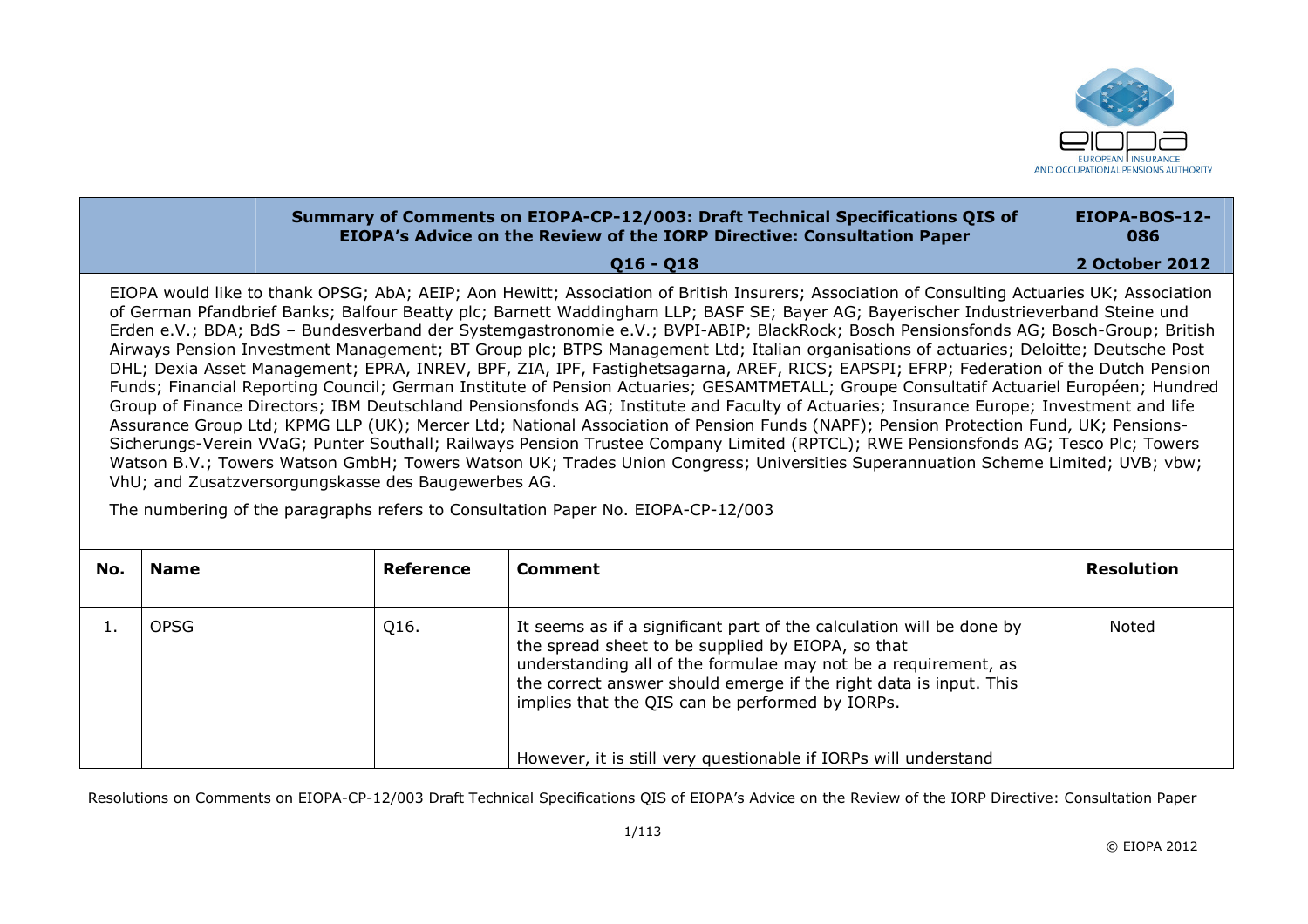| | Summary of Comments on EIOPA-CP-12/003: Draft Technical Specifications QIS of EIOPA's Advice on the Review of the IORP Directive: Consultation Paper | EIOPA-BOS-12-086 |
|---|---|---|
| | Q16 - Q18 | 2 October 2012 |

EIOPA would like to thank OPSG; AbA; AEIP; Aon Hewitt; Association of British Insurers; Association of Consulting Actuaries UK; Association of German Pfandbrief Banks; Balfour Beatty plc; Barnett Waddingham LLP; BASF SE; Bayer AG; Bayerischer Industrieverband Steine und Erden e.V.; BDA; BdS – Bundesverband der Systemgastronomie e.V.; BVPI-ABIP; BlackRock; Bosch Pensionsfonds AG; Bosch-Group; British Airways Pension Investment Management; BT Group plc; BTPS Management Ltd; Italian organisations of actuaries; Deloitte; Deutsche Post DHL; Dexia Asset Management; EPRA, INREV, BPF, ZIA, IPF, Fastighetsagarna, AREF, RICS; EAPSPI; EFRP; Federation of the Dutch Pension Funds; Financial Reporting Council; German Institute of Pension Actuaries; GESAMTMETALL; Groupe Consultatif Actuariel Européen; Hundred Group of Finance Directors; IBM Deutschland Pensionsfonds AG; Institute and Faculty of Actuaries; Insurance Europe; Investment and life Assurance Group Ltd; KPMG LLP (UK); Mercer Ltd; National Association of Pension Funds (NAPF); Pension Protection Fund, UK; Pensions-Sicherungs-Verein VVaG; Punter Southall; Railways Pension Trustee Company Limited (RPTCL); RWE Pensionsfonds AG; Tesco Plc; Towers Watson B.V.; Towers Watson GmbH; Towers Watson UK; Trades Union Congress; Universities Superannuation Scheme Limited; UVB; vbw; VhU; and Zusatzversorgungskasse des Baugewerbes AG.

The numbering of the paragraphs refers to Consultation Paper No. EIOPA-CP-12/003

| No. | Name | Reference | Comment | Resolution |
|---|---|---|---|---|
| 1. | OPSG | Q16. | It seems as if a significant part of the calculation will be done by the spread sheet to be supplied by EIOPA, so that understanding all of the formulae may not be a requirement, as the correct answer should emerge if the right data is input. This implies that the QIS can be performed by IORPs.<br><br>However, it is still very questionable if IORPs will understand | Noted |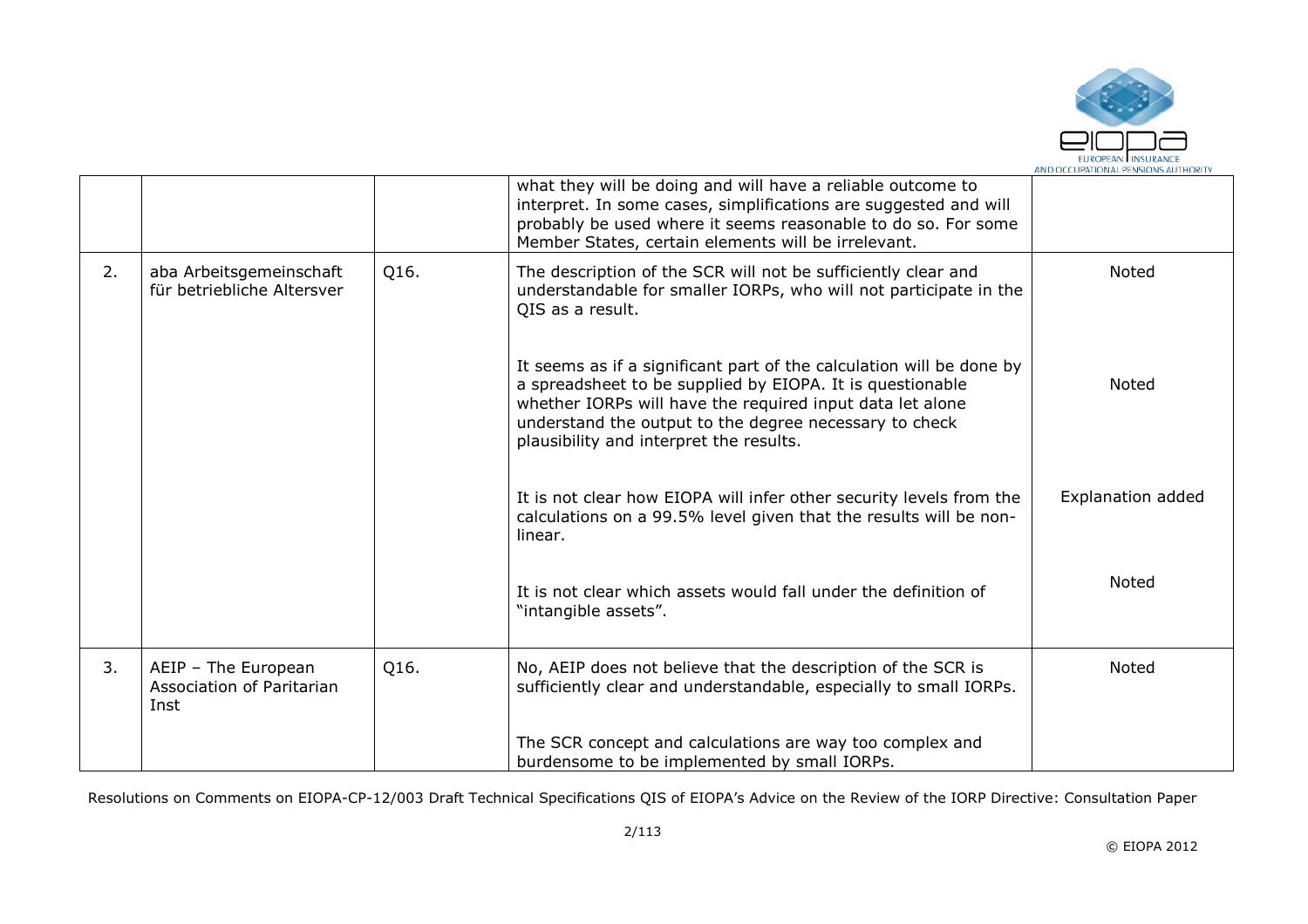| | | | what they will be doing and will have a reliable outcome to interpret. In some cases, simplifications are suggested and will probably be used where it seems reasonable to do so. For some Member States, certain elements will be irrelevant. | |
|---|---|---|---|---|
| 2. | aba Arbeitsgemeinschaft für betriebliche Altersver | Q16. | The description of the SCR will not be sufficiently clear and understandable for smaller IORPs, who will not participate in the QIS as a result. | Noted |
| | | | It seems as if a significant part of the calculation will be done by a spreadsheet to be supplied by EIOPA. It is questionable whether IORPs will have the required input data let alone understand the output to the degree necessary to check plausibility and interpret the results. | Noted |
| | | | It is not clear how EIOPA will infer other security levels from the calculations on a 99.5% level given that the results will be non-linear. | Explanation added |
| | | | It is not clear which assets would fall under the definition of "intangible assets". | Noted |
| 3. | AEIP – The European Association of Paritarian Inst | Q16. | No, AEIP does not believe that the description of the SCR is sufficiently clear and understandable, especially to small IORPs. | Noted |
| | | | The SCR concept and calculations are way too complex and burdensome to be implemented by small IORPs. | |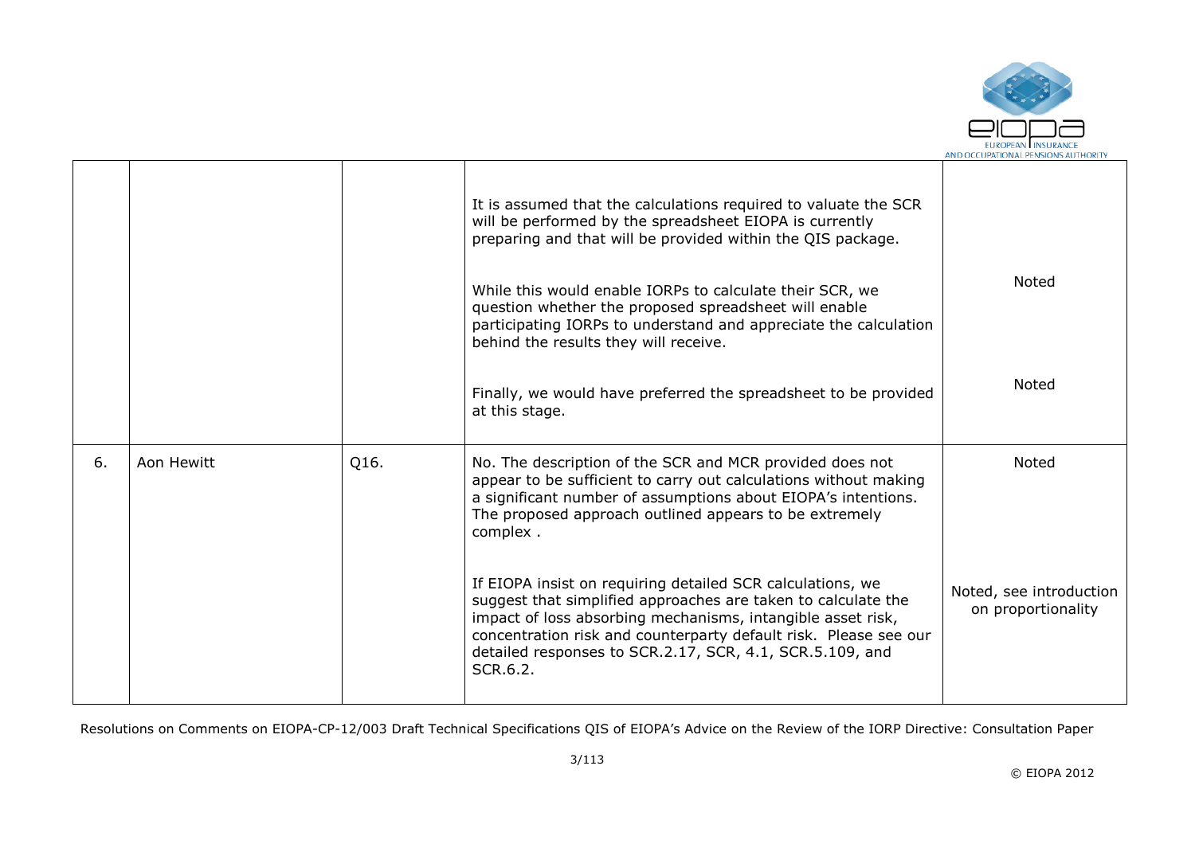|  |  |  |  |  |
|---|---|---|---|---|
|  |  |  | It is assumed that the calculations required to valuate the SCR will be performed by the spreadsheet EIOPA is currently preparing and that will be provided within the QIS package.<br><br>While this would enable IORPs to calculate their SCR, we question whether the proposed spreadsheet will enable participating IORPs to understand and appreciate the calculation behind the results they will receive.<br><br>Finally, we would have preferred the spreadsheet to be provided at this stage. | Noted<br><br>Noted |
| 6. | Aon Hewitt | Q16. | No. The description of the SCR and MCR provided does not appear to be sufficient to carry out calculations without making a significant number of assumptions about EIOPA's intentions. The proposed approach outlined appears to be extremely complex .<br><br>If EIOPA insist on requiring detailed SCR calculations, we suggest that simplified approaches are taken to calculate the impact of loss absorbing mechanisms, intangible asset risk, concentration risk and counterparty default risk. Please see our detailed responses to SCR.2.17, SCR, 4.1, SCR.5.109, and SCR.6.2. | Noted<br><br>Noted, see introduction on proportionality |

Resolutions on Comments on EIOPA-CP-12/003 Draft Technical Specifications QIS of EIOPA's Advice on the Review of the IORP Directive: Consultation Paper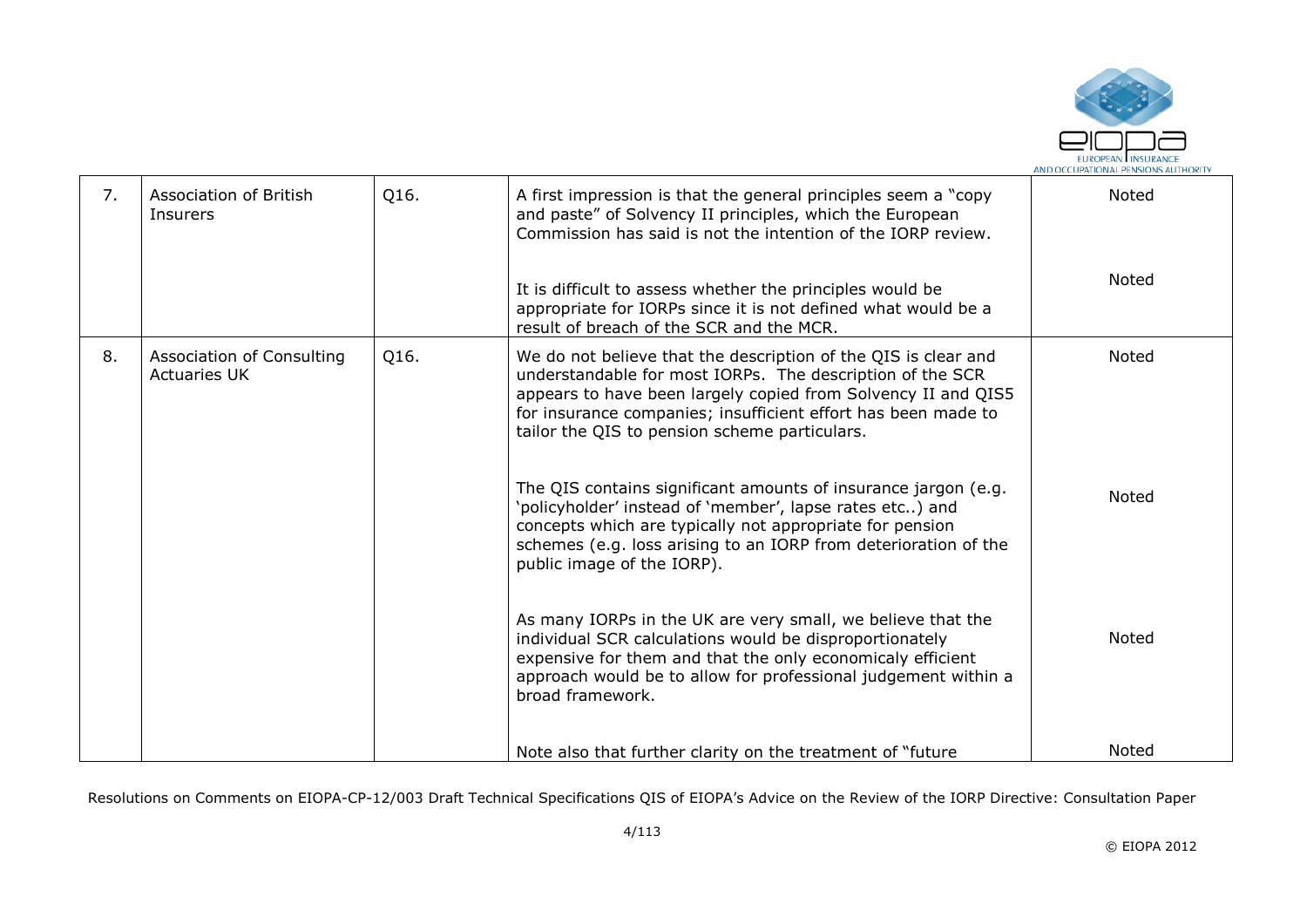| 7. | Association of British Insurers | Q16. | A first impression is that the general principles seem a "copy and paste" of Solvency II principles, which the European Commission has said is not the intention of the IORP review. | Noted |
|---|---|---|---|---|
| | | | It is difficult to assess whether the principles would be appropriate for IORPs since it is not defined what would be a result of breach of the SCR and the MCR. | Noted |
| 8. | Association of Consulting Actuaries UK | Q16. | We do not believe that the description of the QIS is clear and understandable for most IORPs. The description of the SCR appears to have been largely copied from Solvency II and QIS5 for insurance companies; insufficient effort has been made to tailor the QIS to pension scheme particulars. | Noted |
| | | | The QIS contains significant amounts of insurance jargon (e.g. 'policyholder' instead of 'member', lapse rates etc..) and concepts which are typically not appropriate for pension schemes (e.g. loss arising to an IORP from deterioration of the public image of the IORP). | Noted |
| | | | As many IORPs in the UK are very small, we believe that the individual SCR calculations would be disproportionately expensive for them and that the only economicaly efficient approach would be to allow for professional judgement within a broad framework. | Noted |
| | | | Note also that further clarity on the treatment of "future | Noted |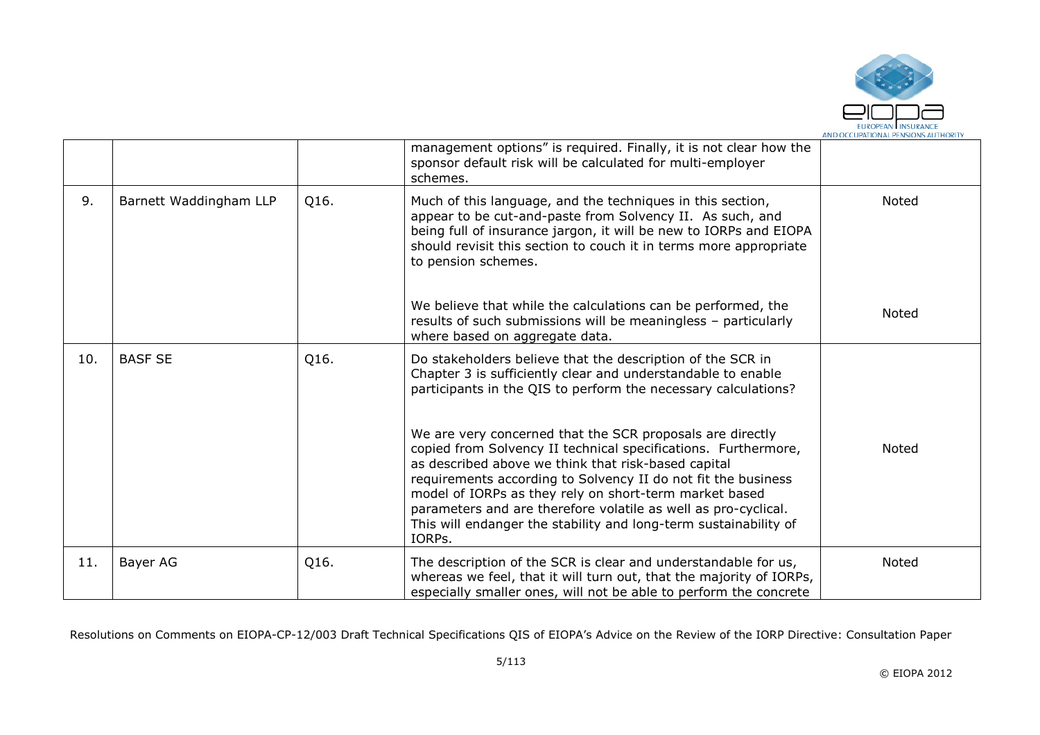|  |  |  | management options" is required. Finally, it is not clear how the sponsor default risk will be calculated for multi-employer schemes. |  |
|---|---|---|---|---|
| 9. | Barnett Waddingham LLP | Q16. | Much of this language, and the techniques in this section, appear to be cut-and-paste from Solvency II. As such, and being full of insurance jargon, it will be new to IORPs and EIOPA should revisit this section to couch it in terms more appropriate to pension schemes. | Noted |
|  |  |  | We believe that while the calculations can be performed, the results of such submissions will be meaningless – particularly where based on aggregate data. | Noted |
| 10. | BASF SE | Q16. | Do stakeholders believe that the description of the SCR in Chapter 3 is sufficiently clear and understandable to enable participants in the QIS to perform the necessary calculations?<br><br>We are very concerned that the SCR proposals are directly copied from Solvency II technical specifications. Furthermore, as described above we think that risk-based capital requirements according to Solvency II do not fit the business model of IORPs as they rely on short-term market based parameters and are therefore volatile as well as pro-cyclical. This will endanger the stability and long-term sustainability of IORPs. | Noted |
| 11. | Bayer AG | Q16. | The description of the SCR is clear and understandable for us, whereas we feel, that it will turn out, that the majority of IORPs, especially smaller ones, will not be able to perform the concrete | Noted |

Resolutions on Comments on EIOPA-CP-12/003 Draft Technical Specifications QIS of EIOPA's Advice on the Review of the IORP Directive: Consultation Paper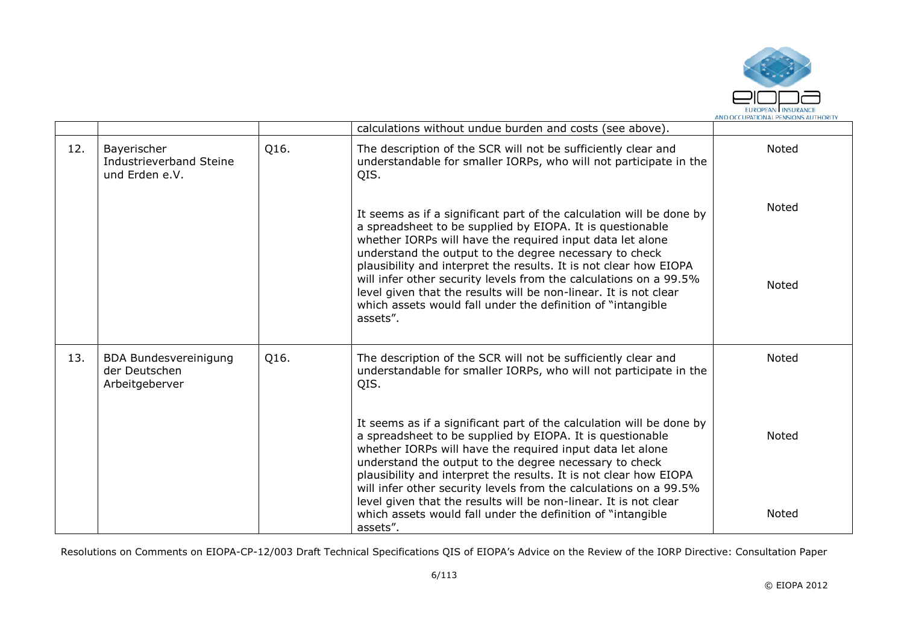| | | | calculations without undue burden and costs (see above). | |
|---|---|---|---|---|
| 12. | Bayerischer Industrieverband Steine und Erden e.V. | Q16. | The description of the SCR will not be sufficiently clear and understandable for smaller IORPs, who will not participate in the QIS.<br><br>It seems as if a significant part of the calculation will be done by a spreadsheet to be supplied by EIOPA. It is questionable whether IORPs will have the required input data let alone understand the output to the degree necessary to check plausibility and interpret the results. It is not clear how EIOPA will infer other security levels from the calculations on a 99.5% level given that the results will be non-linear. It is not clear which assets would fall under the definition of "intangible assets". | Noted<br><br>Noted<br><br>Noted |
| 13. | BDA Bundesvereinigung der Deutschen Arbeitgeberver | Q16. | The description of the SCR will not be sufficiently clear and understandable for smaller IORPs, who will not participate in the QIS.<br><br>It seems as if a significant part of the calculation will be done by a spreadsheet to be supplied by EIOPA. It is questionable whether IORPs will have the required input data let alone understand the output to the degree necessary to check plausibility and interpret the results. It is not clear how EIOPA will infer other security levels from the calculations on a 99.5% level given that the results will be non-linear. It is not clear which assets would fall under the definition of "intangible assets". | Noted<br><br>Noted<br><br>Noted |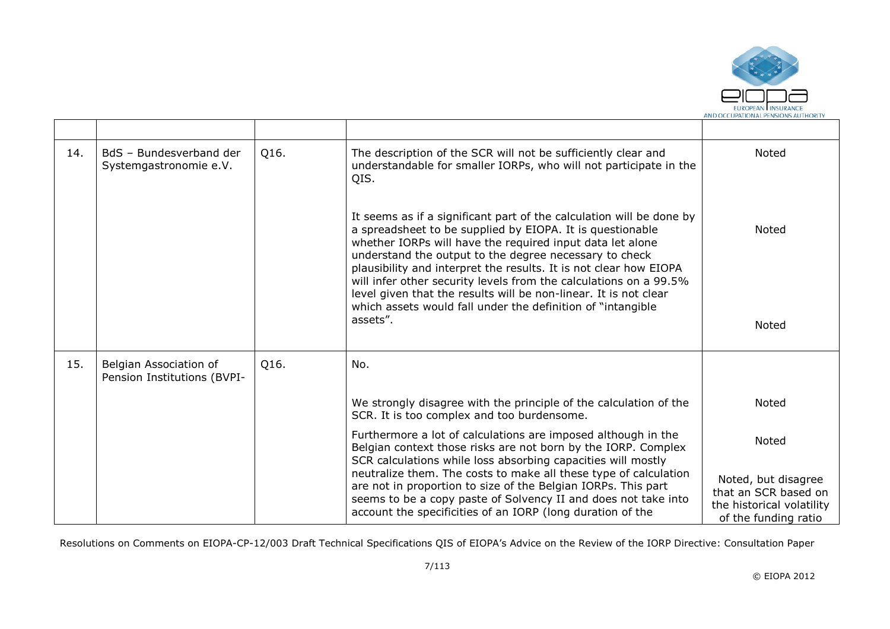| | | | | |
|---|---|---|---|---|
| 14. | BdS – Bundesverband der Systemgastronomie e.V. | Q16. | The description of the SCR will not be sufficiently clear and understandable for smaller IORPs, who will not participate in the QIS.<br><br>It seems as if a significant part of the calculation will be done by a spreadsheet to be supplied by EIOPA. It is questionable whether IORPs will have the required input data let alone understand the output to the degree necessary to check plausibility and interpret the results. It is not clear how EIOPA will infer other security levels from the calculations on a 99.5% level given that the results will be non-linear. It is not clear which assets would fall under the definition of "intangible assets". | Noted<br><br>Noted<br><br>Noted |
| 15. | Belgian Association of Pension Institutions (BVPI- | Q16. | No.<br><br>We strongly disagree with the principle of the calculation of the SCR. It is too complex and too burdensome.<br><br>Furthermore a lot of calculations are imposed although in the Belgian context those risks are not born by the IORP. Complex SCR calculations while loss absorbing capacities will mostly neutralize them. The costs to make all these type of calculation are not in proportion to size of the Belgian IORPs. This part seems to be a copy paste of Solvency II and does not take into account the specificities of an IORP (long duration of the | Noted<br><br>Noted<br><br>Noted, but disagree that an SCR based on the historical volatility of the funding ratio |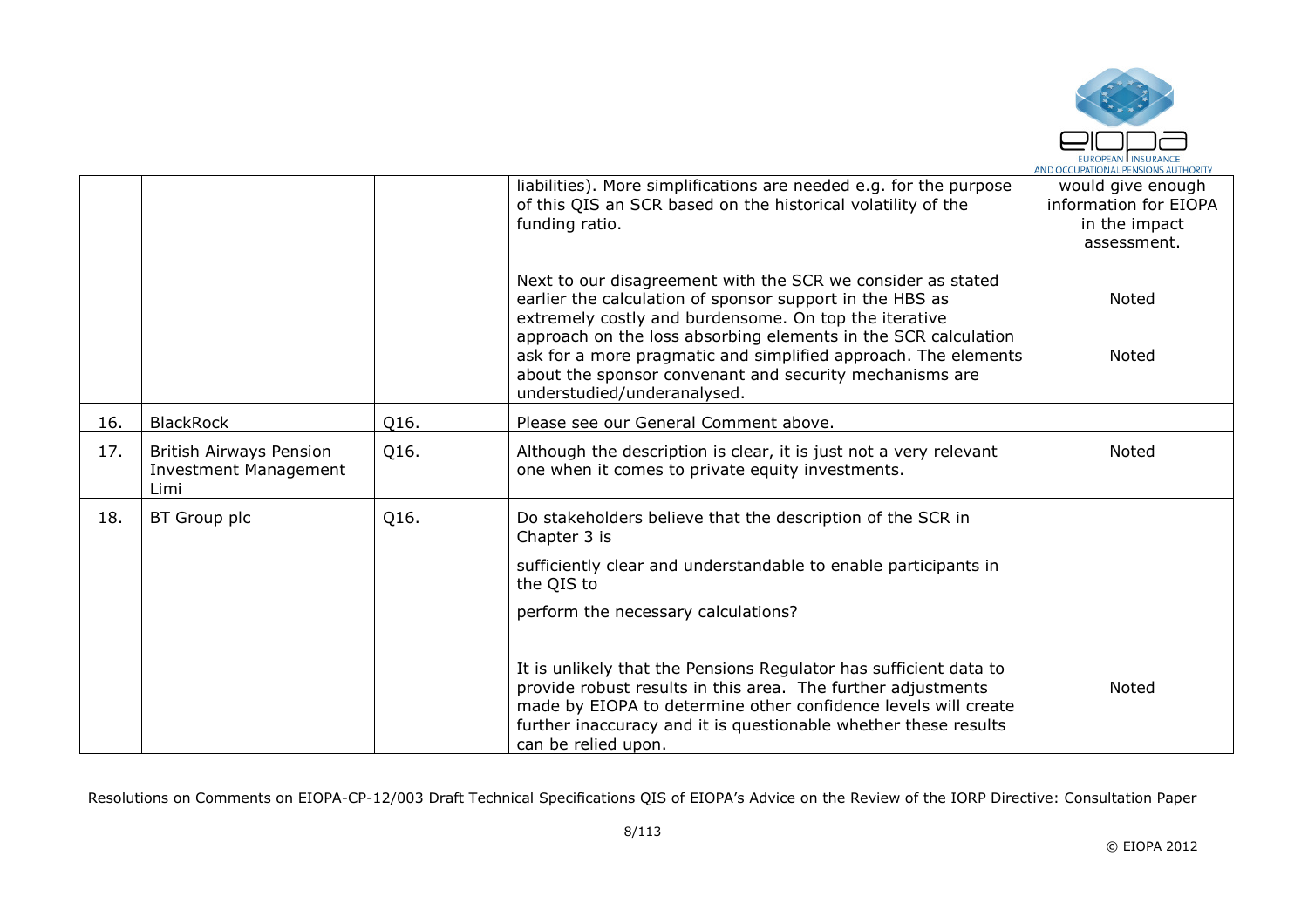| | | | | |
|---|---|---|---|---|
| | | | liabilities). More simplifications are needed e.g. for the purpose of this QIS an SCR based on the historical volatility of the funding ratio.<br><br>Next to our disagreement with the SCR we consider as stated earlier the calculation of sponsor support in the HBS as extremely costly and burdensome. On top the iterative approach on the loss absorbing elements in the SCR calculation ask for a more pragmatic and simplified approach. The elements about the sponsor convenant and security mechanisms are understudied/underanalysed. | would give enough information for EIOPA in the impact assessment.<br><br>Noted<br><br>Noted |
| 16. | BlackRock | Q16. | Please see our General Comment above. | |
| 17. | British Airways Pension Investment Management Limi | Q16. | Although the description is clear, it is just not a very relevant one when it comes to private equity investments. | Noted |
| 18. | BT Group plc | Q16. | Do stakeholders believe that the description of the SCR in Chapter 3 is<br><br>sufficiently clear and understandable to enable participants in the QIS to<br><br>perform the necessary calculations?<br><br>It is unlikely that the Pensions Regulator has sufficient data to provide robust results in this area. The further adjustments made by EIOPA to determine other confidence levels will create further inaccuracy and it is questionable whether these results can be relied upon. | Noted |

Resolutions on Comments on EIOPA-CP-12/003 Draft Technical Specifications QIS of EIOPA's Advice on the Review of the IORP Directive: Consultation Paper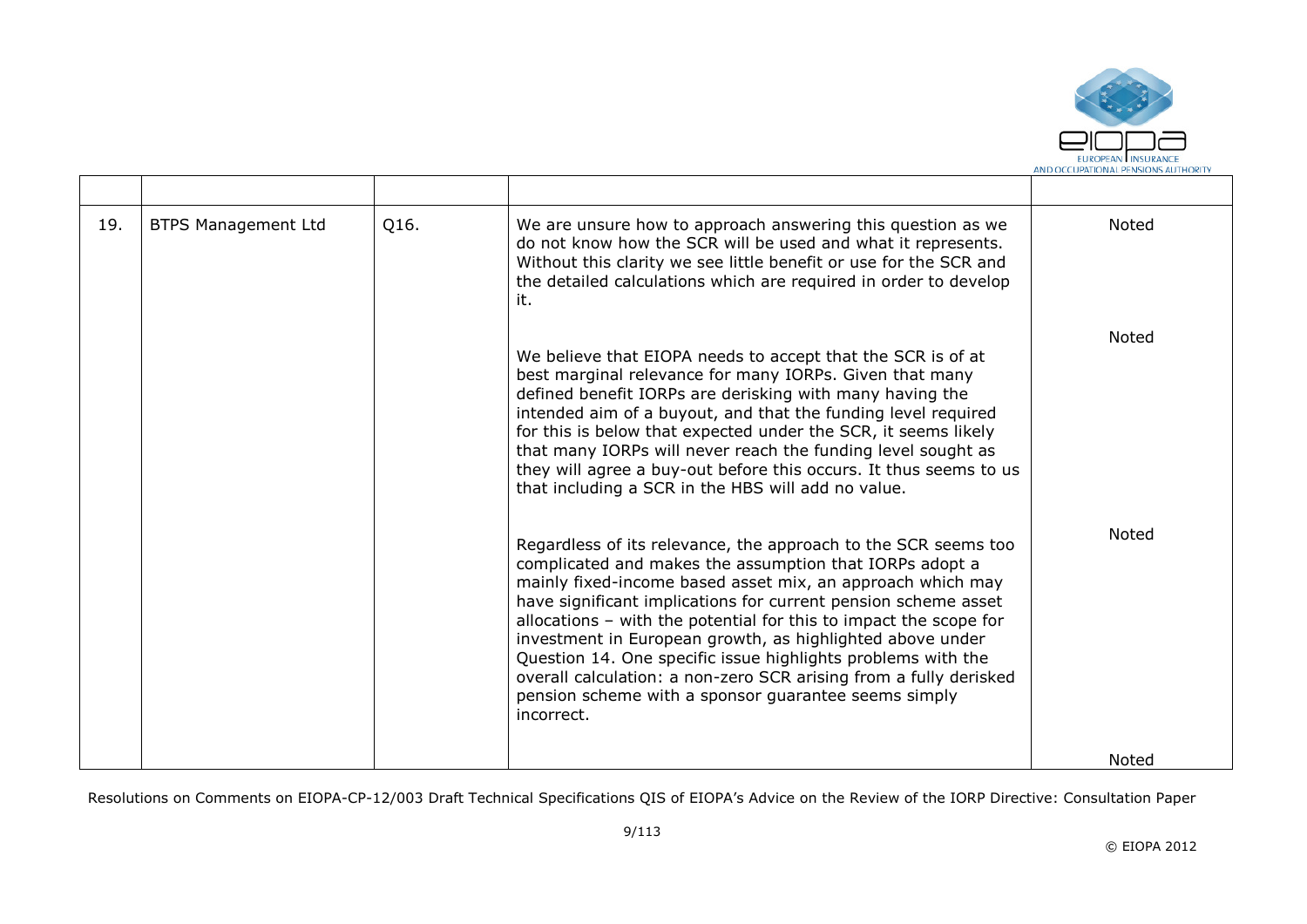| | | | | |
|---|---|---|---|---|
| 19. | BTPS Management Ltd | Q16. | We are unsure how to approach answering this question as we do not know how the SCR will be used and what it represents. Without this clarity we see little benefit or use for the SCR and the detailed calculations which are required in order to develop it.<br><br>We believe that EIOPA needs to accept that the SCR is of at best marginal relevance for many IORPs. Given that many defined benefit IORPs are derisking with many having the intended aim of a buyout, and that the funding level required for this is below that expected under the SCR, it seems likely that many IORPs will never reach the funding level sought as they will agree a buy-out before this occurs. It thus seems to us that including a SCR in the HBS will add no value.<br><br>Regardless of its relevance, the approach to the SCR seems too complicated and makes the assumption that IORPs adopt a mainly fixed-income based asset mix, an approach which may have significant implications for current pension scheme asset allocations – with the potential for this to impact the scope for investment in European growth, as highlighted above under Question 14. One specific issue highlights problems with the overall calculation: a non-zero SCR arising from a fully derisked pension scheme with a sponsor guarantee seems simply incorrect. | Noted<br><br>Noted<br><br>Noted<br><br>Noted |

Resolutions on Comments on EIOPA-CP-12/003 Draft Technical Specifications QIS of EIOPA's Advice on the Review of the IORP Directive: Consultation Paper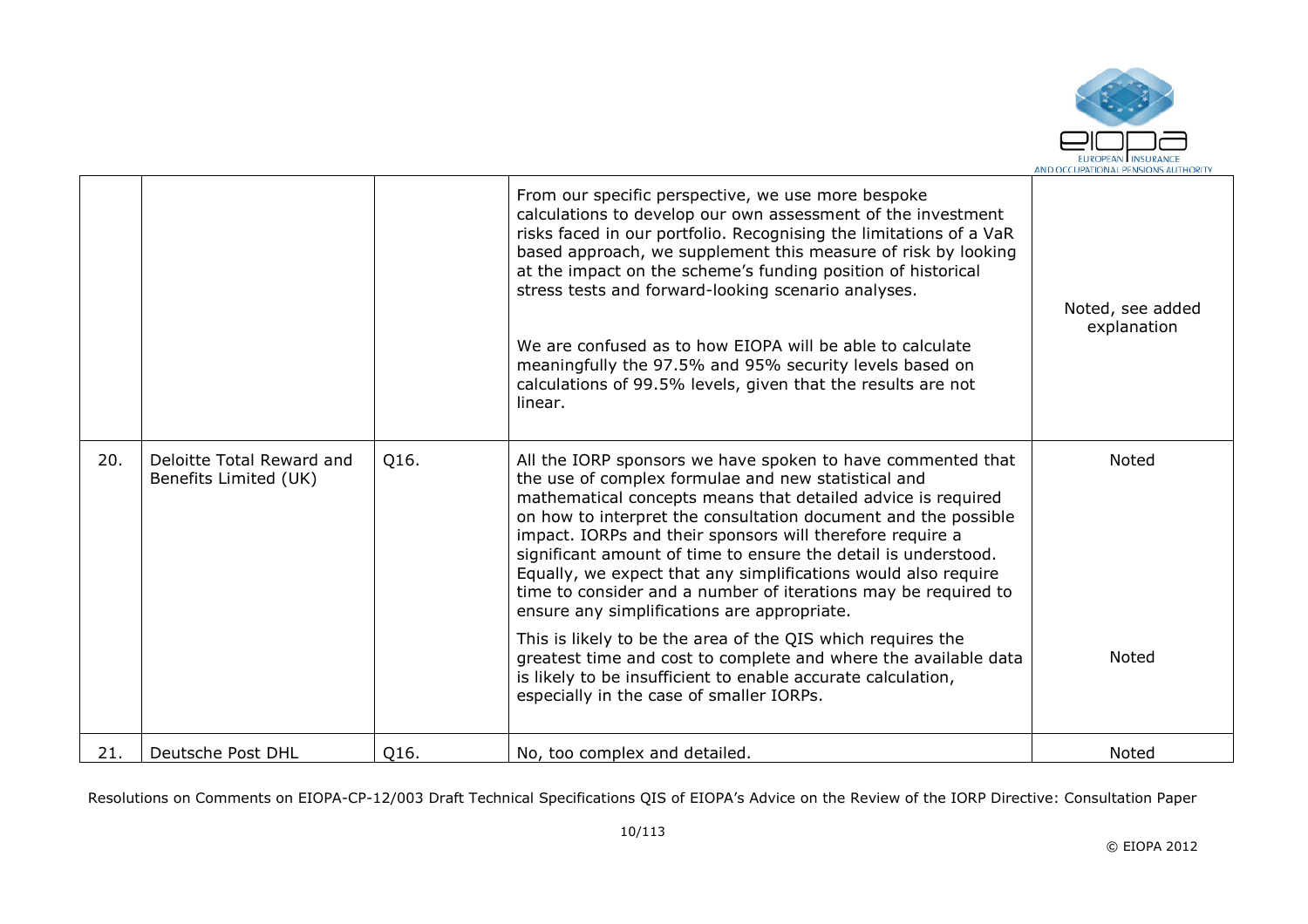| | | | | |
|---|---|---|---|---|
| | | | From our specific perspective, we use more bespoke calculations to develop our own assessment of the investment risks faced in our portfolio. Recognising the limitations of a VaR based approach, we supplement this measure of risk by looking at the impact on the scheme's funding position of historical stress tests and forward-looking scenario analyses.<br><br>We are confused as to how EIOPA will be able to calculate meaningfully the 97.5% and 95% security levels based on calculations of 99.5% levels, given that the results are not linear. | Noted, see added explanation |
| 20. | Deloitte Total Reward and Benefits Limited (UK) | Q16. | All the IORP sponsors we have spoken to have commented that the use of complex formulae and new statistical and mathematical concepts means that detailed advice is required on how to interpret the consultation document and the possible impact. IORPs and their sponsors will therefore require a significant amount of time to ensure the detail is understood. Equally, we expect that any simplifications would also require time to consider and a number of iterations may be required to ensure any simplifications are appropriate.<br><br>This is likely to be the area of the QIS which requires the greatest time and cost to complete and where the available data is likely to be insufficient to enable accurate calculation, especially in the case of smaller IORPs. | Noted<br><br>Noted |
| 21. | Deutsche Post DHL | Q16. | No, too complex and detailed. | Noted |

Resolutions on Comments on EIOPA-CP-12/003 Draft Technical Specifications QIS of EIOPA's Advice on the Review of the IORP Directive: Consultation Paper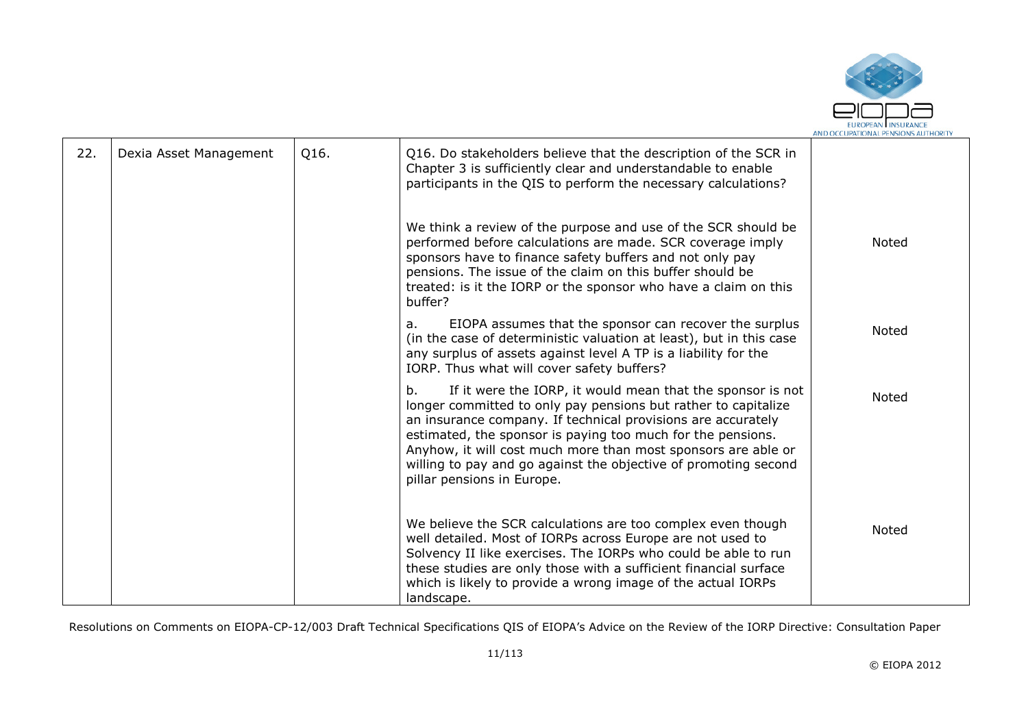| 22. | Dexia Asset Management | Q16. | Q16. Do stakeholders believe that the description of the SCR in Chapter 3 is sufficiently clear and understandable to enable participants in the QIS to perform the necessary calculations? | |
|---|---|---|---|---|
| | | | We think a review of the purpose and use of the SCR should be performed before calculations are made. SCR coverage imply sponsors have to finance safety buffers and not only pay pensions. The issue of the claim on this buffer should be treated: is it the IORP or the sponsor who have a claim on this buffer? | Noted |
| | | | a. EIOPA assumes that the sponsor can recover the surplus (in the case of deterministic valuation at least), but in this case any surplus of assets against level A TP is a liability for the IORP. Thus what will cover safety buffers? | Noted |
| | | | b. If it were the IORP, it would mean that the sponsor is not longer committed to only pay pensions but rather to capitalize an insurance company. If technical provisions are accurately estimated, the sponsor is paying too much for the pensions. Anyhow, it will cost much more than most sponsors are able or willing to pay and go against the objective of promoting second pillar pensions in Europe. | Noted |
| | | | We believe the SCR calculations are too complex even though well detailed. Most of IORPs across Europe are not used to Solvency II like exercises. The IORPs who could be able to run these studies are only those with a sufficient financial surface which is likely to provide a wrong image of the actual IORPs landscape. | Noted |

Resolutions on Comments on EIOPA-CP-12/003 Draft Technical Specifications QIS of EIOPA's Advice on the Review of the IORP Directive: Consultation Paper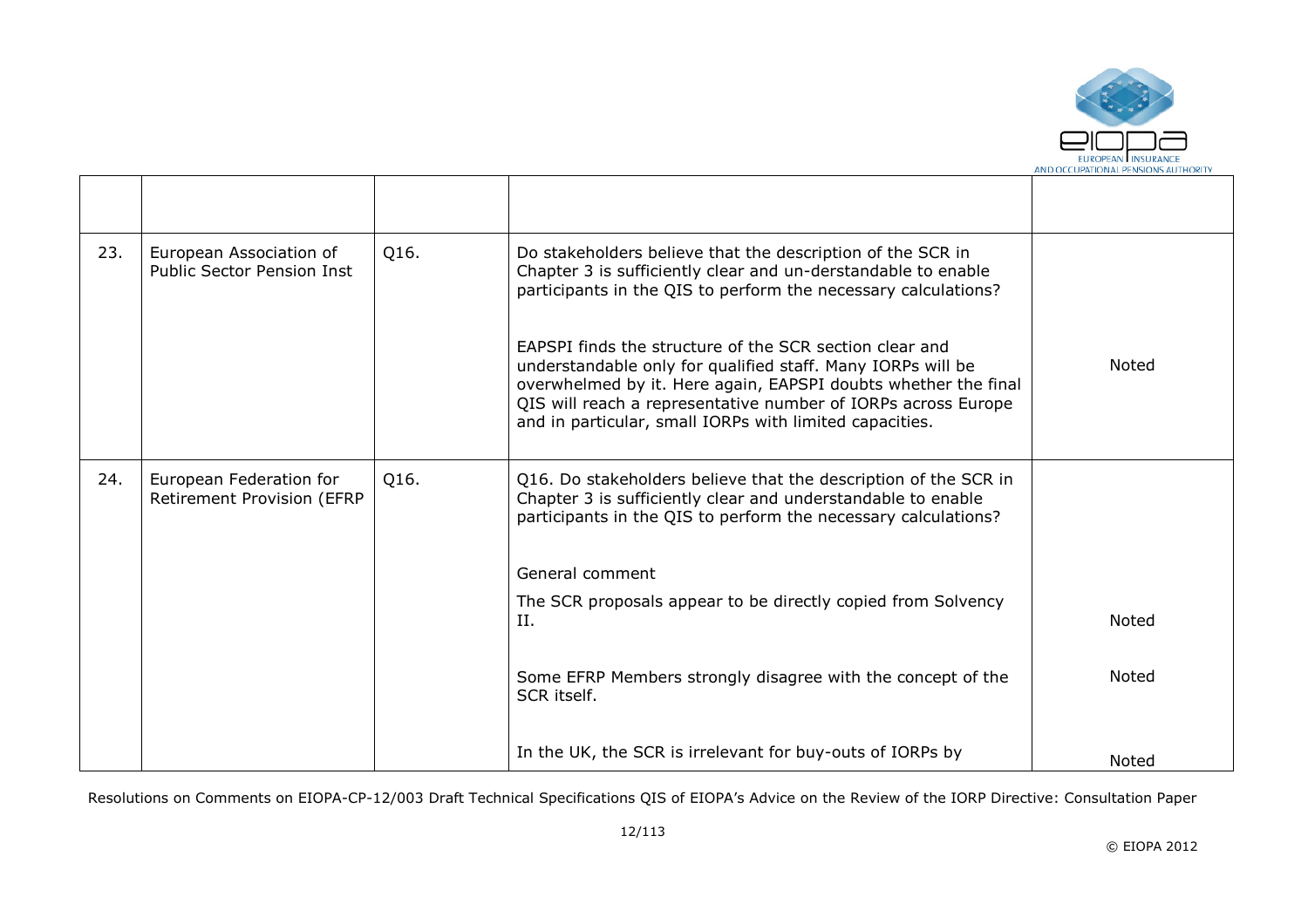| | | | | |
|---|---|---|---|---|
| 23. | European Association of Public Sector Pension Inst | Q16. | Do stakeholders believe that the description of the SCR in Chapter 3 is sufficiently clear and un-derstandable to enable participants in the QIS to perform the necessary calculations?<br><br>EAPSPI finds the structure of the SCR section clear and understandable only for qualified staff. Many IORPs will be overwhelmed by it. Here again, EAPSPI doubts whether the final QIS will reach a representative number of IORPs across Europe and in particular, small IORPs with limited capacities. | Noted |
| 24. | European Federation for Retirement Provision (EFRP | Q16. | Q16. Do stakeholders believe that the description of the SCR in Chapter 3 is sufficiently clear and understandable to enable participants in the QIS to perform the necessary calculations?<br><br>General comment<br><br>The SCR proposals appear to be directly copied from Solvency II.<br><br>Some EFRP Members strongly disagree with the concept of the SCR itself.<br><br>In the UK, the SCR is irrelevant for buy-outs of IORPs by | Noted<br><br>Noted<br><br>Noted |

Resolutions on Comments on EIOPA-CP-12/003 Draft Technical Specifications QIS of EIOPA's Advice on the Review of the IORP Directive: Consultation Paper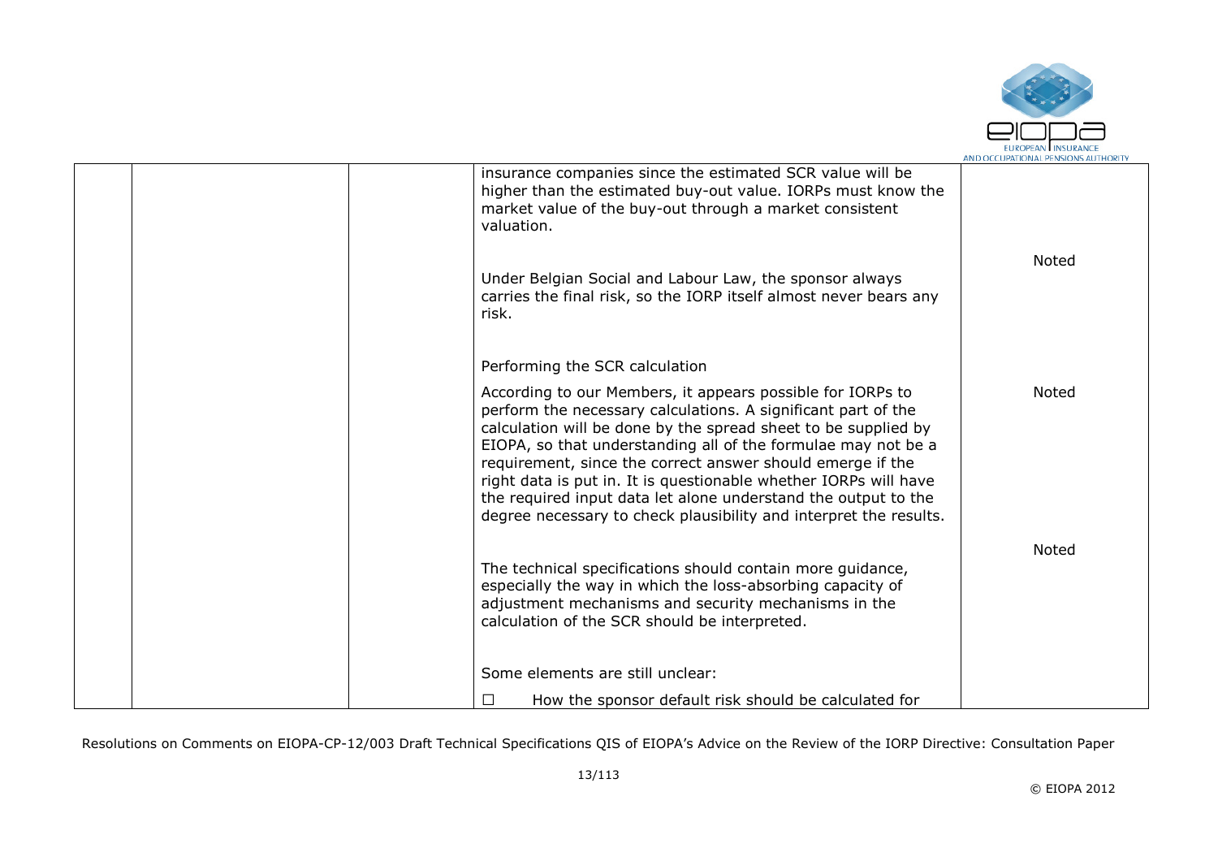| | | | | |
|---|---|---|---|---|
| | | | insurance companies since the estimated SCR value will be higher than the estimated buy-out value. IORPs must know the market value of the buy-out through a market consistent valuation. | |
| | | | Under Belgian Social and Labour Law, the sponsor always carries the final risk, so the IORP itself almost never bears any risk. | Noted |
| | | | Performing the SCR calculation | |
| | | | According to our Members, it appears possible for IORPs to perform the necessary calculations. A significant part of the calculation will be done by the spread sheet to be supplied by EIOPA, so that understanding all of the formulae may not be a requirement, since the correct answer should emerge if the right data is put in. It is questionable whether IORPs will have the required input data let alone understand the output to the degree necessary to check plausibility and interpret the results. | Noted |
| | | | The technical specifications should contain more guidance, especially the way in which the loss-absorbing capacity of adjustment mechanisms and security mechanisms in the calculation of the SCR should be interpreted. | Noted |
| | | | Some elements are still unclear: | |
| | | | ☐ How the sponsor default risk should be calculated for | |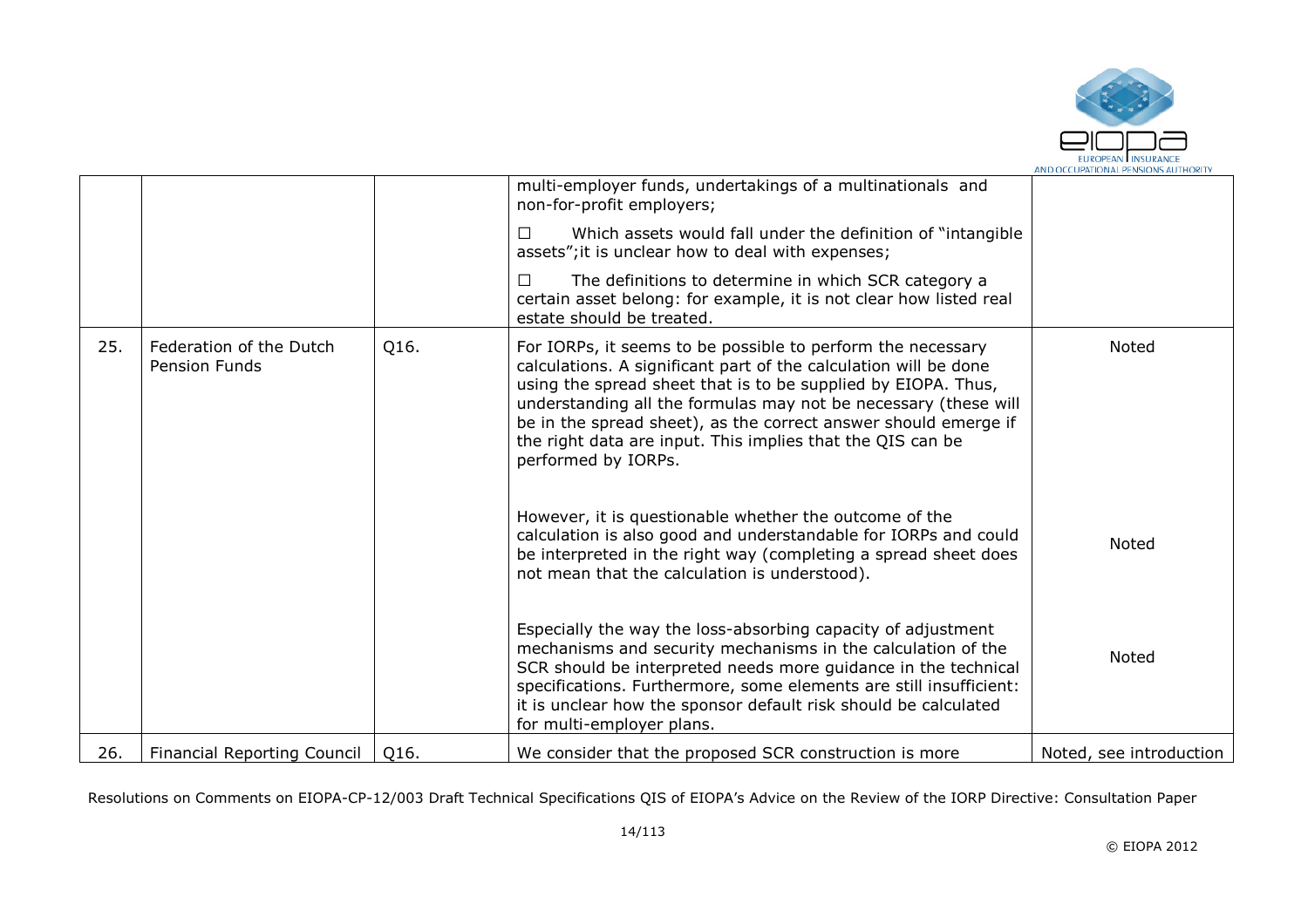| | | | | |
|---|---|---|---|---|
| | | | multi-employer funds, undertakings of a multinationals and non-for-profit employers;<br><br>☐ Which assets would fall under the definition of "intangible assets";it is unclear how to deal with expenses;<br><br>☐ The definitions to determine in which SCR category a certain asset belong: for example, it is not clear how listed real estate should be treated. | |
| 25. | Federation of the Dutch Pension Funds | Q16. | For IORPs, it seems to be possible to perform the necessary calculations. A significant part of the calculation will be done using the spread sheet that is to be supplied by EIOPA. Thus, understanding all the formulas may not be necessary (these will be in the spread sheet), as the correct answer should emerge if the right data are input. This implies that the QIS can be performed by IORPs. | Noted |
| | | | However, it is questionable whether the outcome of the calculation is also good and understandable for IORPs and could be interpreted in the right way (completing a spread sheet does not mean that the calculation is understood). | Noted |
| | | | Especially the way the loss-absorbing capacity of adjustment mechanisms and security mechanisms in the calculation of the SCR should be interpreted needs more guidance in the technical specifications. Furthermore, some elements are still insufficient: it is unclear how the sponsor default risk should be calculated for multi-employer plans. | Noted |
| 26. | Financial Reporting Council | Q16. | We consider that the proposed SCR construction is more | Noted, see introduction |

Resolutions on Comments on EIOPA-CP-12/003 Draft Technical Specifications QIS of EIOPA's Advice on the Review of the IORP Directive: Consultation Paper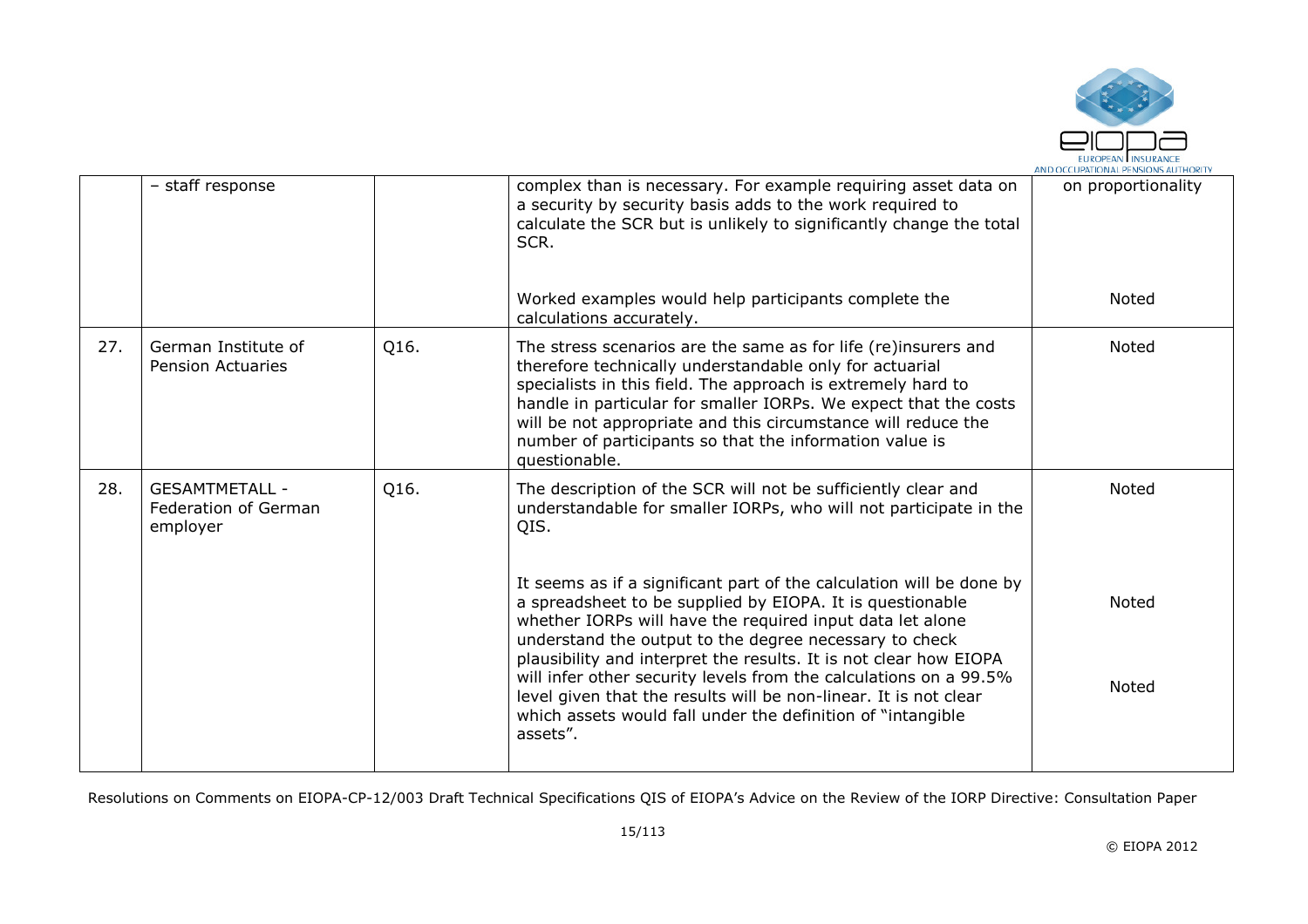| | | | | |
|---|---|---|---|---|
| | – staff response | | complex than is necessary. For example requiring asset data on a security by security basis adds to the work required to calculate the SCR but is unlikely to significantly change the total SCR.<br><br>Worked examples would help participants complete the calculations accurately. | on proportionality<br><br>Noted |
| 27. | German Institute of Pension Actuaries | Q16. | The stress scenarios are the same as for life (re)insurers and therefore technically understandable only for actuarial specialists in this field. The approach is extremely hard to handle in particular for smaller IORPs. We expect that the costs will be not appropriate and this circumstance will reduce the number of participants so that the information value is questionable. | Noted |
| 28. | GESAMTMETALL - Federation of German employer | Q16. | The description of the SCR will not be sufficiently clear and understandable for smaller IORPs, who will not participate in the QIS.<br><br>It seems as if a significant part of the calculation will be done by a spreadsheet to be supplied by EIOPA. It is questionable whether IORPs will have the required input data let alone understand the output to the degree necessary to check plausibility and interpret the results. It is not clear how EIOPA will infer other security levels from the calculations on a 99.5% level given that the results will be non-linear. It is not clear which assets would fall under the definition of "intangible assets". | Noted<br><br>Noted<br><br>Noted |

Resolutions on Comments on EIOPA-CP-12/003 Draft Technical Specifications QIS of EIOPA's Advice on the Review of the IORP Directive: Consultation Paper

© EIOPA 2012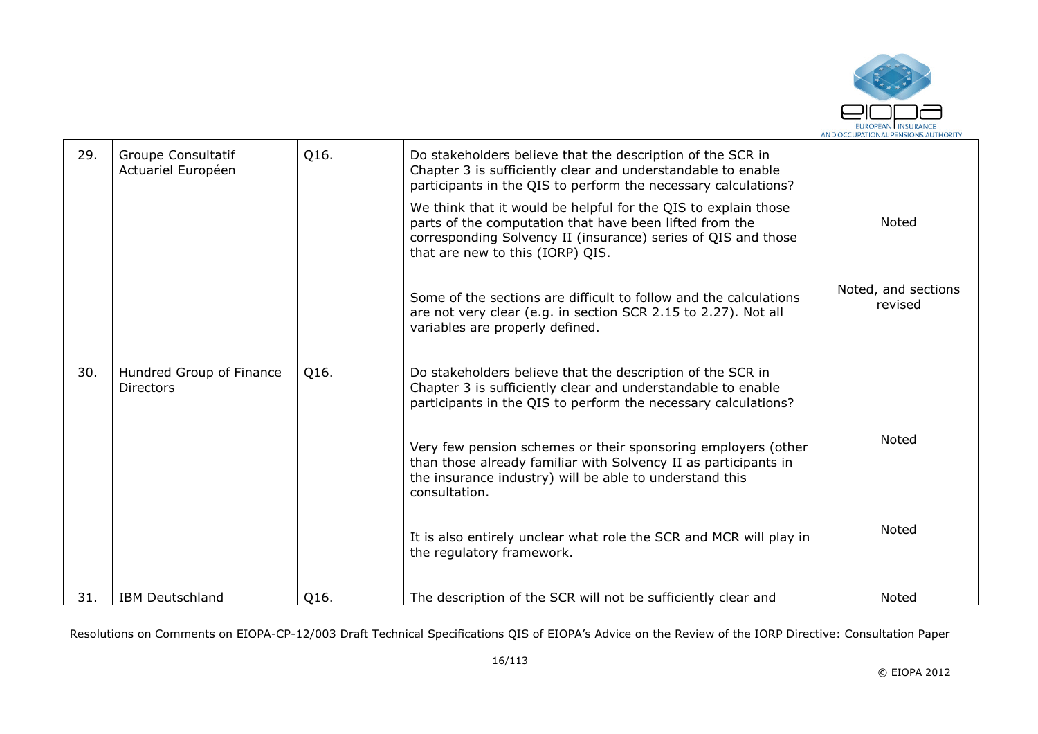| 29. | Groupe Consultatif Actuariel Européen | Q16. | Do stakeholders believe that the description of the SCR in Chapter 3 is sufficiently clear and understandable to enable participants in the QIS to perform the necessary calculations?<br><br>We think that it would be helpful for the QIS to explain those parts of the computation that have been lifted from the corresponding Solvency II (insurance) series of QIS and those that are new to this (IORP) QIS.<br><br>Some of the sections are difficult to follow and the calculations are not very clear (e.g. in section SCR 2.15 to 2.27). Not all variables are properly defined. | Noted<br><br>Noted, and sections revised |
|---|---|---|---|---|
| 30. | Hundred Group of Finance Directors | Q16. | Do stakeholders believe that the description of the SCR in Chapter 3 is sufficiently clear and understandable to enable participants in the QIS to perform the necessary calculations?<br><br>Very few pension schemes or their sponsoring employers (other than those already familiar with Solvency II as participants in the insurance industry) will be able to understand this consultation.<br><br>It is also entirely unclear what role the SCR and MCR will play in the regulatory framework. | Noted<br><br>Noted |
| 31. | IBM Deutschland | Q16. | The description of the SCR will not be sufficiently clear and | Noted |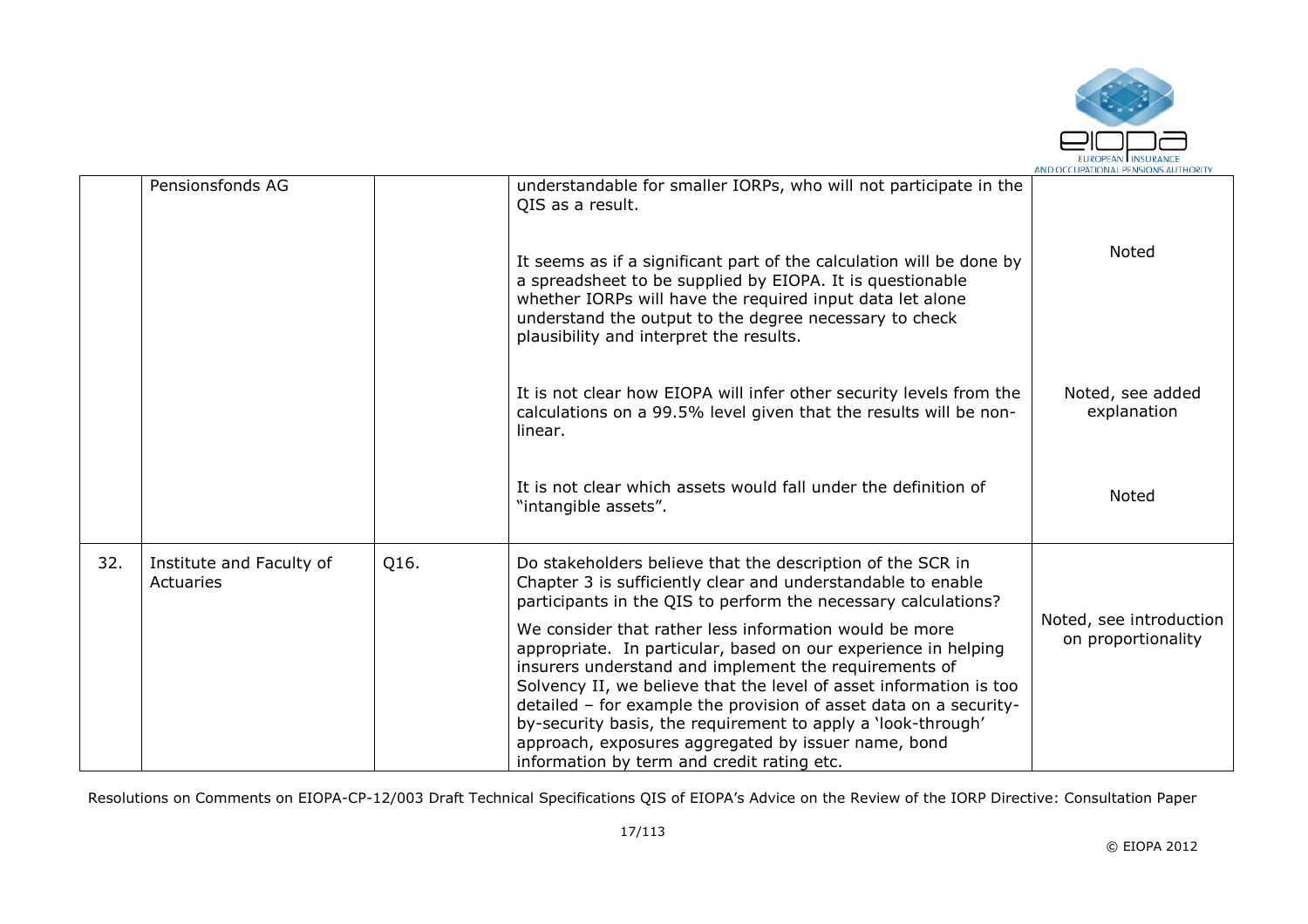|  |  |  |  |  |
|---|---|---|---|---|
|  | Pensionsfonds AG |  | understandable for smaller IORPs, who will not participate in the QIS as a result. |  |
|  |  |  | It seems as if a significant part of the calculation will be done by a spreadsheet to be supplied by EIOPA. It is questionable whether IORPs will have the required input data let alone understand the output to the degree necessary to check plausibility and interpret the results. | Noted |
|  |  |  | It is not clear how EIOPA will infer other security levels from the calculations on a 99.5% level given that the results will be non-linear. | Noted, see added explanation |
|  |  |  | It is not clear which assets would fall under the definition of "intangible assets". | Noted |
| 32. | Institute and Faculty of Actuaries | Q16. | Do stakeholders believe that the description of the SCR in Chapter 3 is sufficiently clear and understandable to enable participants in the QIS to perform the necessary calculations?<br><br>We consider that rather less information would be more appropriate. In particular, based on our experience in helping insurers understand and implement the requirements of Solvency II, we believe that the level of asset information is too detailed – for example the provision of asset data on a security-by-security basis, the requirement to apply a 'look-through' approach, exposures aggregated by issuer name, bond information by term and credit rating etc. | Noted, see introduction on proportionality |

Resolutions on Comments on EIOPA-CP-12/003 Draft Technical Specifications QIS of EIOPA's Advice on the Review of the IORP Directive: Consultation Paper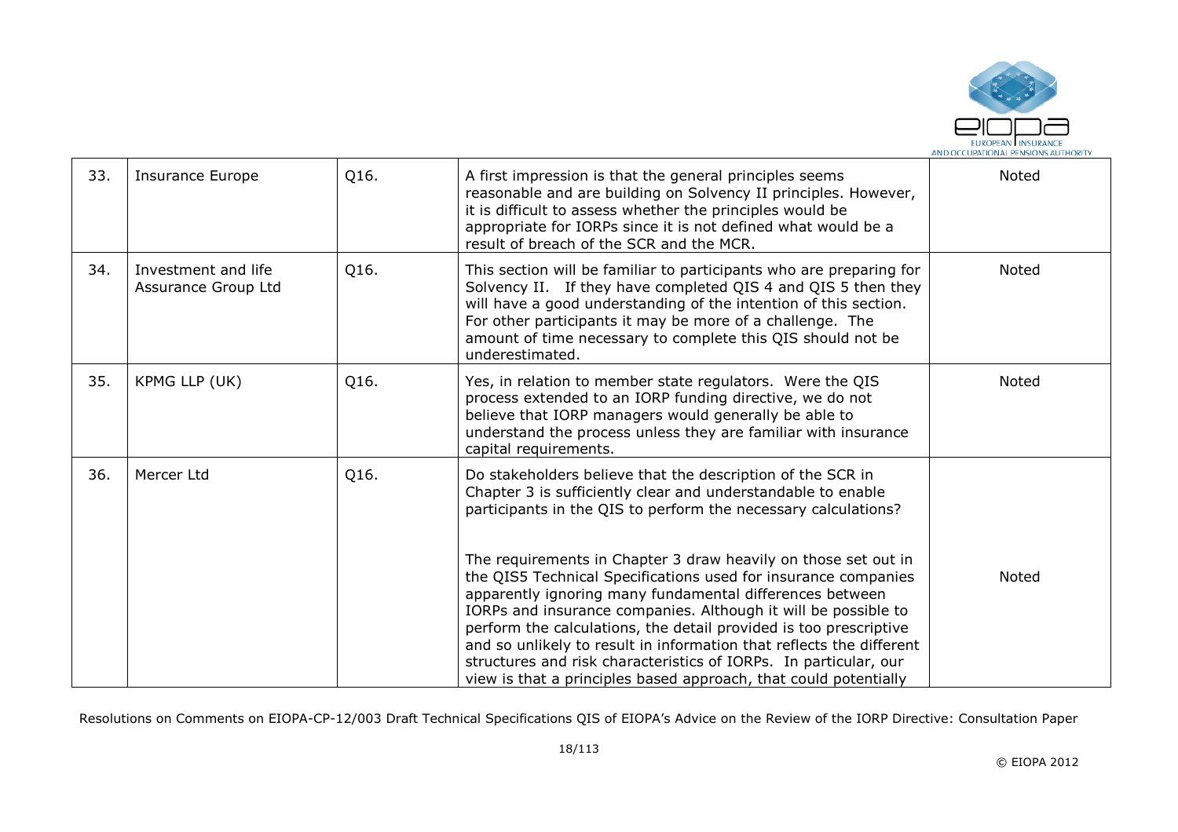| 33. | Insurance Europe | Q16. | A first impression is that the general principles seems reasonable and are building on Solvency II principles. However, it is difficult to assess whether the principles would be appropriate for IORPs since it is not defined what would be a result of breach of the SCR and the MCR. | Noted |
|---|---|---|---|---|
| 34. | Investment and life Assurance Group Ltd | Q16. | This section will be familiar to participants who are preparing for Solvency II. If they have completed QIS 4 and QIS 5 then they will have a good understanding of the intention of this section. For other participants it may be more of a challenge. The amount of time necessary to complete this QIS should not be underestimated. | Noted |
| 35. | KPMG LLP (UK) | Q16. | Yes, in relation to member state regulators. Were the QIS process extended to an IORP funding directive, we do not believe that IORP managers would generally be able to understand the process unless they are familiar with insurance capital requirements. | Noted |
| 36. | Mercer Ltd | Q16. | Do stakeholders believe that the description of the SCR in Chapter 3 is sufficiently clear and understandable to enable participants in the QIS to perform the necessary calculations?<br><br>The requirements in Chapter 3 draw heavily on those set out in the QIS5 Technical Specifications used for insurance companies apparently ignoring many fundamental differences between IORPs and insurance companies. Although it will be possible to perform the calculations, the detail provided is too prescriptive and so unlikely to result in information that reflects the different structures and risk characteristics of IORPs. In particular, our view is that a principles based approach, that could potentially | Noted |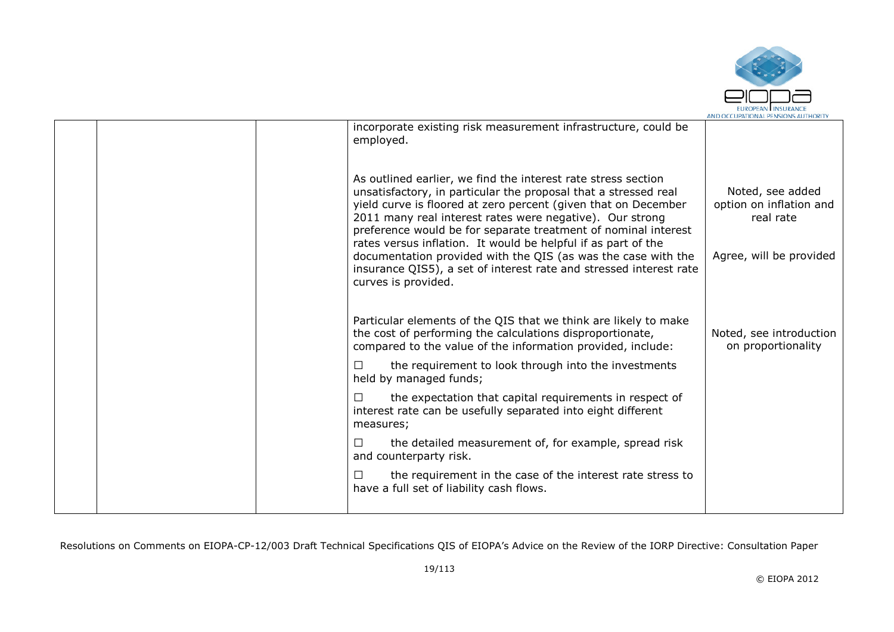| | | | | |
|---|---|---|---|---|
| | | | incorporate existing risk measurement infrastructure, could be employed.<br><br>As outlined earlier, we find the interest rate stress section unsatisfactory, in particular the proposal that a stressed real yield curve is floored at zero percent (given that on December 2011 many real interest rates were negative). Our strong preference would be for separate treatment of nominal interest rates versus inflation. It would be helpful if as part of the documentation provided with the QIS (as was the case with the insurance QIS5), a set of interest rate and stressed interest rate curves is provided.<br><br>Particular elements of the QIS that we think are likely to make the cost of performing the calculations disproportionate, compared to the value of the information provided, include:<br><br>☐ the requirement to look through into the investments held by managed funds;<br><br>☐ the expectation that capital requirements in respect of interest rate can be usefully separated into eight different measures;<br><br>☐ the detailed measurement of, for example, spread risk and counterparty risk.<br><br>☐ the requirement in the case of the interest rate stress to have a full set of liability cash flows. | Noted, see added option on inflation and real rate<br><br>Agree, will be provided<br><br>Noted, see introduction on proportionality |

Resolutions on Comments on EIOPA-CP-12/003 Draft Technical Specifications QIS of EIOPA's Advice on the Review of the IORP Directive: Consultation Paper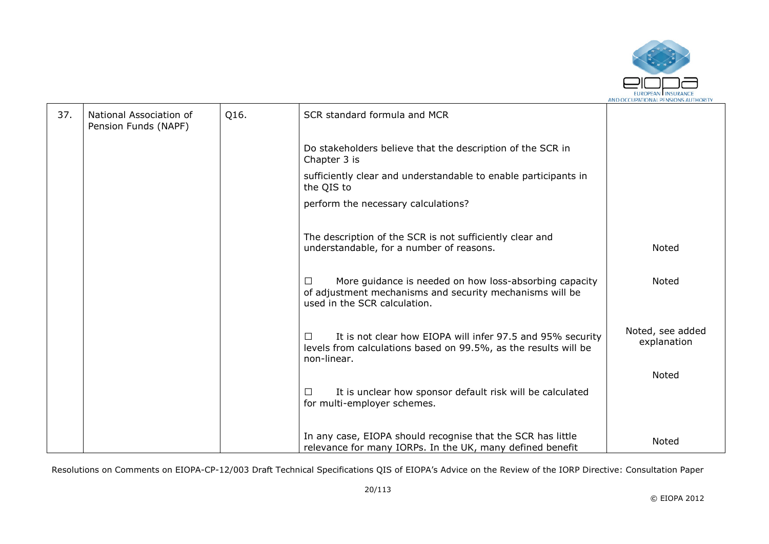| 37. | National Association of Pension Funds (NAPF) | Q16. | SCR standard formula and MCR<br><br>Do stakeholders believe that the description of the SCR in Chapter 3 is<br>sufficiently clear and understandable to enable participants in the QIS to<br>perform the necessary calculations?<br><br>The description of the SCR is not sufficiently clear and understandable, for a number of reasons. | Noted |
|---|---|---|---|---|
| | | | ☐ More guidance is needed on how loss-absorbing capacity of adjustment mechanisms and security mechanisms will be used in the SCR calculation. | Noted |
| | | | ☐ It is not clear how EIOPA will infer 97.5 and 95% security levels from calculations based on 99.5%, as the results will be non-linear. | Noted, see added explanation |
| | | | ☐ It is unclear how sponsor default risk will be calculated for multi-employer schemes. | Noted |
| | | | In any case, EIOPA should recognise that the SCR has little relevance for many IORPs. In the UK, many defined benefit | Noted |

Resolutions on Comments on EIOPA-CP-12/003 Draft Technical Specifications QIS of EIOPA's Advice on the Review of the IORP Directive: Consultation Paper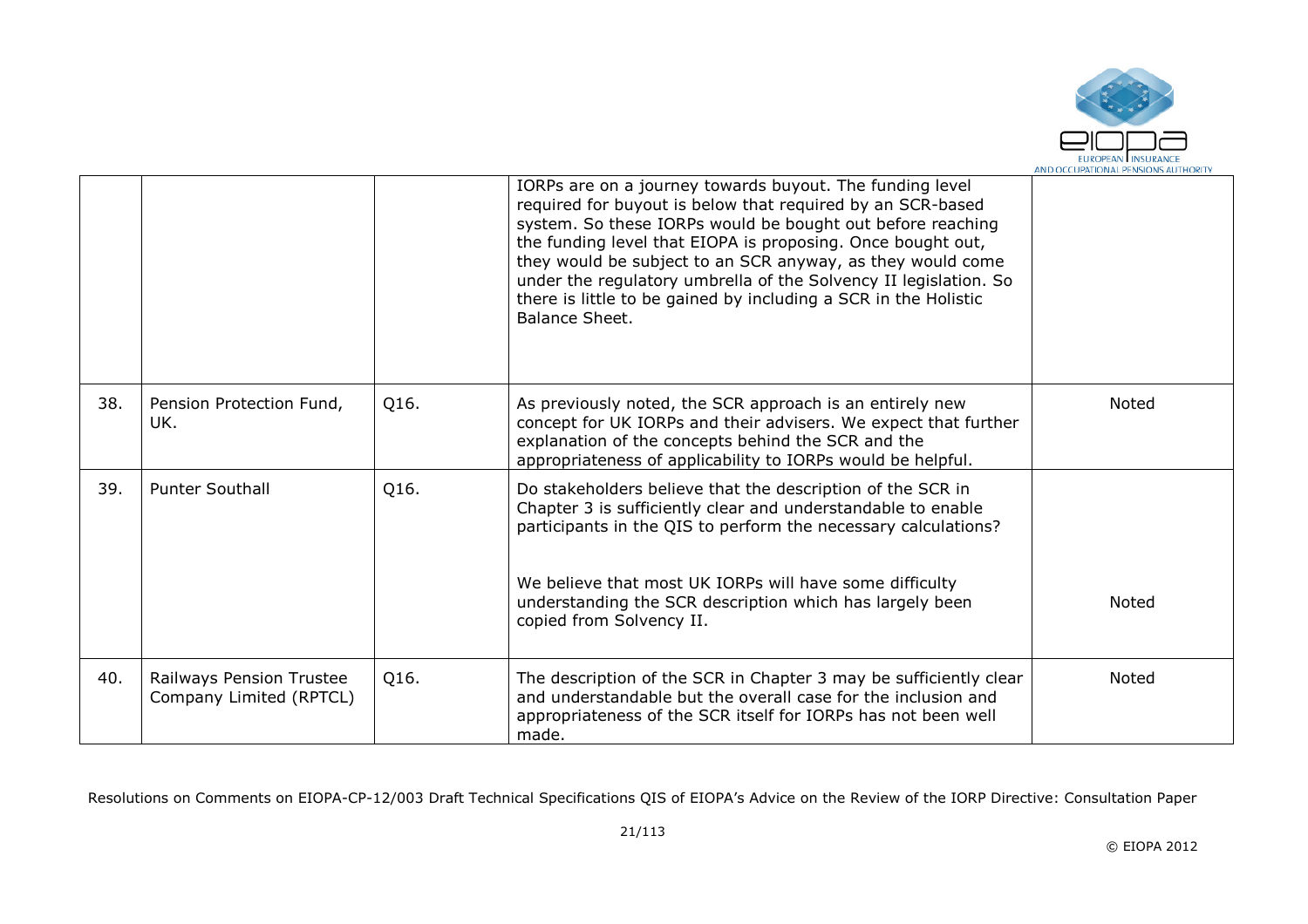|  |  |  | IORPs are on a journey towards buyout. The funding level required for buyout is below that required by an SCR-based system. So these IORPs would be bought out before reaching the funding level that EIOPA is proposing. Once bought out, they would be subject to an SCR anyway, as they would come under the regulatory umbrella of the Solvency II legislation. So there is little to be gained by including a SCR in the Holistic Balance Sheet. |  |
|---|---|---|---|---|
| 38. | Pension Protection Fund, UK. | Q16. | As previously noted, the SCR approach is an entirely new concept for UK IORPs and their advisers. We expect that further explanation of the concepts behind the SCR and the appropriateness of applicability to IORPs would be helpful. | Noted |
| 39. | Punter Southall | Q16. | Do stakeholders believe that the description of the SCR in Chapter 3 is sufficiently clear and understandable to enable participants in the QIS to perform the necessary calculations?<br><br>We believe that most UK IORPs will have some difficulty understanding the SCR description which has largely been copied from Solvency II. | Noted |
| 40. | Railways Pension Trustee Company Limited (RPTCL) | Q16. | The description of the SCR in Chapter 3 may be sufficiently clear and understandable but the overall case for the inclusion and appropriateness of the SCR itself for IORPs has not been well made. | Noted |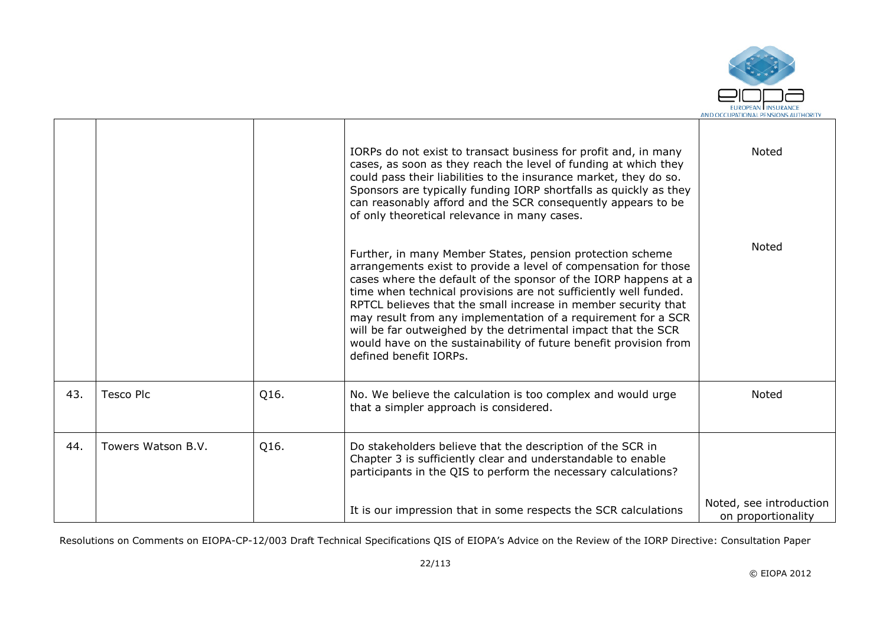|  |  |  |  |  |
|---|---|---|---|---|
|  |  |  | IORPs do not exist to transact business for profit and, in many cases, as soon as they reach the level of funding at which they could pass their liabilities to the insurance market, they do so. Sponsors are typically funding IORP shortfalls as quickly as they can reasonably afford and the SCR consequently appears to be of only theoretical relevance in many cases.<br><br>Further, in many Member States, pension protection scheme arrangements exist to provide a level of compensation for those cases where the default of the sponsor of the IORP happens at a time when technical provisions are not sufficiently well funded. RPTCL believes that the small increase in member security that may result from any implementation of a requirement for a SCR will be far outweighed by the detrimental impact that the SCR would have on the sustainability of future benefit provision from defined benefit IORPs. | Noted<br><br>Noted |
| 43. | Tesco Plc | Q16. | No. We believe the calculation is too complex and would urge that a simpler approach is considered. | Noted |
| 44. | Towers Watson B.V. | Q16. | Do stakeholders believe that the description of the SCR in Chapter 3 is sufficiently clear and understandable to enable participants in the QIS to perform the necessary calculations?<br><br>It is our impression that in some respects the SCR calculations | Noted, see introduction on proportionality |

Resolutions on Comments on EIOPA-CP-12/003 Draft Technical Specifications QIS of EIOPA's Advice on the Review of the IORP Directive: Consultation Paper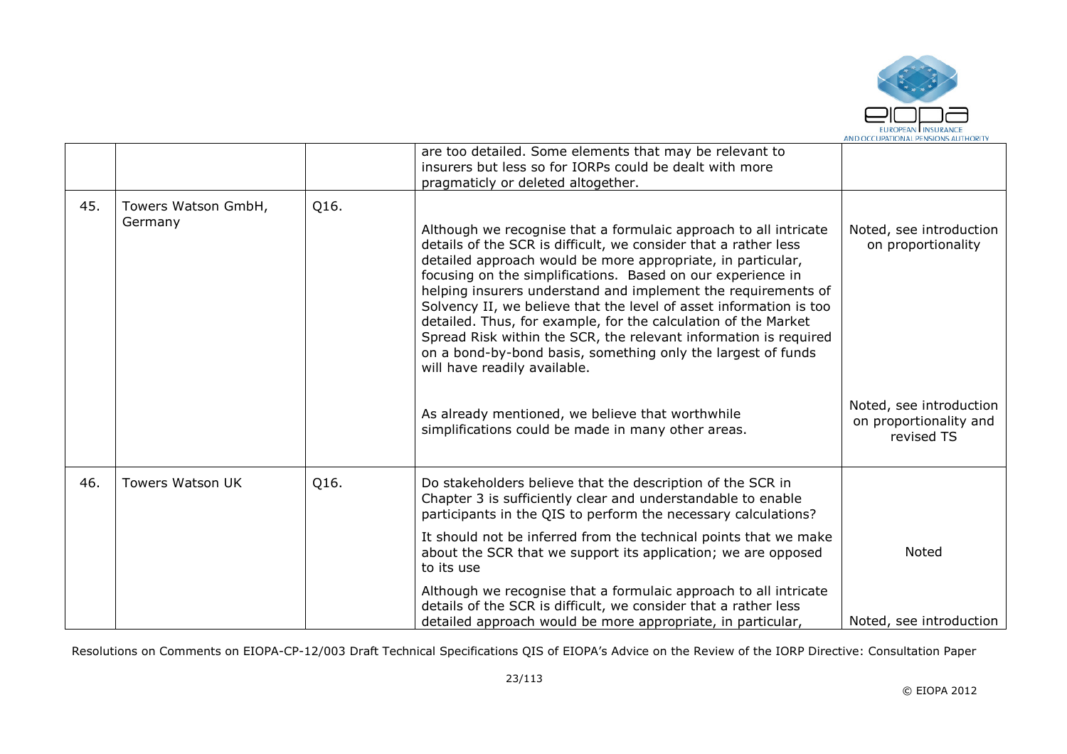|  |  |  | are too detailed. Some elements that may be relevant to insurers but less so for IORPs could be dealt with more pragmaticly or deleted altogether. |  |
|---|---|---|---|---|
| 45. | Towers Watson GmbH, Germany | Q16. | Although we recognise that a formulaic approach to all intricate details of the SCR is difficult, we consider that a rather less detailed approach would be more appropriate, in particular, focusing on the simplifications. Based on our experience in helping insurers understand and implement the requirements of Solvency II, we believe that the level of asset information is too detailed. Thus, for example, for the calculation of the Market Spread Risk within the SCR, the relevant information is required on a bond-by-bond basis, something only the largest of funds will have readily available. | Noted, see introduction on proportionality |
|  |  |  | As already mentioned, we believe that worthwhile simplifications could be made in many other areas. | Noted, see introduction on proportionality and revised TS |
| 46. | Towers Watson UK | Q16. | Do stakeholders believe that the description of the SCR in Chapter 3 is sufficiently clear and understandable to enable participants in the QIS to perform the necessary calculations? |  |
|  |  |  | It should not be inferred from the technical points that we make about the SCR that we support its application; we are opposed to its use | Noted |
|  |  |  | Although we recognise that a formulaic approach to all intricate details of the SCR is difficult, we consider that a rather less detailed approach would be more appropriate, in particular, | Noted, see introduction |

Resolutions on Comments on EIOPA-CP-12/003 Draft Technical Specifications QIS of EIOPA's Advice on the Review of the IORP Directive: Consultation Paper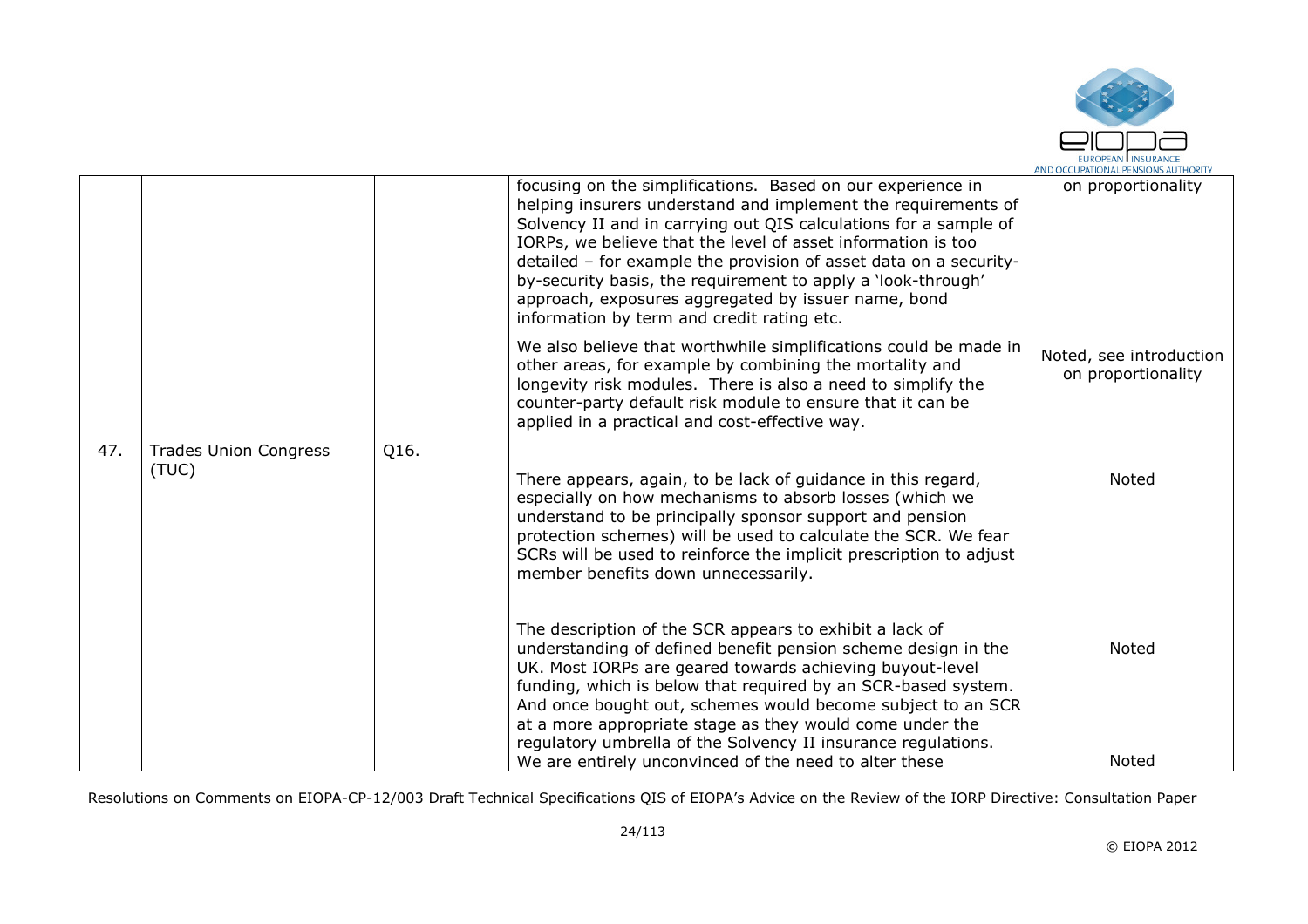| | | | focusing on the simplifications. Based on our experience in helping insurers understand and implement the requirements of Solvency II and in carrying out QIS calculations for a sample of IORPs, we believe that the level of asset information is too detailed – for example the provision of asset data on a security-by-security basis, the requirement to apply a 'look-through' approach, exposures aggregated by issuer name, bond information by term and credit rating etc. | on proportionality |
|---|---|---|---|---|
| | | | We also believe that worthwhile simplifications could be made in other areas, for example by combining the mortality and longevity risk modules. There is also a need to simplify the counter-party default risk module to ensure that it can be applied in a practical and cost-effective way. | Noted, see introduction on proportionality |
| 47. | Trades Union Congress (TUC) | Q16. | There appears, again, to be lack of guidance in this regard, especially on how mechanisms to absorb losses (which we understand to be principally sponsor support and pension protection schemes) will be used to calculate the SCR. We fear SCRs will be used to reinforce the implicit prescription to adjust member benefits down unnecessarily. | Noted |
| | | | The description of the SCR appears to exhibit a lack of understanding of defined benefit pension scheme design in the UK. Most IORPs are geared towards achieving buyout-level funding, which is below that required by an SCR-based system. And once bought out, schemes would become subject to an SCR at a more appropriate stage as they would come under the regulatory umbrella of the Solvency II insurance regulations. | Noted |
| | | | We are entirely unconvinced of the need to alter these | Noted |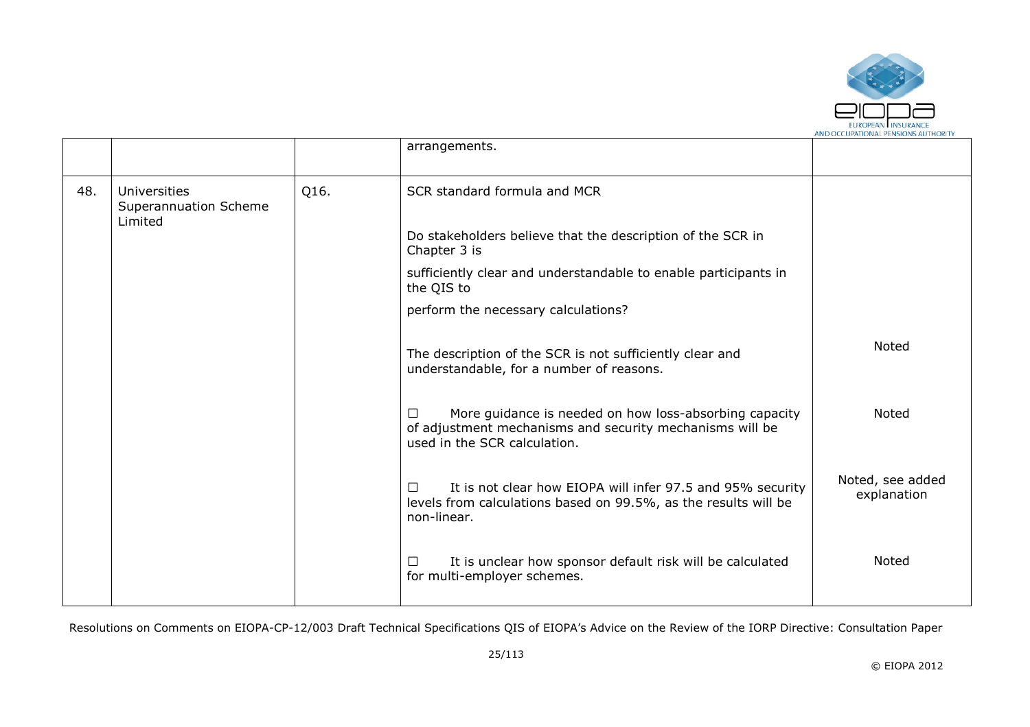|  |  |  | arrangements. |  |
|---|---|---|---|---|
| 48. | Universities Superannuation Scheme Limited | Q16. | SCR standard formula and MCR<br><br>Do stakeholders believe that the description of the SCR in Chapter 3 is<br>sufficiently clear and understandable to enable participants in the QIS to<br>perform the necessary calculations? |  |
|  |  |  | The description of the SCR is not sufficiently clear and understandable, for a number of reasons. | Noted |
|  |  |  | ☐ More guidance is needed on how loss-absorbing capacity of adjustment mechanisms and security mechanisms will be used in the SCR calculation. | Noted |
|  |  |  | ☐ It is not clear how EIOPA will infer 97.5 and 95% security levels from calculations based on 99.5%, as the results will be non-linear. | Noted, see added explanation |
|  |  |  | ☐ It is unclear how sponsor default risk will be calculated for multi-employer schemes. | Noted |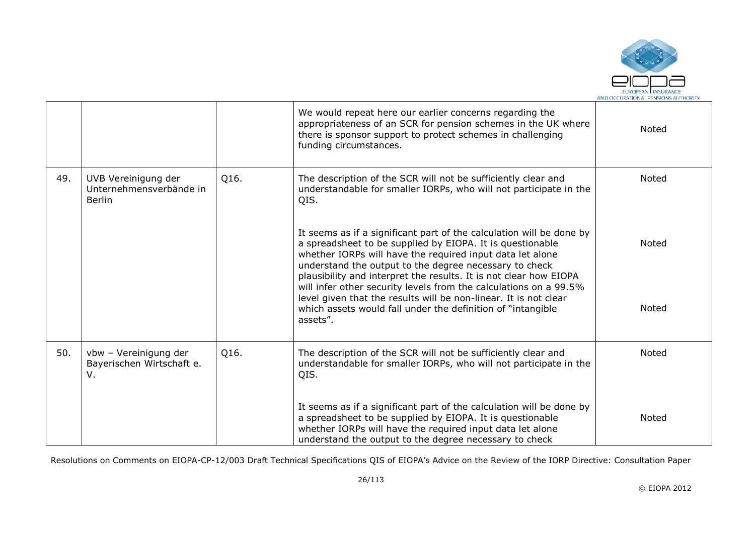| | | | | |
|---|---|---|---|---|
| | | | We would repeat here our earlier concerns regarding the appropriateness of an SCR for pension schemes in the UK where there is sponsor support to protect schemes in challenging funding circumstances. | Noted |
| 49. | UVB Vereinigung der Unternehmensverbände in Berlin | Q16. | The description of the SCR will not be sufficiently clear and understandable for smaller IORPs, who will not participate in the QIS.<br><br>It seems as if a significant part of the calculation will be done by a spreadsheet to be supplied by EIOPA. It is questionable whether IORPs will have the required input data let alone understand the output to the degree necessary to check plausibility and interpret the results. It is not clear how EIOPA will infer other security levels from the calculations on a 99.5% level given that the results will be non-linear. It is not clear which assets would fall under the definition of "intangible assets". | Noted<br><br>Noted<br><br>Noted |
| 50. | vbw – Vereinigung der Bayerischen Wirtschaft e. V. | Q16. | The description of the SCR will not be sufficiently clear and understandable for smaller IORPs, who will not participate in the QIS.<br><br>It seems as if a significant part of the calculation will be done by a spreadsheet to be supplied by EIOPA. It is questionable whether IORPs will have the required input data let alone understand the output to the degree necessary to check | Noted<br><br>Noted |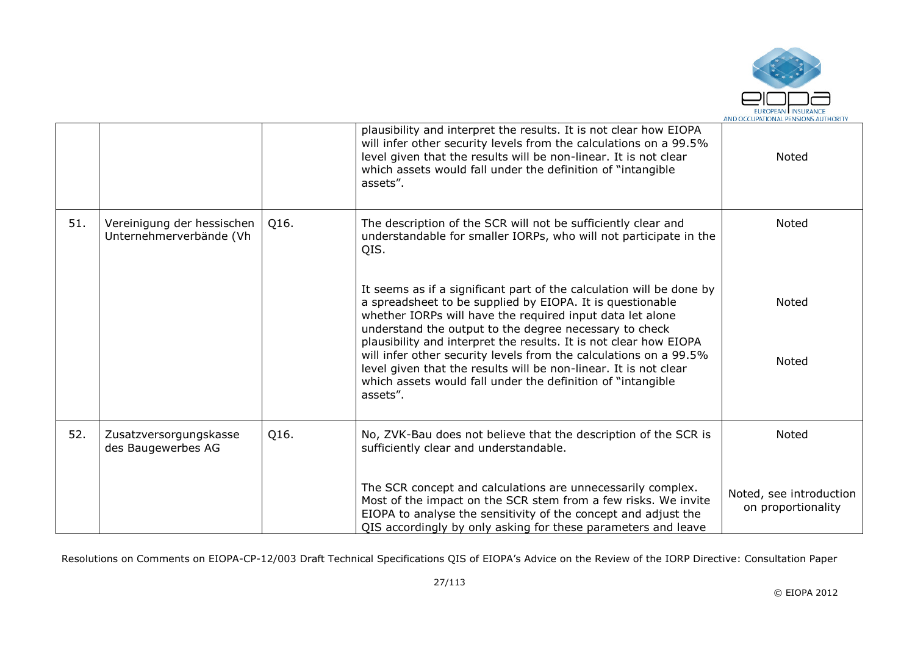|  |  |  | plausibility and interpret the results. It is not clear how EIOPA will infer other security levels from the calculations on a 99.5% level given that the results will be non-linear. It is not clear which assets would fall under the definition of "intangible assets". | Noted |
|---|---|---|---|---|
| 51. | Vereinigung der hessischen Unternehmerverbände (Vh | Q16. | The description of the SCR will not be sufficiently clear and understandable for smaller IORPs, who will not participate in the QIS. | Noted |
|  |  |  | It seems as if a significant part of the calculation will be done by a spreadsheet to be supplied by EIOPA. It is questionable whether IORPs will have the required input data let alone understand the output to the degree necessary to check plausibility and interpret the results. It is not clear how EIOPA will infer other security levels from the calculations on a 99.5% level given that the results will be non-linear. It is not clear which assets would fall under the definition of "intangible assets". | Noted<br><br>Noted |
| 52. | Zusatzversorgungskasse des Baugewerbes AG | Q16. | No, ZVK-Bau does not believe that the description of the SCR is sufficiently clear and understandable. | Noted |
|  |  |  | The SCR concept and calculations are unnecessarily complex. Most of the impact on the SCR stem from a few risks. We invite EIOPA to analyse the sensitivity of the concept and adjust the QIS accordingly by only asking for these parameters and leave | Noted, see introduction on proportionality |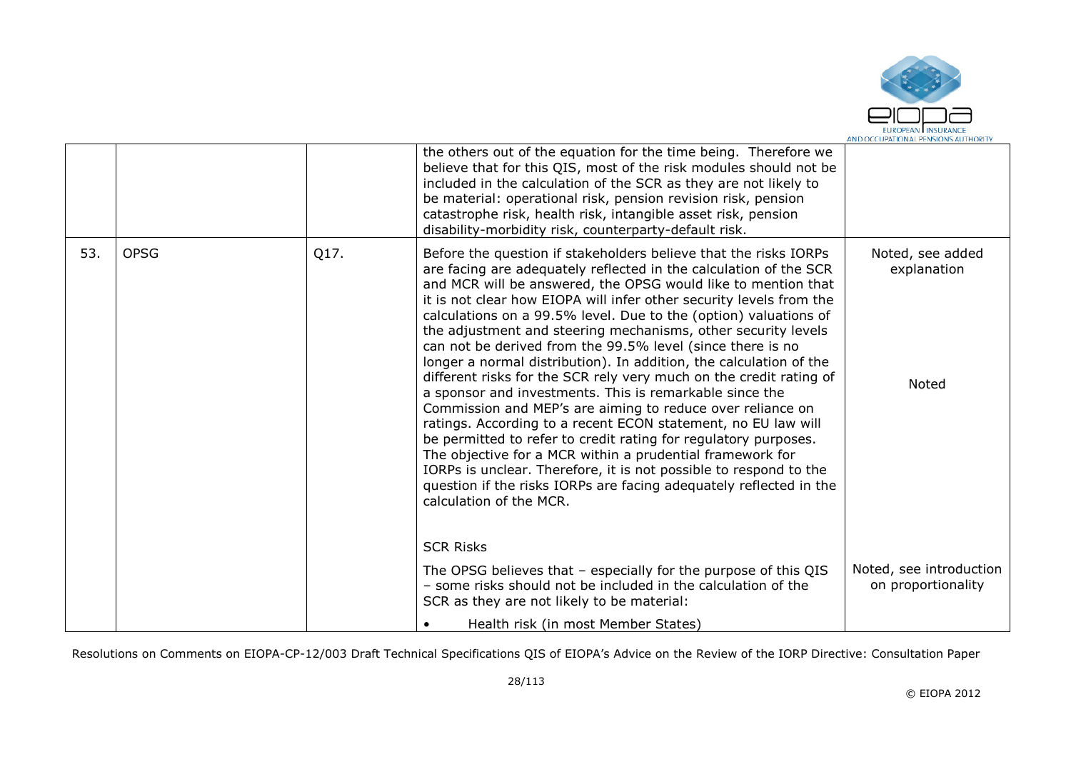| | | | | |
|---|---|---|---|---|
| | | | the others out of the equation for the time being. Therefore we believe that for this QIS, most of the risk modules should not be included in the calculation of the SCR as they are not likely to be material: operational risk, pension revision risk, pension catastrophe risk, health risk, intangible asset risk, pension disability-morbidity risk, counterparty-default risk. | |
| 53. | OPSG | Q17. | Before the question if stakeholders believe that the risks IORPs are facing are adequately reflected in the calculation of the SCR and MCR will be answered, the OPSG would like to mention that it is not clear how EIOPA will infer other security levels from the calculations on a 99.5% level. Due to the (option) valuations of the adjustment and steering mechanisms, other security levels can not be derived from the 99.5% level (since there is no longer a normal distribution). In addition, the calculation of the different risks for the SCR rely very much on the credit rating of a sponsor and investments. This is remarkable since the Commission and MEP's are aiming to reduce over reliance on ratings. According to a recent ECON statement, no EU law will be permitted to refer to credit rating for regulatory purposes. The objective for a MCR within a prudential framework for IORPs is unclear. Therefore, it is not possible to respond to the question if the risks IORPs are facing adequately reflected in the calculation of the MCR.<br><br>SCR Risks<br><br>The OPSG believes that – especially for the purpose of this QIS – some risks should not be included in the calculation of the SCR as they are not likely to be material:<br><br>• Health risk (in most Member States) | Noted, see added explanation<br><br>Noted<br><br>Noted, see introduction on proportionality |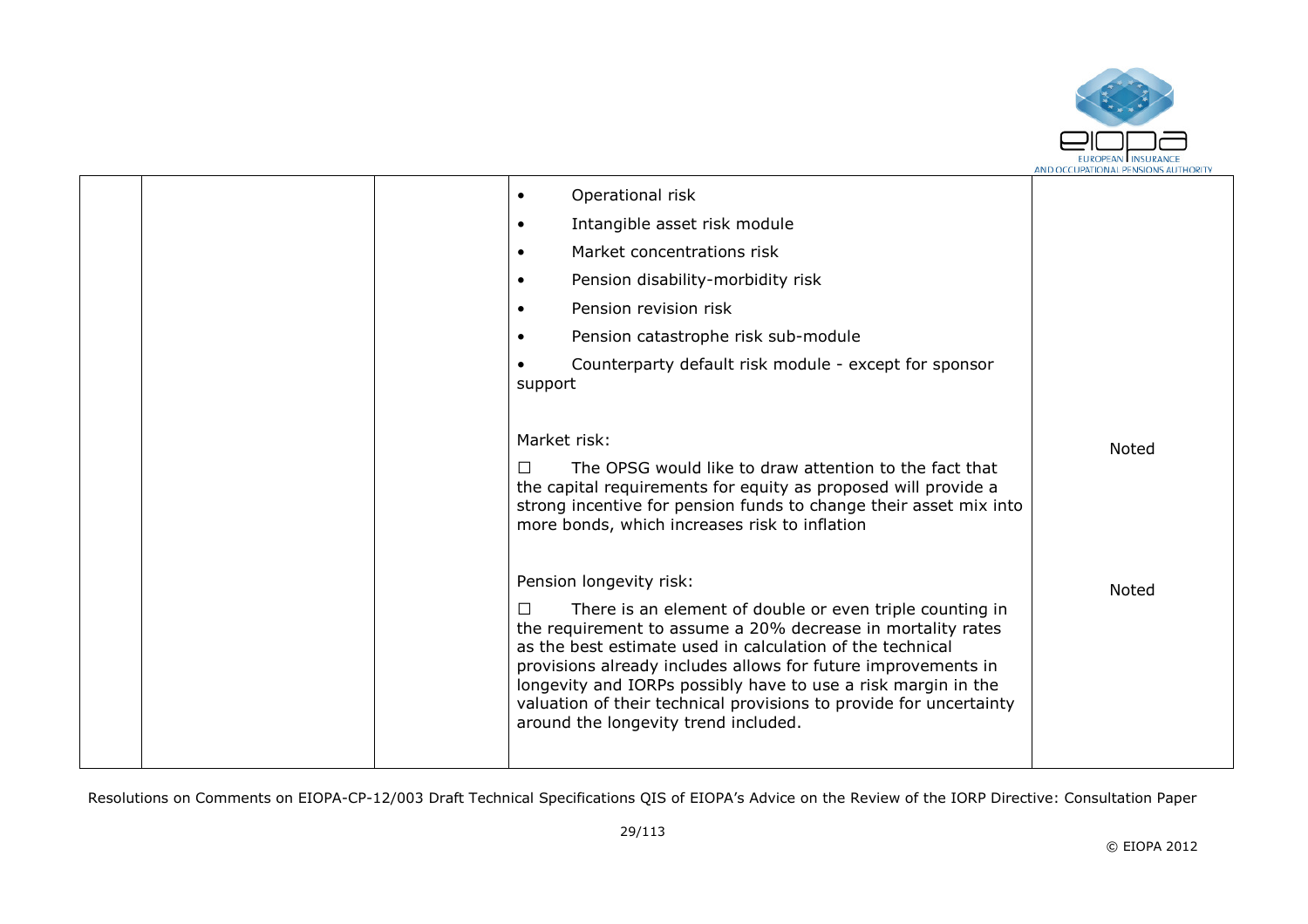| | | | • Operational risk<br>• Intangible asset risk module<br>• Market concentrations risk<br>• Pension disability-morbidity risk<br>• Pension revision risk<br>• Pension catastrophe risk sub-module<br>• Counterparty default risk module - except for sponsor support<br><br>Market risk:<br>☐ The OPSG would like to draw attention to the fact that the capital requirements for equity as proposed will provide a strong incentive for pension funds to change their asset mix into more bonds, which increases risk to inflation<br><br>Pension longevity risk:<br>☐ There is an element of double or even triple counting in the requirement to assume a 20% decrease in mortality rates as the best estimate used in calculation of the technical provisions already includes allows for future improvements in longevity and IORPs possibly have to use a risk margin in the valuation of their technical provisions to provide for uncertainty around the longevity trend included. | Noted<br><br>Noted |
|---|---|---|---|---|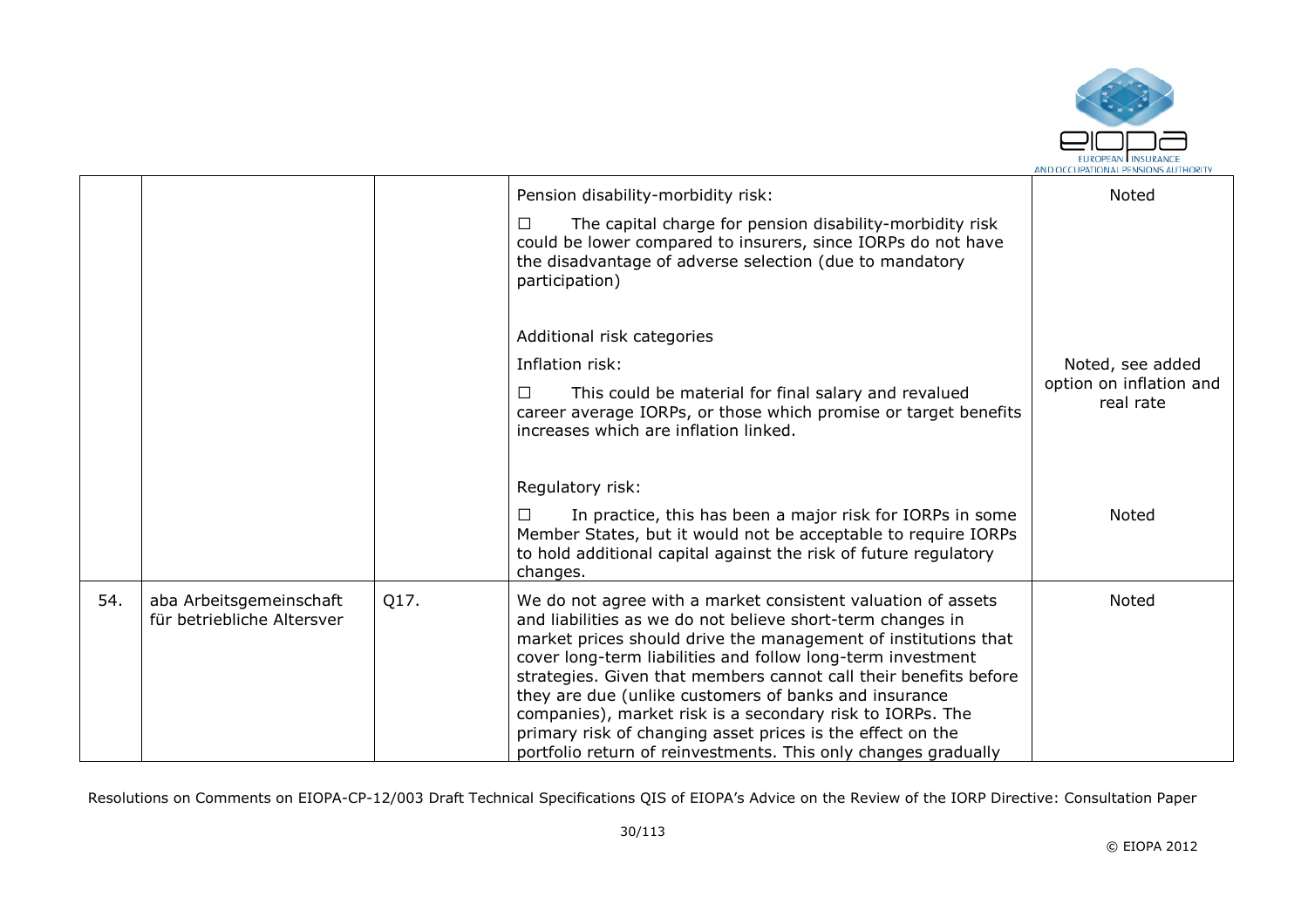| | | | | |
|---|---|---|---|---|
| | | | Pension disability-morbidity risk:<br><br>☐ The capital charge for pension disability-morbidity risk could be lower compared to insurers, since IORPs do not have the disadvantage of adverse selection (due to mandatory participation) | Noted |
| | | | Additional risk categories<br><br>Inflation risk:<br><br>☐ This could be material for final salary and revalued career average IORPs, or those which promise or target benefits increases which are inflation linked. | Noted, see added option on inflation and real rate |
| | | | Regulatory risk:<br><br>☐ In practice, this has been a major risk for IORPs in some Member States, but it would not be acceptable to require IORPs to hold additional capital against the risk of future regulatory changes. | Noted |
| 54. | aba Arbeitsgemeinschaft für betriebliche Altersver | Q17. | We do not agree with a market consistent valuation of assets and liabilities as we do not believe short-term changes in market prices should drive the management of institutions that cover long-term liabilities and follow long-term investment strategies. Given that members cannot call their benefits before they are due (unlike customers of banks and insurance companies), market risk is a secondary risk to IORPs. The primary risk of changing asset prices is the effect on the portfolio return of reinvestments. This only changes gradually | Noted |

Resolutions on Comments on EIOPA-CP-12/003 Draft Technical Specifications QIS of EIOPA's Advice on the Review of the IORP Directive: Consultation Paper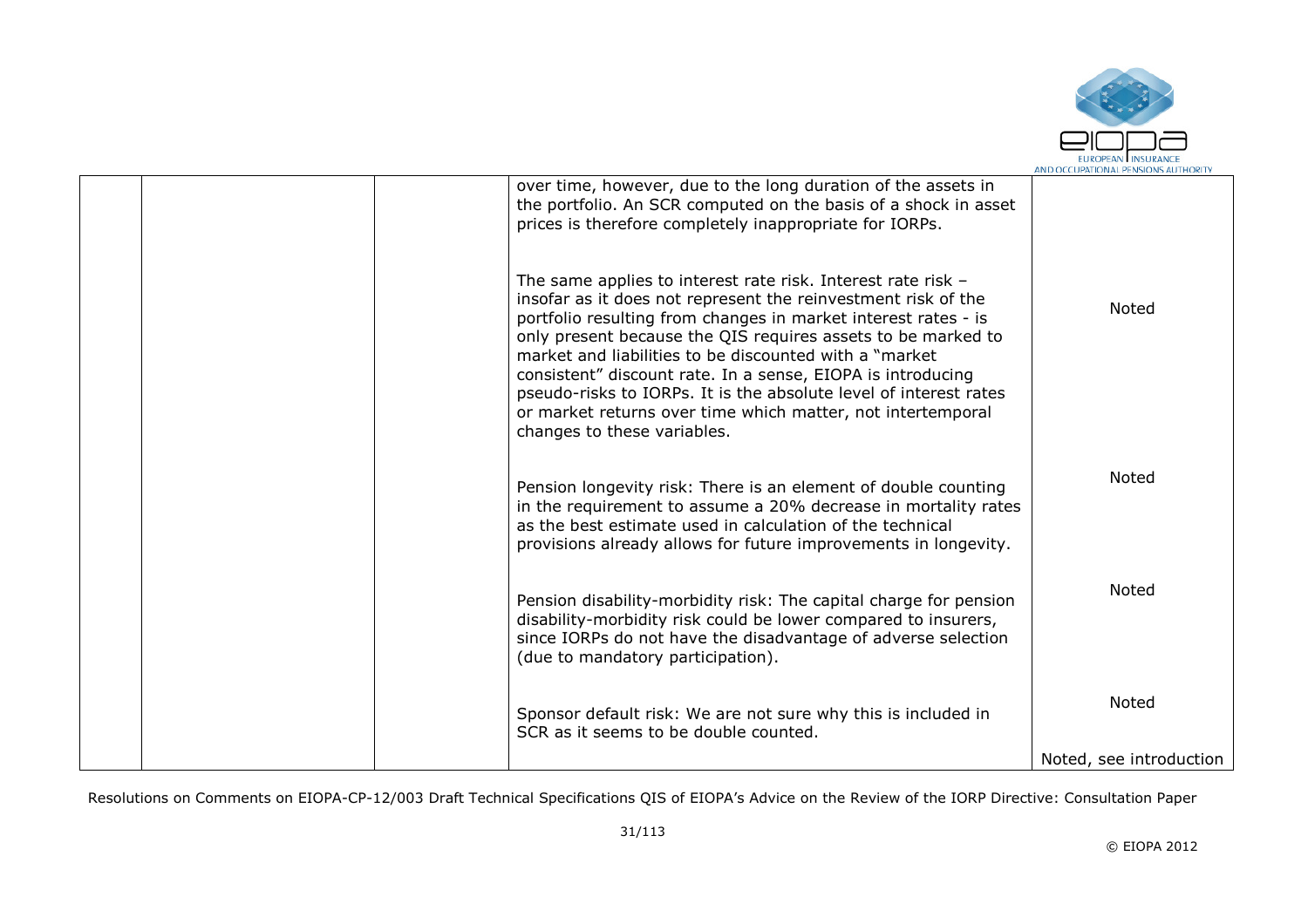|  |  |  | over time, however, due to the long duration of the assets in the portfolio. An SCR computed on the basis of a shock in asset prices is therefore completely inappropriate for IORPs. |  |
|---|---|---|---|---|
|  |  |  | The same applies to interest rate risk. Interest rate risk – insofar as it does not represent the reinvestment risk of the portfolio resulting from changes in market interest rates - is only present because the QIS requires assets to be marked to market and liabilities to be discounted with a "market consistent" discount rate. In a sense, EIOPA is introducing pseudo-risks to IORPs. It is the absolute level of interest rates or market returns over time which matter, not intertemporal changes to these variables. | Noted |
|  |  |  | Pension longevity risk: There is an element of double counting in the requirement to assume a 20% decrease in mortality rates as the best estimate used in calculation of the technical provisions already allows for future improvements in longevity. | Noted |
|  |  |  | Pension disability-morbidity risk: The capital charge for pension disability-morbidity risk could be lower compared to insurers, since IORPs do not have the disadvantage of adverse selection (due to mandatory participation). | Noted |
|  |  |  | Sponsor default risk: We are not sure why this is included in SCR as it seems to be double counted. | Noted |
|  |  |  |  | Noted, see introduction |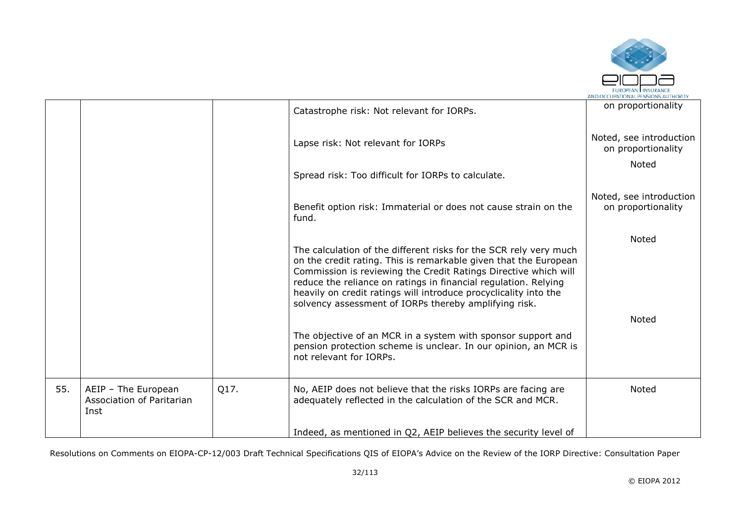| | | | | |
|---|---|---|---|---|
| | | | Catastrophe risk: Not relevant for IORPs.<br><br>Lapse risk: Not relevant for IORPs<br><br>Spread risk: Too difficult for IORPs to calculate.<br><br>Benefit option risk: Immaterial or does not cause strain on the fund.<br><br>The calculation of the different risks for the SCR rely very much on the credit rating. This is remarkable given that the European Commission is reviewing the Credit Ratings Directive which will reduce the reliance on ratings in financial regulation. Relying heavily on credit ratings will introduce procyclicality into the solvency assessment of IORPs thereby amplifying risk.<br><br>The objective of an MCR in a system with sponsor support and pension protection scheme is unclear. In our opinion, an MCR is not relevant for IORPs. | on proportionality<br><br>Noted, see introduction on proportionality<br><br>Noted<br><br>Noted, see introduction on proportionality<br><br>Noted<br><br>Noted |
| 55. | AEIP – The European Association of Paritarian Inst | Q17. | No, AEIP does not believe that the risks IORPs are facing are adequately reflected in the calculation of the SCR and MCR.<br><br>Indeed, as mentioned in Q2, AEIP believes the security level of | Noted |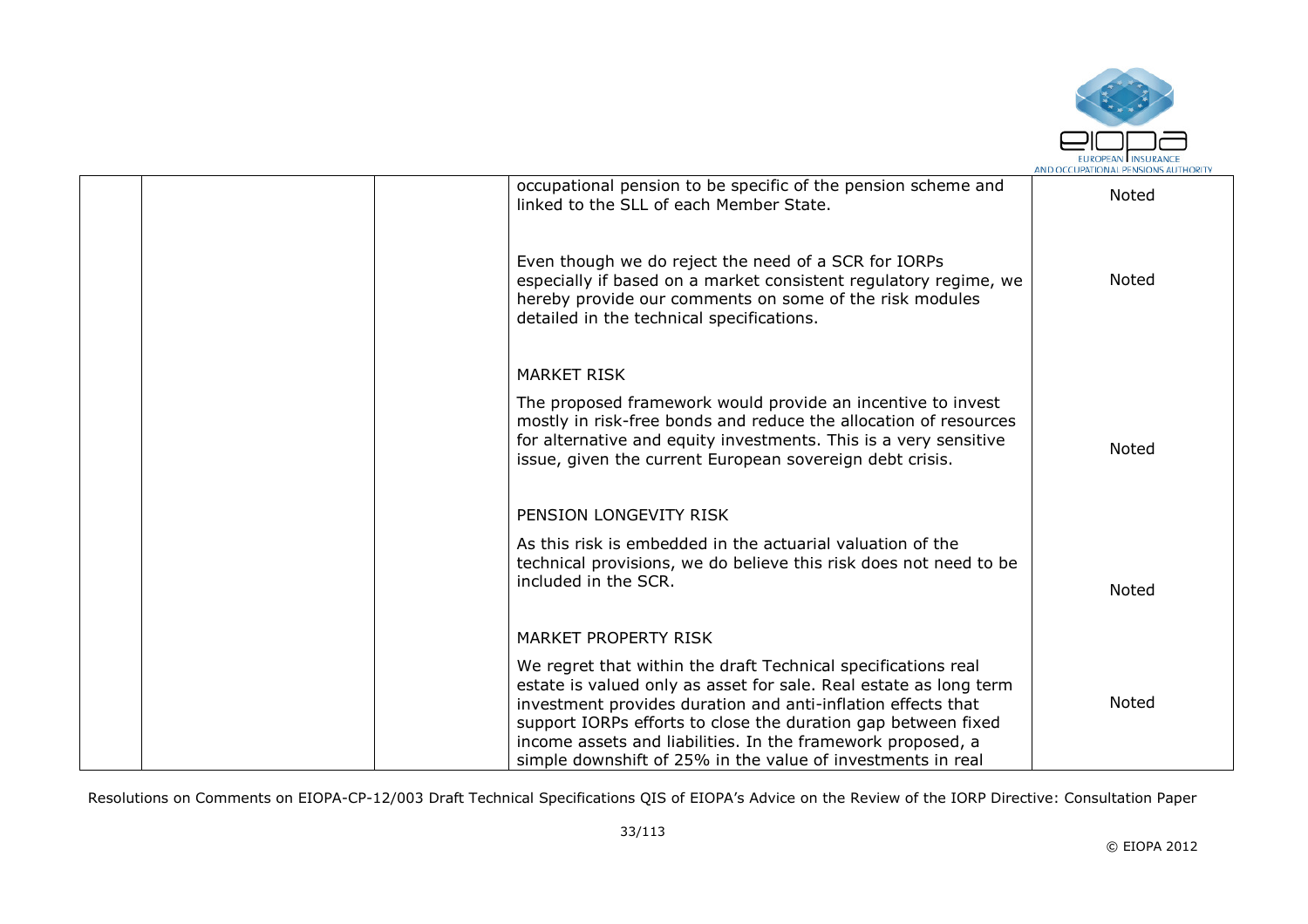|  |  |  | occupational pension to be specific of the pension scheme and linked to the SLL of each Member State. | Noted |
|---|---|---|---|---|
|  |  |  | Even though we do reject the need of a SCR for IORPs especially if based on a market consistent regulatory regime, we hereby provide our comments on some of the risk modules detailed in the technical specifications. | Noted |
|  |  |  | MARKET RISK<br><br>The proposed framework would provide an incentive to invest mostly in risk-free bonds and reduce the allocation of resources for alternative and equity investments. This is a very sensitive issue, given the current European sovereign debt crisis. | Noted |
|  |  |  | PENSION LONGEVITY RISK<br><br>As this risk is embedded in the actuarial valuation of the technical provisions, we do believe this risk does not need to be included in the SCR. | Noted |
|  |  |  | MARKET PROPERTY RISK<br><br>We regret that within the draft Technical specifications real estate is valued only as asset for sale. Real estate as long term investment provides duration and anti-inflation effects that support IORPs efforts to close the duration gap between fixed income assets and liabilities. In the framework proposed, a simple downshift of 25% in the value of investments in real | Noted |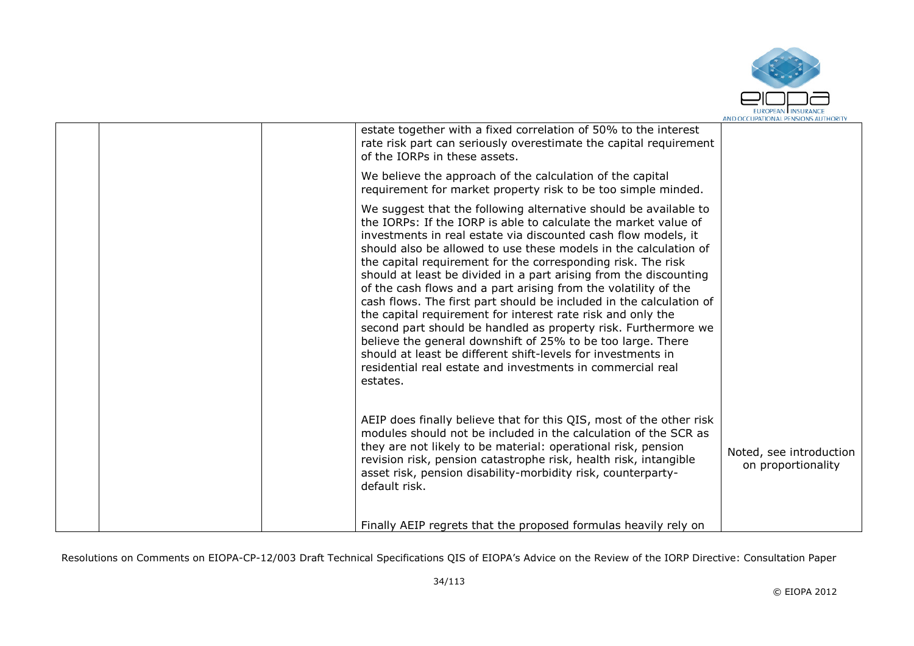| | | | | |
|---|---|---|---|---|
| | | | estate together with a fixed correlation of 50% to the interest rate risk part can seriously overestimate the capital requirement of the IORPs in these assets.<br><br>We believe the approach of the calculation of the capital requirement for market property risk to be too simple minded.<br><br>We suggest that the following alternative should be available to the IORPs: If the IORP is able to calculate the market value of investments in real estate via discounted cash flow models, it should also be allowed to use these models in the calculation of the capital requirement for the corresponding risk. The risk should at least be divided in a part arising from the discounting of the cash flows and a part arising from the volatility of the cash flows. The first part should be included in the calculation of the capital requirement for interest rate risk and only the second part should be handled as property risk. Furthermore we believe the general downshift of 25% to be too large. There should at least be different shift-levels for investments in residential real estate and investments in commercial real estates. | |
| | | | AEIP does finally believe that for this QIS, most of the other risk modules should not be included in the calculation of the SCR as they are not likely to be material: operational risk, pension revision risk, pension catastrophe risk, health risk, intangible asset risk, pension disability-morbidity risk, counterparty-default risk. | Noted, see introduction on proportionality |
| | | | Finally AEIP regrets that the proposed formulas heavily rely on | |

Resolutions on Comments on EIOPA-CP-12/003 Draft Technical Specifications QIS of EIOPA's Advice on the Review of the IORP Directive: Consultation Paper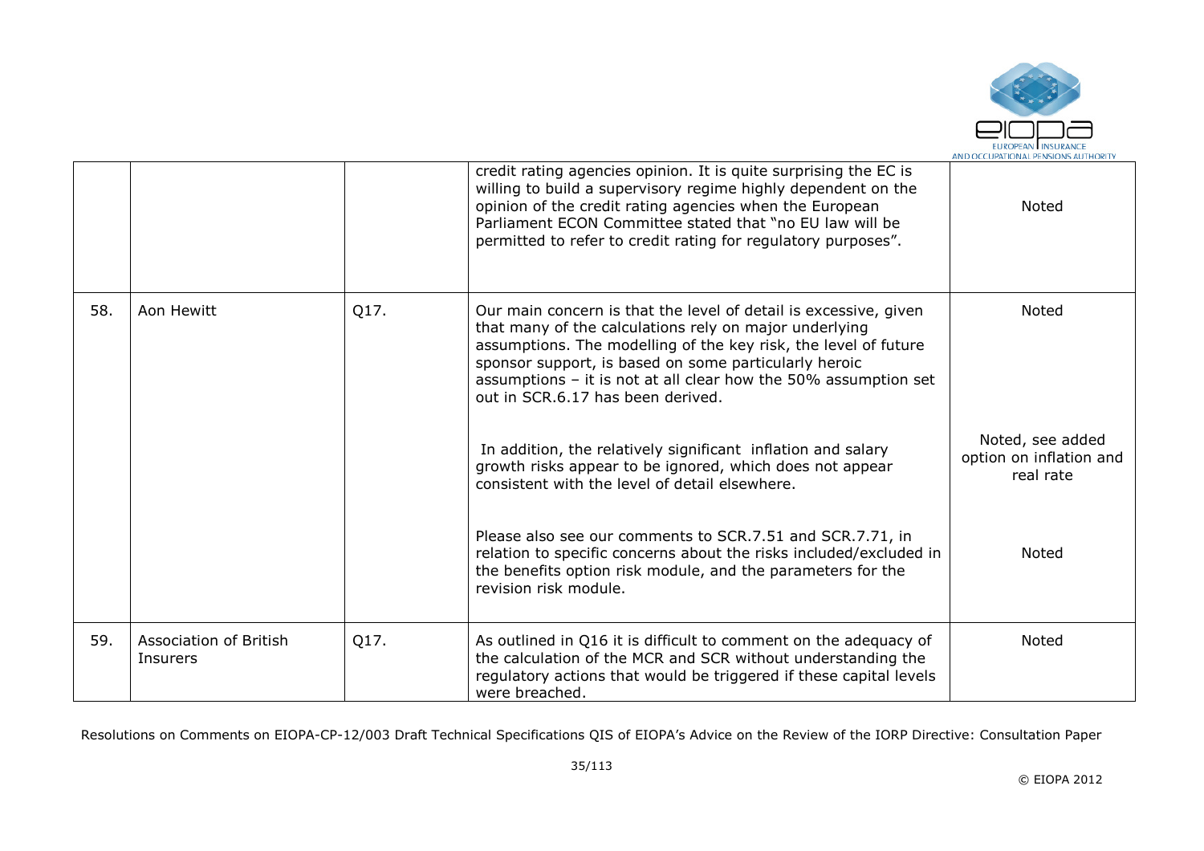| | | | | |
|---|---|---|---|---|
| | | | credit rating agencies opinion. It is quite surprising the EC is willing to build a supervisory regime highly dependent on the opinion of the credit rating agencies when the European Parliament ECON Committee stated that "no EU law will be permitted to refer to credit rating for regulatory purposes". | Noted |
| 58. | Aon Hewitt | Q17. | Our main concern is that the level of detail is excessive, given that many of the calculations rely on major underlying assumptions. The modelling of the key risk, the level of future sponsor support, is based on some particularly heroic assumptions – it is not at all clear how the 50% assumption set out in SCR.6.17 has been derived.<br><br>In addition, the relatively significant inflation and salary growth risks appear to be ignored, which does not appear consistent with the level of detail elsewhere.<br><br>Please also see our comments to SCR.7.51 and SCR.7.71, in relation to specific concerns about the risks included/excluded in the benefits option risk module, and the parameters for the revision risk module. | Noted<br><br>Noted, see added option on inflation and real rate<br><br>Noted |
| 59. | Association of British Insurers | Q17. | As outlined in Q16 it is difficult to comment on the adequacy of the calculation of the MCR and SCR without understanding the regulatory actions that would be triggered if these capital levels were breached. | Noted |

Resolutions on Comments on EIOPA-CP-12/003 Draft Technical Specifications QIS of EIOPA's Advice on the Review of the IORP Directive: Consultation Paper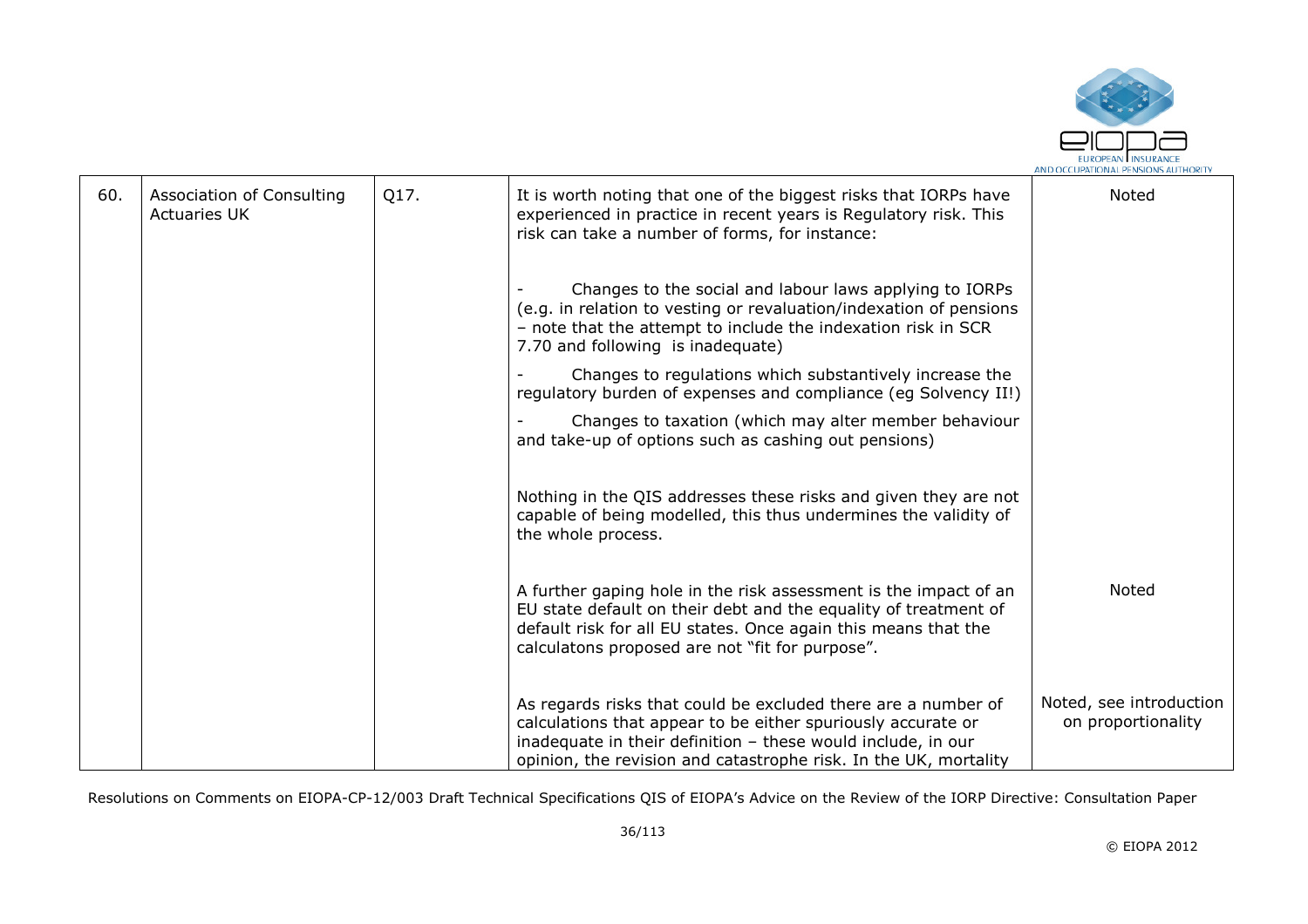| 60. | Association of Consulting Actuaries UK | Q17. | It is worth noting that one of the biggest risks that IORPs have experienced in practice in recent years is Regulatory risk. This risk can take a number of forms, for instance:<br><br>- Changes to the social and labour laws applying to IORPs (e.g. in relation to vesting or revaluation/indexation of pensions – note that the attempt to include the indexation risk in SCR 7.70 and following is inadequate)<br>- Changes to regulations which substantively increase the regulatory burden of expenses and compliance (eg Solvency II!)<br>- Changes to taxation (which may alter member behaviour and take-up of options such as cashing out pensions)<br><br>Nothing in the QIS addresses these risks and given they are not capable of being modelled, this thus undermines the validity of the whole process. | Noted |
|---|---|---|---|---|
| | | | A further gaping hole in the risk assessment is the impact of an EU state default on their debt and the equality of treatment of default risk for all EU states. Once again this means that the calculatons proposed are not "fit for purpose". | Noted |
| | | | As regards risks that could be excluded there are a number of calculations that appear to be either spuriously accurate or inadequate in their definition – these would include, in our opinion, the revision and catastrophe risk. In the UK, mortality | Noted, see introduction on proportionality |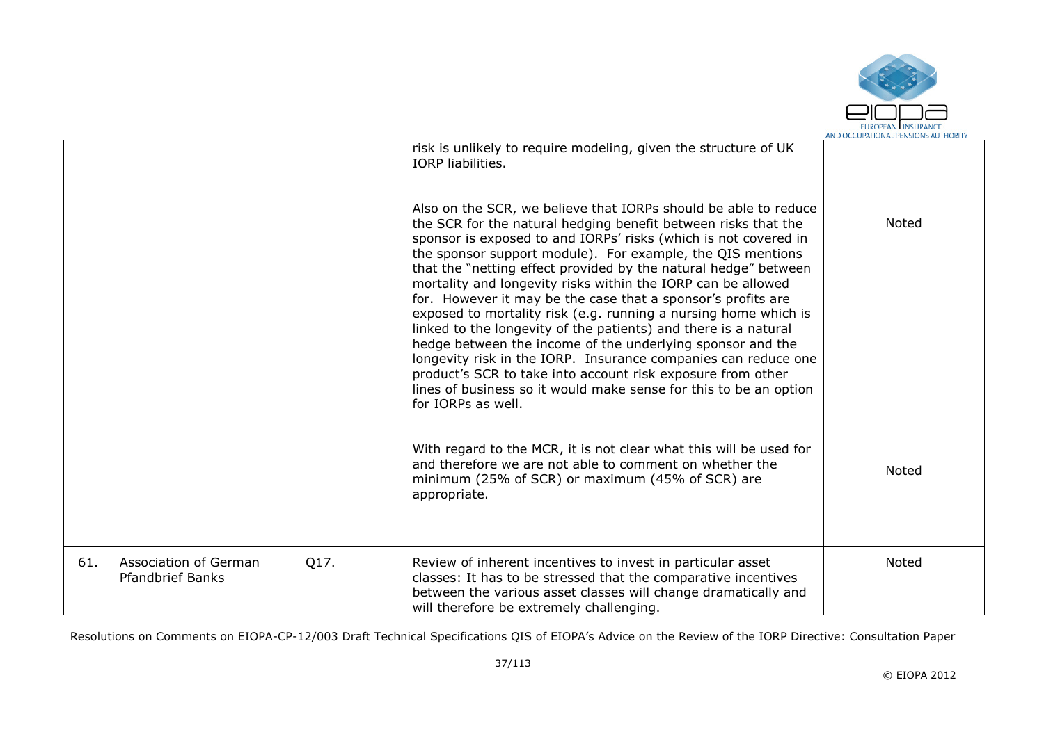| | | | | |
|---|---|---|---|---|
| | | | risk is unlikely to require modeling, given the structure of UK IORP liabilities. | |
| | | | Also on the SCR, we believe that IORPs should be able to reduce the SCR for the natural hedging benefit between risks that the sponsor is exposed to and IORPs' risks (which is not covered in the sponsor support module). For example, the QIS mentions that the "netting effect provided by the natural hedge" between mortality and longevity risks within the IORP can be allowed for. However it may be the case that a sponsor's profits are exposed to mortality risk (e.g. running a nursing home which is linked to the longevity of the patients) and there is a natural hedge between the income of the underlying sponsor and the longevity risk in the IORP. Insurance companies can reduce one product's SCR to take into account risk exposure from other lines of business so it would make sense for this to be an option for IORPs as well. | Noted |
| | | | With regard to the MCR, it is not clear what this will be used for and therefore we are not able to comment on whether the minimum (25% of SCR) or maximum (45% of SCR) are appropriate. | Noted |
| 61. | Association of German Pfandbrief Banks | Q17. | Review of inherent incentives to invest in particular asset classes: It has to be stressed that the comparative incentives between the various asset classes will change dramatically and will therefore be extremely challenging. | Noted |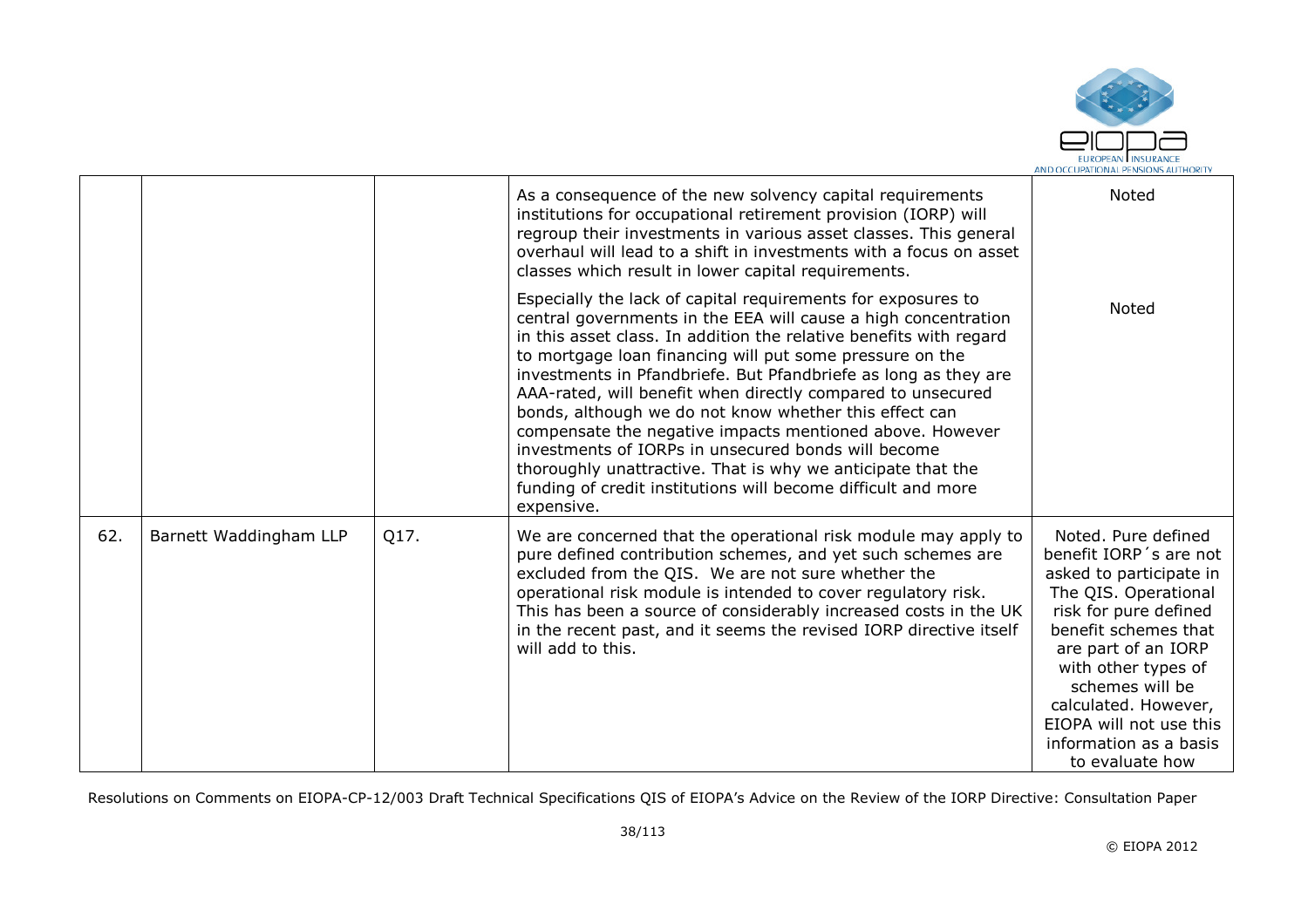| | | | | |
|---|---|---|---|---|
| | | | As a consequence of the new solvency capital requirements institutions for occupational retirement provision (IORP) will regroup their investments in various asset classes. This general overhaul will lead to a shift in investments with a focus on asset classes which result in lower capital requirements. | Noted |
| | | | Especially the lack of capital requirements for exposures to central governments in the EEA will cause a high concentration in this asset class. In addition the relative benefits with regard to mortgage loan financing will put some pressure on the investments in Pfandbriefe. But Pfandbriefe as long as they are AAA-rated, will benefit when directly compared to unsecured bonds, although we do not know whether this effect can compensate the negative impacts mentioned above. However investments of IORPs in unsecured bonds will become thoroughly unattractive. That is why we anticipate that the funding of credit institutions will become difficult and more expensive. | Noted |
| 62. | Barnett Waddingham LLP | Q17. | We are concerned that the operational risk module may apply to pure defined contribution schemes, and yet such schemes are excluded from the QIS. We are not sure whether the operational risk module is intended to cover regulatory risk. This has been a source of considerably increased costs in the UK in the recent past, and it seems the revised IORP directive itself will add to this. | Noted. Pure defined benefit IORP´s are not asked to participate in The QIS. Operational risk for pure defined benefit schemes that are part of an IORP with other types of schemes will be calculated. However, EIOPA will not use this information as a basis to evaluate how |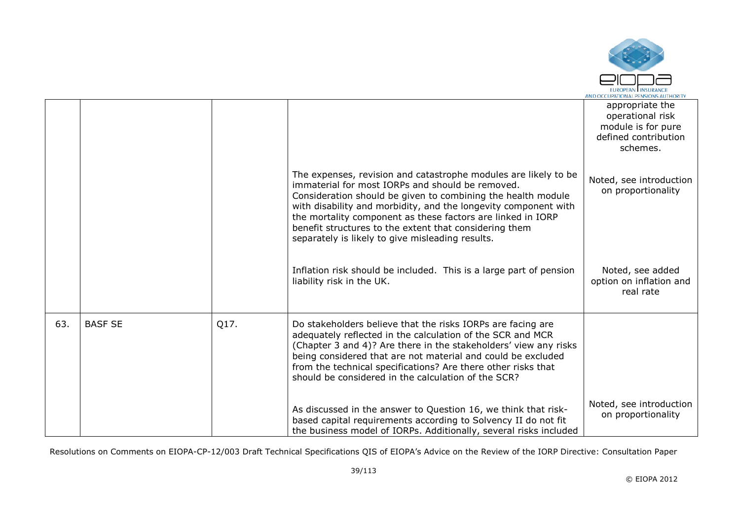| | | | | |
|---|---|---|---|---|
| | | | | appropriate the operational risk module is for pure defined contribution schemes. |
| | | | The expenses, revision and catastrophe modules are likely to be immaterial for most IORPs and should be removed. Consideration should be given to combining the health module with disability and morbidity, and the longevity component with the mortality component as these factors are linked in IORP benefit structures to the extent that considering them separately is likely to give misleading results. | Noted, see introduction on proportionality |
| | | | Inflation risk should be included. This is a large part of pension liability risk in the UK. | Noted, see added option on inflation and real rate |
| 63. | BASF SE | Q17. | Do stakeholders believe that the risks IORPs are facing are adequately reflected in the calculation of the SCR and MCR (Chapter 3 and 4)? Are there in the stakeholders' view any risks being considered that are not material and could be excluded from the technical specifications? Are there other risks that should be considered in the calculation of the SCR? | |
| | | | As discussed in the answer to Question 16, we think that risk-based capital requirements according to Solvency II do not fit the business model of IORPs. Additionally, several risks included | Noted, see introduction on proportionality |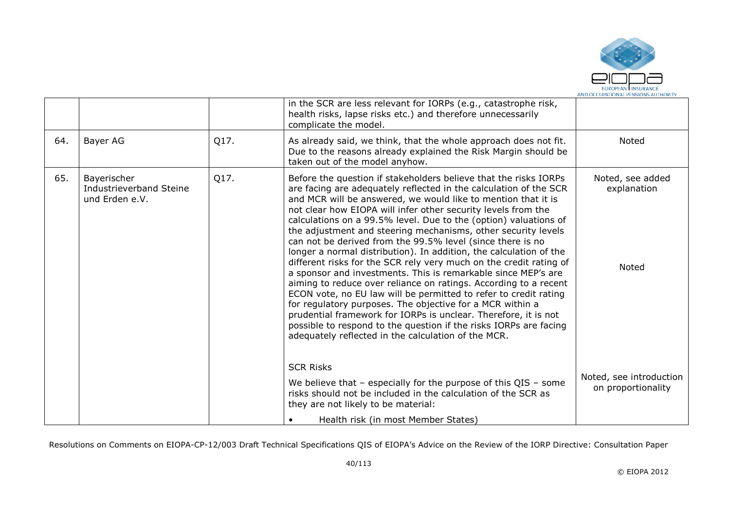| | | | | |
|---|---|---|---|---|
| | | | in the SCR are less relevant for IORPs (e.g., catastrophe risk, health risks, lapse risks etc.) and therefore unnecessarily complicate the model. | |
| 64. | Bayer AG | Q17. | As already said, we think, that the whole approach does not fit. Due to the reasons already explained the Risk Margin should be taken out of the model anyhow. | Noted |
| 65. | Bayerischer Industrieverband Steine und Erden e.V. | Q17. | Before the question if stakeholders believe that the risks IORPs are facing are adequately reflected in the calculation of the SCR and MCR will be answered, we would like to mention that it is not clear how EIOPA will infer other security levels from the calculations on a 99.5% level. Due to the (option) valuations of the adjustment and steering mechanisms, other security levels can not be derived from the 99.5% level (since there is no longer a normal distribution). In addition, the calculation of the different risks for the SCR rely very much on the credit rating of a sponsor and investments. This is remarkable since MEP's are aiming to reduce over reliance on ratings. According to a recent ECON vote, no EU law will be permitted to refer to credit rating for regulatory purposes. The objective for a MCR within a prudential framework for IORPs is unclear. Therefore, it is not possible to respond to the question if the risks IORPs are facing adequately reflected in the calculation of the MCR.<br><br>SCR Risks<br>We believe that – especially for the purpose of this QIS – some risks should not be included in the calculation of the SCR as they are not likely to be material:<br>• Health risk (in most Member States) | Noted, see added explanation<br><br>Noted<br><br>Noted, see introduction on proportionality |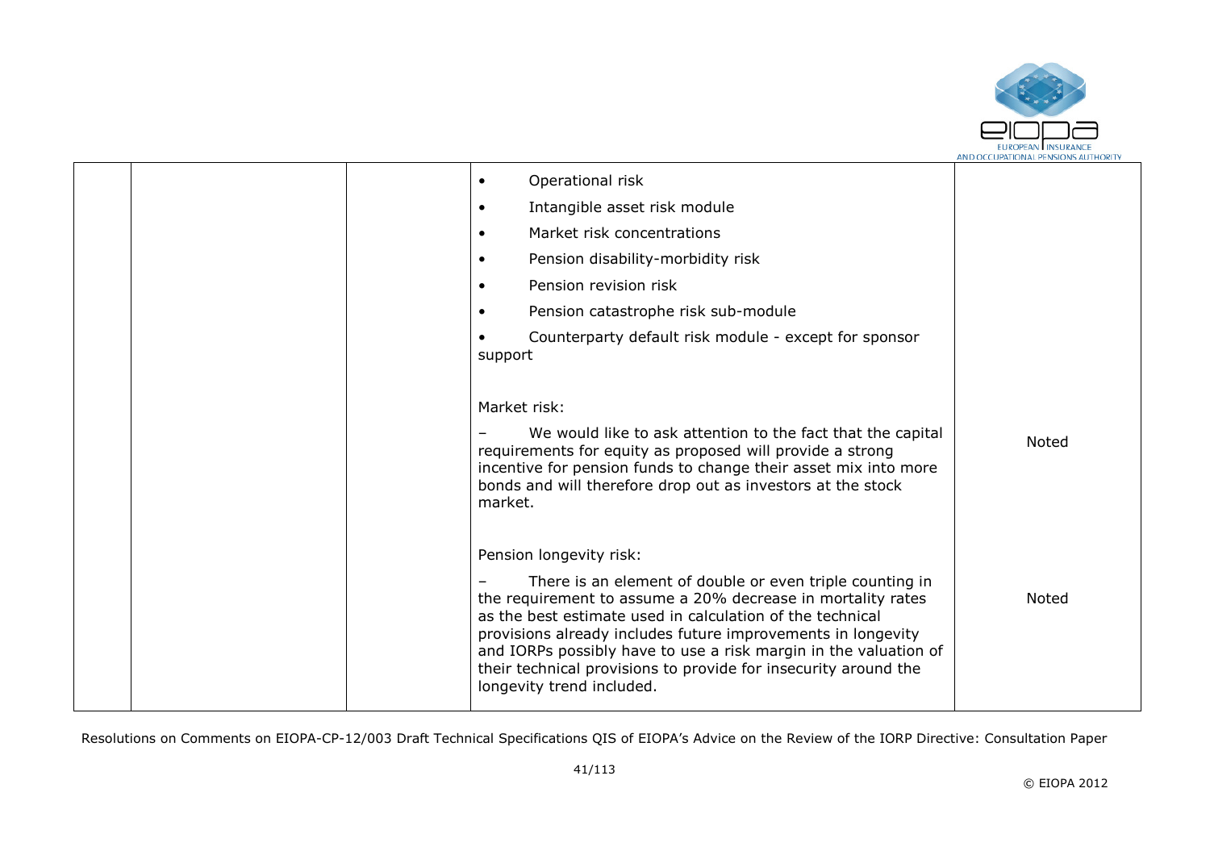| | | | | |
|---|---|---|---|---|
| | | | • Operational risk<br>• Intangible asset risk module<br>• Market risk concentrations<br>• Pension disability-morbidity risk<br>• Pension revision risk<br>• Pension catastrophe risk sub-module<br>• Counterparty default risk module - except for sponsor support | |
| | | | Market risk:<br>– We would like to ask attention to the fact that the capital requirements for equity as proposed will provide a strong incentive for pension funds to change their asset mix into more bonds and will therefore drop out as investors at the stock market. | Noted |
| | | | Pension longevity risk:<br>– There is an element of double or even triple counting in the requirement to assume a 20% decrease in mortality rates as the best estimate used in calculation of the technical provisions already includes future improvements in longevity and IORPs possibly have to use a risk margin in the valuation of their technical provisions to provide for insecurity around the longevity trend included. | Noted |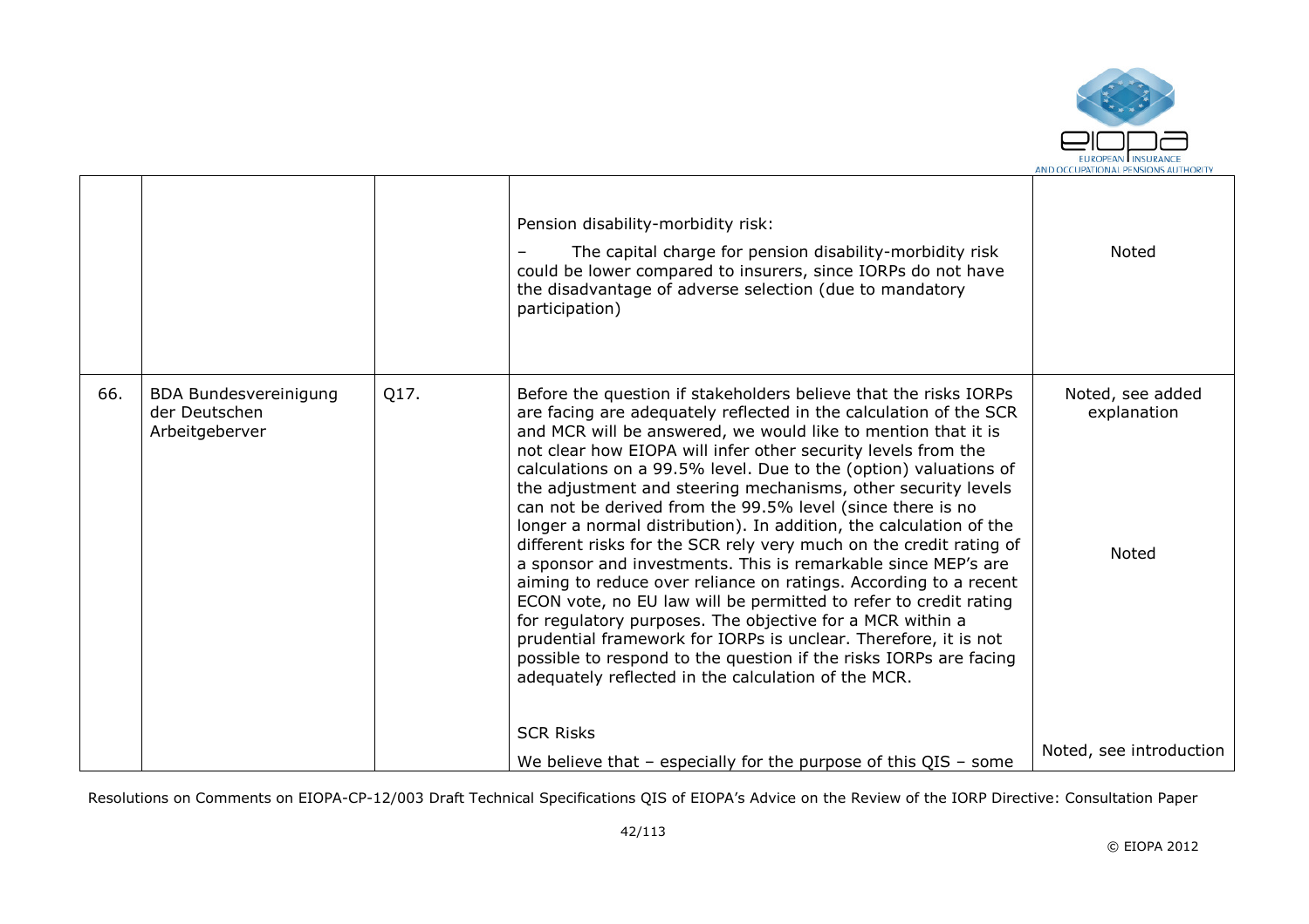|  |  |  |  |  |
|---|---|---|---|---|
|  |  |  | Pension disability-morbidity risk:<br>– The capital charge for pension disability-morbidity risk could be lower compared to insurers, since IORPs do not have the disadvantage of adverse selection (due to mandatory participation) | Noted |
| 66. | BDA Bundesvereinigung der Deutschen Arbeitgeberver | Q17. | Before the question if stakeholders believe that the risks IORPs are facing are adequately reflected in the calculation of the SCR and MCR will be answered, we would like to mention that it is not clear how EIOPA will infer other security levels from the calculations on a 99.5% level. Due to the (option) valuations of the adjustment and steering mechanisms, other security levels can not be derived from the 99.5% level (since there is no longer a normal distribution). In addition, the calculation of the different risks for the SCR rely very much on the credit rating of a sponsor and investments. This is remarkable since MEP's are aiming to reduce over reliance on ratings. According to a recent ECON vote, no EU law will be permitted to refer to credit rating for regulatory purposes. The objective for a MCR within a prudential framework for IORPs is unclear. Therefore, it is not possible to respond to the question if the risks IORPs are facing adequately reflected in the calculation of the MCR.<br><br>SCR Risks<br>We believe that – especially for the purpose of this QIS – some | Noted, see added explanation<br><br>Noted<br><br>Noted, see introduction |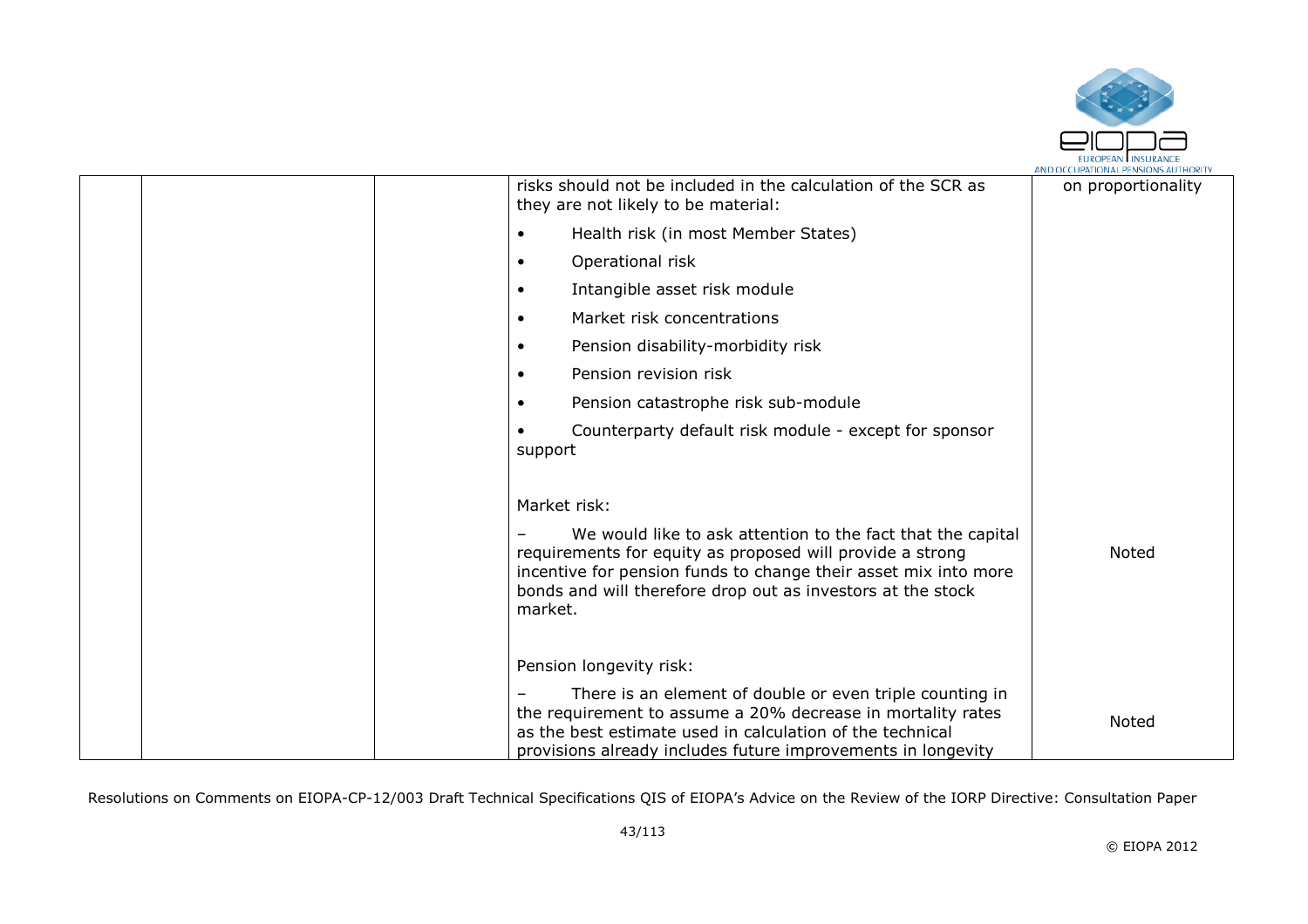|  |  |  | risks should not be included in the calculation of the SCR as they are not likely to be material:<br><br>• Health risk (in most Member States)<br>• Operational risk<br>• Intangible asset risk module<br>• Market risk concentrations<br>• Pension disability-morbidity risk<br>• Pension revision risk<br>• Pension catastrophe risk sub-module<br>• Counterparty default risk module - except for sponsor support | on proportionality |
|---|---|---|---|---|
|  |  |  | Market risk:<br><br>– We would like to ask attention to the fact that the capital requirements for equity as proposed will provide a strong incentive for pension funds to change their asset mix into more bonds and will therefore drop out as investors at the stock market. | Noted |
|  |  |  | Pension longevity risk:<br><br>– There is an element of double or even triple counting in the requirement to assume a 20% decrease in mortality rates as the best estimate used in calculation of the technical provisions already includes future improvements in longevity | Noted |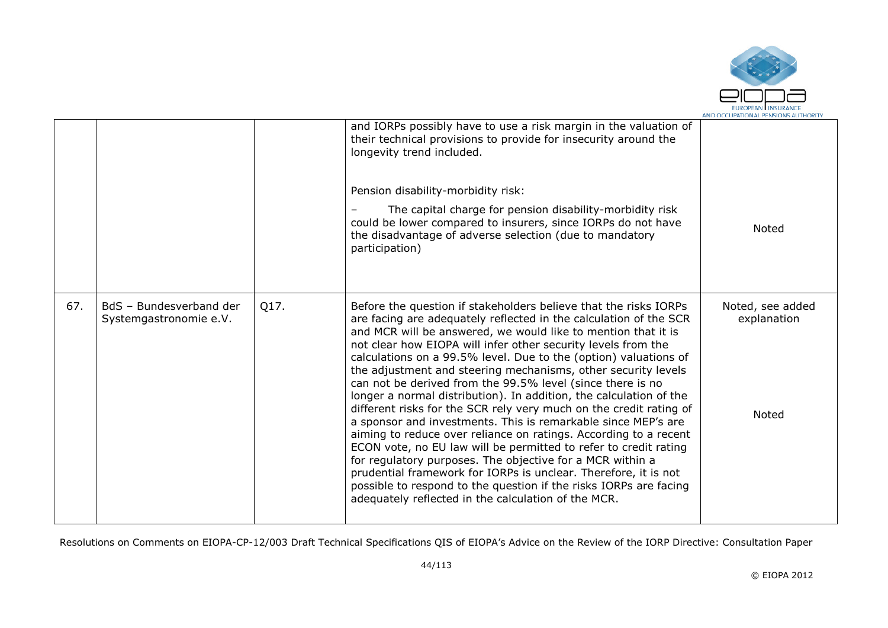| | | | | |
|---|---|---|---|---|
| | | | and IORPs possibly have to use a risk margin in the valuation of their technical provisions to provide for insecurity around the longevity trend included.<br><br>Pension disability-morbidity risk:<br><br>– The capital charge for pension disability-morbidity risk could be lower compared to insurers, since IORPs do not have the disadvantage of adverse selection (due to mandatory participation) | Noted |
| 67. | BdS – Bundesverband der Systemgastronomie e.V. | Q17. | Before the question if stakeholders believe that the risks IORPs are facing are adequately reflected in the calculation of the SCR and MCR will be answered, we would like to mention that it is not clear how EIOPA will infer other security levels from the calculations on a 99.5% level. Due to the (option) valuations of the adjustment and steering mechanisms, other security levels can not be derived from the 99.5% level (since there is no longer a normal distribution). In addition, the calculation of the different risks for the SCR rely very much on the credit rating of a sponsor and investments. This is remarkable since MEP's are aiming to reduce over reliance on ratings. According to a recent ECON vote, no EU law will be permitted to refer to credit rating for regulatory purposes. The objective for a MCR within a prudential framework for IORPs is unclear. Therefore, it is not possible to respond to the question if the risks IORPs are facing adequately reflected in the calculation of the MCR. | Noted, see added explanation<br><br>Noted |

Resolutions on Comments on EIOPA-CP-12/003 Draft Technical Specifications QIS of EIOPA's Advice on the Review of the IORP Directive: Consultation Paper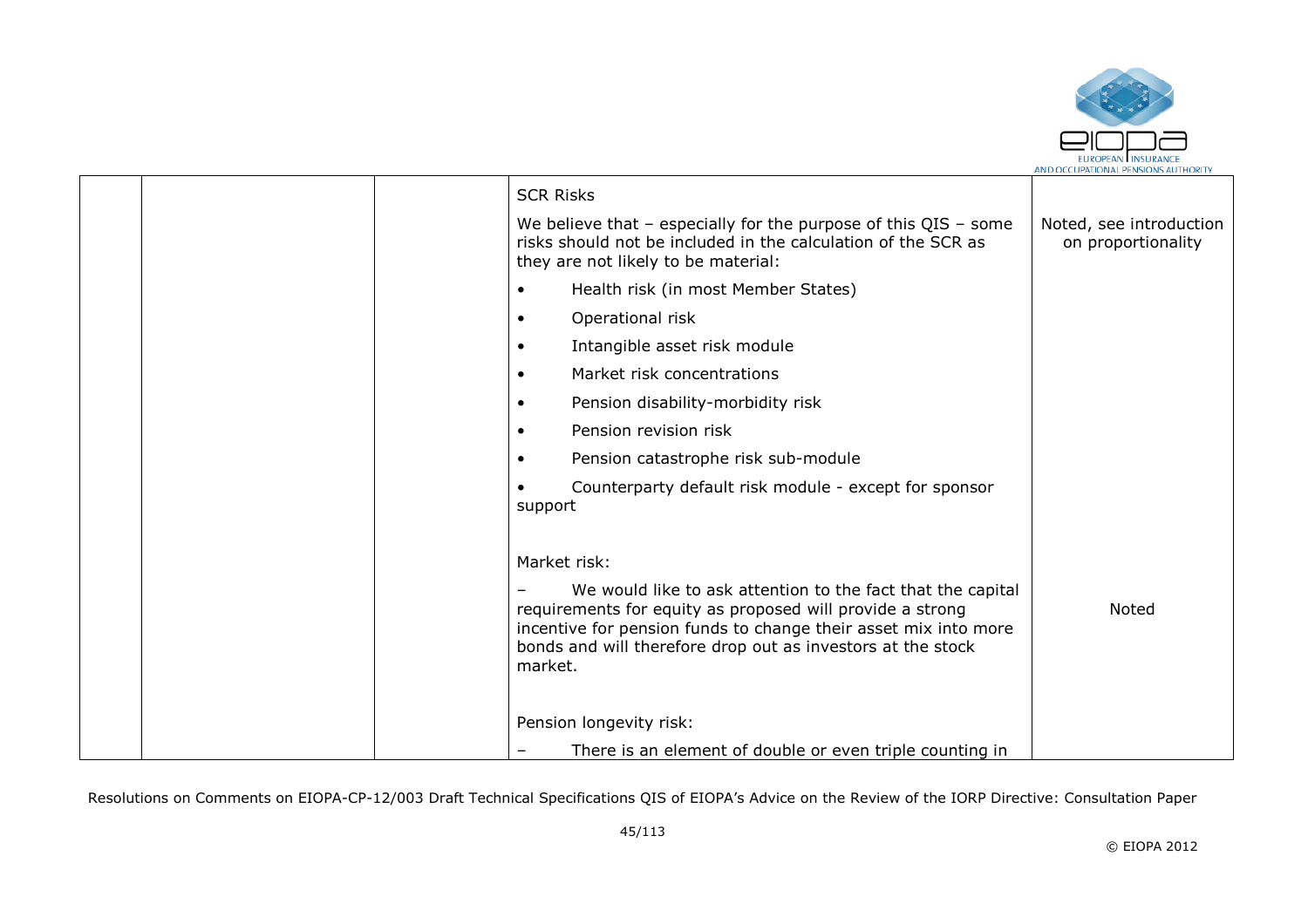| | | | | |
|---|---|---|---|---|
| | | | SCR Risks<br><br>We believe that – especially for the purpose of this QIS – some risks should not be included in the calculation of the SCR as they are not likely to be material:<br><br>• Health risk (in most Member States)<br>• Operational risk<br>• Intangible asset risk module<br>• Market risk concentrations<br>• Pension disability-morbidity risk<br>• Pension revision risk<br>• Pension catastrophe risk sub-module<br>• Counterparty default risk module - except for sponsor support | Noted, see introduction on proportionality |
| | | | Market risk:<br><br>– We would like to ask attention to the fact that the capital requirements for equity as proposed will provide a strong incentive for pension funds to change their asset mix into more bonds and will therefore drop out as investors at the stock market. | Noted |
| | | | Pension longevity risk:<br><br>– There is an element of double or even triple counting in | |

Resolutions on Comments on EIOPA-CP-12/003 Draft Technical Specifications QIS of EIOPA's Advice on the Review of the IORP Directive: Consultation Paper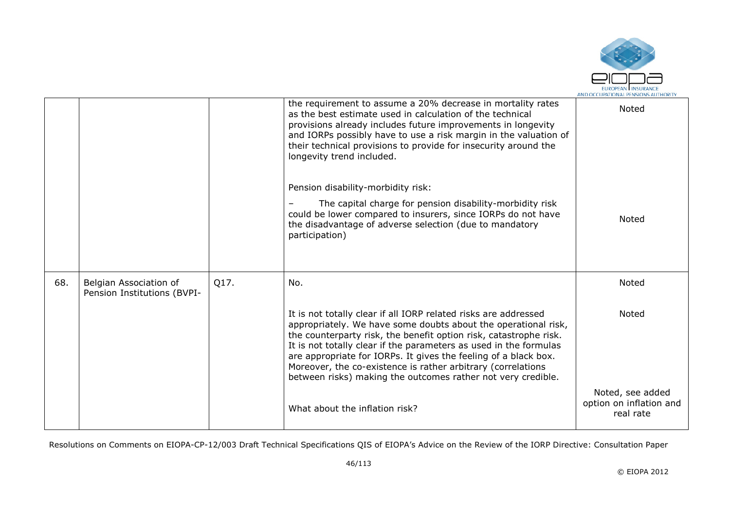|  |  |  |  |  |
|---|---|---|---|---|
|  |  |  | the requirement to assume a 20% decrease in mortality rates as the best estimate used in calculation of the technical provisions already includes future improvements in longevity and IORPs possibly have to use a risk margin in the valuation of their technical provisions to provide for insecurity around the longevity trend included.<br><br>Pension disability-morbidity risk:<br><br>– The capital charge for pension disability-morbidity risk could be lower compared to insurers, since IORPs do not have the disadvantage of adverse selection (due to mandatory participation) | Noted<br><br><br><br><br>Noted |
| 68. | Belgian Association of Pension Institutions (BVPI- | Q17. | No.<br><br>It is not totally clear if all IORP related risks are addressed appropriately. We have some doubts about the operational risk, the counterparty risk, the benefit option risk, catastrophe risk. It is not totally clear if the parameters as used in the formulas are appropriate for IORPs. It gives the feeling of a black box. Moreover, the co-existence is rather arbitrary (correlations between risks) making the outcomes rather not very credible.<br><br>What about the inflation risk? | Noted<br><br>Noted<br><br><br><br><br>Noted, see added option on inflation and real rate |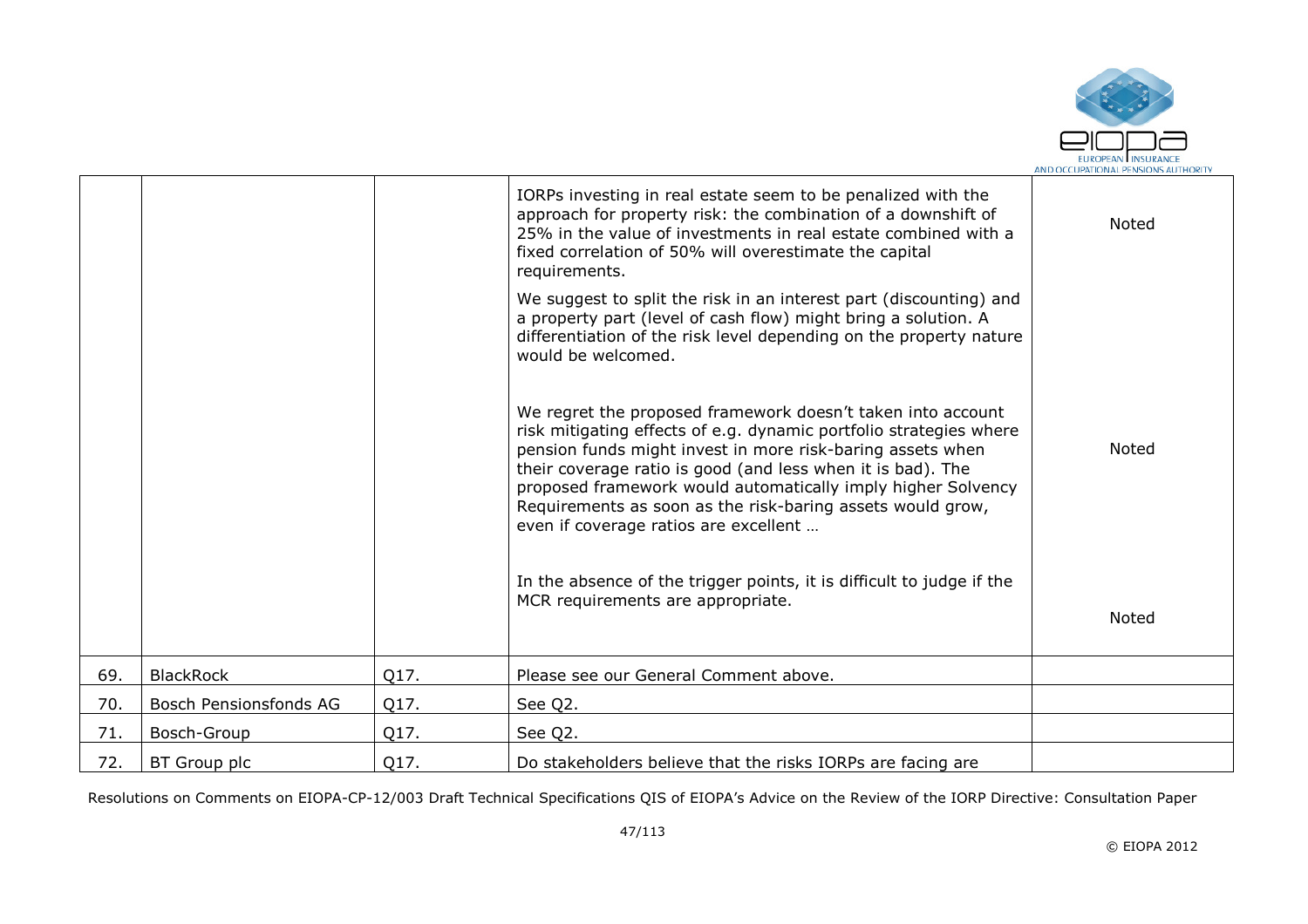|  |  |  |  |  |
|---|---|---|---|---|
|  |  |  | IORPs investing in real estate seem to be penalized with the approach for property risk: the combination of a downshift of 25% in the value of investments in real estate combined with a fixed correlation of 50% will overestimate the capital requirements.<br><br>We suggest to split the risk in an interest part (discounting) and a property part (level of cash flow) might bring a solution. A differentiation of the risk level depending on the property nature would be welcomed. | Noted |
|  |  |  | We regret the proposed framework doesn't taken into account risk mitigating effects of e.g. dynamic portfolio strategies where pension funds might invest in more risk-baring assets when their coverage ratio is good (and less when it is bad). The proposed framework would automatically imply higher Solvency Requirements as soon as the risk-baring assets would grow, even if coverage ratios are excellent … | Noted |
|  |  |  | In the absence of the trigger points, it is difficult to judge if the MCR requirements are appropriate. | Noted |
| 69. | BlackRock | Q17. | Please see our General Comment above. |  |
| 70. | Bosch Pensionsfonds AG | Q17. | See Q2. |  |
| 71. | Bosch-Group | Q17. | See Q2. |  |
| 72. | BT Group plc | Q17. | Do stakeholders believe that the risks IORPs are facing are |  |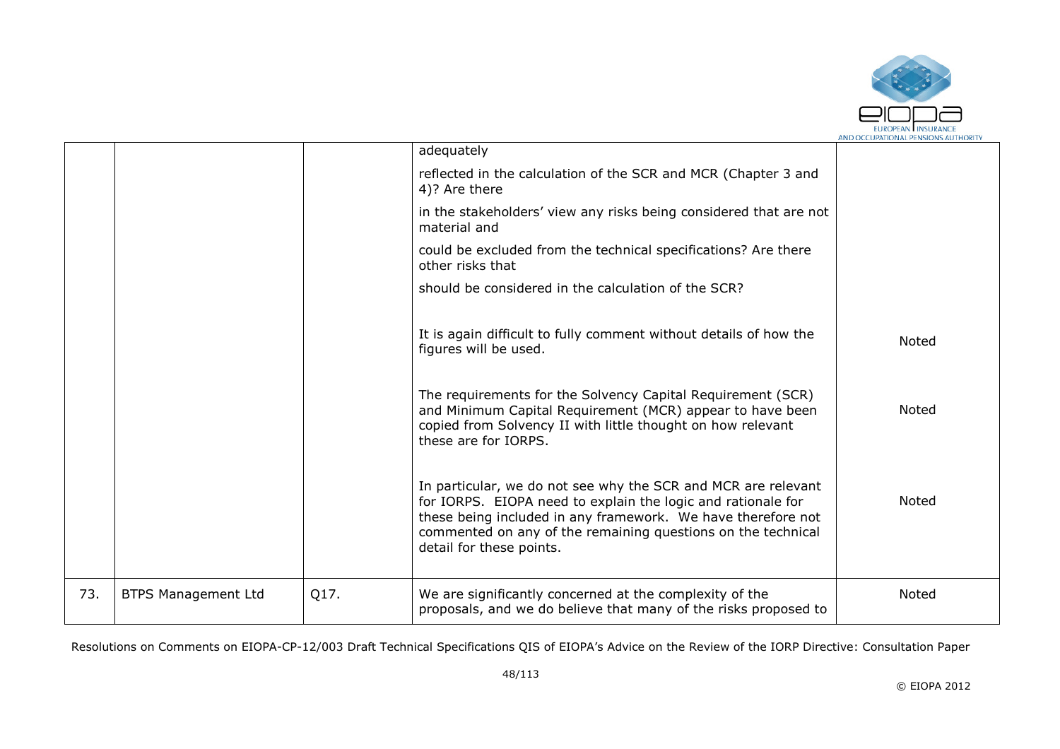| | | | adequately<br><br>reflected in the calculation of the SCR and MCR (Chapter 3 and 4)? Are there<br><br>in the stakeholders' view any risks being considered that are not material and<br><br>could be excluded from the technical specifications? Are there other risks that<br><br>should be considered in the calculation of the SCR? | |
|---|---|---|---|---|
| | | | It is again difficult to fully comment without details of how the figures will be used. | Noted |
| | | | The requirements for the Solvency Capital Requirement (SCR) and Minimum Capital Requirement (MCR) appear to have been copied from Solvency II with little thought on how relevant these are for IORPS. | Noted |
| | | | In particular, we do not see why the SCR and MCR are relevant for IORPS. EIOPA need to explain the logic and rationale for these being included in any framework. We have therefore not commented on any of the remaining questions on the technical detail for these points. | Noted |
| 73. | BTPS Management Ltd | Q17. | We are significantly concerned at the complexity of the proposals, and we do believe that many of the risks proposed to | Noted |

Resolutions on Comments on EIOPA-CP-12/003 Draft Technical Specifications QIS of EIOPA's Advice on the Review of the IORP Directive: Consultation Paper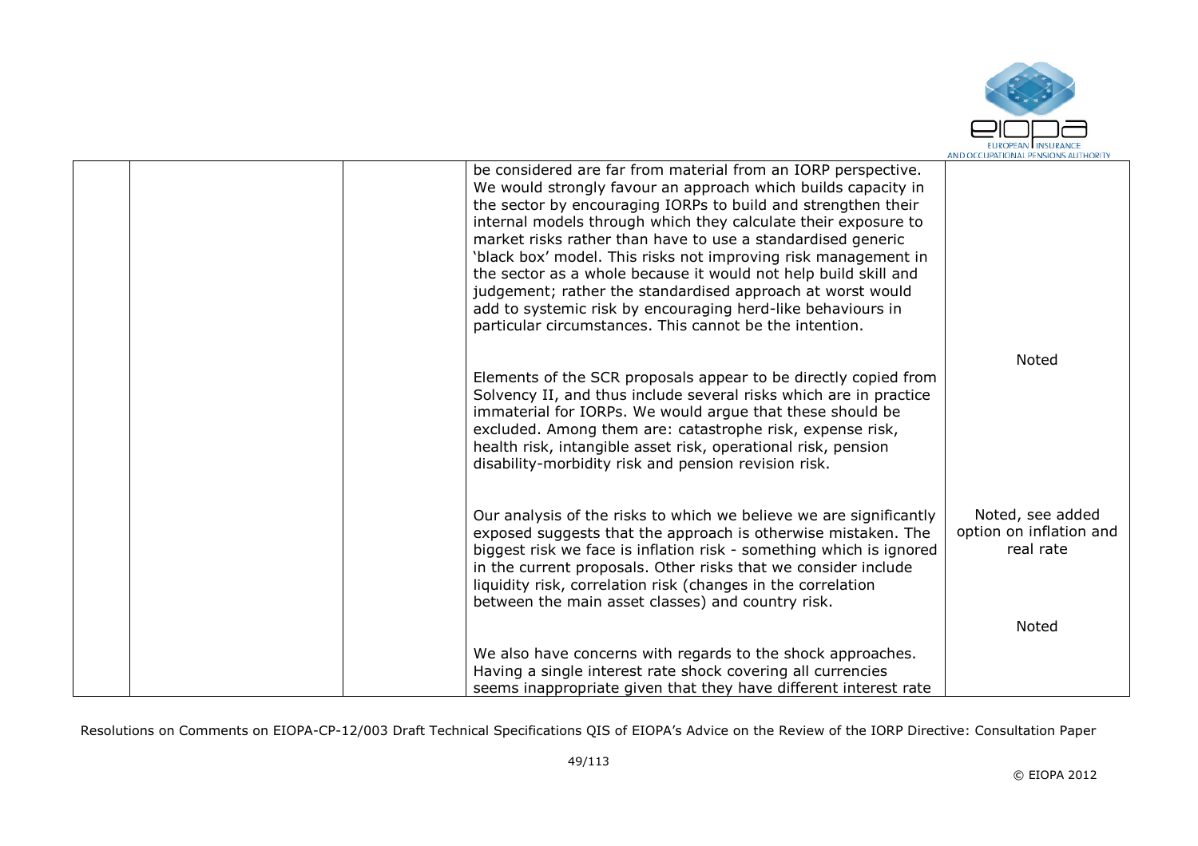| | | | | |
|---|---|---|---|---|
| | | | be considered are far from material from an IORP perspective. We would strongly favour an approach which builds capacity in the sector by encouraging IORPs to build and strengthen their internal models through which they calculate their exposure to market risks rather than have to use a standardised generic 'black box' model. This risks not improving risk management in the sector as a whole because it would not help build skill and judgement; rather the standardised approach at worst would add to systemic risk by encouraging herd-like behaviours in particular circumstances. This cannot be the intention. | |
| | | | Elements of the SCR proposals appear to be directly copied from Solvency II, and thus include several risks which are in practice immaterial for IORPs. We would argue that these should be excluded. Among them are: catastrophe risk, expense risk, health risk, intangible asset risk, operational risk, pension disability-morbidity risk and pension revision risk. | Noted |
| | | | Our analysis of the risks to which we believe we are significantly exposed suggests that the approach is otherwise mistaken. The biggest risk we face is inflation risk - something which is ignored in the current proposals. Other risks that we consider include liquidity risk, correlation risk (changes in the correlation between the main asset classes) and country risk. | Noted, see added option on inflation and real rate |
| | | | We also have concerns with regards to the shock approaches. Having a single interest rate shock covering all currencies seems inappropriate given that they have different interest rate | Noted |

Resolutions on Comments on EIOPA-CP-12/003 Draft Technical Specifications QIS of EIOPA's Advice on the Review of the IORP Directive: Consultation Paper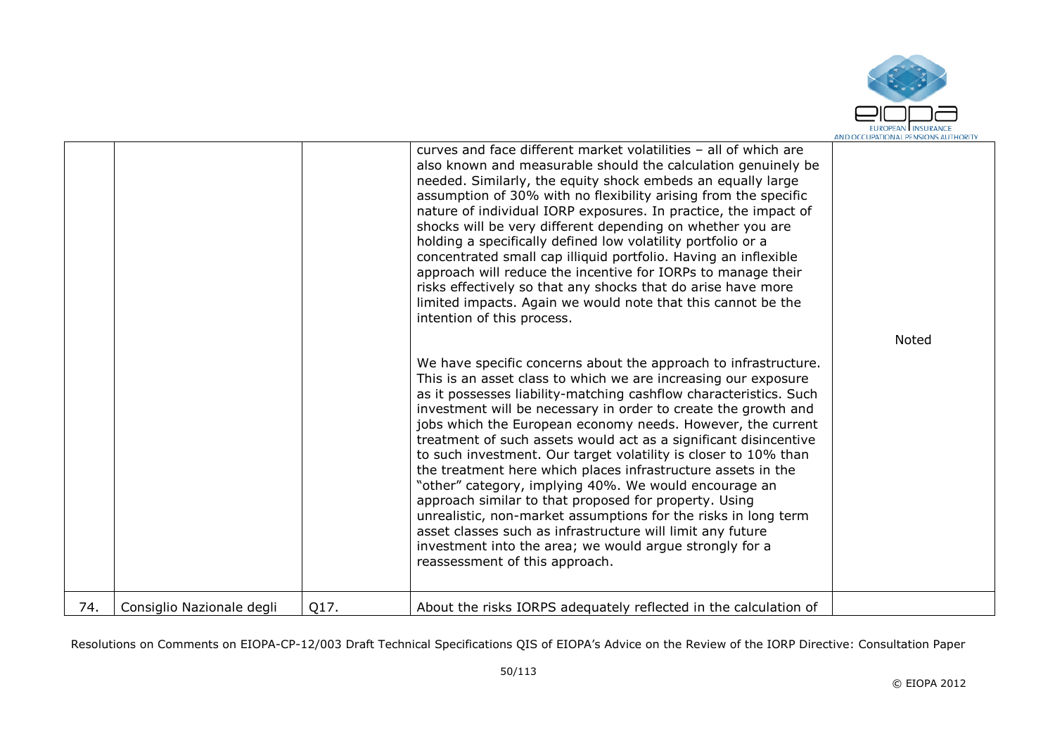| | | | | |
|---|---|---|---|---|
| | | | curves and face different market volatilities – all of which are also known and measurable should the calculation genuinely be needed. Similarly, the equity shock embeds an equally large assumption of 30% with no flexibility arising from the specific nature of individual IORP exposures. In practice, the impact of shocks will be very different depending on whether you are holding a specifically defined low volatility portfolio or a concentrated small cap illiquid portfolio. Having an inflexible approach will reduce the incentive for IORPs to manage their risks effectively so that any shocks that do arise have more limited impacts. Again we would note that this cannot be the intention of this process.<br><br>We have specific concerns about the approach to infrastructure. This is an asset class to which we are increasing our exposure as it possesses liability-matching cashflow characteristics. Such investment will be necessary in order to create the growth and jobs which the European economy needs. However, the current treatment of such assets would act as a significant disincentive to such investment. Our target volatility is closer to 10% than the treatment here which places infrastructure assets in the "other" category, implying 40%. We would encourage an approach similar to that proposed for property. Using unrealistic, non-market assumptions for the risks in long term asset classes such as infrastructure will limit any future investment into the area; we would argue strongly for a reassessment of this approach. | Noted |
| 74. | Consiglio Nazionale degli | Q17. | About the risks IORPS adequately reflected in the calculation of | |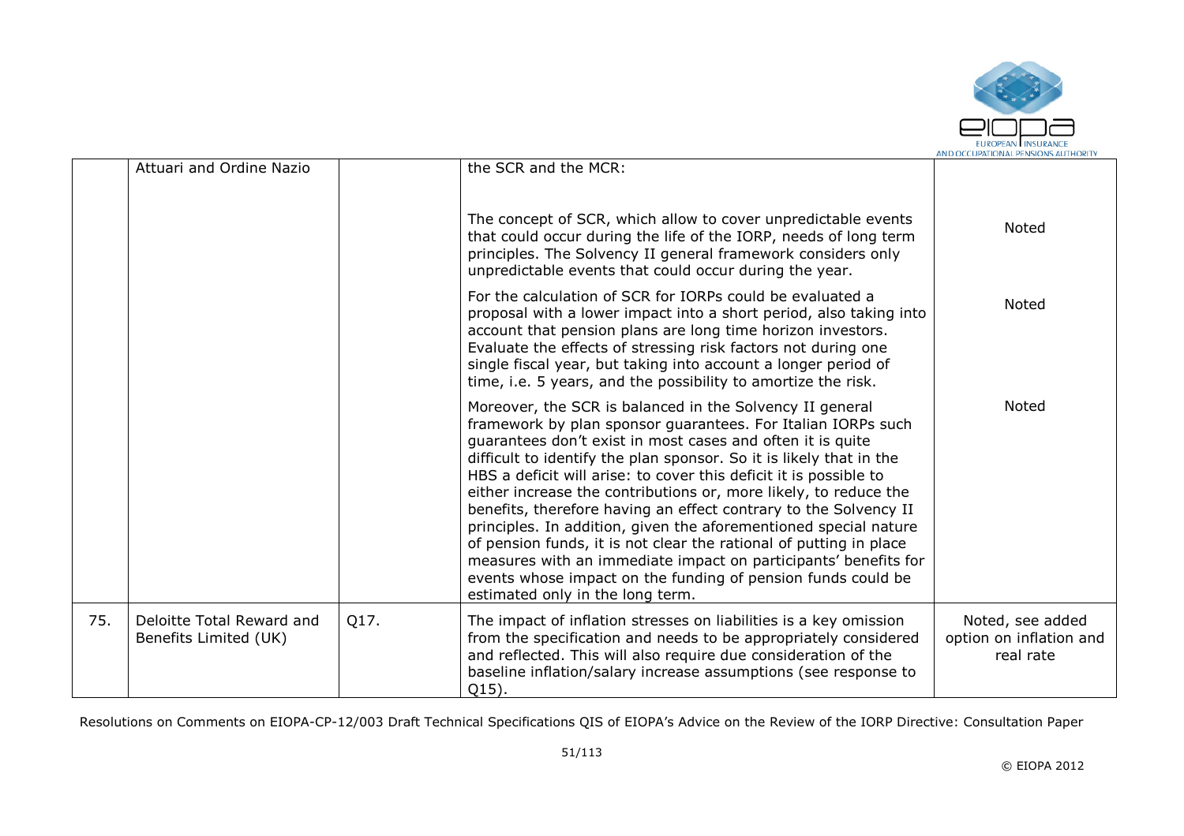|  |  |  |  |  |
|---|---|---|---|---|
|  | Attuari and Ordine Nazio |  | the SCR and the MCR:<br><br>The concept of SCR, which allow to cover unpredictable events that could occur during the life of the IORP, needs of long term principles. The Solvency II general framework considers only unpredictable events that could occur during the year. | Noted |
|  |  |  | For the calculation of SCR for IORPs could be evaluated a proposal with a lower impact into a short period, also taking into account that pension plans are long time horizon investors. Evaluate the effects of stressing risk factors not during one single fiscal year, but taking into account a longer period of time, i.e. 5 years, and the possibility to amortize the risk. | Noted |
|  |  |  | Moreover, the SCR is balanced in the Solvency II general framework by plan sponsor guarantees. For Italian IORPs such guarantees don't exist in most cases and often it is quite difficult to identify the plan sponsor. So it is likely that in the HBS a deficit will arise: to cover this deficit it is possible to either increase the contributions or, more likely, to reduce the benefits, therefore having an effect contrary to the Solvency II principles. In addition, given the aforementioned special nature of pension funds, it is not clear the rational of putting in place measures with an immediate impact on participants' benefits for events whose impact on the funding of pension funds could be estimated only in the long term. | Noted |
| 75. | Deloitte Total Reward and Benefits Limited (UK) | Q17. | The impact of inflation stresses on liabilities is a key omission from the specification and needs to be appropriately considered and reflected. This will also require due consideration of the baseline inflation/salary increase assumptions (see response to Q15). | Noted, see added option on inflation and real rate |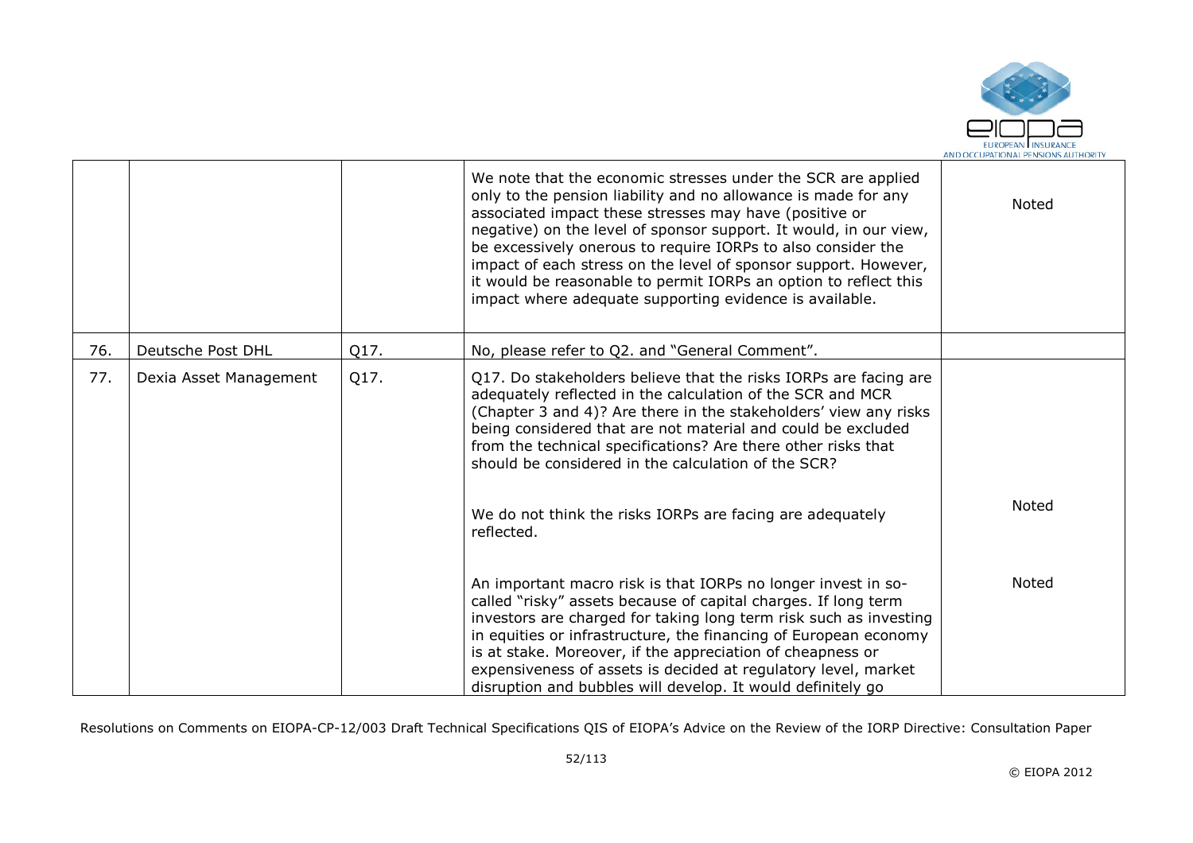| | | | | |
|---|---|---|---|---|
| | | | We note that the economic stresses under the SCR are applied only to the pension liability and no allowance is made for any associated impact these stresses may have (positive or negative) on the level of sponsor support. It would, in our view, be excessively onerous to require IORPs to also consider the impact of each stress on the level of sponsor support. However, it would be reasonable to permit IORPs an option to reflect this impact where adequate supporting evidence is available. | Noted |
| 76. | Deutsche Post DHL | Q17. | No, please refer to Q2. and "General Comment". | |
| 77. | Dexia Asset Management | Q17. | Q17. Do stakeholders believe that the risks IORPs are facing are adequately reflected in the calculation of the SCR and MCR (Chapter 3 and 4)? Are there in the stakeholders' view any risks being considered that are not material and could be excluded from the technical specifications? Are there other risks that should be considered in the calculation of the SCR?<br><br>We do not think the risks IORPs are facing are adequately reflected.<br><br>An important macro risk is that IORPs no longer invest in so-called "risky" assets because of capital charges. If long term investors are charged for taking long term risk such as investing in equities or infrastructure, the financing of European economy is at stake. Moreover, if the appreciation of cheapness or expensiveness of assets is decided at regulatory level, market disruption and bubbles will develop. It would definitely go | Noted<br><br>Noted |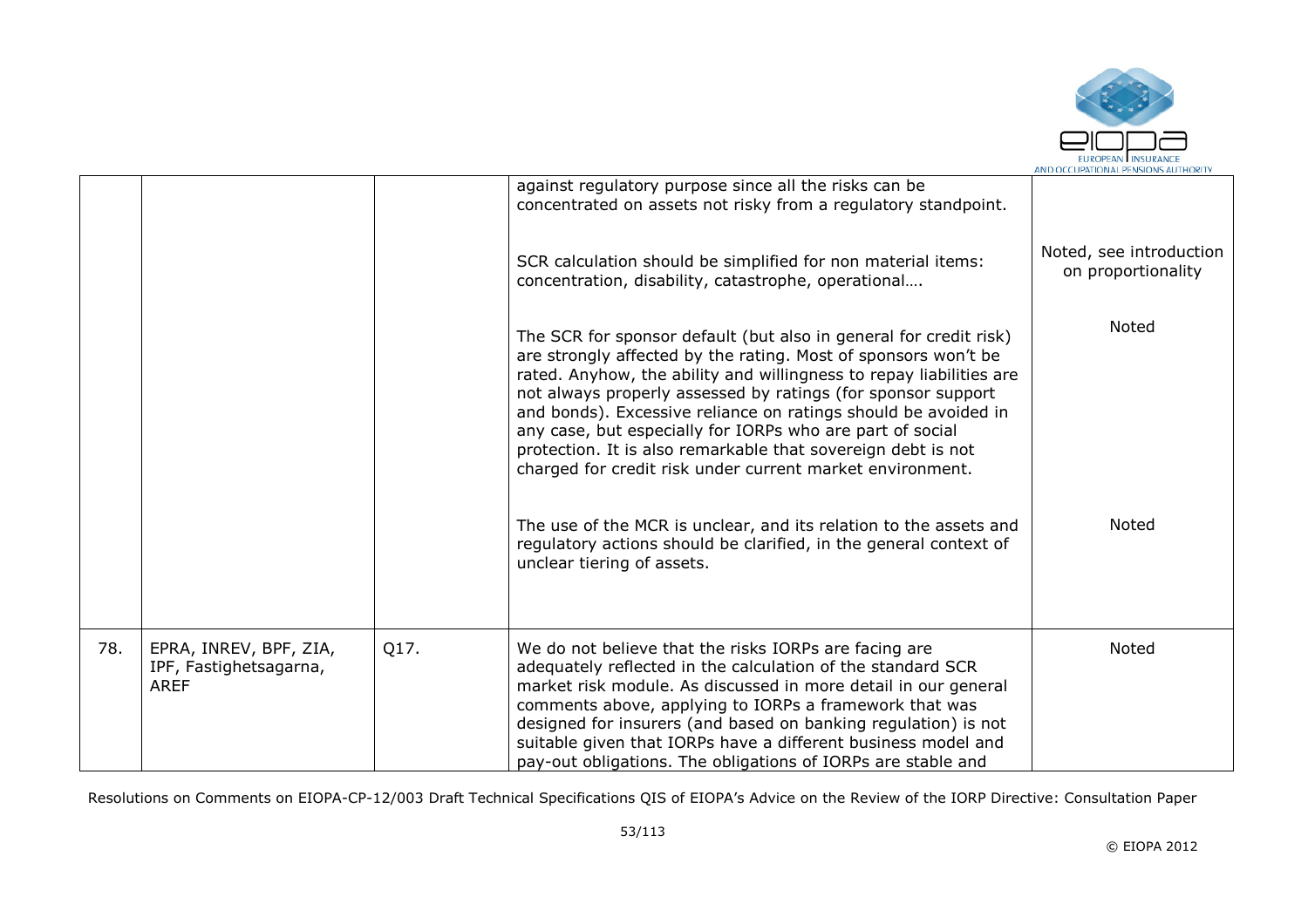| | | | | |
|---|---|---|---|---|
| | | | against regulatory purpose since all the risks can be concentrated on assets not risky from a regulatory standpoint.<br><br>SCR calculation should be simplified for non material items: concentration, disability, catastrophe, operational….<br><br>The SCR for sponsor default (but also in general for credit risk) are strongly affected by the rating. Most of sponsors won't be rated. Anyhow, the ability and willingness to repay liabilities are not always properly assessed by ratings (for sponsor support and bonds). Excessive reliance on ratings should be avoided in any case, but especially for IORPs who are part of social protection. It is also remarkable that sovereign debt is not charged for credit risk under current market environment.<br><br>The use of the MCR is unclear, and its relation to the assets and regulatory actions should be clarified, in the general context of unclear tiering of assets. | <br><br>Noted, see introduction on proportionality<br><br>Noted<br><br><br><br><br><br>Noted |
| 78. | EPRA, INREV, BPF, ZIA, IPF, Fastighetsagarna, AREF | Q17. | We do not believe that the risks IORPs are facing are adequately reflected in the calculation of the standard SCR market risk module. As discussed in more detail in our general comments above, applying to IORPs a framework that was designed for insurers (and based on banking regulation) is not suitable given that IORPs have a different business model and pay-out obligations. The obligations of IORPs are stable and | Noted |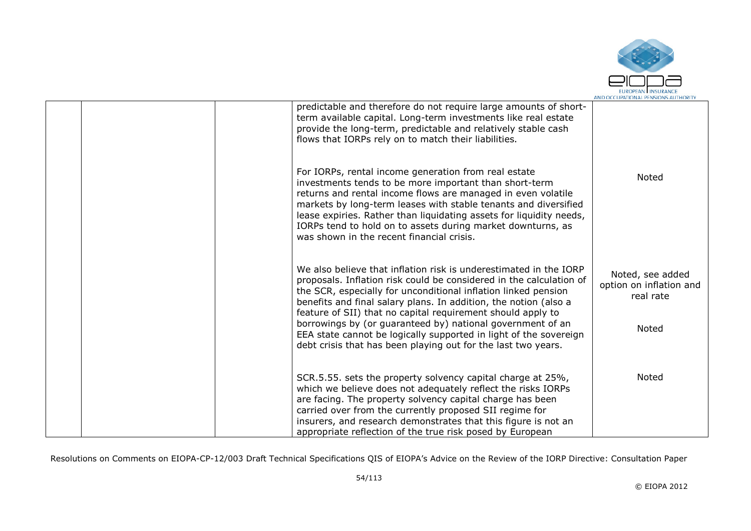|  |  |  | predictable and therefore do not require large amounts of short-term available capital. Long-term investments like real estate provide the long-term, predictable and relatively stable cash flows that IORPs rely on to match their liabilities. |  |
|---|---|---|---|---|
|  |  |  | For IORPs, rental income generation from real estate investments tends to be more important than short-term returns and rental income flows are managed in even volatile markets by long-term leases with stable tenants and diversified lease expiries. Rather than liquidating assets for liquidity needs, IORPs tend to hold on to assets during market downturns, as was shown in the recent financial crisis. | Noted |
|  |  |  | We also believe that inflation risk is underestimated in the IORP proposals. Inflation risk could be considered in the calculation of the SCR, especially for unconditional inflation linked pension benefits and final salary plans. In addition, the notion (also a feature of SII) that no capital requirement should apply to borrowings by (or guaranteed by) national government of an EEA state cannot be logically supported in light of the sovereign debt crisis that has been playing out for the last two years. | Noted, see added option on inflation and real rate<br><br>Noted |
|  |  |  | SCR.5.55. sets the property solvency capital charge at 25%, which we believe does not adequately reflect the risks IORPs are facing. The property solvency capital charge has been carried over from the currently proposed SII regime for insurers, and research demonstrates that this figure is not an appropriate reflection of the true risk posed by European | Noted |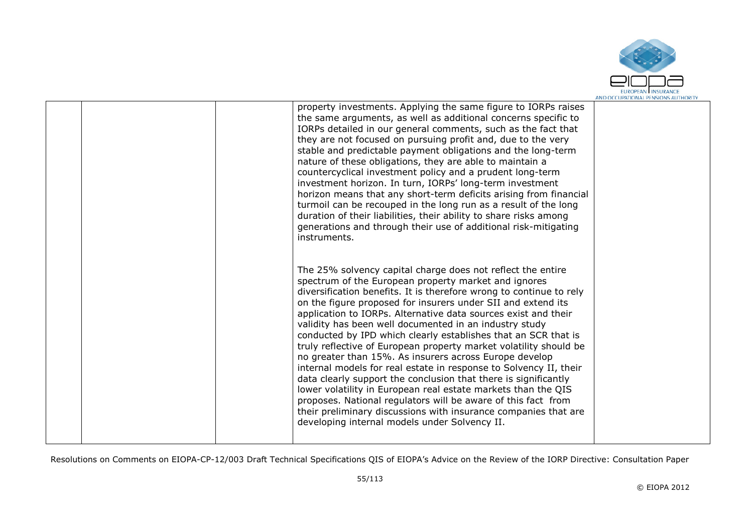| | | | | |
|---|---|---|---|---|
| | | | property investments. Applying the same figure to IORPs raises the same arguments, as well as additional concerns specific to IORPs detailed in our general comments, such as the fact that they are not focused on pursuing profit and, due to the very stable and predictable payment obligations and the long-term nature of these obligations, they are able to maintain a countercyclical investment policy and a prudent long-term investment horizon. In turn, IORPs' long-term investment horizon means that any short-term deficits arising from financial turmoil can be recouped in the long run as a result of the long duration of their liabilities, their ability to share risks among generations and through their use of additional risk-mitigating instruments.<br><br>The 25% solvency capital charge does not reflect the entire spectrum of the European property market and ignores diversification benefits. It is therefore wrong to continue to rely on the figure proposed for insurers under SII and extend its application to IORPs. Alternative data sources exist and their validity has been well documented in an industry study conducted by IPD which clearly establishes that an SCR that is truly reflective of European property market volatility should be no greater than 15%. As insurers across Europe develop internal models for real estate in response to Solvency II, their data clearly support the conclusion that there is significantly lower volatility in European real estate markets than the QIS proposes. National regulators will be aware of this fact from their preliminary discussions with insurance companies that are developing internal models under Solvency II. | |

Resolutions on Comments on EIOPA-CP-12/003 Draft Technical Specifications QIS of EIOPA's Advice on the Review of the IORP Directive: Consultation Paper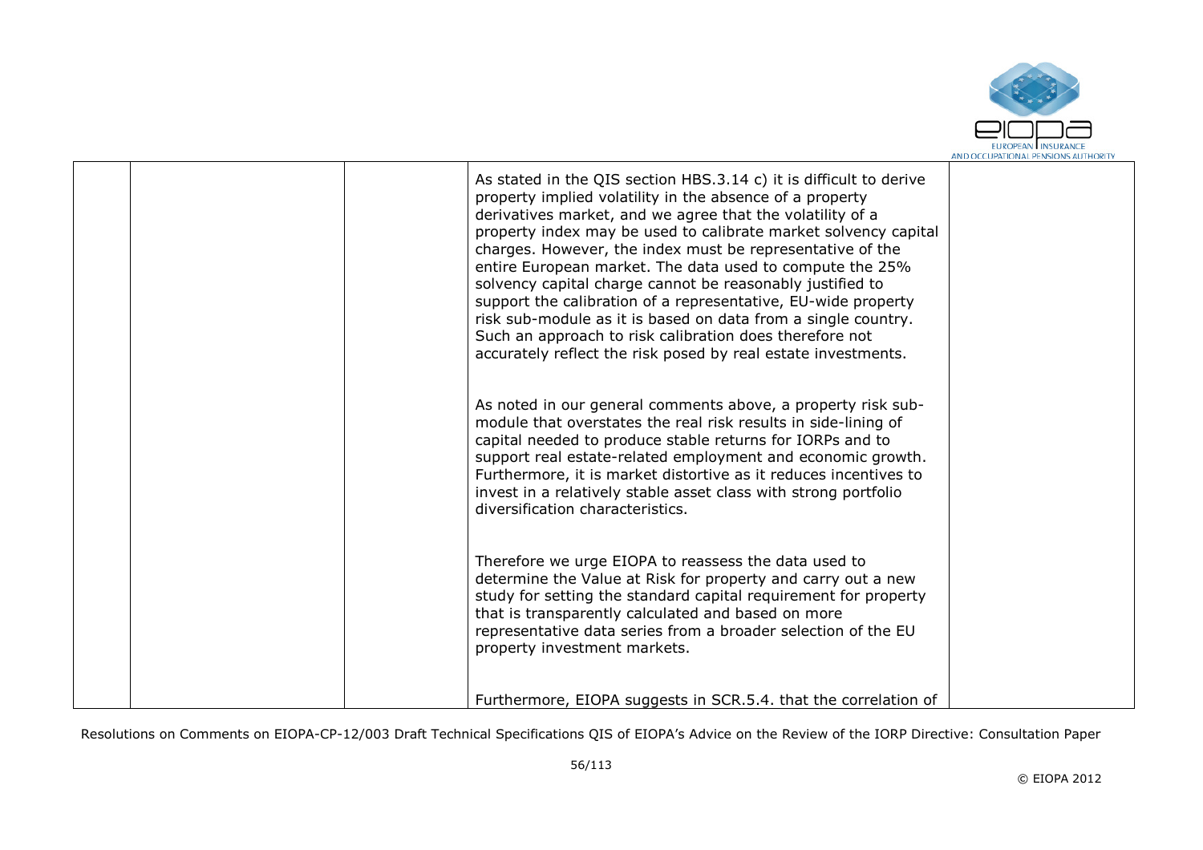| | | | | |
|---|---|---|---|---|
| | | | As stated in the QIS section HBS.3.14 c) it is difficult to derive property implied volatility in the absence of a property derivatives market, and we agree that the volatility of a property index may be used to calibrate market solvency capital charges. However, the index must be representative of the entire European market. The data used to compute the 25% solvency capital charge cannot be reasonably justified to support the calibration of a representative, EU-wide property risk sub-module as it is based on data from a single country. Such an approach to risk calibration does therefore not accurately reflect the risk posed by real estate investments.<br><br>As noted in our general comments above, a property risk sub-module that overstates the real risk results in side-lining of capital needed to produce stable returns for IORPs and to support real estate-related employment and economic growth. Furthermore, it is market distortive as it reduces incentives to invest in a relatively stable asset class with strong portfolio diversification characteristics.<br><br>Therefore we urge EIOPA to reassess the data used to determine the Value at Risk for property and carry out a new study for setting the standard capital requirement for property that is transparently calculated and based on more representative data series from a broader selection of the EU property investment markets.<br><br>Furthermore, EIOPA suggests in SCR.5.4. that the correlation of | |

Resolutions on Comments on EIOPA-CP-12/003 Draft Technical Specifications QIS of EIOPA's Advice on the Review of the IORP Directive: Consultation Paper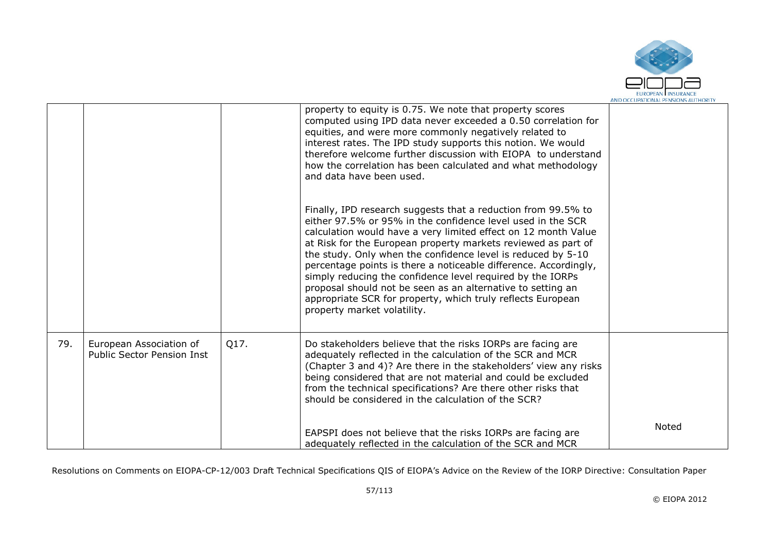|  |  |  | property to equity is 0.75. We note that property scores computed using IPD data never exceeded a 0.50 correlation for equities, and were more commonly negatively related to interest rates. The IPD study supports this notion. We would therefore welcome further discussion with EIOPA to understand how the correlation has been calculated and what methodology and data have been used.<br><br>Finally, IPD research suggests that a reduction from 99.5% to either 97.5% or 95% in the confidence level used in the SCR calculation would have a very limited effect on 12 month Value at Risk for the European property markets reviewed as part of the study. Only when the confidence level is reduced by 5-10 percentage points is there a noticeable difference. Accordingly, simply reducing the confidence level required by the IORPs proposal should not be seen as an alternative to setting an appropriate SCR for property, which truly reflects European property market volatility. |  |
|---|---|---|---|---|
| 79. | European Association of Public Sector Pension Inst | Q17. | Do stakeholders believe that the risks IORPs are facing are adequately reflected in the calculation of the SCR and MCR (Chapter 3 and 4)? Are there in the stakeholders' view any risks being considered that are not material and could be excluded from the technical specifications? Are there other risks that should be considered in the calculation of the SCR?<br><br>EAPSPI does not believe that the risks IORPs are facing are adequately reflected in the calculation of the SCR and MCR | Noted |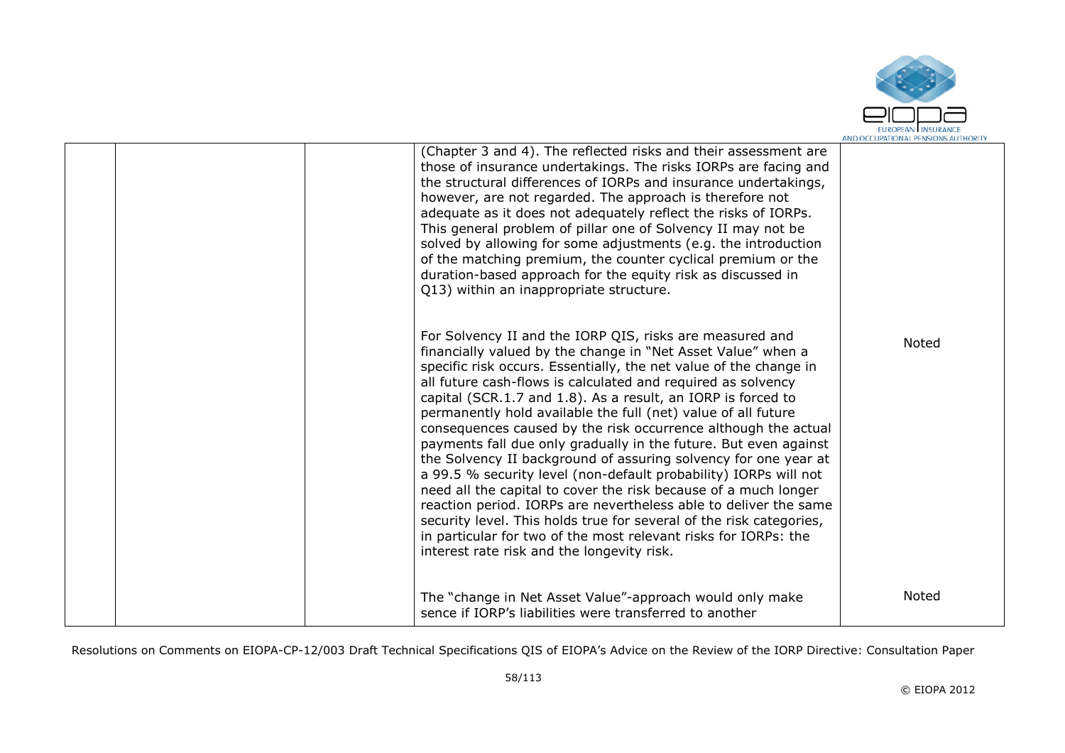| | | | | |
|---|---|---|---|---|
| | | | (Chapter 3 and 4). The reflected risks and their assessment are those of insurance undertakings. The risks IORPs are facing and the structural differences of IORPs and insurance undertakings, however, are not regarded. The approach is therefore not adequate as it does not adequately reflect the risks of IORPs. This general problem of pillar one of Solvency II may not be solved by allowing for some adjustments (e.g. the introduction of the matching premium, the counter cyclical premium or the duration-based approach for the equity risk as discussed in Q13) within an inappropriate structure. | |
| | | | For Solvency II and the IORP QIS, risks are measured and financially valued by the change in "Net Asset Value" when a specific risk occurs. Essentially, the net value of the change in all future cash-flows is calculated and required as solvency capital (SCR.1.7 and 1.8). As a result, an IORP is forced to permanently hold available the full (net) value of all future consequences caused by the risk occurrence although the actual payments fall due only gradually in the future. But even against the Solvency II background of assuring solvency for one year at a 99.5 % security level (non-default probability) IORPs will not need all the capital to cover the risk because of a much longer reaction period. IORPs are nevertheless able to deliver the same security level. This holds true for several of the risk categories, in particular for two of the most relevant risks for IORPs: the interest rate risk and the longevity risk. | Noted |
| | | | The "change in Net Asset Value"-approach would only make sence if IORP's liabilities were transferred to another | Noted |

Resolutions on Comments on EIOPA-CP-12/003 Draft Technical Specifications QIS of EIOPA's Advice on the Review of the IORP Directive: Consultation Paper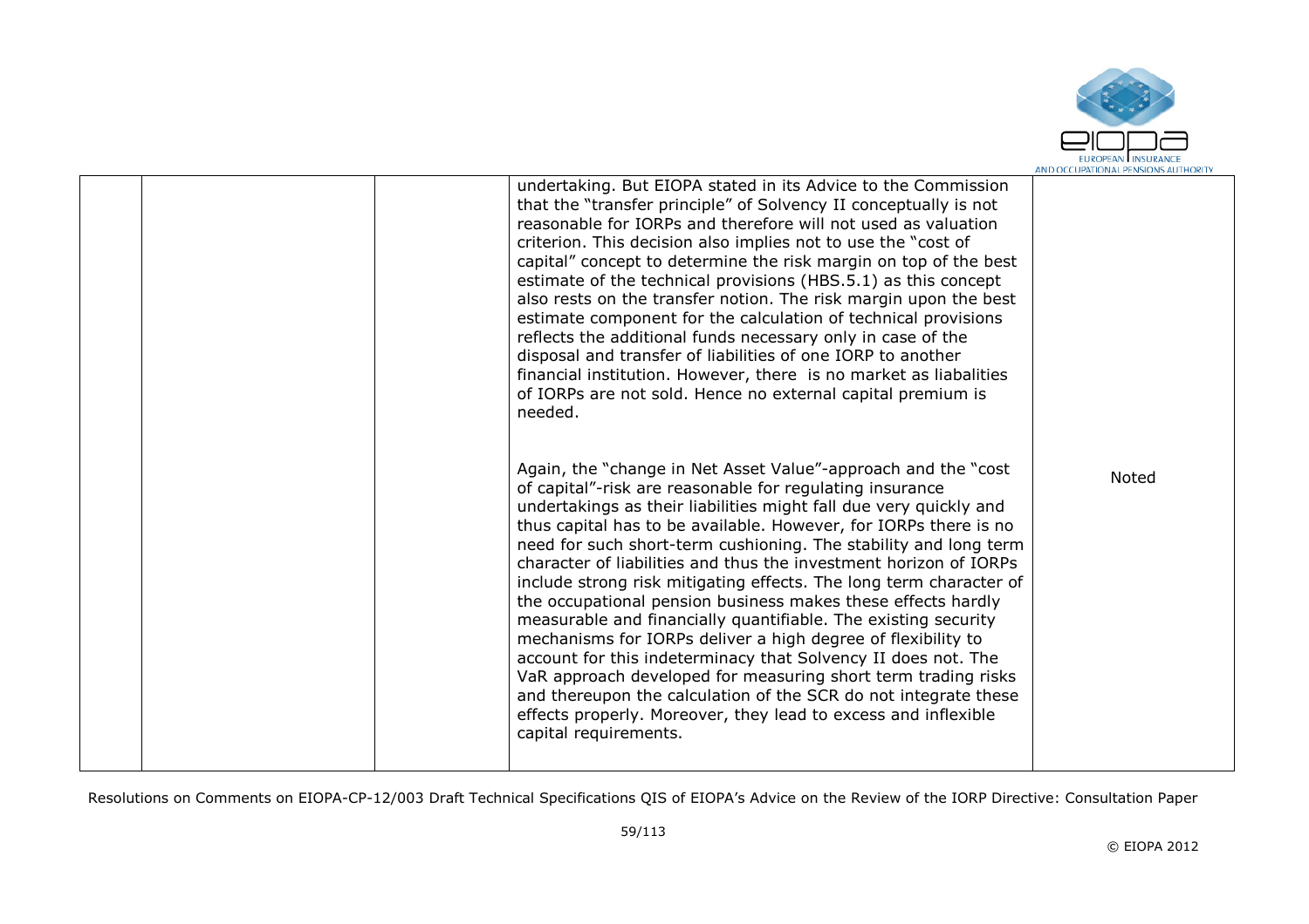|  |  |  | undertaking. But EIOPA stated in its Advice to the Commission that the "transfer principle" of Solvency II conceptually is not reasonable for IORPs and therefore will not used as valuation criterion. This decision also implies not to use the "cost of capital" concept to determine the risk margin on top of the best estimate of the technical provisions (HBS.5.1) as this concept also rests on the transfer notion. The risk margin upon the best estimate component for the calculation of technical provisions reflects the additional funds necessary only in case of the disposal and transfer of liabilities of one IORP to another financial institution. However, there is no market as liabalities of IORPs are not sold. Hence no external capital premium is needed.<br><br>Again, the "change in Net Asset Value"-approach and the "cost of capital"-risk are reasonable for regulating insurance undertakings as their liabilities might fall due very quickly and thus capital has to be available. However, for IORPs there is no need for such short-term cushioning. The stability and long term character of liabilities and thus the investment horizon of IORPs include strong risk mitigating effects. The long term character of the occupational pension business makes these effects hardly measurable and financially quantifiable. The existing security mechanisms for IORPs deliver a high degree of flexibility to account for this indeterminacy that Solvency II does not. The VaR approach developed for measuring short term trading risks and thereupon the calculation of the SCR do not integrate these effects properly. Moreover, they lead to excess and inflexible capital requirements. | Noted |
|---|---|---|---|---|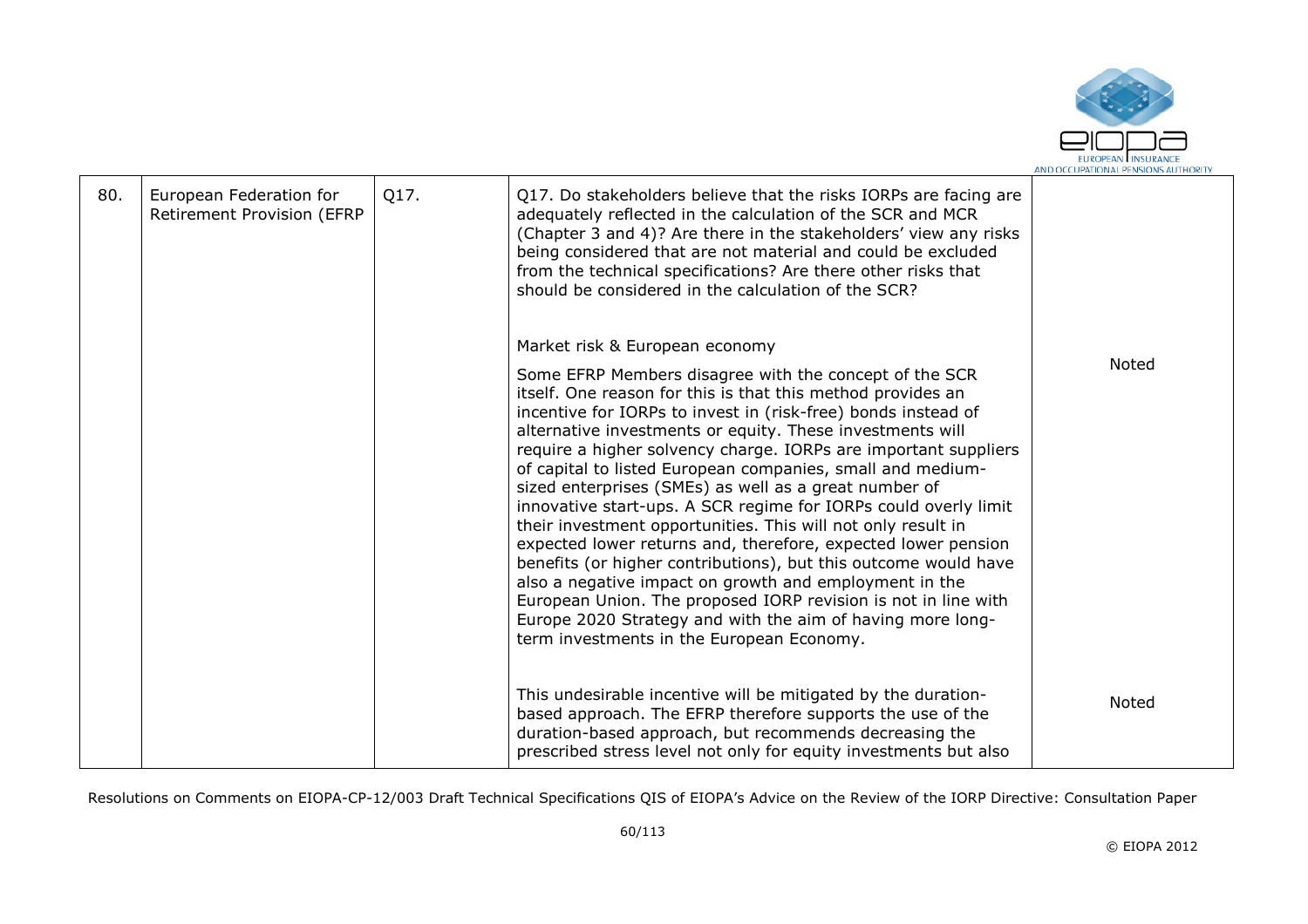| 80. | European Federation for Retirement Provision (EFRP | Q17. | Q17. Do stakeholders believe that the risks IORPs are facing are adequately reflected in the calculation of the SCR and MCR (Chapter 3 and 4)? Are there in the stakeholders' view any risks being considered that are not material and could be excluded from the technical specifications? Are there other risks that should be considered in the calculation of the SCR? | |
|---|---|---|---|---|
| | | | Market risk & European economy<br><br>Some EFRP Members disagree with the concept of the SCR itself. One reason for this is that this method provides an incentive for IORPs to invest in (risk-free) bonds instead of alternative investments or equity. These investments will require a higher solvency charge. IORPs are important suppliers of capital to listed European companies, small and medium-sized enterprises (SMEs) as well as a great number of innovative start-ups. A SCR regime for IORPs could overly limit their investment opportunities. This will not only result in expected lower returns and, therefore, expected lower pension benefits (or higher contributions), but this outcome would have also a negative impact on growth and employment in the European Union. The proposed IORP revision is not in line with Europe 2020 Strategy and with the aim of having more long-term investments in the European Economy. | Noted |
| | | | This undesirable incentive will be mitigated by the duration-based approach. The EFRP therefore supports the use of the duration-based approach, but recommends decreasing the prescribed stress level not only for equity investments but also | Noted |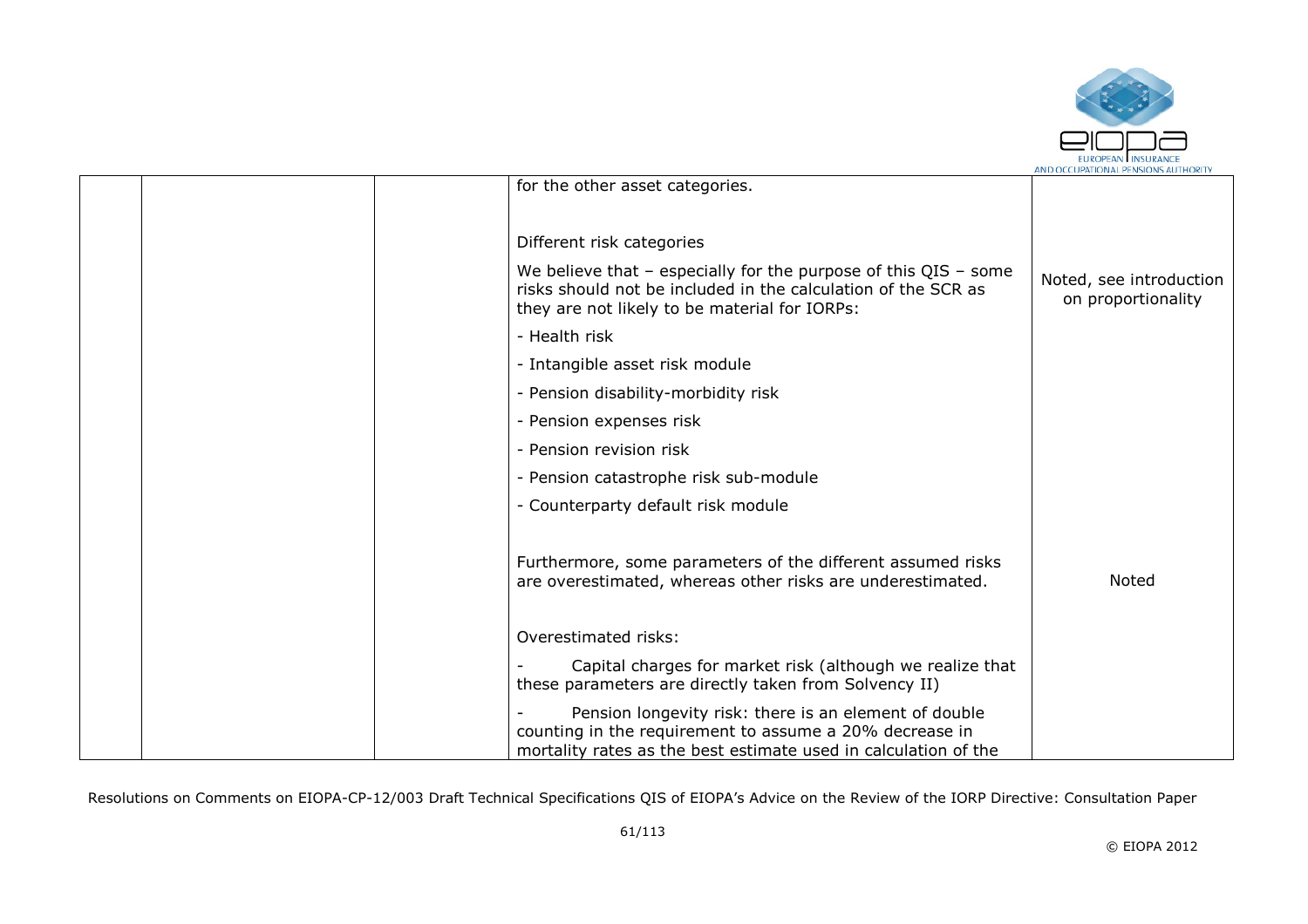| | | | | |
|---|---|---|---|---|
| | | | for the other asset categories.<br><br>Different risk categories<br><br>We believe that – especially for the purpose of this QIS – some risks should not be included in the calculation of the SCR as they are not likely to be material for IORPs:<br><br>- Health risk<br>- Intangible asset risk module<br>- Pension disability-morbidity risk<br>- Pension expenses risk<br>- Pension revision risk<br>- Pension catastrophe risk sub-module<br>- Counterparty default risk module | Noted, see introduction on proportionality |
| | | | Furthermore, some parameters of the different assumed risks are overestimated, whereas other risks are underestimated.<br><br>Overestimated risks:<br><br>- Capital charges for market risk (although we realize that these parameters are directly taken from Solvency II)<br><br>- Pension longevity risk: there is an element of double counting in the requirement to assume a 20% decrease in mortality rates as the best estimate used in calculation of the | Noted |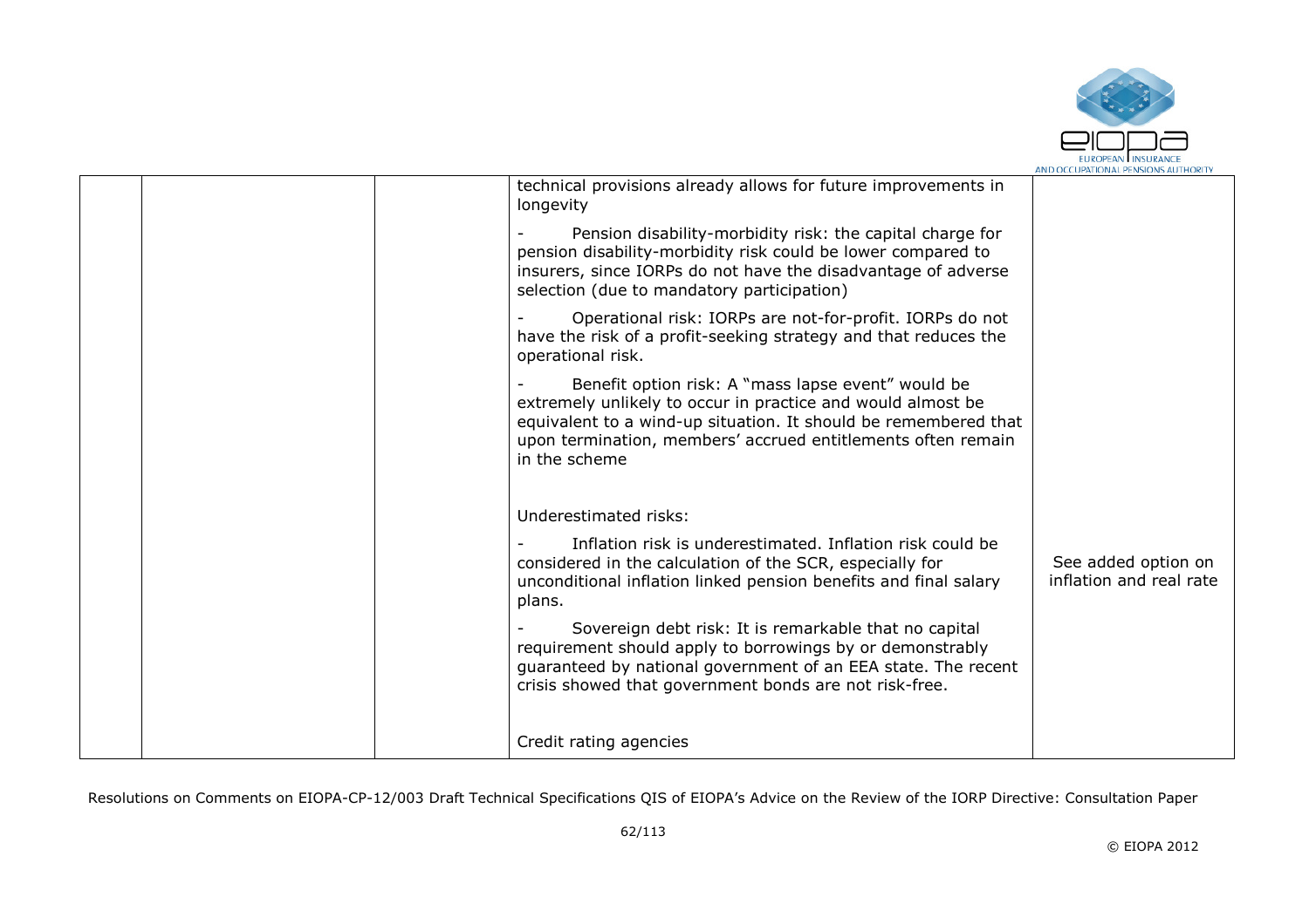|  |  |  | technical provisions already allows for future improvements in longevity<br><br>- Pension disability-morbidity risk: the capital charge for pension disability-morbidity risk could be lower compared to insurers, since IORPs do not have the disadvantage of adverse selection (due to mandatory participation)<br><br>- Operational risk: IORPs are not-for-profit. IORPs do not have the risk of a profit-seeking strategy and that reduces the operational risk.<br><br>- Benefit option risk: A "mass lapse event" would be extremely unlikely to occur in practice and would almost be equivalent to a wind-up situation. It should be remembered that upon termination, members' accrued entitlements often remain in the scheme<br><br><br>Underestimated risks:<br><br>- Inflation risk is underestimated. Inflation risk could be considered in the calculation of the SCR, especially for unconditional inflation linked pension benefits and final salary plans.<br><br>- Sovereign debt risk: It is remarkable that no capital requirement should apply to borrowings by or demonstrably guaranteed by national government of an EEA state. The recent crisis showed that government bonds are not risk-free.<br><br><br>Credit rating agencies | See added option on inflation and real rate |
|---|---|---|---|---|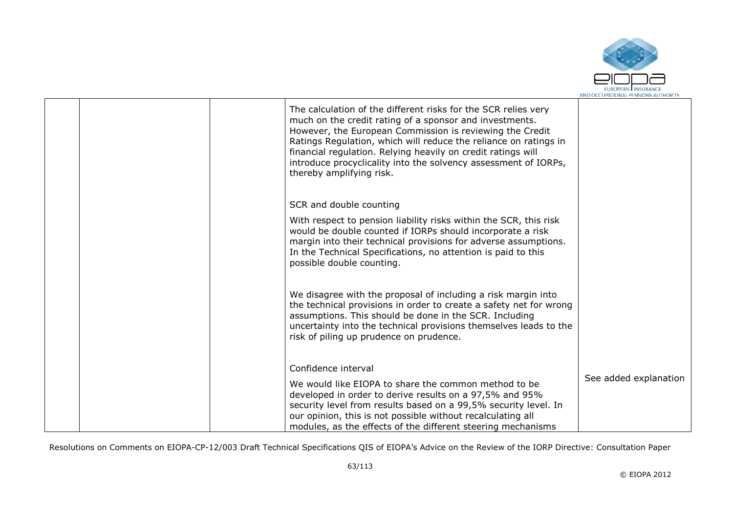| | | | | |
|---|---|---|---|---|
| | | | The calculation of the different risks for the SCR relies very much on the credit rating of a sponsor and investments. However, the European Commission is reviewing the Credit Ratings Regulation, which will reduce the reliance on ratings in financial regulation. Relying heavily on credit ratings will introduce procyclicality into the solvency assessment of IORPs, thereby amplifying risk.<br><br>SCR and double counting<br><br>With respect to pension liability risks within the SCR, this risk would be double counted if IORPs should incorporate a risk margin into their technical provisions for adverse assumptions. In the Technical Specifications, no attention is paid to this possible double counting.<br><br>We disagree with the proposal of including a risk margin into the technical provisions in order to create a safety net for wrong assumptions. This should be done in the SCR. Including uncertainty into the technical provisions themselves leads to the risk of piling up prudence on prudence.<br><br>Confidence interval<br><br>We would like EIOPA to share the common method to be developed in order to derive results on a 97,5% and 95% security level from results based on a 99,5% security level. In our opinion, this is not possible without recalculating all modules, as the effects of the different steering mechanisms | See added explanation |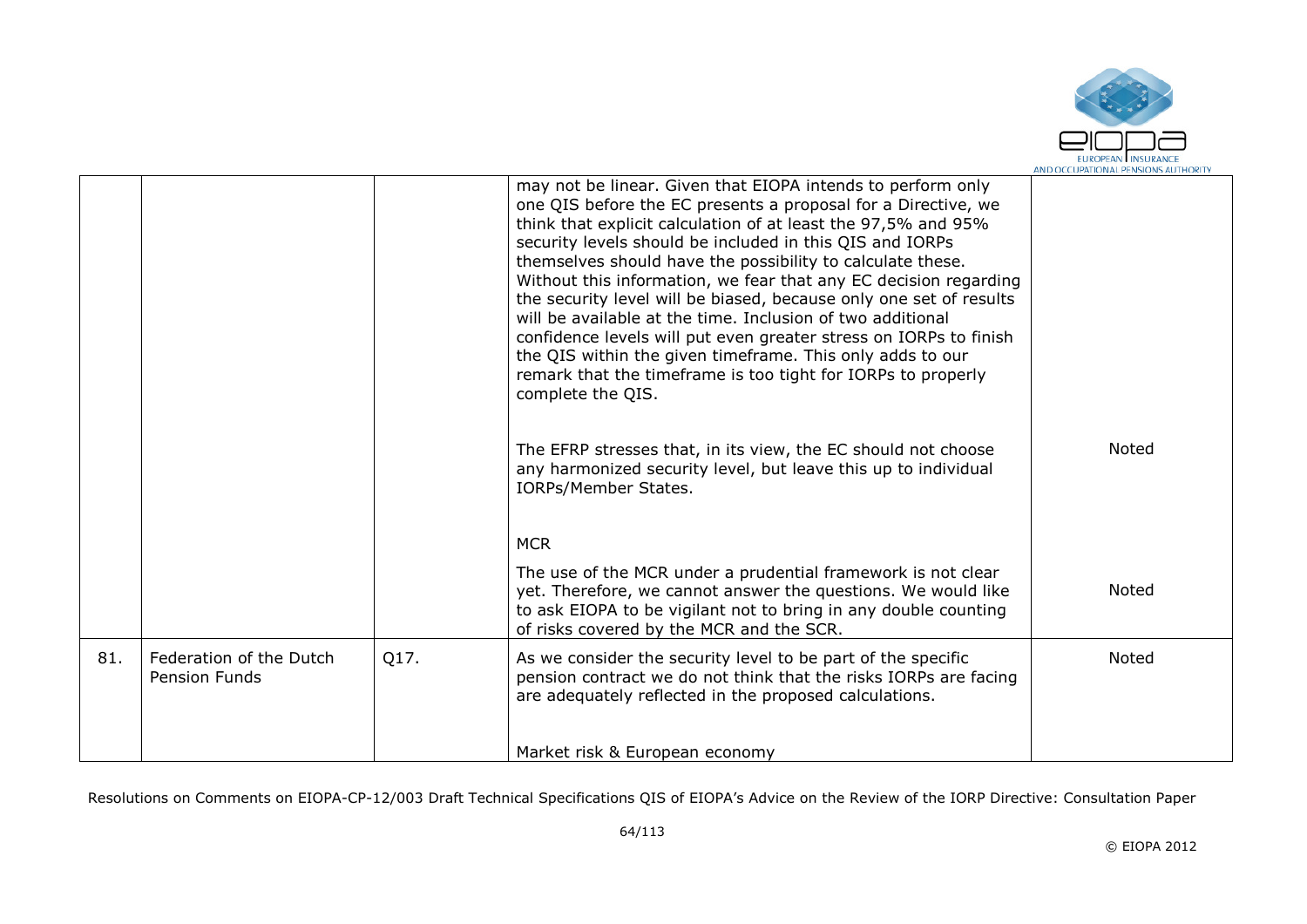| | | | may not be linear. Given that EIOPA intends to perform only one QIS before the EC presents a proposal for a Directive, we think that explicit calculation of at least the 97,5% and 95% security levels should be included in this QIS and IORPs themselves should have the possibility to calculate these. Without this information, we fear that any EC decision regarding the security level will be biased, because only one set of results will be available at the time. Inclusion of two additional confidence levels will put even greater stress on IORPs to finish the QIS within the given timeframe. This only adds to our remark that the timeframe is too tight for IORPs to properly complete the QIS.<br><br>The EFRP stresses that, in its view, the EC should not choose any harmonized security level, but leave this up to individual IORPs/Member States.<br><br>MCR<br><br>The use of the MCR under a prudential framework is not clear yet. Therefore, we cannot answer the questions. We would like to ask EIOPA to be vigilant not to bring in any double counting of risks covered by the MCR and the SCR. | <br><br><br><br><br><br><br><br><br><br>Noted<br><br><br><br><br>Noted |
|---|---|---|---|---|
| 81. | Federation of the Dutch Pension Funds | Q17. | As we consider the security level to be part of the specific pension contract we do not think that the risks IORPs are facing are adequately reflected in the proposed calculations.<br><br>Market risk & European economy | Noted |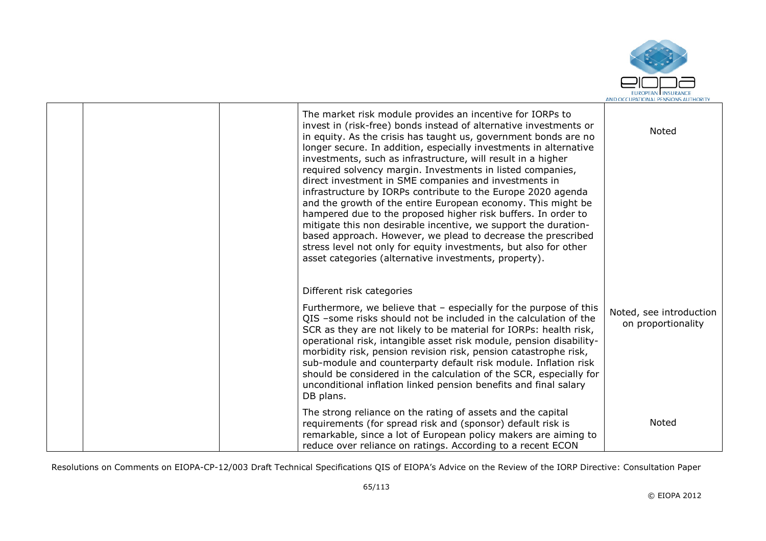| | | | | |
|---|---|---|---|---|
| | | | The market risk module provides an incentive for IORPs to invest in (risk-free) bonds instead of alternative investments or in equity. As the crisis has taught us, government bonds are no longer secure. In addition, especially investments in alternative investments, such as infrastructure, will result in a higher required solvency margin. Investments in listed companies, direct investment in SME companies and investments in infrastructure by IORPs contribute to the Europe 2020 agenda and the growth of the entire European economy. This might be hampered due to the proposed higher risk buffers. In order to mitigate this non desirable incentive, we support the duration-based approach. However, we plead to decrease the prescribed stress level not only for equity investments, but also for other asset categories (alternative investments, property).<br><br><br>Different risk categories | Noted |
| | | | Furthermore, we believe that – especially for the purpose of this QIS –some risks should not be included in the calculation of the SCR as they are not likely to be material for IORPs: health risk, operational risk, intangible asset risk module, pension disability-morbidity risk, pension revision risk, pension catastrophe risk, sub-module and counterparty default risk module. Inflation risk should be considered in the calculation of the SCR, especially for unconditional inflation linked pension benefits and final salary DB plans. | Noted, see introduction on proportionality |
| | | | The strong reliance on the rating of assets and the capital requirements (for spread risk and (sponsor) default risk is remarkable, since a lot of European policy makers are aiming to reduce over reliance on ratings. According to a recent ECON | Noted |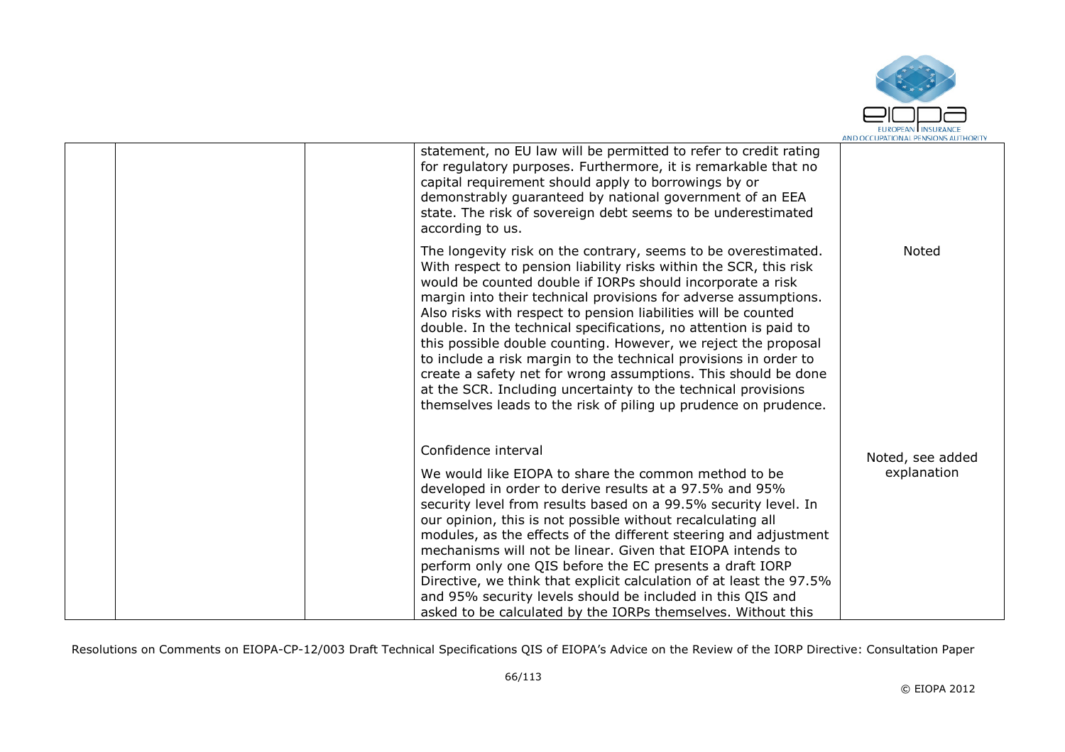| | | | | |
|---|---|---|---|---|
| | | | statement, no EU law will be permitted to refer to credit rating for regulatory purposes. Furthermore, it is remarkable that no capital requirement should apply to borrowings by or demonstrably guaranteed by national government of an EEA state. The risk of sovereign debt seems to be underestimated according to us. | |
| | | | The longevity risk on the contrary, seems to be overestimated. With respect to pension liability risks within the SCR, this risk would be counted double if IORPs should incorporate a risk margin into their technical provisions for adverse assumptions. Also risks with respect to pension liabilities will be counted double. In the technical specifications, no attention is paid to this possible double counting. However, we reject the proposal to include a risk margin to the technical provisions in order to create a safety net for wrong assumptions. This should be done at the SCR. Including uncertainty to the technical provisions themselves leads to the risk of piling up prudence on prudence. | Noted |
| | | | Confidence interval<br><br>We would like EIOPA to share the common method to be developed in order to derive results at a 97.5% and 95% security level from results based on a 99.5% security level. In our opinion, this is not possible without recalculating all modules, as the effects of the different steering and adjustment mechanisms will not be linear. Given that EIOPA intends to perform only one QIS before the EC presents a draft IORP Directive, we think that explicit calculation of at least the 97.5% and 95% security levels should be included in this QIS and asked to be calculated by the IORPs themselves. Without this | Noted, see added explanation |

Resolutions on Comments on EIOPA-CP-12/003 Draft Technical Specifications QIS of EIOPA's Advice on the Review of the IORP Directive: Consultation Paper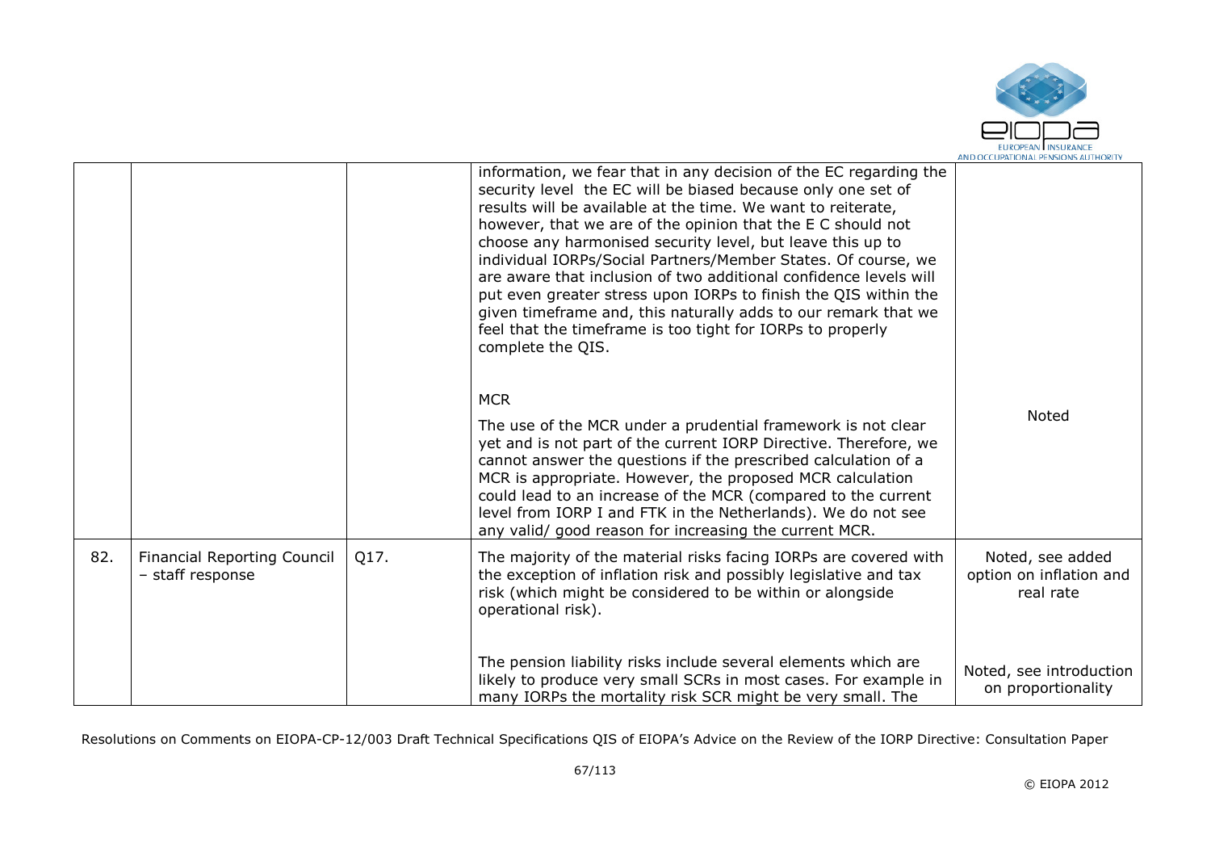| | | | | |
|---|---|---|---|---|
| | | | information, we fear that in any decision of the EC regarding the security level the EC will be biased because only one set of results will be available at the time. We want to reiterate, however, that we are of the opinion that the E C should not choose any harmonised security level, but leave this up to individual IORPs/Social Partners/Member States. Of course, we are aware that inclusion of two additional confidence levels will put even greater stress upon IORPs to finish the QIS within the given timeframe and, this naturally adds to our remark that we feel that the timeframe is too tight for IORPs to properly complete the QIS. | |
| | | | MCR<br><br>The use of the MCR under a prudential framework is not clear yet and is not part of the current IORP Directive. Therefore, we cannot answer the questions if the prescribed calculation of a MCR is appropriate. However, the proposed MCR calculation could lead to an increase of the MCR (compared to the current level from IORP I and FTK in the Netherlands). We do not see any valid/ good reason for increasing the current MCR. | Noted |
| 82. | Financial Reporting Council – staff response | Q17. | The majority of the material risks facing IORPs are covered with the exception of inflation risk and possibly legislative and tax risk (which might be considered to be within or alongside operational risk). | Noted, see added option on inflation and real rate |
| | | | The pension liability risks include several elements which are likely to produce very small SCRs in most cases. For example in many IORPs the mortality risk SCR might be very small. The | Noted, see introduction on proportionality |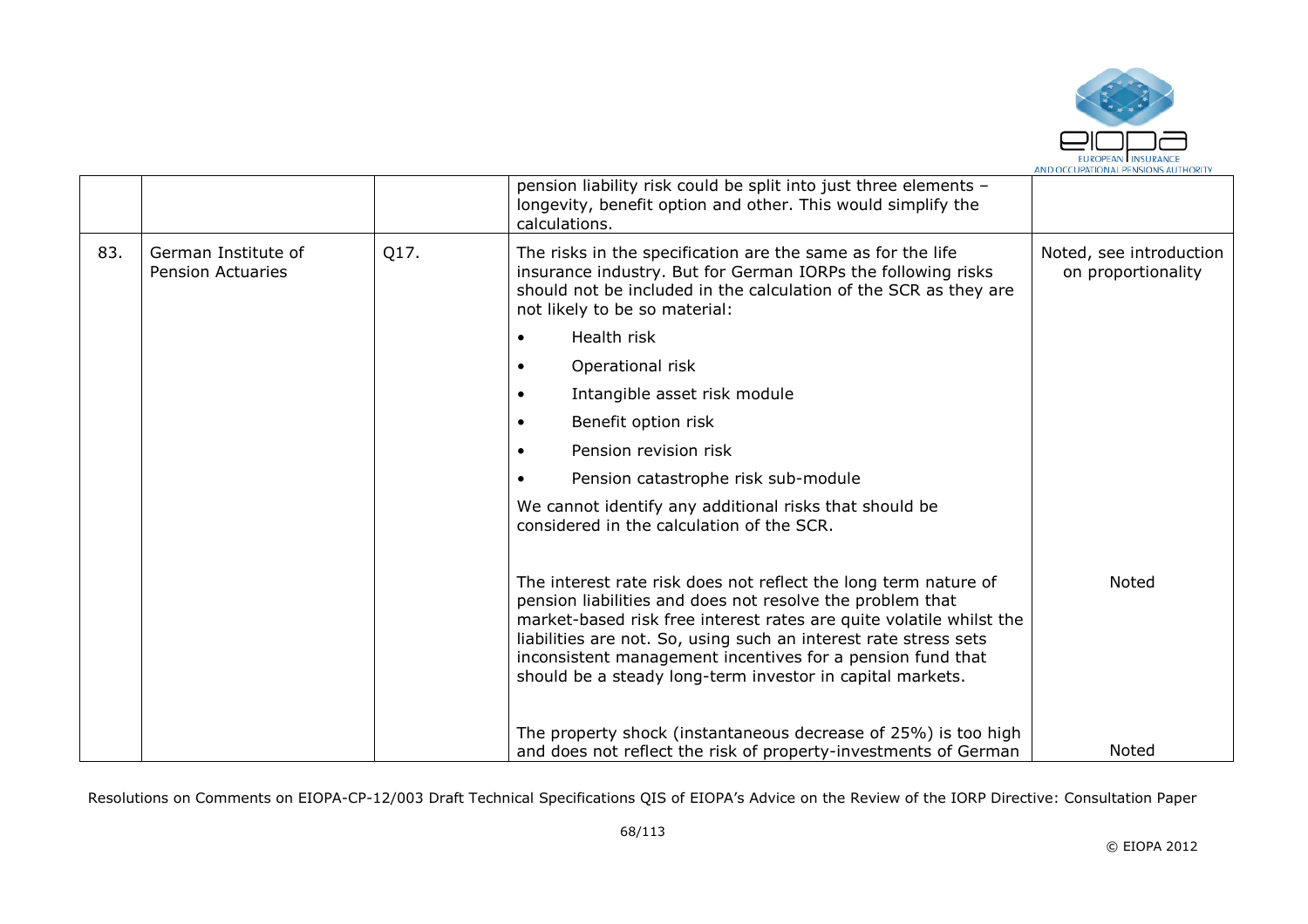|  |  |  | pension liability risk could be split into just three elements – longevity, benefit option and other. This would simplify the calculations. |  |
|---|---|---|---|---|
| 83. | German Institute of Pension Actuaries | Q17. | The risks in the specification are the same as for the life insurance industry. But for German IORPs the following risks should not be included in the calculation of the SCR as they are not likely to be so material:<br>• Health risk<br>• Operational risk<br>• Intangible asset risk module<br>• Benefit option risk<br>• Pension revision risk<br>• Pension catastrophe risk sub-module<br>We cannot identify any additional risks that should be considered in the calculation of the SCR. | Noted, see introduction on proportionality |
|  |  |  | The interest rate risk does not reflect the long term nature of pension liabilities and does not resolve the problem that market-based risk free interest rates are quite volatile whilst the liabilities are not. So, using such an interest rate stress sets inconsistent management incentives for a pension fund that should be a steady long-term investor in capital markets. | Noted |
|  |  |  | The property shock (instantaneous decrease of 25%) is too high and does not reflect the risk of property-investments of German | Noted |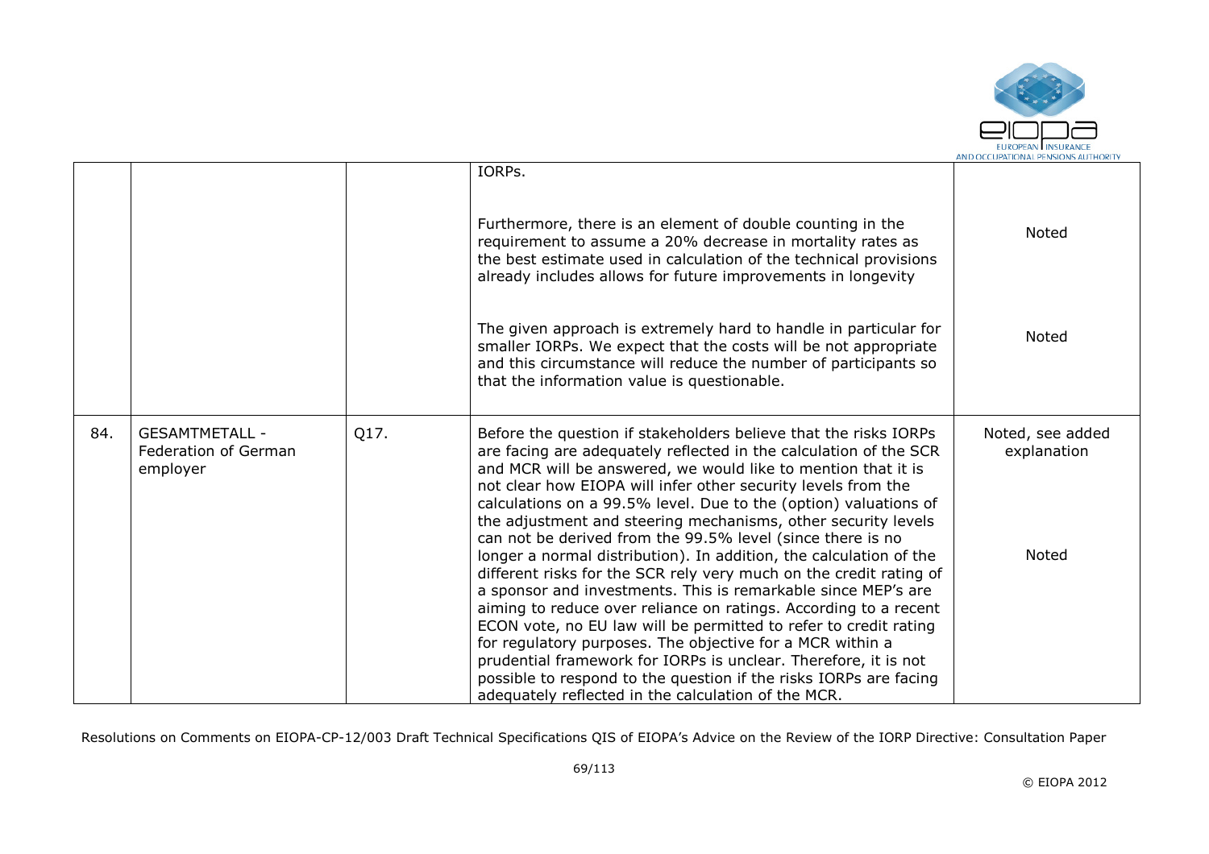| | | | | |
|---|---|---|---|---|
| | | | IORPs.<br><br>Furthermore, there is an element of double counting in the requirement to assume a 20% decrease in mortality rates as the best estimate used in calculation of the technical provisions already includes allows for future improvements in longevity<br><br>The given approach is extremely hard to handle in particular for smaller IORPs. We expect that the costs will be not appropriate and this circumstance will reduce the number of participants so that the information value is questionable. | <br><br>Noted<br><br><br>Noted |
| 84. | GESAMTMETALL - Federation of German employer | Q17. | Before the question if stakeholders believe that the risks IORPs are facing are adequately reflected in the calculation of the SCR and MCR will be answered, we would like to mention that it is not clear how EIOPA will infer other security levels from the calculations on a 99.5% level. Due to the (option) valuations of the adjustment and steering mechanisms, other security levels can not be derived from the 99.5% level (since there is no longer a normal distribution). In addition, the calculation of the different risks for the SCR rely very much on the credit rating of a sponsor and investments. This is remarkable since MEP's are aiming to reduce over reliance on ratings. According to a recent ECON vote, no EU law will be permitted to refer to credit rating for regulatory purposes. The objective for a MCR within a prudential framework for IORPs is unclear. Therefore, it is not possible to respond to the question if the risks IORPs are facing adequately reflected in the calculation of the MCR. | Noted, see added explanation<br><br><br><br>Noted |

Resolutions on Comments on EIOPA-CP-12/003 Draft Technical Specifications QIS of EIOPA's Advice on the Review of the IORP Directive: Consultation Paper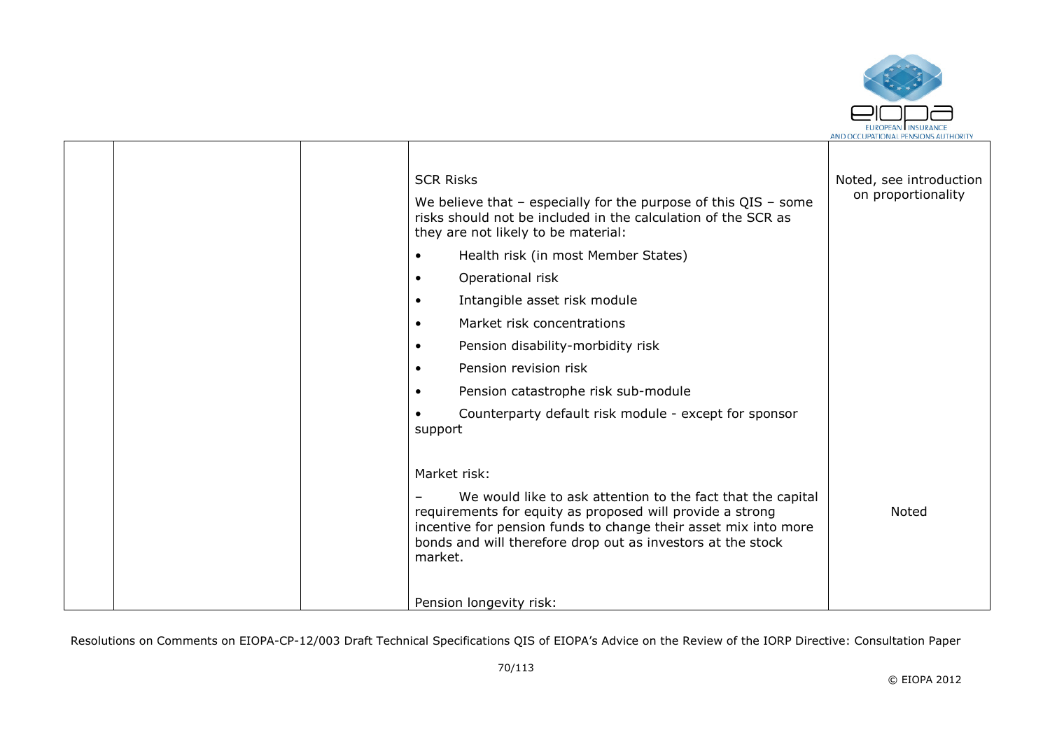| | | | | |
|---|---|---|---|---|
| | | | SCR Risks<br><br>We believe that – especially for the purpose of this QIS – some risks should not be included in the calculation of the SCR as they are not likely to be material:<br><br>• Health risk (in most Member States)<br>• Operational risk<br>• Intangible asset risk module<br>• Market risk concentrations<br>• Pension disability-morbidity risk<br>• Pension revision risk<br>• Pension catastrophe risk sub-module<br>• Counterparty default risk module - except for sponsor support | Noted, see introduction on proportionality |
| | | | Market risk:<br><br>– We would like to ask attention to the fact that the capital requirements for equity as proposed will provide a strong incentive for pension funds to change their asset mix into more bonds and will therefore drop out as investors at the stock market. | Noted |
| | | | Pension longevity risk: | |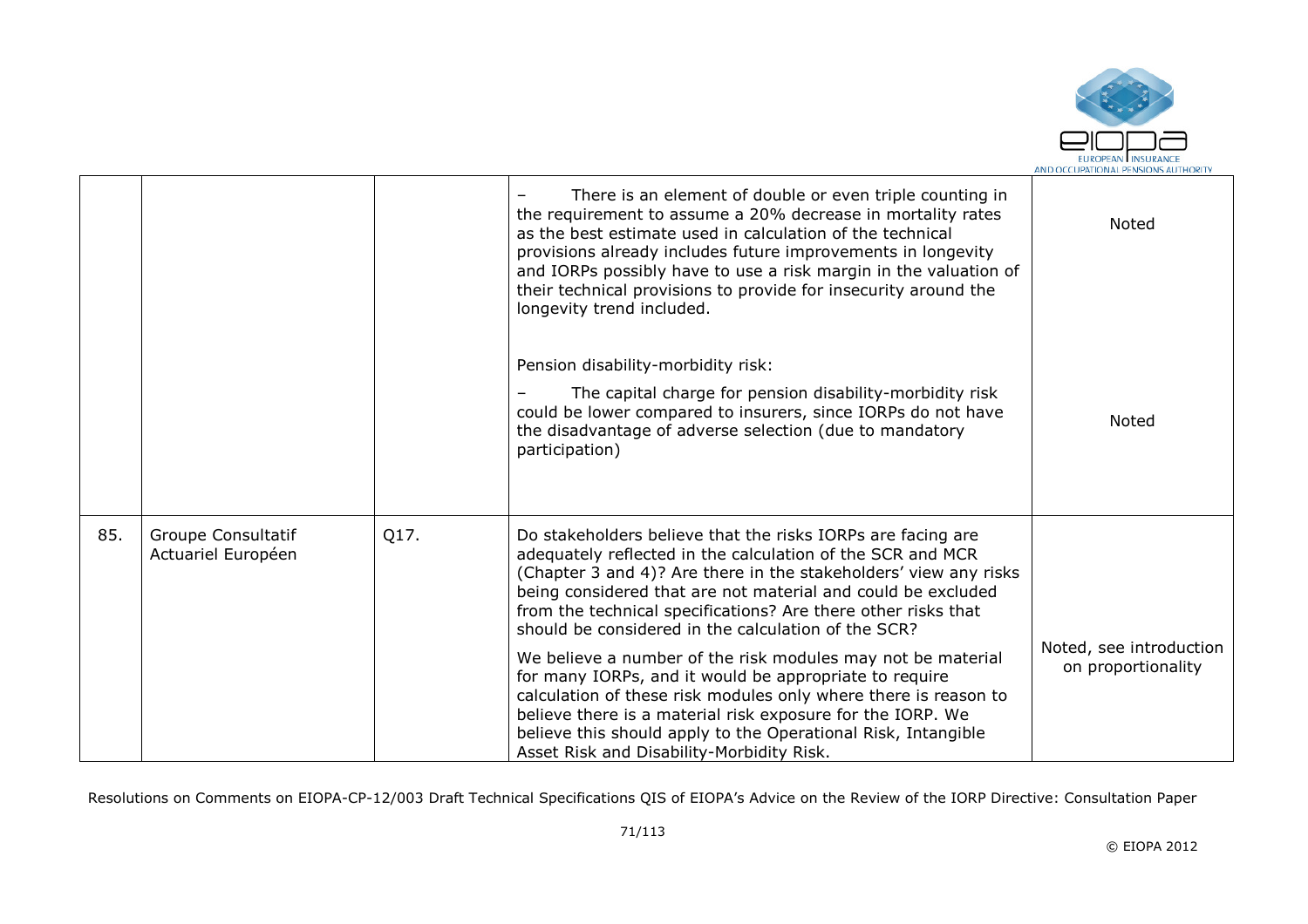|  |  |  |  |  |
|---|---|---|---|---|
|  |  |  | – There is an element of double or even triple counting in the requirement to assume a 20% decrease in mortality rates as the best estimate used in calculation of the technical provisions already includes future improvements in longevity and IORPs possibly have to use a risk margin in the valuation of their technical provisions to provide for insecurity around the longevity trend included. | Noted |
|  |  |  | Pension disability-morbidity risk:<br>– The capital charge for pension disability-morbidity risk could be lower compared to insurers, since IORPs do not have the disadvantage of adverse selection (due to mandatory participation) | Noted |
| 85. | Groupe Consultatif Actuariel Européen | Q17. | Do stakeholders believe that the risks IORPs are facing are adequately reflected in the calculation of the SCR and MCR (Chapter 3 and 4)? Are there in the stakeholders' view any risks being considered that are not material and could be excluded from the technical specifications? Are there other risks that should be considered in the calculation of the SCR?<br>We believe a number of the risk modules may not be material for many IORPs, and it would be appropriate to require calculation of these risk modules only where there is reason to believe there is a material risk exposure for the IORP. We believe this should apply to the Operational Risk, Intangible Asset Risk and Disability-Morbidity Risk. | Noted, see introduction on proportionality |

Resolutions on Comments on EIOPA-CP-12/003 Draft Technical Specifications QIS of EIOPA's Advice on the Review of the IORP Directive: Consultation Paper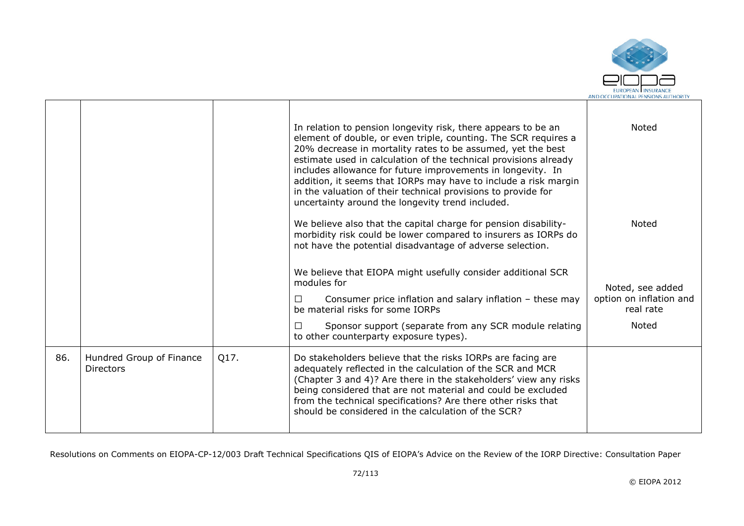| | | | | |
|---|---|---|---|---|
| | | | In relation to pension longevity risk, there appears to be an element of double, or even triple, counting. The SCR requires a 20% decrease in mortality rates to be assumed, yet the best estimate used in calculation of the technical provisions already includes allowance for future improvements in longevity. In addition, it seems that IORPs may have to include a risk margin in the valuation of their technical provisions to provide for uncertainty around the longevity trend included.<br><br>We believe also that the capital charge for pension disability-morbidity risk could be lower compared to insurers as IORPs do not have the potential disadvantage of adverse selection.<br><br>We believe that EIOPA might usefully consider additional SCR modules for<br><br>☐ Consumer price inflation and salary inflation – these may be material risks for some IORPs<br><br>☐ Sponsor support (separate from any SCR module relating to other counterparty exposure types). | Noted<br><br>Noted<br><br>Noted, see added option on inflation and real rate<br><br>Noted |
| 86. | Hundred Group of Finance Directors | Q17. | Do stakeholders believe that the risks IORPs are facing are adequately reflected in the calculation of the SCR and MCR (Chapter 3 and 4)? Are there in the stakeholders' view any risks being considered that are not material and could be excluded from the technical specifications? Are there other risks that should be considered in the calculation of the SCR? | |

Resolutions on Comments on EIOPA-CP-12/003 Draft Technical Specifications QIS of EIOPA's Advice on the Review of the IORP Directive: Consultation Paper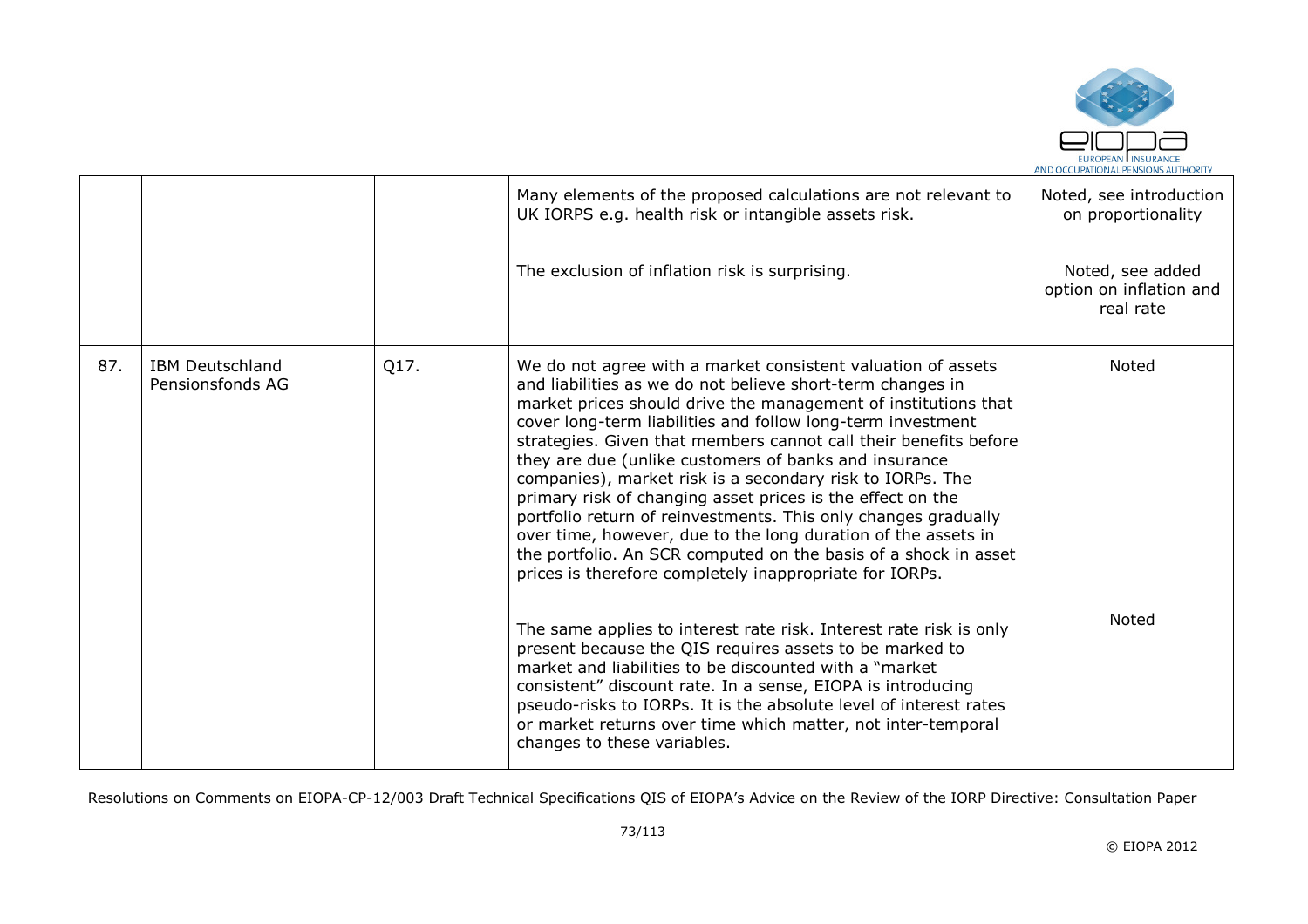| | | | | |
|---|---|---|---|---|
| | | | Many elements of the proposed calculations are not relevant to UK IORPS e.g. health risk or intangible assets risk.<br><br>The exclusion of inflation risk is surprising. | Noted, see introduction on proportionality<br><br>Noted, see added option on inflation and real rate |
| 87. | IBM Deutschland Pensionsfonds AG | Q17. | We do not agree with a market consistent valuation of assets and liabilities as we do not believe short-term changes in market prices should drive the management of institutions that cover long-term liabilities and follow long-term investment strategies. Given that members cannot call their benefits before they are due (unlike customers of banks and insurance companies), market risk is a secondary risk to IORPs. The primary risk of changing asset prices is the effect on the portfolio return of reinvestments. This only changes gradually over time, however, due to the long duration of the assets in the portfolio. An SCR computed on the basis of a shock in asset prices is therefore completely inappropriate for IORPs.<br><br>The same applies to interest rate risk. Interest rate risk is only present because the QIS requires assets to be marked to market and liabilities to be discounted with a "market consistent" discount rate. In a sense, EIOPA is introducing pseudo-risks to IORPs. It is the absolute level of interest rates or market returns over time which matter, not inter-temporal changes to these variables. | Noted<br><br>Noted |

Resolutions on Comments on EIOPA-CP-12/003 Draft Technical Specifications QIS of EIOPA's Advice on the Review of the IORP Directive: Consultation Paper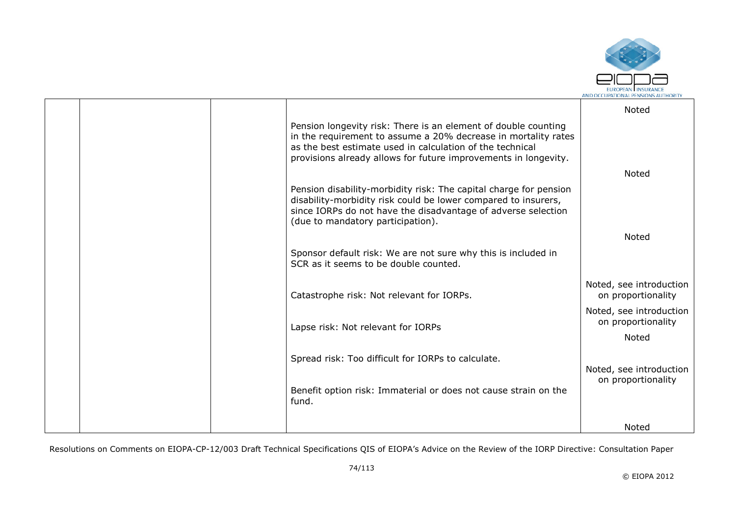| | | | | |
|---|---|---|---|---|
| | | | | Noted |
| | | | Pension longevity risk: There is an element of double counting in the requirement to assume a 20% decrease in mortality rates as the best estimate used in calculation of the technical provisions already allows for future improvements in longevity. | Noted |
| | | | Pension disability-morbidity risk: The capital charge for pension disability-morbidity risk could be lower compared to insurers, since IORPs do not have the disadvantage of adverse selection (due to mandatory participation). | Noted |
| | | | Sponsor default risk: We are not sure why this is included in SCR as it seems to be double counted. | |
| | | | Catastrophe risk: Not relevant for IORPs. | Noted, see introduction on proportionality |
| | | | Lapse risk: Not relevant for IORPs | Noted, see introduction on proportionality |
| | | | | Noted |
| | | | Spread risk: Too difficult for IORPs to calculate. | Noted, see introduction on proportionality |
| | | | Benefit option risk: Immaterial or does not cause strain on the fund. | |
| | | | | Noted |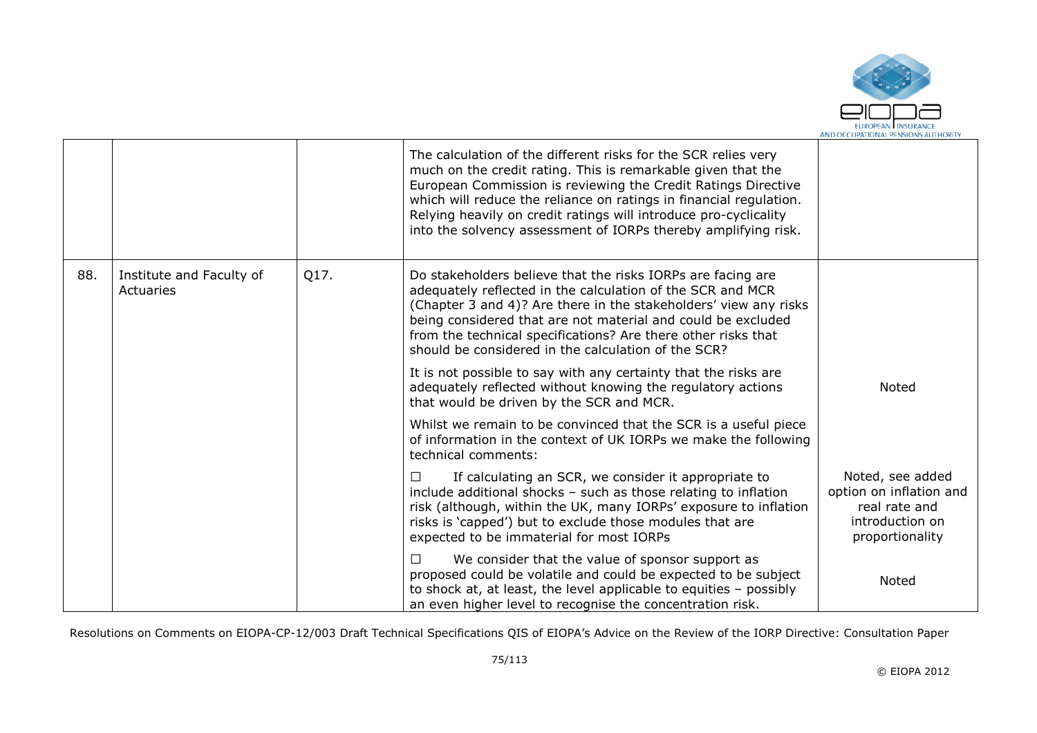| | | | | |
|---|---|---|---|---|
| | | | The calculation of the different risks for the SCR relies very much on the credit rating. This is remarkable given that the European Commission is reviewing the Credit Ratings Directive which will reduce the reliance on ratings in financial regulation. Relying heavily on credit ratings will introduce pro-cyclicality into the solvency assessment of IORPs thereby amplifying risk. | |
| 88. | Institute and Faculty of Actuaries | Q17. | Do stakeholders believe that the risks IORPs are facing are adequately reflected in the calculation of the SCR and MCR (Chapter 3 and 4)? Are there in the stakeholders' view any risks being considered that are not material and could be excluded from the technical specifications? Are there other risks that should be considered in the calculation of the SCR? | |
| | | | It is not possible to say with any certainty that the risks are adequately reflected without knowing the regulatory actions that would be driven by the SCR and MCR. | Noted |
| | | | Whilst we remain to be convinced that the SCR is a useful piece of information in the context of UK IORPs we make the following technical comments: | |
| | | | ☐ If calculating an SCR, we consider it appropriate to include additional shocks – such as those relating to inflation risk (although, within the UK, many IORPs' exposure to inflation risks is 'capped') but to exclude those modules that are expected to be immaterial for most IORPs | Noted, see added option on inflation and real rate and introduction on proportionality |
| | | | ☐ We consider that the value of sponsor support as proposed could be volatile and could be expected to be subject to shock at, at least, the level applicable to equities – possibly an even higher level to recognise the concentration risk. | Noted |

Resolutions on Comments on EIOPA-CP-12/003 Draft Technical Specifications QIS of EIOPA's Advice on the Review of the IORP Directive: Consultation Paper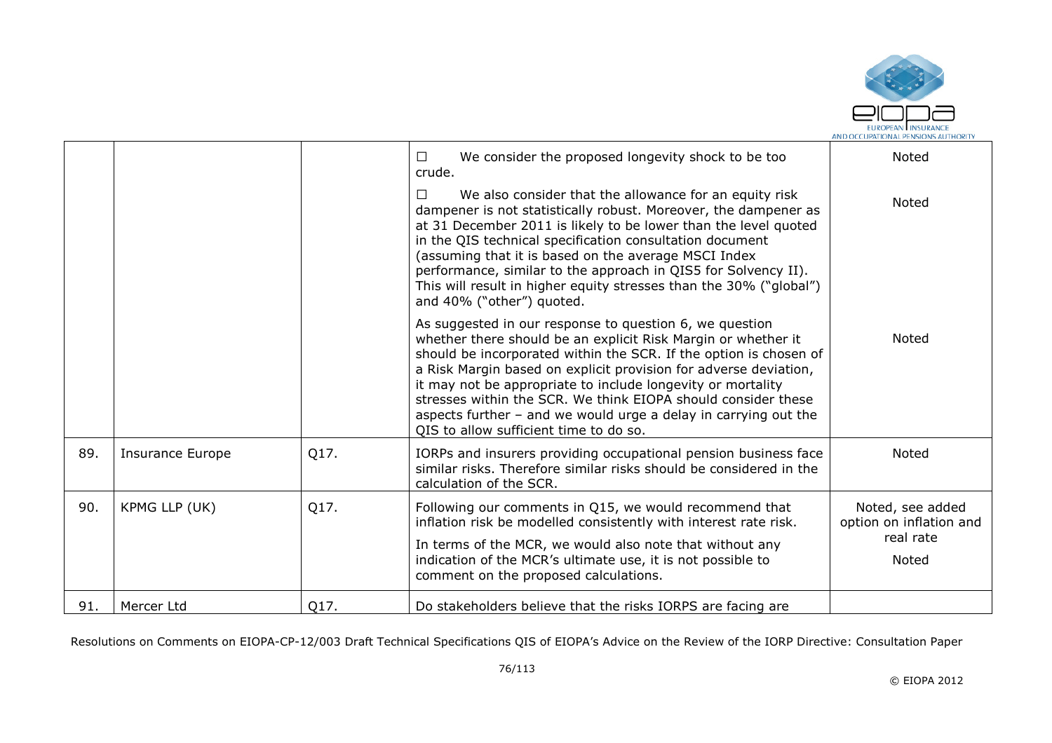| | | | | |
|---|---|---|---|---|
| | | | ☐ We consider the proposed longevity shock to be too crude.<br><br>☐ We also consider that the allowance for an equity risk dampener is not statistically robust. Moreover, the dampener as at 31 December 2011 is likely to be lower than the level quoted in the QIS technical specification consultation document (assuming that it is based on the average MSCI Index performance, similar to the approach in QIS5 for Solvency II). This will result in higher equity stresses than the 30% ("global") and 40% ("other") quoted.<br><br>As suggested in our response to question 6, we question whether there should be an explicit Risk Margin or whether it should be incorporated within the SCR. If the option is chosen of a Risk Margin based on explicit provision for adverse deviation, it may not be appropriate to include longevity or mortality stresses within the SCR. We think EIOPA should consider these aspects further – and we would urge a delay in carrying out the QIS to allow sufficient time to do so. | Noted<br><br>Noted<br><br>Noted |
| 89. | Insurance Europe | Q17. | IORPs and insurers providing occupational pension business face similar risks. Therefore similar risks should be considered in the calculation of the SCR. | Noted |
| 90. | KPMG LLP (UK) | Q17. | Following our comments in Q15, we would recommend that inflation risk be modelled consistently with interest rate risk.<br><br>In terms of the MCR, we would also note that without any indication of the MCR's ultimate use, it is not possible to comment on the proposed calculations. | Noted, see added option on inflation and real rate<br><br>Noted |
| 91. | Mercer Ltd | Q17. | Do stakeholders believe that the risks IORPS are facing are | |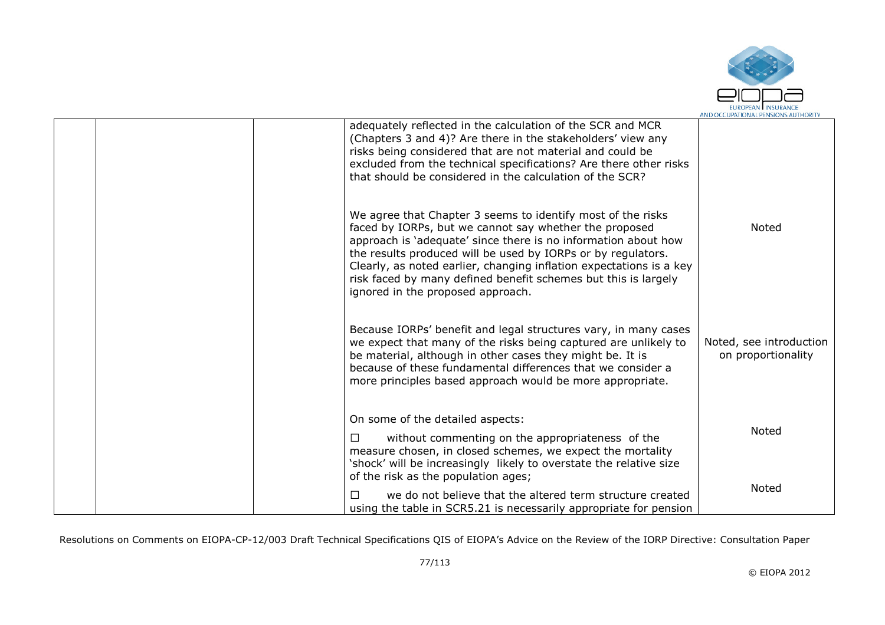| | | | | |
|---|---|---|---|---|
| | | | adequately reflected in the calculation of the SCR and MCR (Chapters 3 and 4)? Are there in the stakeholders' view any risks being considered that are not material and could be excluded from the technical specifications? Are there other risks that should be considered in the calculation of the SCR?<br><br>We agree that Chapter 3 seems to identify most of the risks faced by IORPs, but we cannot say whether the proposed approach is 'adequate' since there is no information about how the results produced will be used by IORPs or by regulators. Clearly, as noted earlier, changing inflation expectations is a key risk faced by many defined benefit schemes but this is largely ignored in the proposed approach.<br><br>Because IORPs' benefit and legal structures vary, in many cases we expect that many of the risks being captured are unlikely to be material, although in other cases they might be. It is because of these fundamental differences that we consider a more principles based approach would be more appropriate.<br><br>On some of the detailed aspects:<br><br>☐ without commenting on the appropriateness of the measure chosen, in closed schemes, we expect the mortality 'shock' will be increasingly likely to overstate the relative size of the risk as the population ages;<br><br>☐ we do not believe that the altered term structure created using the table in SCR5.21 is necessarily appropriate for pension | <br><br><br><br><br>Noted<br><br><br><br><br><br>Noted, see introduction on proportionality<br><br><br><br><br>Noted<br><br><br><br>Noted |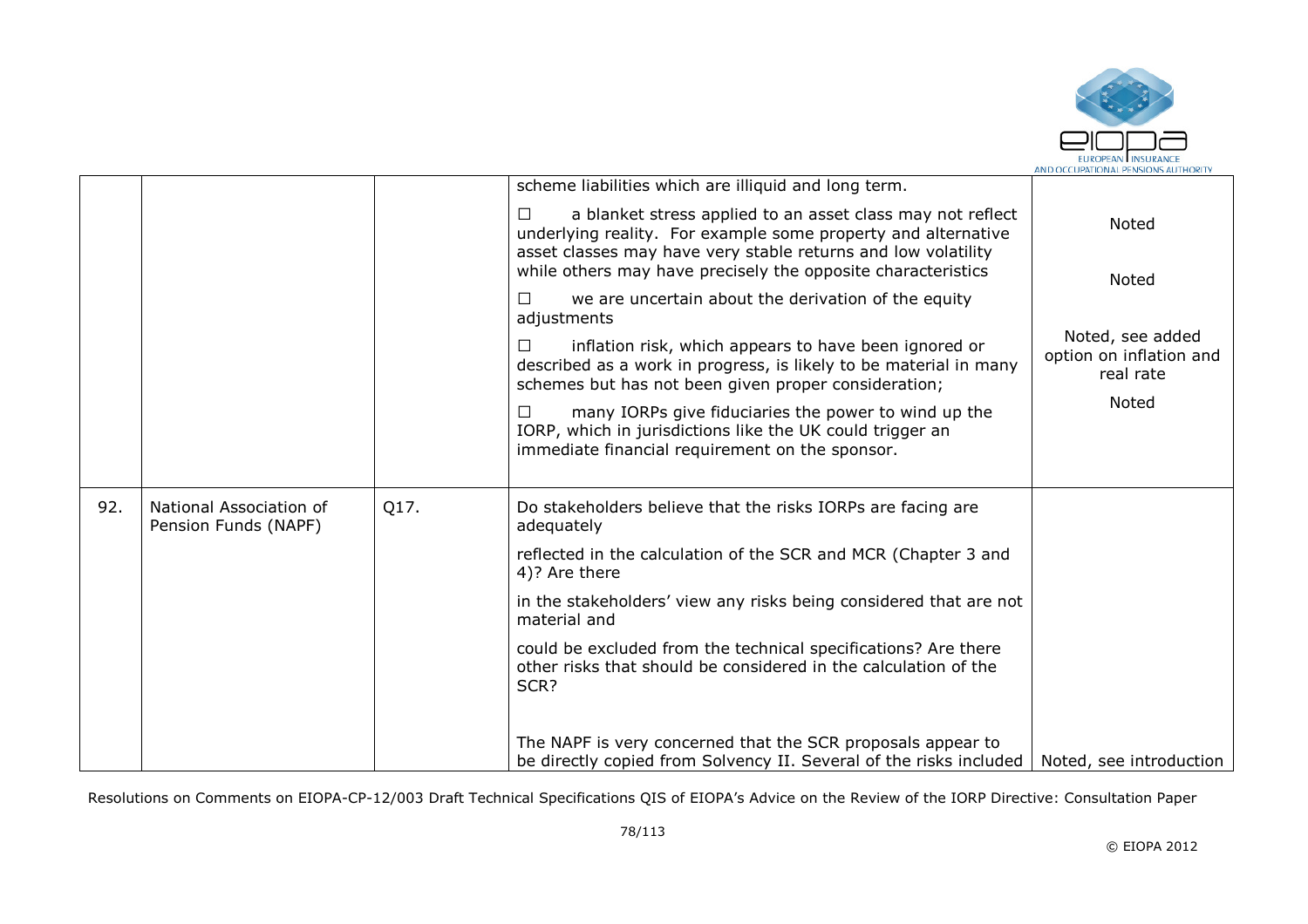| | | | | |
|---|---|---|---|---|
| | | | scheme liabilities which are illiquid and long term.<br><br>☐ a blanket stress applied to an asset class may not reflect underlying reality. For example some property and alternative asset classes may have very stable returns and low volatility while others may have precisely the opposite characteristics<br><br>☐ we are uncertain about the derivation of the equity adjustments<br><br>☐ inflation risk, which appears to have been ignored or described as a work in progress, is likely to be material in many schemes but has not been given proper consideration;<br><br>☐ many IORPs give fiduciaries the power to wind up the IORP, which in jurisdictions like the UK could trigger an immediate financial requirement on the sponsor. | Noted<br><br>Noted<br><br>Noted, see added option on inflation and real rate<br><br>Noted |
| 92. | National Association of Pension Funds (NAPF) | Q17. | Do stakeholders believe that the risks IORPs are facing are adequately<br><br>reflected in the calculation of the SCR and MCR (Chapter 3 and 4)? Are there<br><br>in the stakeholders' view any risks being considered that are not material and<br><br>could be excluded from the technical specifications? Are there other risks that should be considered in the calculation of the SCR?<br><br>The NAPF is very concerned that the SCR proposals appear to be directly copied from Solvency II. Several of the risks included | Noted, see introduction |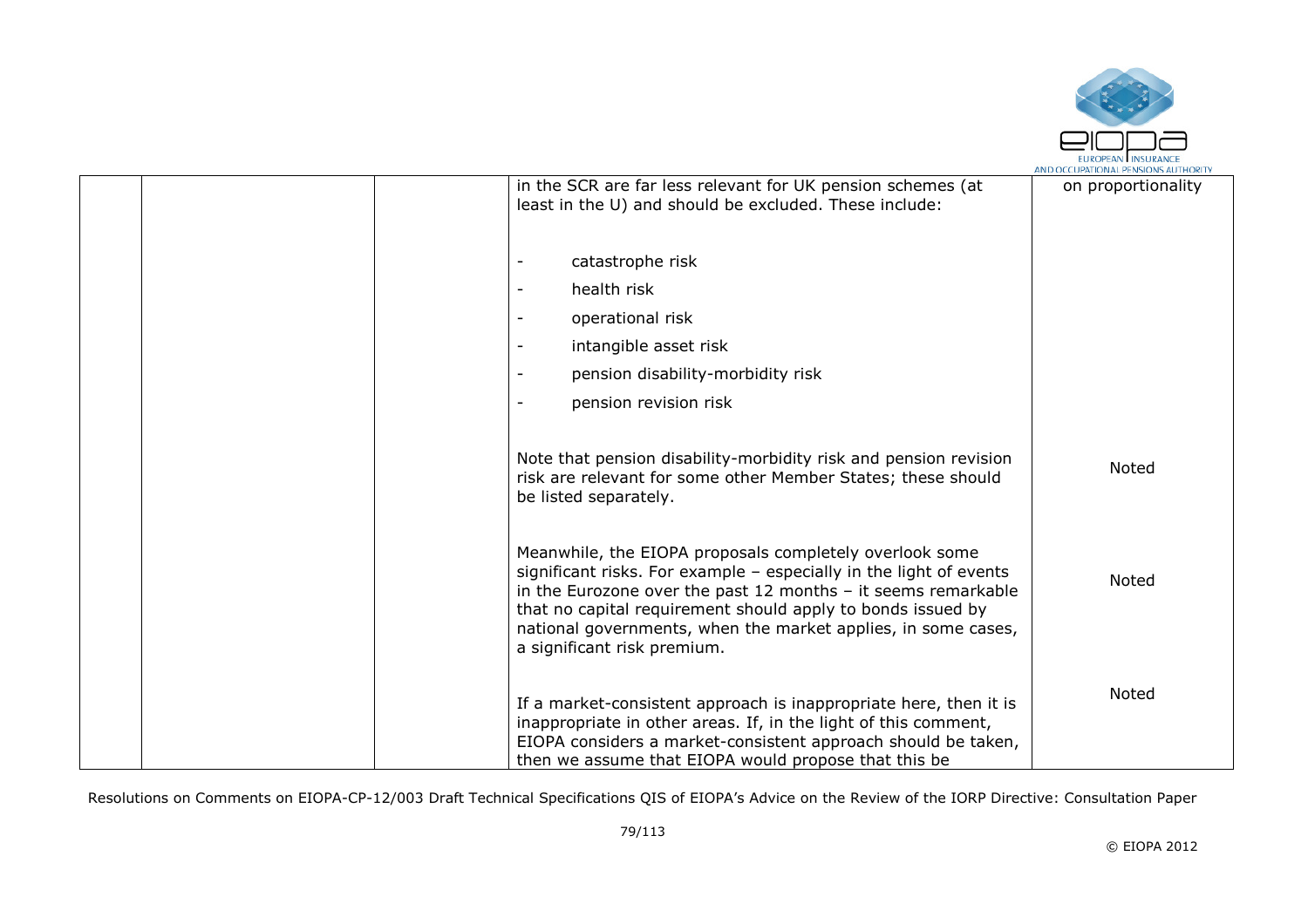| | | | in the SCR are far less relevant for UK pension schemes (at least in the U) and should be excluded. These include:<br><br>- catastrophe risk<br>- health risk<br>- operational risk<br>- intangible asset risk<br>- pension disability-morbidity risk<br>- pension revision risk | on proportionality |
|---|---|---|---|---|
| | | | Note that pension disability-morbidity risk and pension revision risk are relevant for some other Member States; these should be listed separately. | Noted |
| | | | Meanwhile, the EIOPA proposals completely overlook some significant risks. For example – especially in the light of events in the Eurozone over the past 12 months – it seems remarkable that no capital requirement should apply to bonds issued by national governments, when the market applies, in some cases, a significant risk premium. | Noted |
| | | | If a market-consistent approach is inappropriate here, then it is inappropriate in other areas. If, in the light of this comment, EIOPA considers a market-consistent approach should be taken, then we assume that EIOPA would propose that this be | Noted |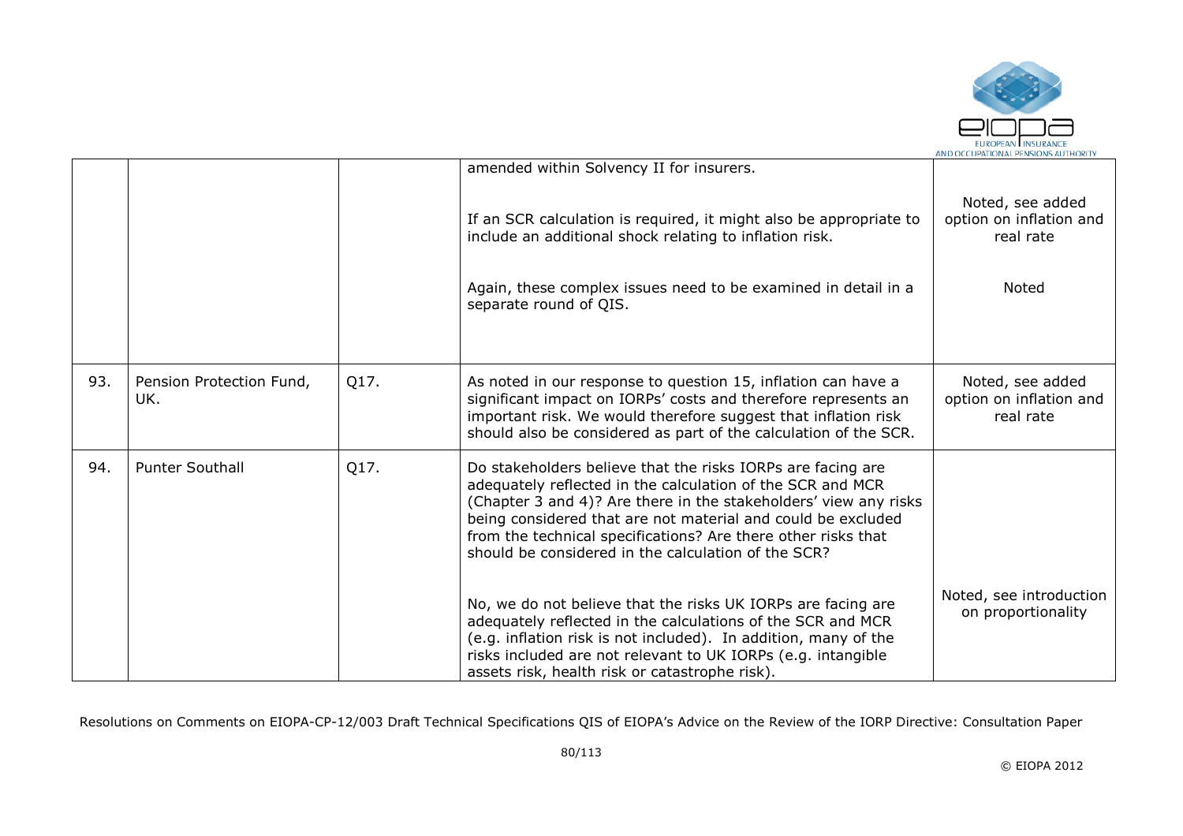| | | | | |
|---|---|---|---|---|
| | | | amended within Solvency II for insurers.<br><br>If an SCR calculation is required, it might also be appropriate to include an additional shock relating to inflation risk.<br><br>Again, these complex issues need to be examined in detail in a separate round of QIS. | Noted, see added option on inflation and real rate<br><br>Noted |
| 93. | Pension Protection Fund, UK. | Q17. | As noted in our response to question 15, inflation can have a significant impact on IORPs' costs and therefore represents an important risk. We would therefore suggest that inflation risk should also be considered as part of the calculation of the SCR. | Noted, see added option on inflation and real rate |
| 94. | Punter Southall | Q17. | Do stakeholders believe that the risks IORPs are facing are adequately reflected in the calculation of the SCR and MCR (Chapter 3 and 4)? Are there in the stakeholders' view any risks being considered that are not material and could be excluded from the technical specifications? Are there other risks that should be considered in the calculation of the SCR?<br><br>No, we do not believe that the risks UK IORPs are facing are adequately reflected in the calculations of the SCR and MCR (e.g. inflation risk is not included). In addition, many of the risks included are not relevant to UK IORPs (e.g. intangible assets risk, health risk or catastrophe risk). | Noted, see introduction on proportionality |

Resolutions on Comments on EIOPA-CP-12/003 Draft Technical Specifications QIS of EIOPA's Advice on the Review of the IORP Directive: Consultation Paper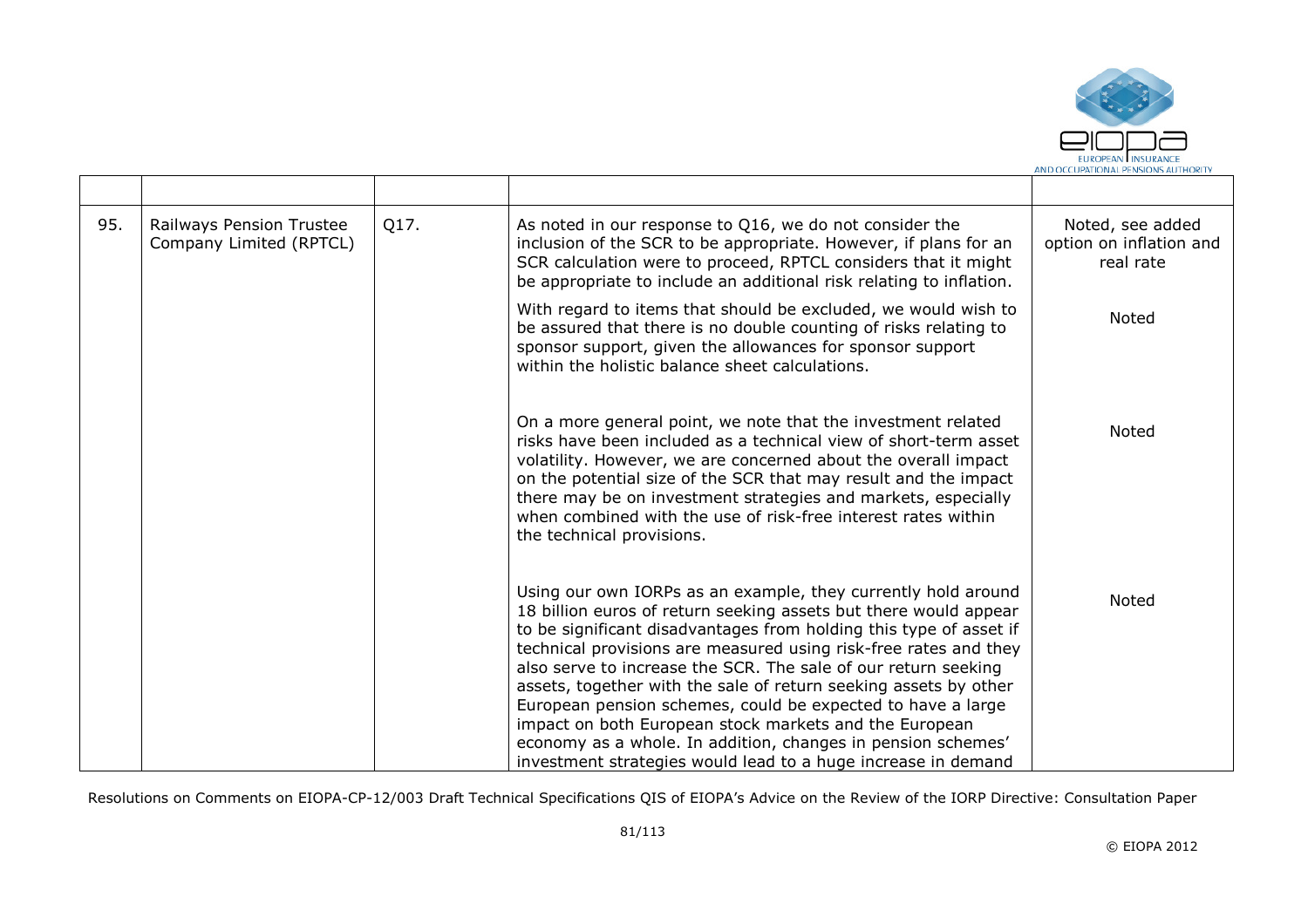| | | | | |
|---|---|---|---|---|
| 95. | Railways Pension Trustee Company Limited (RPTCL) | Q17. | As noted in our response to Q16, we do not consider the inclusion of the SCR to be appropriate. However, if plans for an SCR calculation were to proceed, RPTCL considers that it might be appropriate to include an additional risk relating to inflation. | Noted, see added option on inflation and real rate |
| | | | With regard to items that should be excluded, we would wish to be assured that there is no double counting of risks relating to sponsor support, given the allowances for sponsor support within the holistic balance sheet calculations. | Noted |
| | | | On a more general point, we note that the investment related risks have been included as a technical view of short-term asset volatility. However, we are concerned about the overall impact on the potential size of the SCR that may result and the impact there may be on investment strategies and markets, especially when combined with the use of risk-free interest rates within the technical provisions. | Noted |
| | | | Using our own IORPs as an example, they currently hold around 18 billion euros of return seeking assets but there would appear to be significant disadvantages from holding this type of asset if technical provisions are measured using risk-free rates and they also serve to increase the SCR. The sale of our return seeking assets, together with the sale of return seeking assets by other European pension schemes, could be expected to have a large impact on both European stock markets and the European economy as a whole. In addition, changes in pension schemes' investment strategies would lead to a huge increase in demand | Noted |

Resolutions on Comments on EIOPA-CP-12/003 Draft Technical Specifications QIS of EIOPA's Advice on the Review of the IORP Directive: Consultation Paper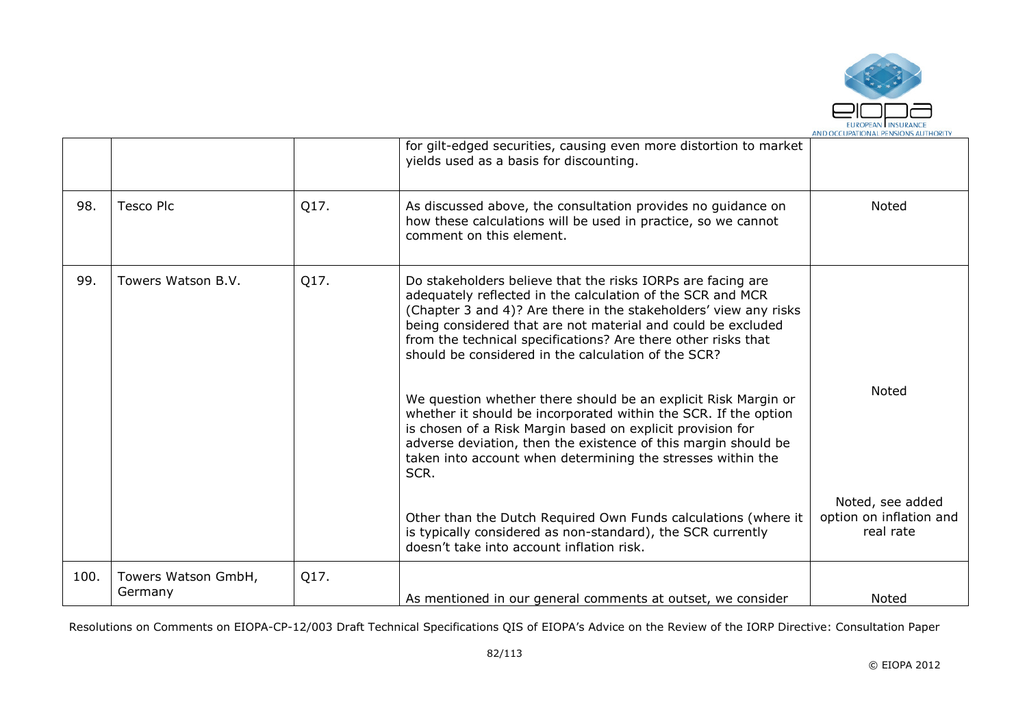| | | | | |
|---|---|---|---|---|
| | | | for gilt-edged securities, causing even more distortion to market yields used as a basis for discounting. | |
| 98. | Tesco Plc | Q17. | As discussed above, the consultation provides no guidance on how these calculations will be used in practice, so we cannot comment on this element. | Noted |
| 99. | Towers Watson B.V. | Q17. | Do stakeholders believe that the risks IORPs are facing are adequately reflected in the calculation of the SCR and MCR (Chapter 3 and 4)? Are there in the stakeholders' view any risks being considered that are not material and could be excluded from the technical specifications? Are there other risks that should be considered in the calculation of the SCR?<br><br>We question whether there should be an explicit Risk Margin or whether it should be incorporated within the SCR. If the option is chosen of a Risk Margin based on explicit provision for adverse deviation, then the existence of this margin should be taken into account when determining the stresses within the SCR.<br><br>Other than the Dutch Required Own Funds calculations (where it is typically considered as non-standard), the SCR currently doesn't take into account inflation risk. | Noted<br><br>Noted, see added option on inflation and real rate |
| 100. | Towers Watson GmbH, Germany | Q17. | As mentioned in our general comments at outset, we consider | Noted |

Resolutions on Comments on EIOPA-CP-12/003 Draft Technical Specifications QIS of EIOPA's Advice on the Review of the IORP Directive: Consultation Paper

© EIOPA 2012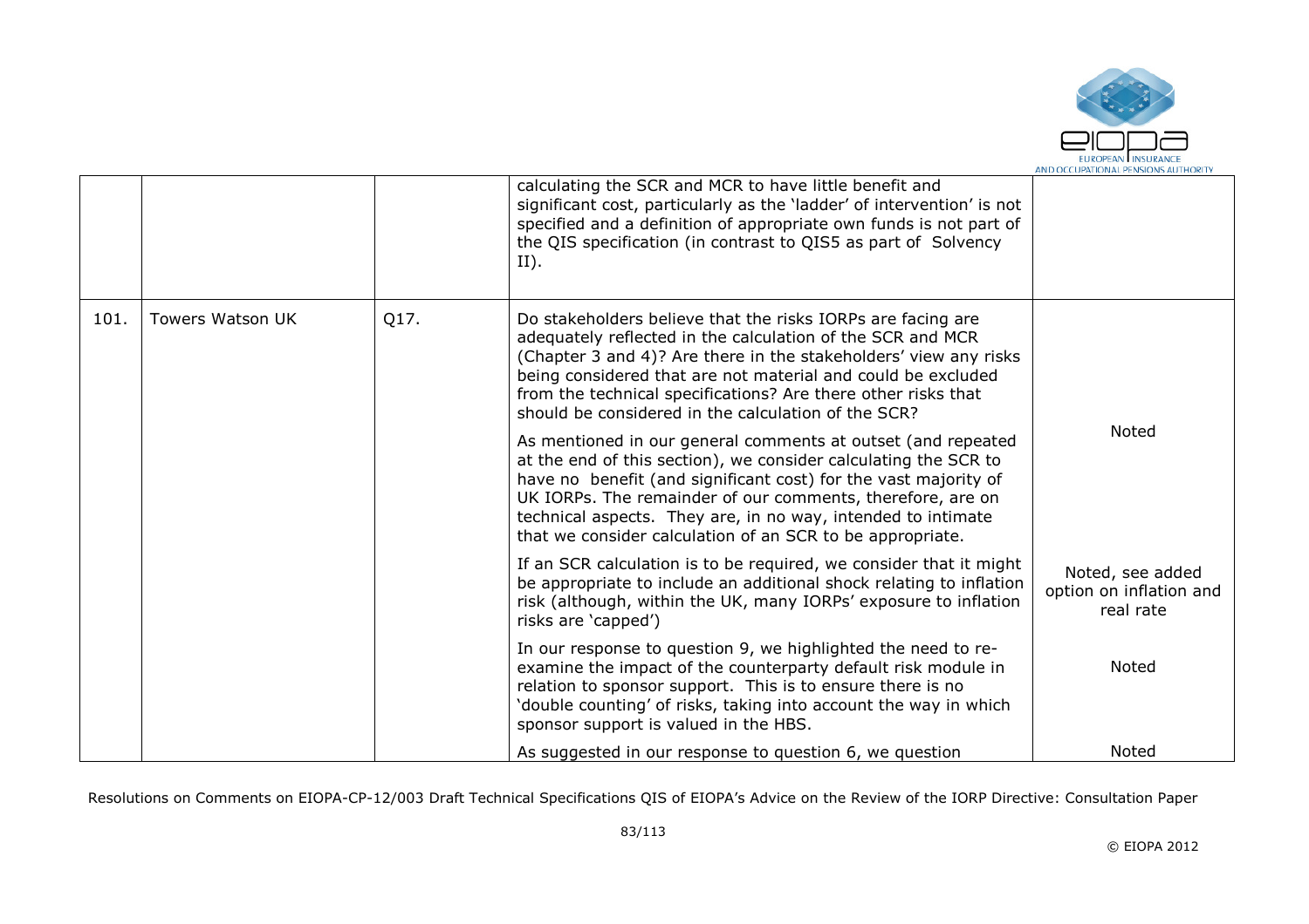|  |  |  | calculating the SCR and MCR to have little benefit and significant cost, particularly as the 'ladder' of intervention' is not specified and a definition of appropriate own funds is not part of the QIS specification (in contrast to QIS5 as part of Solvency II). |  |
|---|---|---|---|---|
| 101. | Towers Watson UK | Q17. | Do stakeholders believe that the risks IORPs are facing are adequately reflected in the calculation of the SCR and MCR (Chapter 3 and 4)? Are there in the stakeholders' view any risks being considered that are not material and could be excluded from the technical specifications? Are there other risks that should be considered in the calculation of the SCR?<br><br>As mentioned in our general comments at outset (and repeated at the end of this section), we consider calculating the SCR to have no benefit (and significant cost) for the vast majority of UK IORPs. The remainder of our comments, therefore, are on technical aspects. They are, in no way, intended to intimate that we consider calculation of an SCR to be appropriate. | Noted |
|  |  |  | If an SCR calculation is to be required, we consider that it might be appropriate to include an additional shock relating to inflation risk (although, within the UK, many IORPs' exposure to inflation risks are 'capped') | Noted, see added option on inflation and real rate |
|  |  |  | In our response to question 9, we highlighted the need to re-examine the impact of the counterparty default risk module in relation to sponsor support. This is to ensure there is no 'double counting' of risks, taking into account the way in which sponsor support is valued in the HBS. | Noted |
|  |  |  | As suggested in our response to question 6, we question | Noted |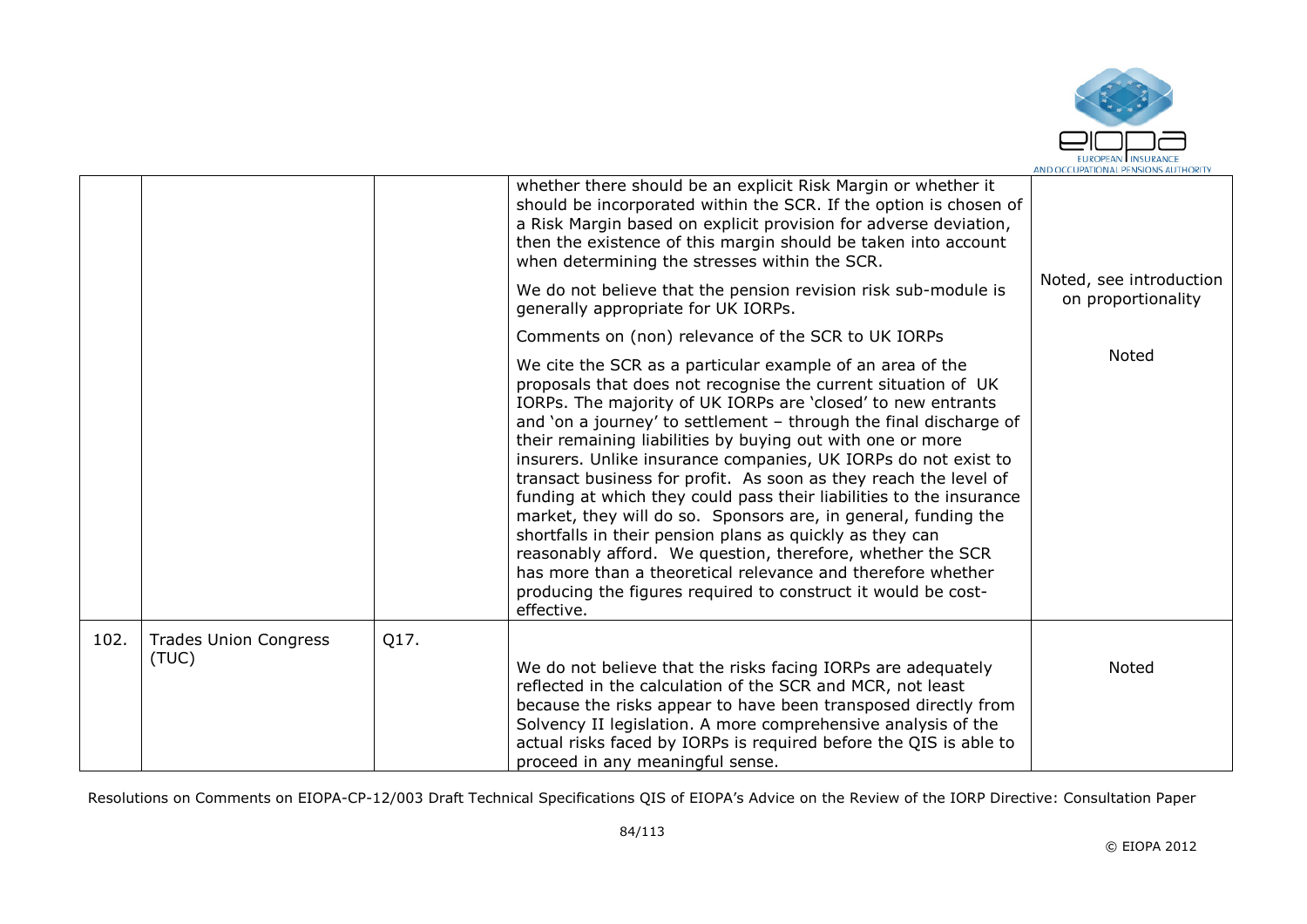| | | | | |
|---|---|---|---|---|
| | | | whether there should be an explicit Risk Margin or whether it should be incorporated within the SCR. If the option is chosen of a Risk Margin based on explicit provision for adverse deviation, then the existence of this margin should be taken into account when determining the stresses within the SCR. | |
| | | | We do not believe that the pension revision risk sub-module is generally appropriate for UK IORPs. | Noted, see introduction on proportionality |
| | | | Comments on (non) relevance of the SCR to UK IORPs<br><br>We cite the SCR as a particular example of an area of the proposals that does not recognise the current situation of UK IORPs. The majority of UK IORPs are 'closed' to new entrants and 'on a journey' to settlement – through the final discharge of their remaining liabilities by buying out with one or more insurers. Unlike insurance companies, UK IORPs do not exist to transact business for profit. As soon as they reach the level of funding at which they could pass their liabilities to the insurance market, they will do so. Sponsors are, in general, funding the shortfalls in their pension plans as quickly as they can reasonably afford. We question, therefore, whether the SCR has more than a theoretical relevance and therefore whether producing the figures required to construct it would be cost-effective. | Noted |
| 102. | Trades Union Congress (TUC) | Q17. | We do not believe that the risks facing IORPs are adequately reflected in the calculation of the SCR and MCR, not least because the risks appear to have been transposed directly from Solvency II legislation. A more comprehensive analysis of the actual risks faced by IORPs is required before the QIS is able to proceed in any meaningful sense. | Noted |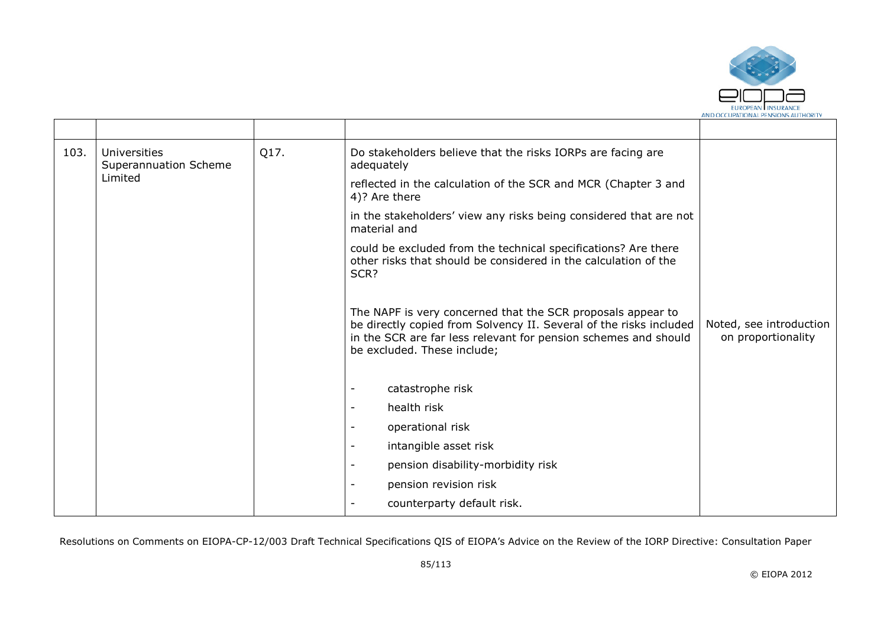| | | | | |
|---|---|---|---|---|
| 103. | Universities Superannuation Scheme Limited | Q17. | Do stakeholders believe that the risks IORPs are facing are adequately reflected in the calculation of the SCR and MCR (Chapter 3 and 4)? Are there in the stakeholders' view any risks being considered that are not material and could be excluded from the technical specifications? Are there other risks that should be considered in the calculation of the SCR?<br><br>The NAPF is very concerned that the SCR proposals appear to be directly copied from Solvency II. Several of the risks included in the SCR are far less relevant for pension schemes and should be excluded. These include;<br><br>- catastrophe risk<br>- health risk<br>- operational risk<br>- intangible asset risk<br>- pension disability-morbidity risk<br>- pension revision risk<br>- counterparty default risk. | Noted, see introduction on proportionality |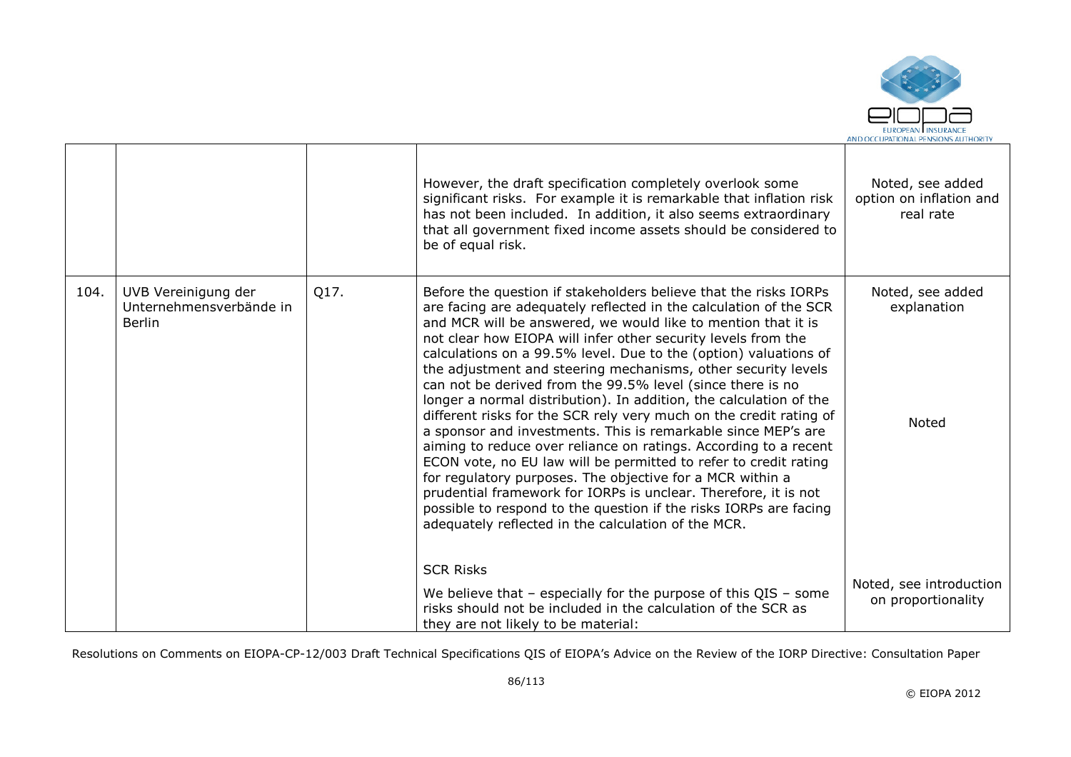| | | | | |
|---|---|---|---|---|
| | | | However, the draft specification completely overlook some significant risks. For example it is remarkable that inflation risk has not been included. In addition, it also seems extraordinary that all government fixed income assets should be considered to be of equal risk. | Noted, see added option on inflation and real rate |
| 104. | UVB Vereinigung der Unternehmensverbände in Berlin | Q17. | Before the question if stakeholders believe that the risks IORPs are facing are adequately reflected in the calculation of the SCR and MCR will be answered, we would like to mention that it is not clear how EIOPA will infer other security levels from the calculations on a 99.5% level. Due to the (option) valuations of the adjustment and steering mechanisms, other security levels can not be derived from the 99.5% level (since there is no longer a normal distribution). In addition, the calculation of the different risks for the SCR rely very much on the credit rating of a sponsor and investments. This is remarkable since MEP's are aiming to reduce over reliance on ratings. According to a recent ECON vote, no EU law will be permitted to refer to credit rating for regulatory purposes. The objective for a MCR within a prudential framework for IORPs is unclear. Therefore, it is not possible to respond to the question if the risks IORPs are facing adequately reflected in the calculation of the MCR.<br><br>SCR Risks<br><br>We believe that – especially for the purpose of this QIS – some risks should not be included in the calculation of the SCR as they are not likely to be material: | Noted, see added explanation<br><br>Noted<br><br>Noted, see introduction on proportionality |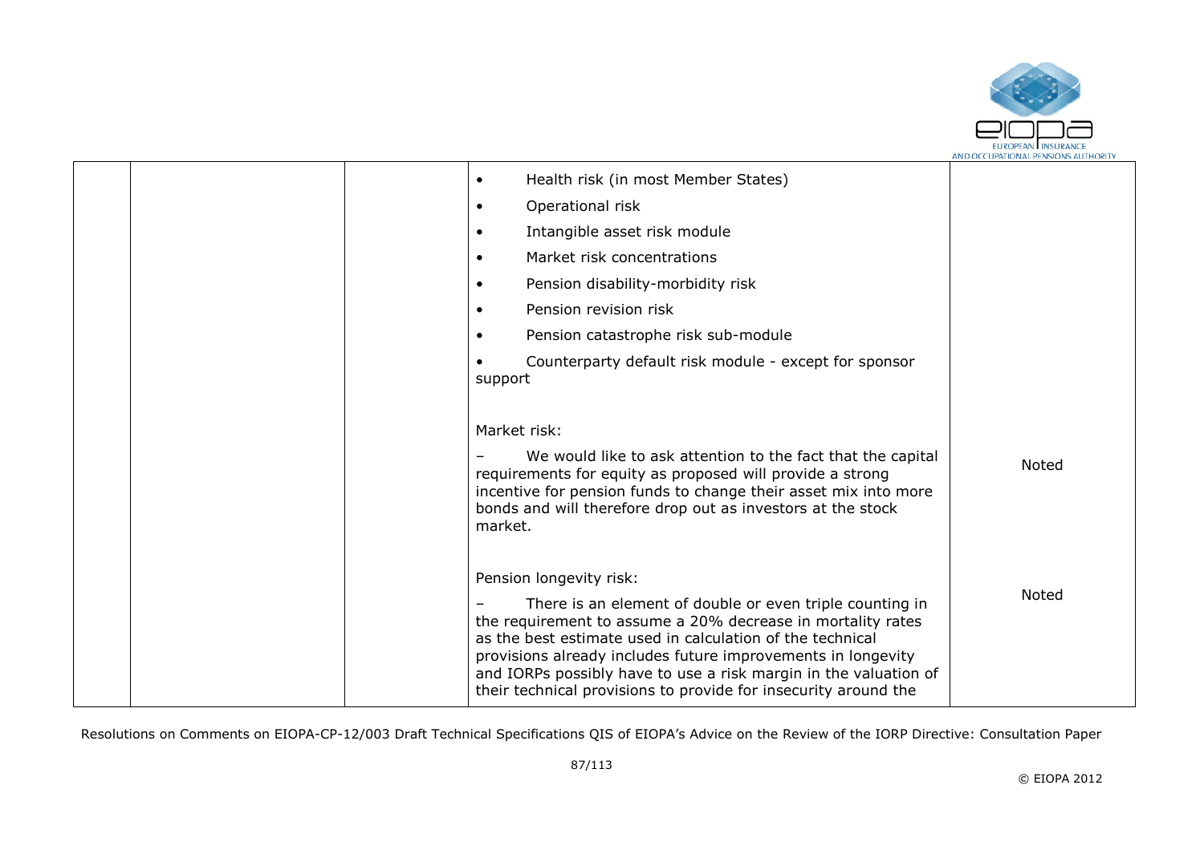|  |  |  | • Health risk (in most Member States)<br>• Operational risk<br>• Intangible asset risk module<br>• Market risk concentrations<br>• Pension disability-morbidity risk<br>• Pension revision risk<br>• Pension catastrophe risk sub-module<br>• Counterparty default risk module - except for sponsor support |  |
|---|---|---|---|---|
|  |  |  | Market risk:<br>– We would like to ask attention to the fact that the capital requirements for equity as proposed will provide a strong incentive for pension funds to change their asset mix into more bonds and will therefore drop out as investors at the stock market. | Noted |
|  |  |  | Pension longevity risk:<br>– There is an element of double or even triple counting in the requirement to assume a 20% decrease in mortality rates as the best estimate used in calculation of the technical provisions already includes future improvements in longevity and IORPs possibly have to use a risk margin in the valuation of their technical provisions to provide for insecurity around the | Noted |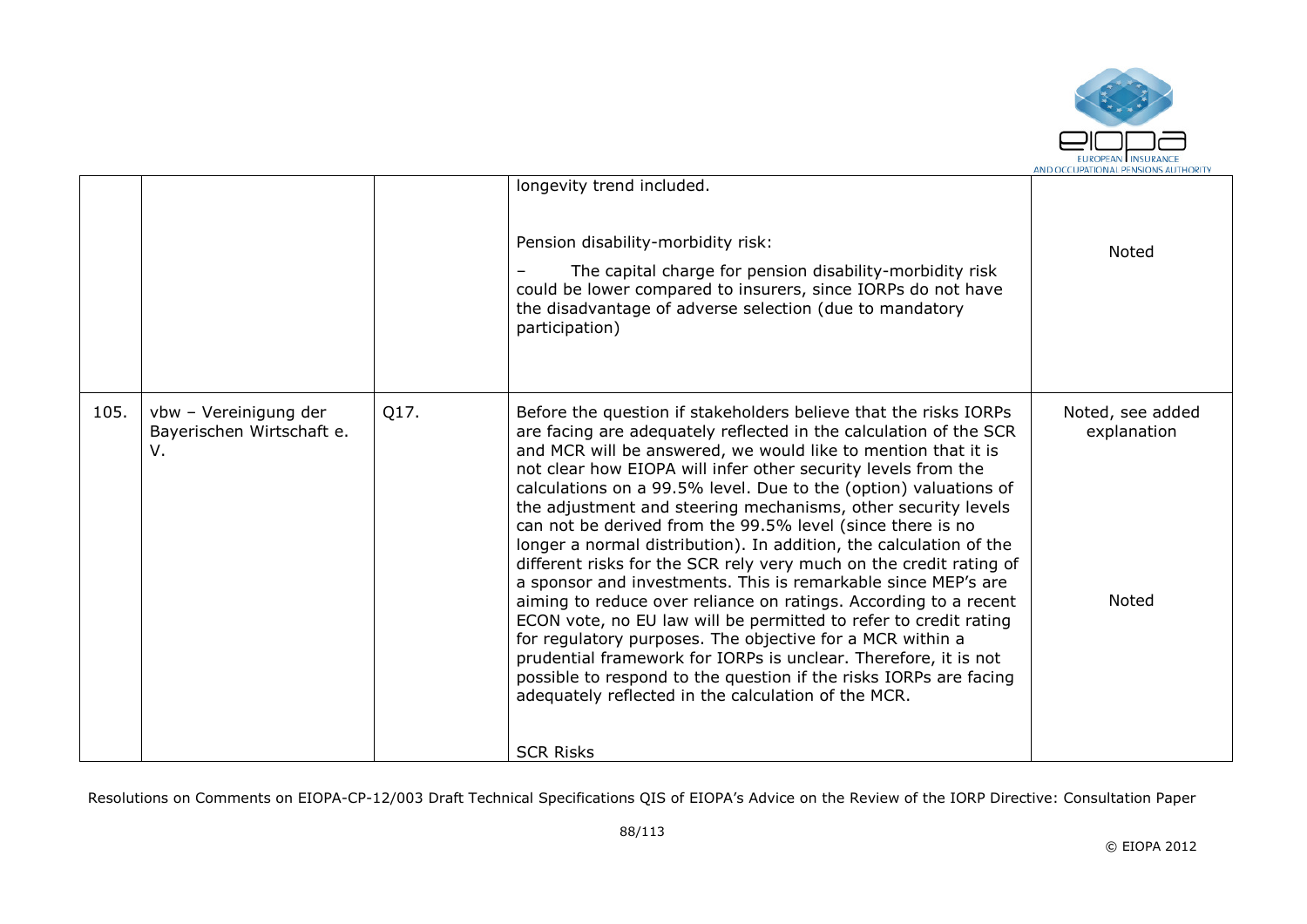|  |  |  | longevity trend included.<br><br>Pension disability-morbidity risk:<br><br>– The capital charge for pension disability-morbidity risk could be lower compared to insurers, since IORPs do not have the disadvantage of adverse selection (due to mandatory participation) | Noted |
|---|---|---|---|---|
| 105. | vbw – Vereinigung der Bayerischen Wirtschaft e. V. | Q17. | Before the question if stakeholders believe that the risks IORPs are facing are adequately reflected in the calculation of the SCR and MCR will be answered, we would like to mention that it is not clear how EIOPA will infer other security levels from the calculations on a 99.5% level. Due to the (option) valuations of the adjustment and steering mechanisms, other security levels can not be derived from the 99.5% level (since there is no longer a normal distribution). In addition, the calculation of the different risks for the SCR rely very much on the credit rating of a sponsor and investments. This is remarkable since MEP's are aiming to reduce over reliance on ratings. According to a recent ECON vote, no EU law will be permitted to refer to credit rating for regulatory purposes. The objective for a MCR within a prudential framework for IORPs is unclear. Therefore, it is not possible to respond to the question if the risks IORPs are facing adequately reflected in the calculation of the MCR.<br><br>SCR Risks | Noted, see added explanation<br><br><br><br><br><br><br><br><br>Noted |

Resolutions on Comments on EIOPA-CP-12/003 Draft Technical Specifications QIS of EIOPA's Advice on the Review of the IORP Directive: Consultation Paper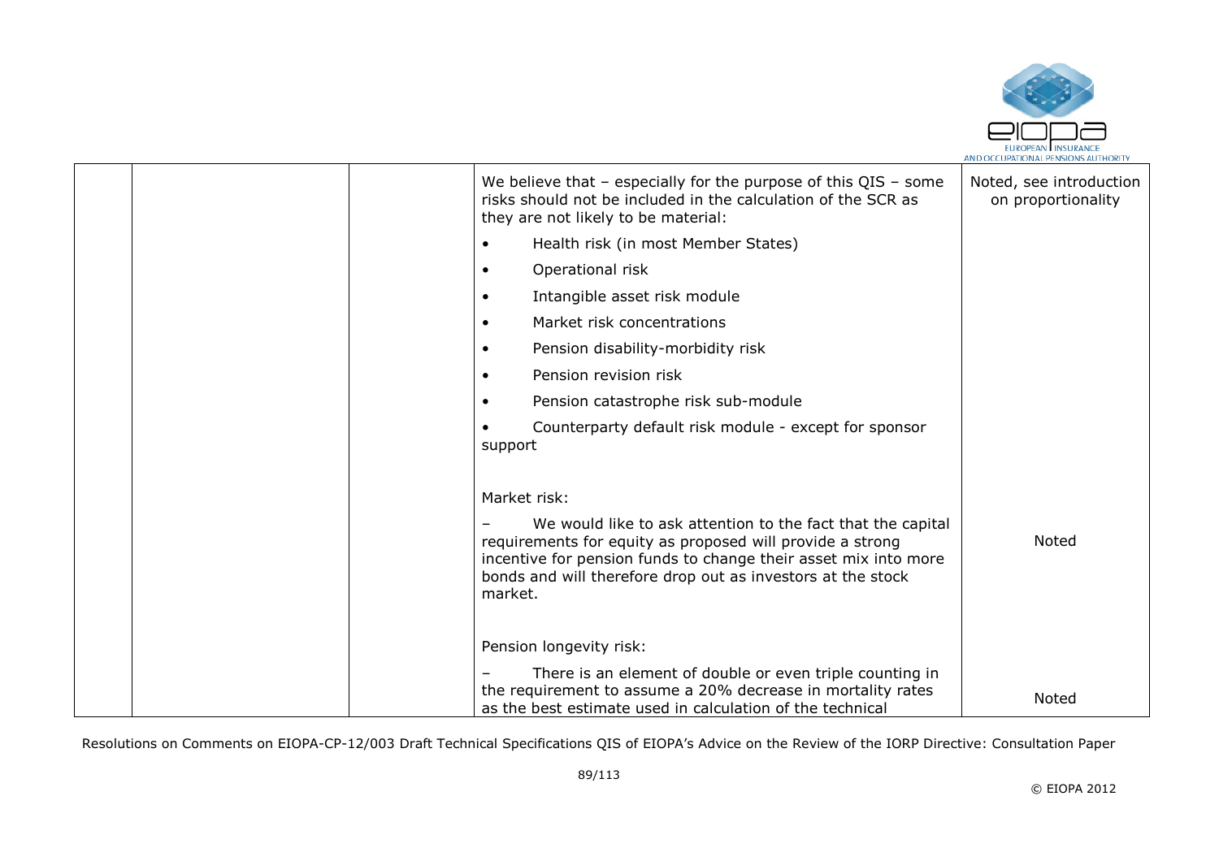|  |  |  | We believe that – especially for the purpose of this QIS – some risks should not be included in the calculation of the SCR as they are not likely to be material:<br><br>• Health risk (in most Member States)<br>• Operational risk<br>• Intangible asset risk module<br>• Market risk concentrations<br>• Pension disability-morbidity risk<br>• Pension revision risk<br>• Pension catastrophe risk sub-module<br>• Counterparty default risk module - except for sponsor support | Noted, see introduction on proportionality |
|---|---|---|---|---|
|  |  |  | Market risk:<br><br>– We would like to ask attention to the fact that the capital requirements for equity as proposed will provide a strong incentive for pension funds to change their asset mix into more bonds and will therefore drop out as investors at the stock market. | Noted |
|  |  |  | Pension longevity risk:<br><br>– There is an element of double or even triple counting in the requirement to assume a 20% decrease in mortality rates as the best estimate used in calculation of the technical | Noted |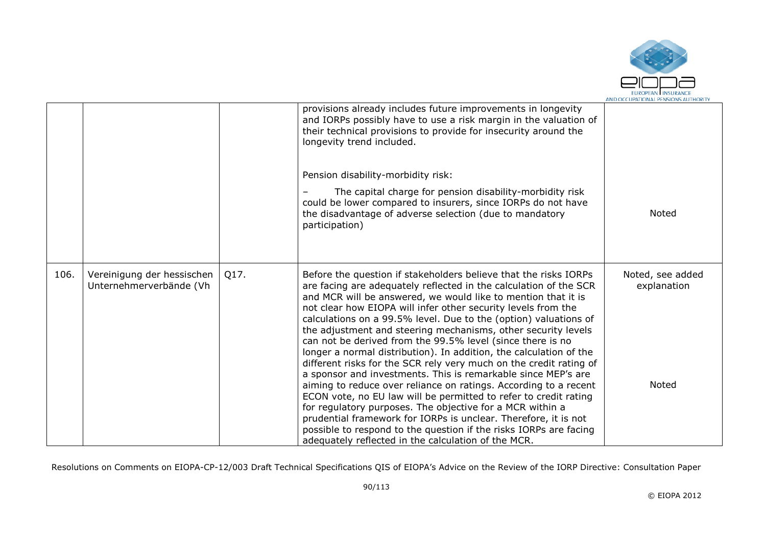|  |  |  |  |  |
|---|---|---|---|---|
|  |  |  | provisions already includes future improvements in longevity and IORPs possibly have to use a risk margin in the valuation of their technical provisions to provide for insecurity around the longevity trend included.<br><br>Pension disability-morbidity risk:<br><br>– The capital charge for pension disability-morbidity risk could be lower compared to insurers, since IORPs do not have the disadvantage of adverse selection (due to mandatory participation) | Noted |
| 106. | Vereinigung der hessischen Unternehmerverbände (Vh | Q17. | Before the question if stakeholders believe that the risks IORPs are facing are adequately reflected in the calculation of the SCR and MCR will be answered, we would like to mention that it is not clear how EIOPA will infer other security levels from the calculations on a 99.5% level. Due to the (option) valuations of the adjustment and steering mechanisms, other security levels can not be derived from the 99.5% level (since there is no longer a normal distribution). In addition, the calculation of the different risks for the SCR rely very much on the credit rating of a sponsor and investments. This is remarkable since MEP's are aiming to reduce over reliance on ratings. According to a recent ECON vote, no EU law will be permitted to refer to credit rating for regulatory purposes. The objective for a MCR within a prudential framework for IORPs is unclear. Therefore, it is not possible to respond to the question if the risks IORPs are facing adequately reflected in the calculation of the MCR. | Noted, see added explanation<br><br>Noted |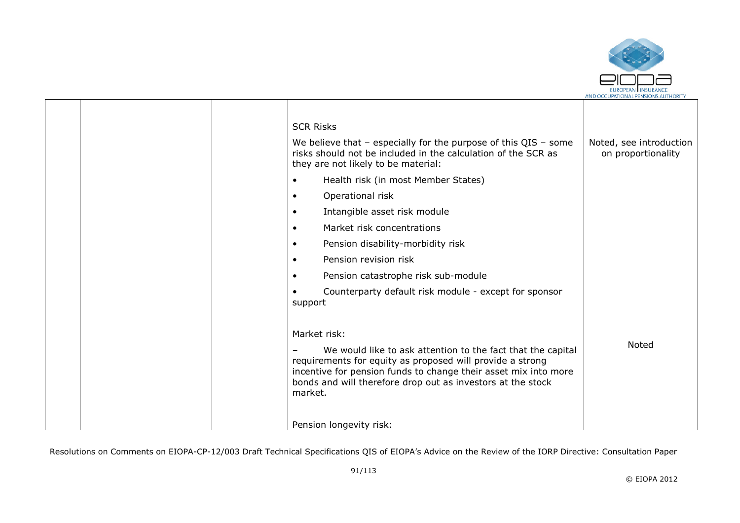|  |  |  | SCR Risks<br><br>We believe that – especially for the purpose of this QIS – some risks should not be included in the calculation of the SCR as they are not likely to be material:<br><br>• Health risk (in most Member States)<br>• Operational risk<br>• Intangible asset risk module<br>• Market risk concentrations<br>• Pension disability-morbidity risk<br>• Pension revision risk<br>• Pension catastrophe risk sub-module<br>• Counterparty default risk module - except for sponsor support | Noted, see introduction on proportionality |
|---|---|---|---|---|
|  |  |  | Market risk:<br><br>– We would like to ask attention to the fact that the capital requirements for equity as proposed will provide a strong incentive for pension funds to change their asset mix into more bonds and will therefore drop out as investors at the stock market. | Noted |
|  |  |  | Pension longevity risk: |  |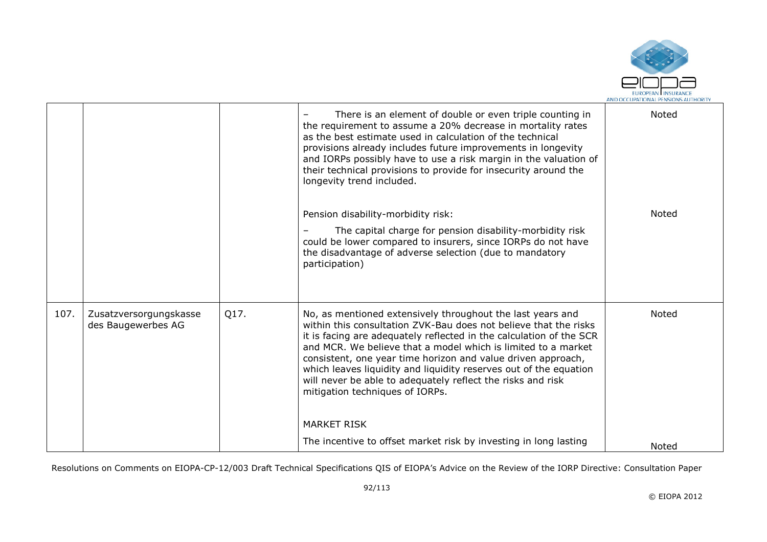| | | | | |
|---|---|---|---|---|
| | | | – There is an element of double or even triple counting in the requirement to assume a 20% decrease in mortality rates as the best estimate used in calculation of the technical provisions already includes future improvements in longevity and IORPs possibly have to use a risk margin in the valuation of their technical provisions to provide for insecurity around the longevity trend included.<br><br>Pension disability-morbidity risk:<br>– The capital charge for pension disability-morbidity risk could be lower compared to insurers, since IORPs do not have the disadvantage of adverse selection (due to mandatory participation) | Noted<br><br>Noted |
| 107. | Zusatzversorgungskasse des Baugewerbes AG | Q17. | No, as mentioned extensively throughout the last years and within this consultation ZVK-Bau does not believe that the risks it is facing are adequately reflected in the calculation of the SCR and MCR. We believe that a model which is limited to a market consistent, one year time horizon and value driven approach, which leaves liquidity and liquidity reserves out of the equation will never be able to adequately reflect the risks and risk mitigation techniques of IORPs.<br><br>MARKET RISK<br>The incentive to offset market risk by investing in long lasting | Noted<br><br>Noted |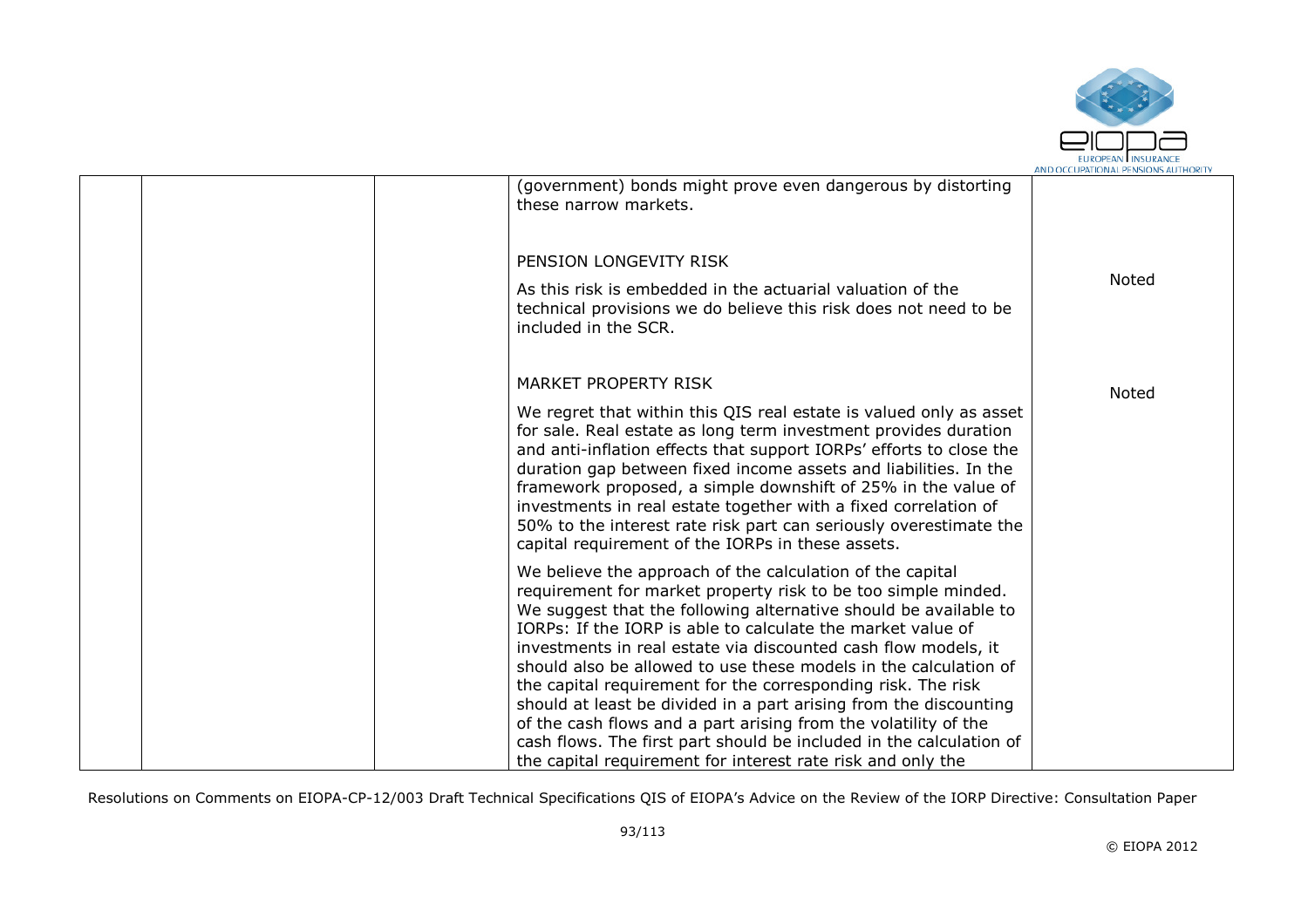|  |  |  | (government) bonds might prove even dangerous by distorting these narrow markets.<br><br>PENSION LONGEVITY RISK<br><br>As this risk is embedded in the actuarial valuation of the technical provisions we do believe this risk does not need to be included in the SCR.<br><br>MARKET PROPERTY RISK<br><br>We regret that within this QIS real estate is valued only as asset for sale. Real estate as long term investment provides duration and anti-inflation effects that support IORPs' efforts to close the duration gap between fixed income assets and liabilities. In the framework proposed, a simple downshift of 25% in the value of investments in real estate together with a fixed correlation of 50% to the interest rate risk part can seriously overestimate the capital requirement of the IORPs in these assets.<br><br>We believe the approach of the calculation of the capital requirement for market property risk to be too simple minded. We suggest that the following alternative should be available to IORPs: If the IORP is able to calculate the market value of investments in real estate via discounted cash flow models, it should also be allowed to use these models in the calculation of the capital requirement for the corresponding risk. The risk should at least be divided in a part arising from the discounting of the cash flows and a part arising from the volatility of the cash flows. The first part should be included in the calculation of the capital requirement for interest rate risk and only the | <br><br><br><br>Noted<br><br><br><br>Noted |
|---|---|---|---|---|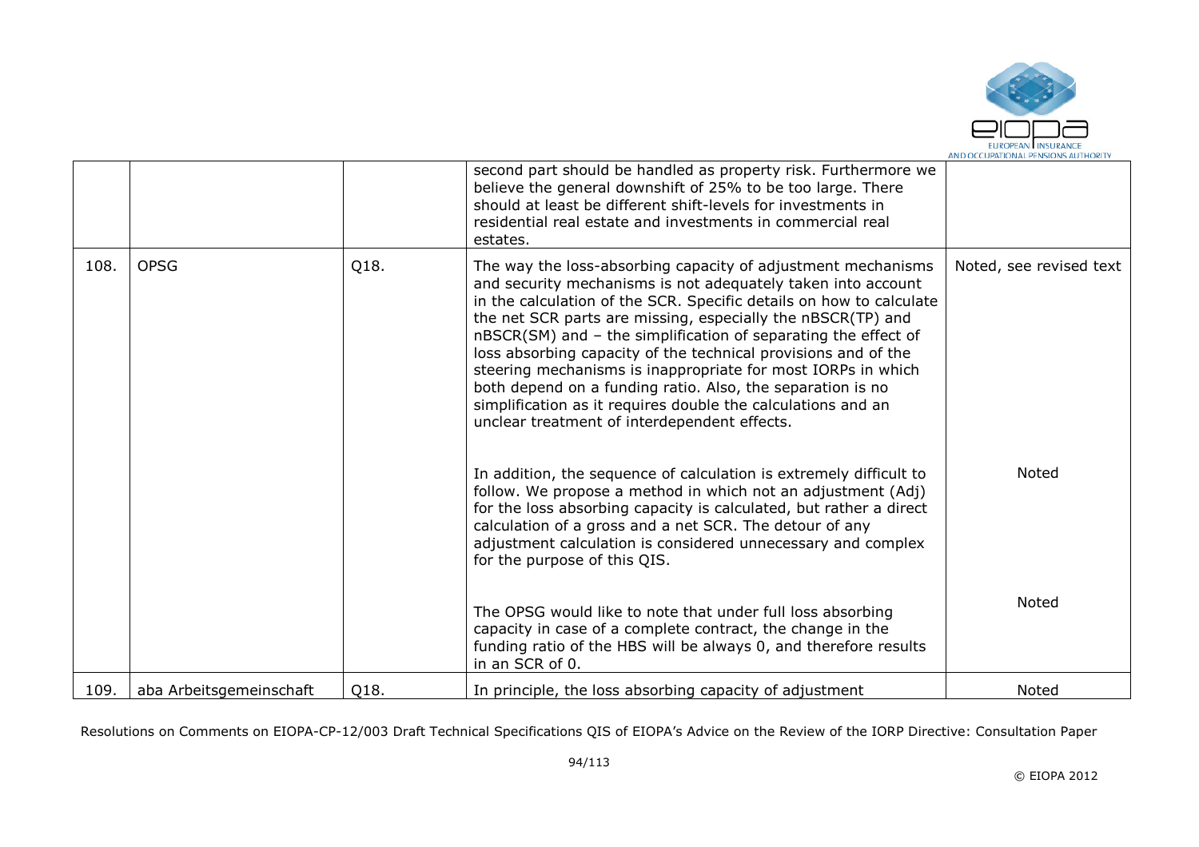| | | | | |
|---|---|---|---|---|
| | | | second part should be handled as property risk. Furthermore we believe the general downshift of 25% to be too large. There should at least be different shift-levels for investments in residential real estate and investments in commercial real estates. | |
| 108. | OPSG | Q18. | The way the loss-absorbing capacity of adjustment mechanisms and security mechanisms is not adequately taken into account in the calculation of the SCR. Specific details on how to calculate the net SCR parts are missing, especially the nBSCR(TP) and nBSCR(SM) and – the simplification of separating the effect of loss absorbing capacity of the technical provisions and of the steering mechanisms is inappropriate for most IORPs in which both depend on a funding ratio. Also, the separation is no simplification as it requires double the calculations and an unclear treatment of interdependent effects.<br><br>In addition, the sequence of calculation is extremely difficult to follow. We propose a method in which not an adjustment (Adj) for the loss absorbing capacity is calculated, but rather a direct calculation of a gross and a net SCR. The detour of any adjustment calculation is considered unnecessary and complex for the purpose of this QIS.<br><br>The OPSG would like to note that under full loss absorbing capacity in case of a complete contract, the change in the funding ratio of the HBS will be always 0, and therefore results in an SCR of 0. | Noted, see revised text<br><br>Noted<br><br>Noted |
| 109. | aba Arbeitsgemeinschaft | Q18. | In principle, the loss absorbing capacity of adjustment | Noted |

Resolutions on Comments on EIOPA-CP-12/003 Draft Technical Specifications QIS of EIOPA's Advice on the Review of the IORP Directive: Consultation Paper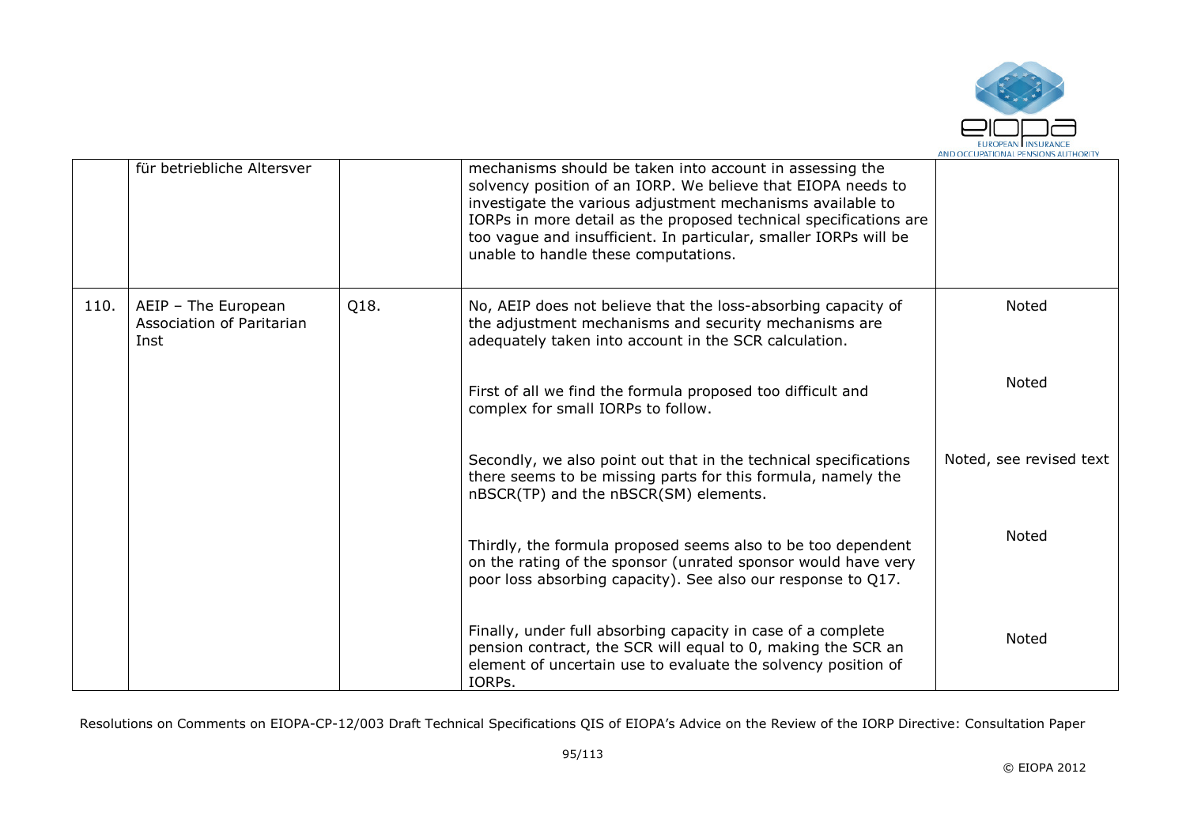|  | für betriebliche Altersver |  | mechanisms should be taken into account in assessing the solvency position of an IORP. We believe that EIOPA needs to investigate the various adjustment mechanisms available to IORPs in more detail as the proposed technical specifications are too vague and insufficient. In particular, smaller IORPs will be unable to handle these computations. |  |
|---|---|---|---|---|
| 110. | AEIP – The European Association of Paritarian Inst | Q18. | No, AEIP does not believe that the loss-absorbing capacity of the adjustment mechanisms and security mechanisms are adequately taken into account in the SCR calculation. | Noted |
|  |  |  | First of all we find the formula proposed too difficult and complex for small IORPs to follow. | Noted |
|  |  |  | Secondly, we also point out that in the technical specifications there seems to be missing parts for this formula, namely the nBSCR(TP) and the nBSCR(SM) elements. | Noted, see revised text |
|  |  |  | Thirdly, the formula proposed seems also to be too dependent on the rating of the sponsor (unrated sponsor would have very poor loss absorbing capacity). See also our response to Q17. | Noted |
|  |  |  | Finally, under full absorbing capacity in case of a complete pension contract, the SCR will equal to 0, making the SCR an element of uncertain use to evaluate the solvency position of IORPs. | Noted |

Resolutions on Comments on EIOPA-CP-12/003 Draft Technical Specifications QIS of EIOPA's Advice on the Review of the IORP Directive: Consultation Paper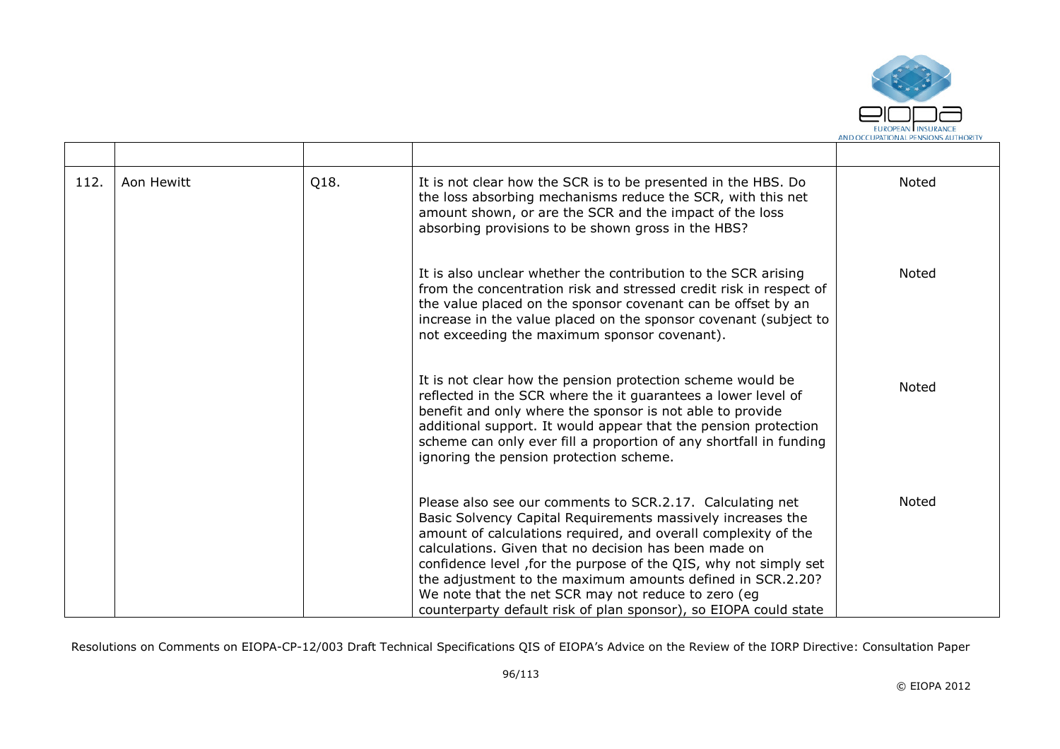| | | | | |
|---|---|---|---|---|
| 112. | Aon Hewitt | Q18. | It is not clear how the SCR is to be presented in the HBS. Do the loss absorbing mechanisms reduce the SCR, with this net amount shown, or are the SCR and the impact of the loss absorbing provisions to be shown gross in the HBS?<br><br>It is also unclear whether the contribution to the SCR arising from the concentration risk and stressed credit risk in respect of the value placed on the sponsor covenant can be offset by an increase in the value placed on the sponsor covenant (subject to not exceeding the maximum sponsor covenant).<br><br>It is not clear how the pension protection scheme would be reflected in the SCR where the it guarantees a lower level of benefit and only where the sponsor is not able to provide additional support. It would appear that the pension protection scheme can only ever fill a proportion of any shortfall in funding ignoring the pension protection scheme.<br><br>Please also see our comments to SCR.2.17. Calculating net Basic Solvency Capital Requirements massively increases the amount of calculations required, and overall complexity of the calculations. Given that no decision has been made on confidence level ,for the purpose of the QIS, why not simply set the adjustment to the maximum amounts defined in SCR.2.20? We note that the net SCR may not reduce to zero (eg counterparty default risk of plan sponsor), so EIOPA could state | Noted<br><br>Noted<br><br>Noted<br><br>Noted |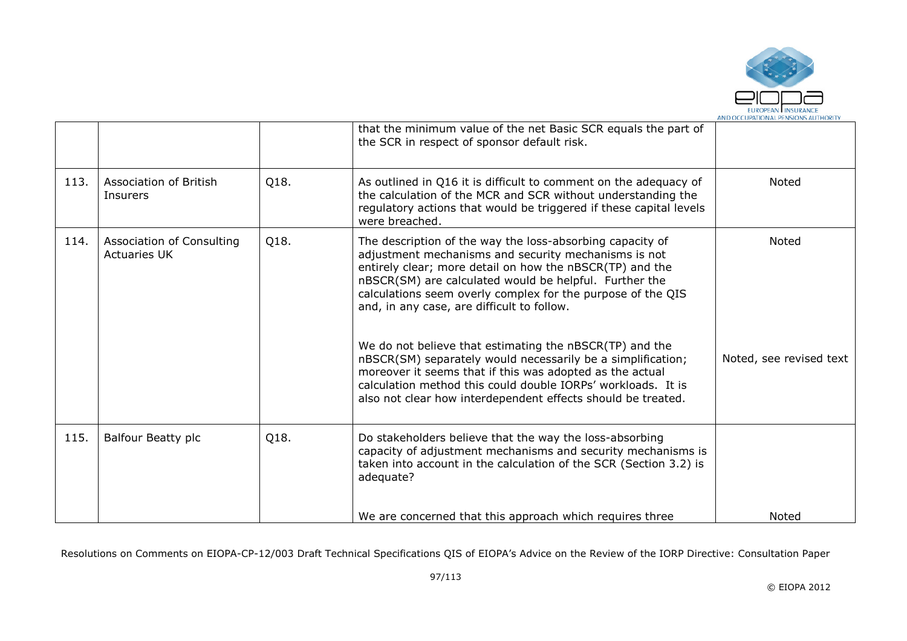| | | | that the minimum value of the net Basic SCR equals the part of the SCR in respect of sponsor default risk. | |
|---|---|---|---|---|
| 113. | Association of British Insurers | Q18. | As outlined in Q16 it is difficult to comment on the adequacy of the calculation of the MCR and SCR without understanding the regulatory actions that would be triggered if these capital levels were breached. | Noted |
| 114. | Association of Consulting Actuaries UK | Q18. | The description of the way the loss-absorbing capacity of adjustment mechanisms and security mechanisms is not entirely clear; more detail on how the nBSCR(TP) and the nBSCR(SM) are calculated would be helpful. Further the calculations seem overly complex for the purpose of the QIS and, in any case, are difficult to follow.<br><br>We do not believe that estimating the nBSCR(TP) and the nBSCR(SM) separately would necessarily be a simplification; moreover it seems that if this was adopted as the actual calculation method this could double IORPs' workloads. It is also not clear how interdependent effects should be treated. | Noted<br><br>Noted, see revised text |
| 115. | Balfour Beatty plc | Q18. | Do stakeholders believe that the way the loss-absorbing capacity of adjustment mechanisms and security mechanisms is taken into account in the calculation of the SCR (Section 3.2) is adequate?<br><br>We are concerned that this approach which requires three | Noted |

Resolutions on Comments on EIOPA-CP-12/003 Draft Technical Specifications QIS of EIOPA's Advice on the Review of the IORP Directive: Consultation Paper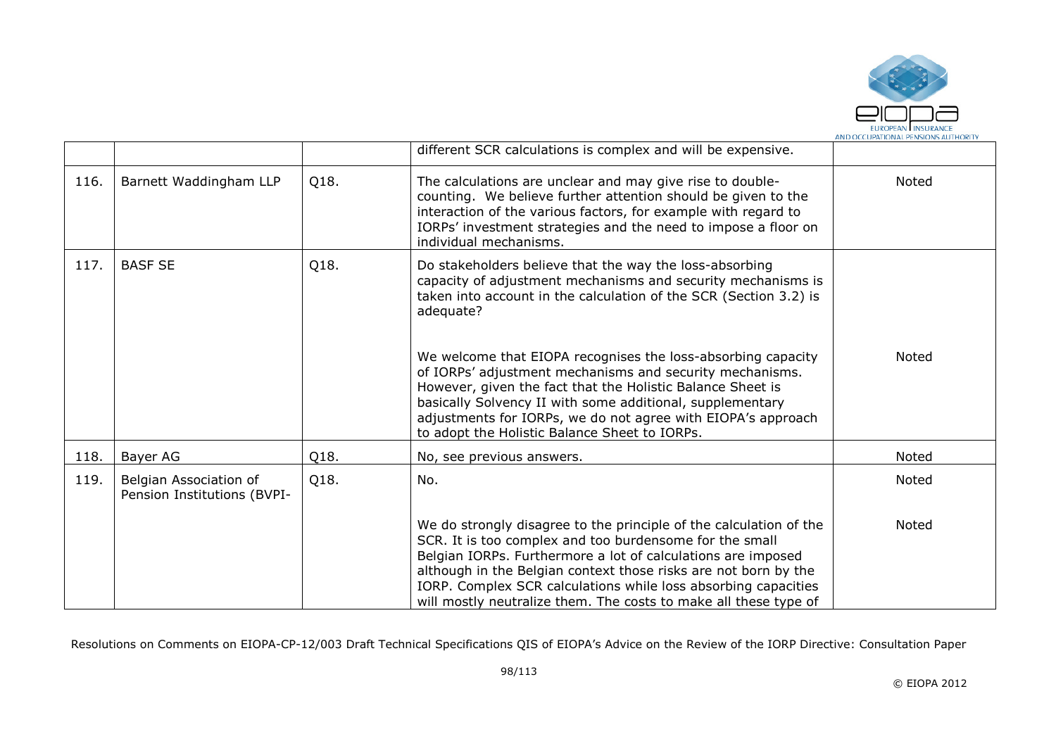|  |  |  | different SCR calculations is complex and will be expensive. |  |
|---|---|---|---|---|
| 116. | Barnett Waddingham LLP | Q18. | The calculations are unclear and may give rise to double-counting. We believe further attention should be given to the interaction of the various factors, for example with regard to IORPs' investment strategies and the need to impose a floor on individual mechanisms. | Noted |
| 117. | BASF SE | Q18. | Do stakeholders believe that the way the loss-absorbing capacity of adjustment mechanisms and security mechanisms is taken into account in the calculation of the SCR (Section 3.2) is adequate? |  |
|  |  |  | We welcome that EIOPA recognises the loss-absorbing capacity of IORPs' adjustment mechanisms and security mechanisms. However, given the fact that the Holistic Balance Sheet is basically Solvency II with some additional, supplementary adjustments for IORPs, we do not agree with EIOPA's approach to adopt the Holistic Balance Sheet to IORPs. | Noted |
| 118. | Bayer AG | Q18. | No, see previous answers. | Noted |
| 119. | Belgian Association of Pension Institutions (BVPI- | Q18. | No. | Noted |
|  |  |  | We do strongly disagree to the principle of the calculation of the SCR. It is too complex and too burdensome for the small Belgian IORPs. Furthermore a lot of calculations are imposed although in the Belgian context those risks are not born by the IORP. Complex SCR calculations while loss absorbing capacities will mostly neutralize them. The costs to make all these type of | Noted |

Resolutions on Comments on EIOPA-CP-12/003 Draft Technical Specifications QIS of EIOPA's Advice on the Review of the IORP Directive: Consultation Paper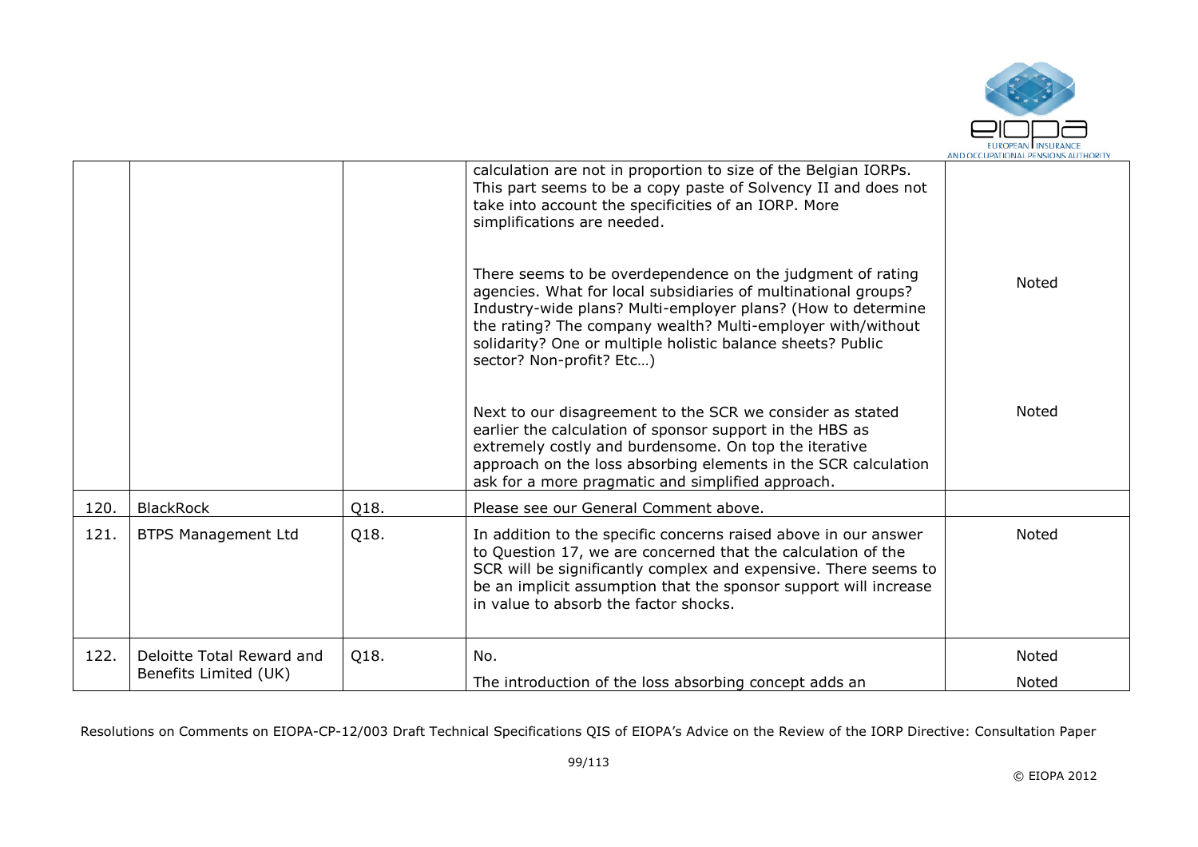| | | | | |
|---|---|---|---|---|
| | | | calculation are not in proportion to size of the Belgian IORPs. This part seems to be a copy paste of Solvency II and does not take into account the specificities of an IORP. More simplifications are needed.<br><br>There seems to be overdependence on the judgment of rating agencies. What for local subsidiaries of multinational groups? Industry-wide plans? Multi-employer plans? (How to determine the rating? The company wealth? Multi-employer with/without solidarity? One or multiple holistic balance sheets? Public sector? Non-profit? Etc…)<br><br>Next to our disagreement to the SCR we consider as stated earlier the calculation of sponsor support in the HBS as extremely costly and burdensome. On top the iterative approach on the loss absorbing elements in the SCR calculation ask for a more pragmatic and simplified approach. | <br><br><br><br>Noted<br><br><br><br>Noted |
| 120. | BlackRock | Q18. | Please see our General Comment above. | |
| 121. | BTPS Management Ltd | Q18. | In addition to the specific concerns raised above in our answer to Question 17, we are concerned that the calculation of the SCR will be significantly complex and expensive. There seems to be an implicit assumption that the sponsor support will increase in value to absorb the factor shocks. | Noted |
| 122. | Deloitte Total Reward and Benefits Limited (UK) | Q18. | No.<br><br>The introduction of the loss absorbing concept adds an | Noted<br><br>Noted |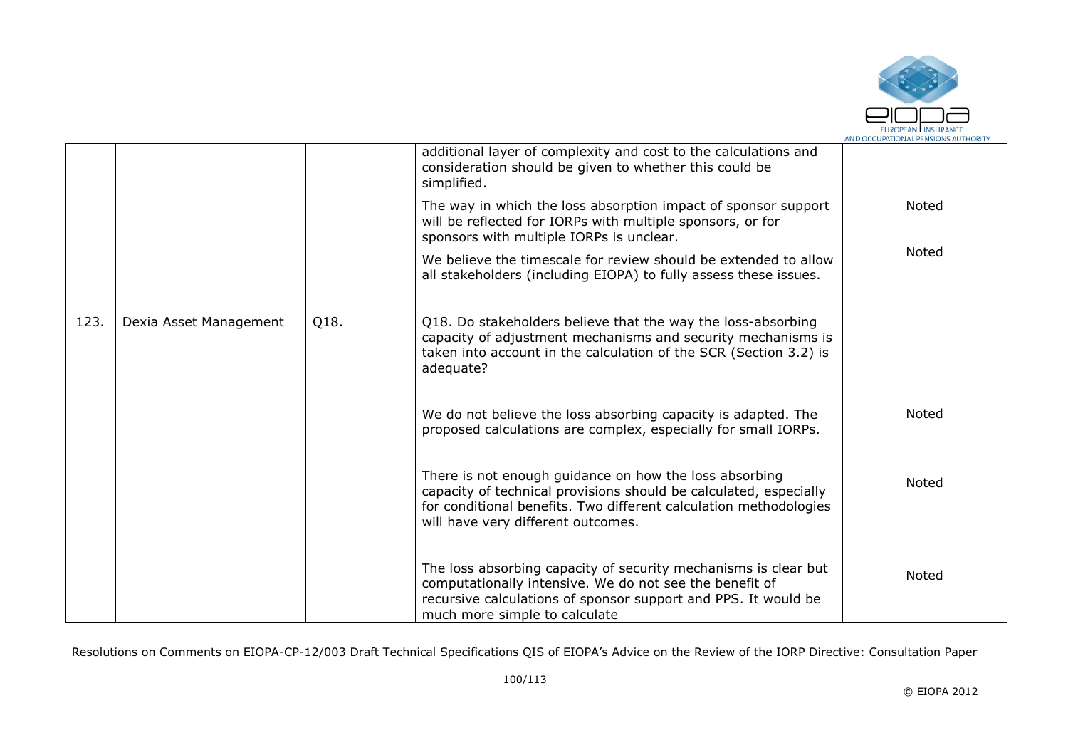|  |  |  | additional layer of complexity and cost to the calculations and consideration should be given to whether this could be simplified.<br><br>The way in which the loss absorption impact of sponsor support will be reflected for IORPs with multiple sponsors, or for sponsors with multiple IORPs is unclear.<br><br>We believe the timescale for review should be extended to allow all stakeholders (including EIOPA) to fully assess these issues. | <br><br>Noted<br><br>Noted |
|---|---|---|---|---|
| 123. | Dexia Asset Management | Q18. | Q18. Do stakeholders believe that the way the loss-absorbing capacity of adjustment mechanisms and security mechanisms is taken into account in the calculation of the SCR (Section 3.2) is adequate?<br><br>We do not believe the loss absorbing capacity is adapted. The proposed calculations are complex, especially for small IORPs.<br><br>There is not enough guidance on how the loss absorbing capacity of technical provisions should be calculated, especially for conditional benefits. Two different calculation methodologies will have very different outcomes.<br><br>The loss absorbing capacity of security mechanisms is clear but computationally intensive. We do not see the benefit of recursive calculations of sponsor support and PPS. It would be much more simple to calculate | <br><br>Noted<br><br>Noted<br><br>Noted |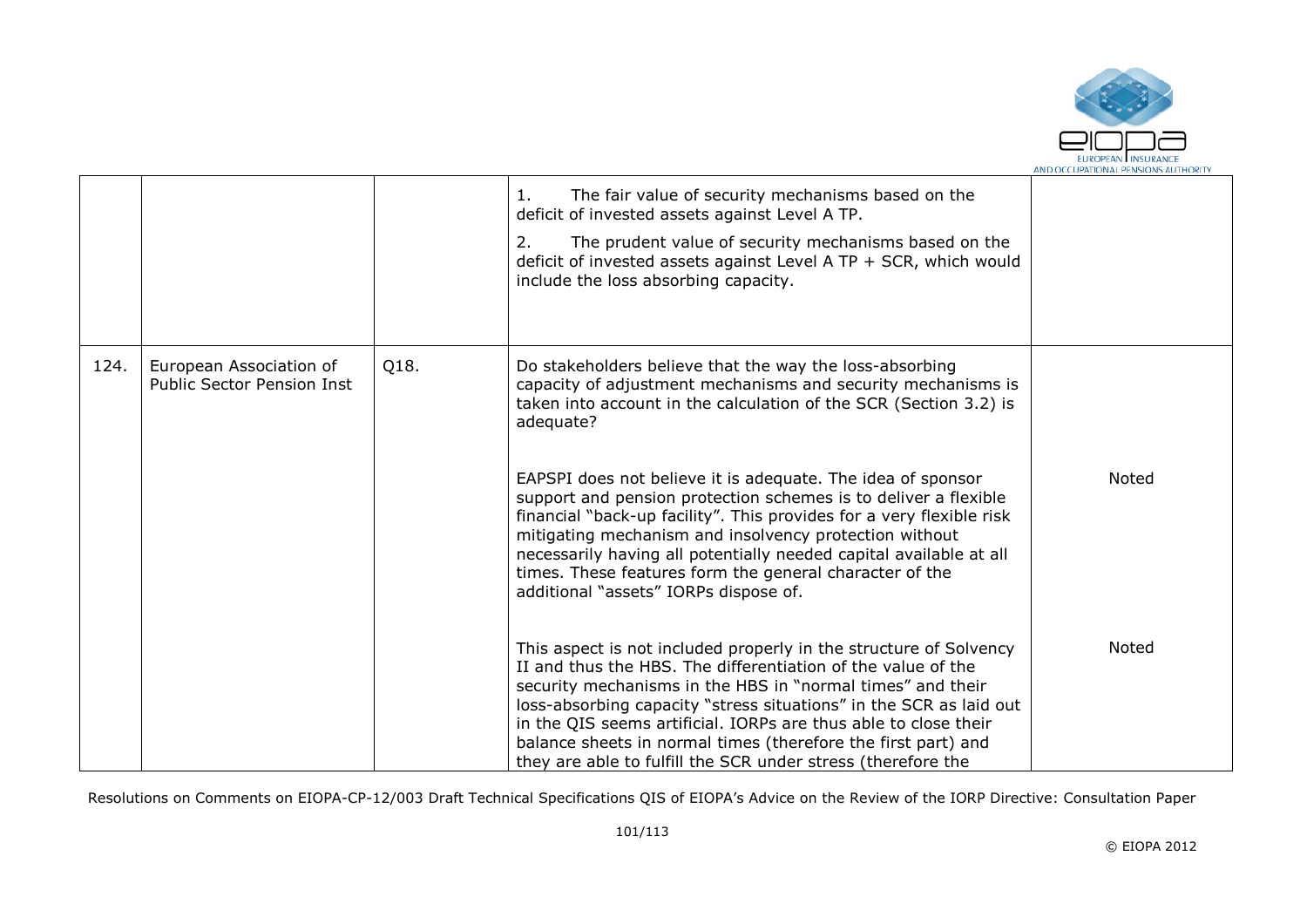| | | | | |
|---|---|---|---|---|
| | | | 1. The fair value of security mechanisms based on the deficit of invested assets against Level A TP.<br><br>2. The prudent value of security mechanisms based on the deficit of invested assets against Level A TP + SCR, which would include the loss absorbing capacity. | |
| 124. | European Association of Public Sector Pension Inst | Q18. | Do stakeholders believe that the way the loss-absorbing capacity of adjustment mechanisms and security mechanisms is taken into account in the calculation of the SCR (Section 3.2) is adequate? | |
| | | | EAPSPI does not believe it is adequate. The idea of sponsor support and pension protection schemes is to deliver a flexible financial "back-up facility". This provides for a very flexible risk mitigating mechanism and insolvency protection without necessarily having all potentially needed capital available at all times. These features form the general character of the additional "assets" IORPs dispose of. | Noted |
| | | | This aspect is not included properly in the structure of Solvency II and thus the HBS. The differentiation of the value of the security mechanisms in the HBS in "normal times" and their loss-absorbing capacity "stress situations" in the SCR as laid out in the QIS seems artificial. IORPs are thus able to close their balance sheets in normal times (therefore the first part) and they are able to fulfill the SCR under stress (therefore the | Noted |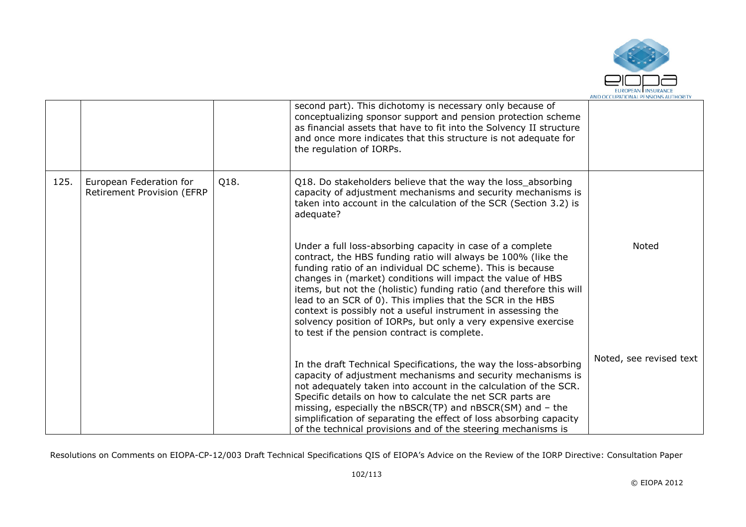|  |  |  | second part). This dichotomy is necessary only because of conceptualizing sponsor support and pension protection scheme as financial assets that have to fit into the Solvency II structure and once more indicates that this structure is not adequate for the regulation of IORPs. |  |
|---|---|---|---|---|
| 125. | European Federation for Retirement Provision (EFRP | Q18. | Q18. Do stakeholders believe that the way the loss_absorbing capacity of adjustment mechanisms and security mechanisms is taken into account in the calculation of the SCR (Section 3.2) is adequate?<br><br>Under a full loss-absorbing capacity in case of a complete contract, the HBS funding ratio will always be 100% (like the funding ratio of an individual DC scheme). This is because changes in (market) conditions will impact the value of HBS items, but not the (holistic) funding ratio (and therefore this will lead to an SCR of 0). This implies that the SCR in the HBS context is possibly not a useful instrument in assessing the solvency position of IORPs, but only a very expensive exercise to test if the pension contract is complete.<br><br>In the draft Technical Specifications, the way the loss-absorbing capacity of adjustment mechanisms and security mechanisms is not adequately taken into account in the calculation of the SCR. Specific details on how to calculate the net SCR parts are missing, especially the nBSCR(TP) and nBSCR(SM) and – the simplification of separating the effect of loss absorbing capacity of the technical provisions and of the steering mechanisms is | Noted<br><br>Noted, see revised text |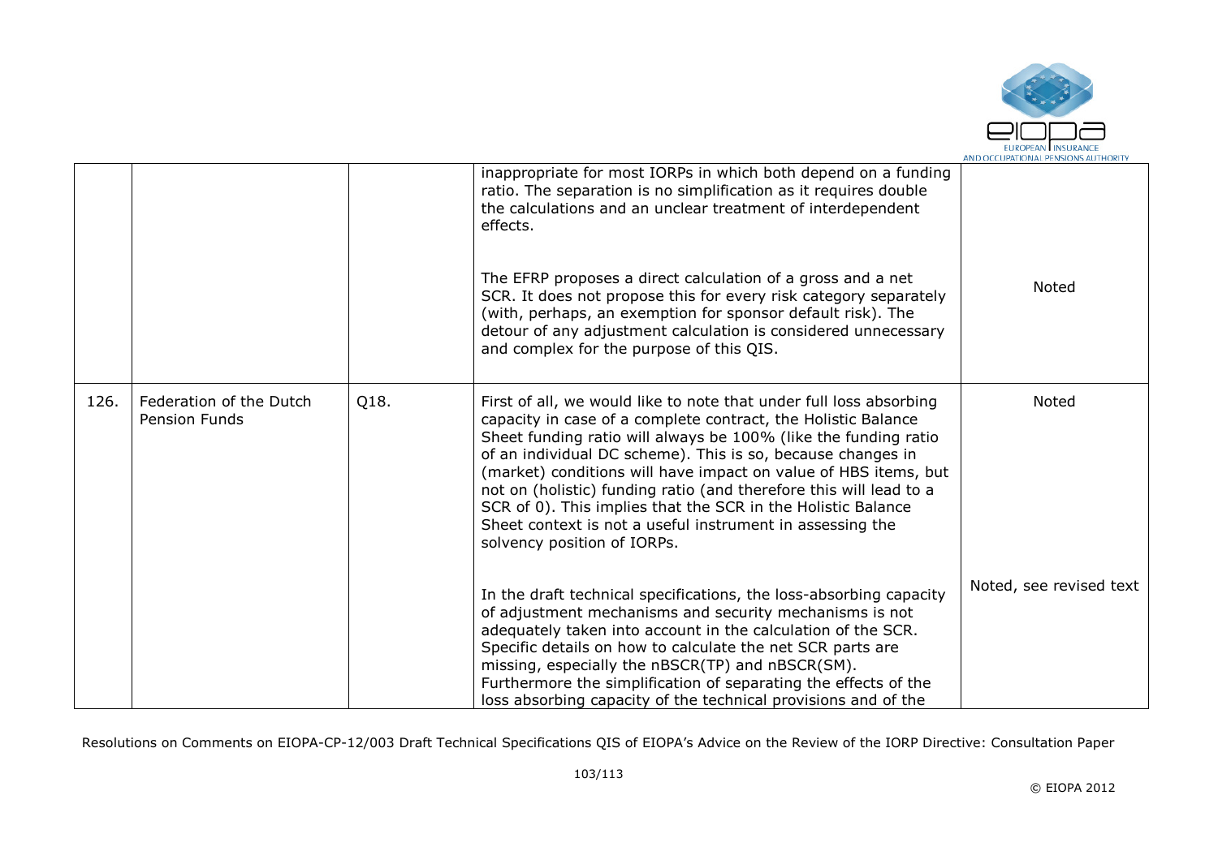| | | | | |
|---|---|---|---|---|
| | | | inappropriate for most IORPs in which both depend on a funding ratio. The separation is no simplification as it requires double the calculations and an unclear treatment of interdependent effects.<br><br>The EFRP proposes a direct calculation of a gross and a net SCR. It does not propose this for every risk category separately (with, perhaps, an exemption for sponsor default risk). The detour of any adjustment calculation is considered unnecessary and complex for the purpose of this QIS. | Noted |
| 126. | Federation of the Dutch Pension Funds | Q18. | First of all, we would like to note that under full loss absorbing capacity in case of a complete contract, the Holistic Balance Sheet funding ratio will always be 100% (like the funding ratio of an individual DC scheme). This is so, because changes in (market) conditions will have impact on value of HBS items, but not on (holistic) funding ratio (and therefore this will lead to a SCR of 0). This implies that the SCR in the Holistic Balance Sheet context is not a useful instrument in assessing the solvency position of IORPs.<br><br>In the draft technical specifications, the loss-absorbing capacity of adjustment mechanisms and security mechanisms is not adequately taken into account in the calculation of the SCR. Specific details on how to calculate the net SCR parts are missing, especially the nBSCR(TP) and nBSCR(SM). Furthermore the simplification of separating the effects of the loss absorbing capacity of the technical provisions and of the | Noted<br><br>Noted, see revised text |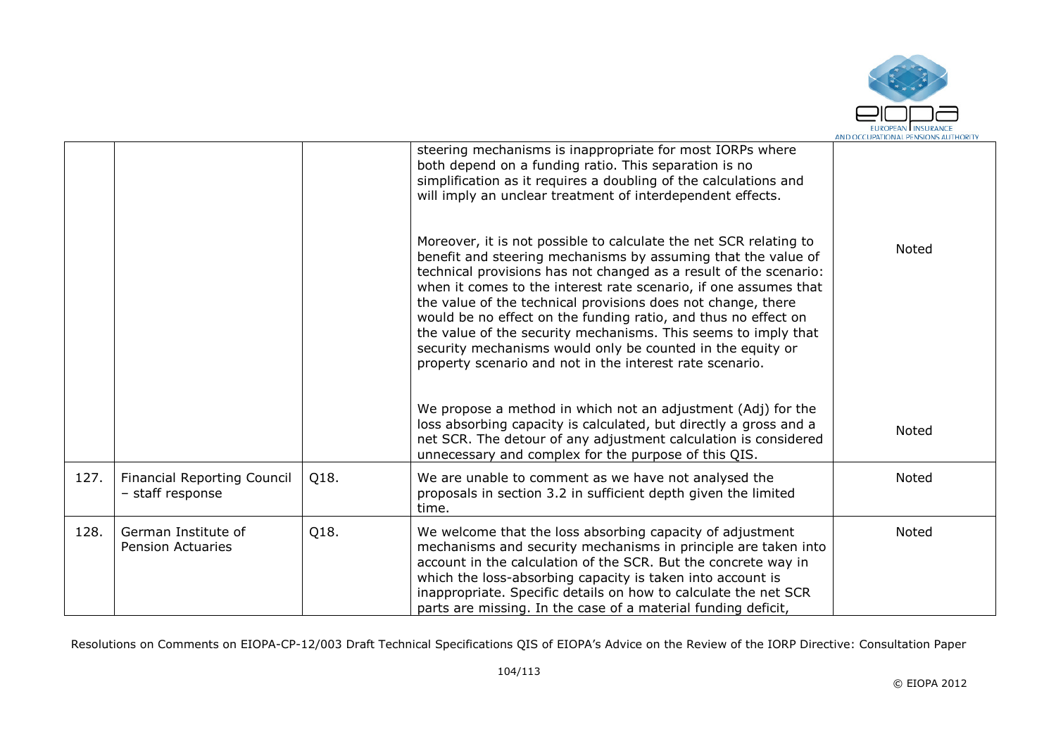| | | | | |
|---|---|---|---|---|
| | | | steering mechanisms is inappropriate for most IORPs where both depend on a funding ratio. This separation is no simplification as it requires a doubling of the calculations and will imply an unclear treatment of interdependent effects.<br><br>Moreover, it is not possible to calculate the net SCR relating to benefit and steering mechanisms by assuming that the value of technical provisions has not changed as a result of the scenario: when it comes to the interest rate scenario, if one assumes that the value of the technical provisions does not change, there would be no effect on the funding ratio, and thus no effect on the value of the security mechanisms. This seems to imply that security mechanisms would only be counted in the equity or property scenario and not in the interest rate scenario. | Noted |
| | | | We propose a method in which not an adjustment (Adj) for the loss absorbing capacity is calculated, but directly a gross and a net SCR. The detour of any adjustment calculation is considered unnecessary and complex for the purpose of this QIS. | Noted |
| 127. | Financial Reporting Council – staff response | Q18. | We are unable to comment as we have not analysed the proposals in section 3.2 in sufficient depth given the limited time. | Noted |
| 128. | German Institute of Pension Actuaries | Q18. | We welcome that the loss absorbing capacity of adjustment mechanisms and security mechanisms in principle are taken into account in the calculation of the SCR. But the concrete way in which the loss-absorbing capacity is taken into account is inappropriate. Specific details on how to calculate the net SCR parts are missing. In the case of a material funding deficit, | Noted |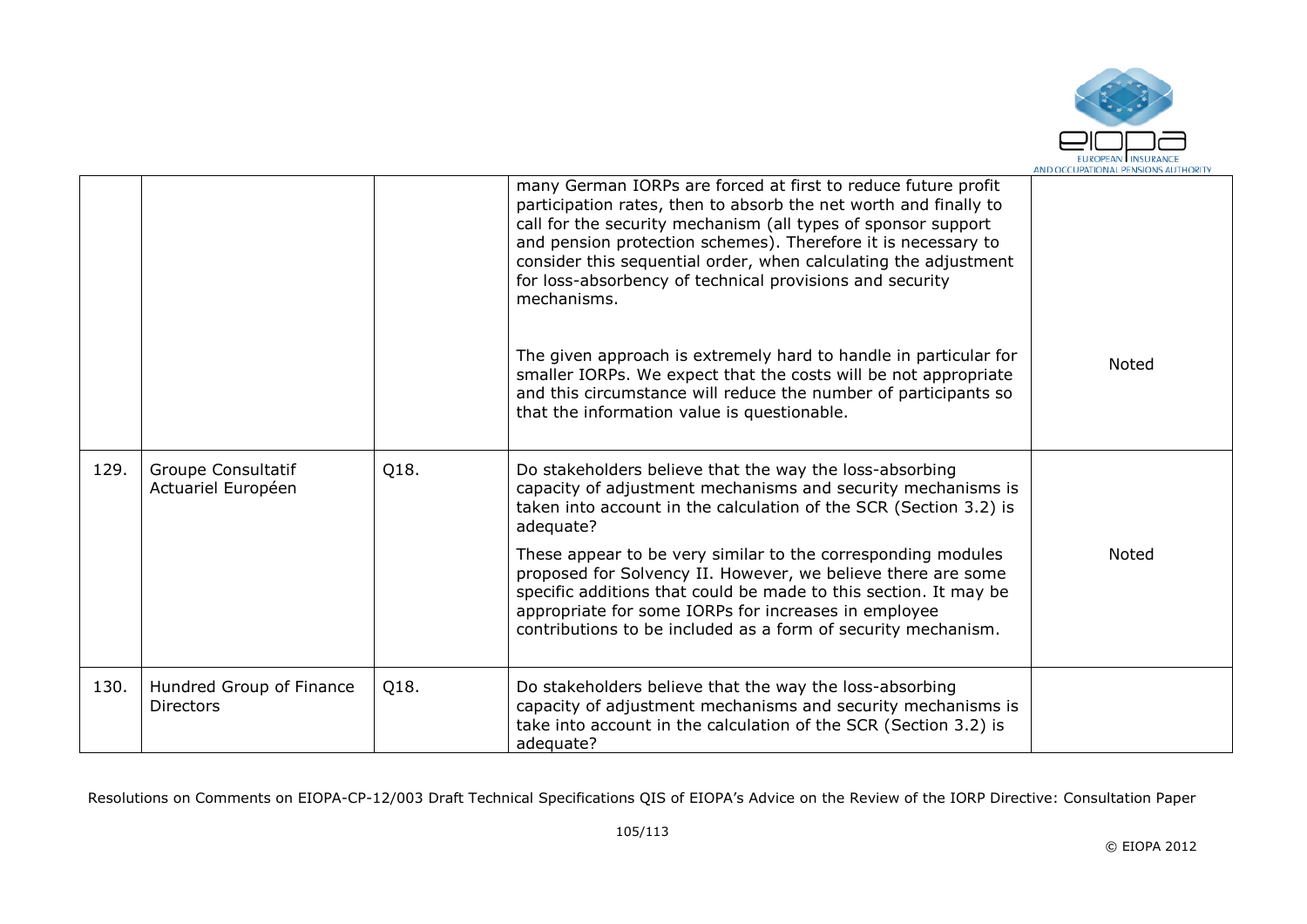| | | | | |
|---|---|---|---|---|
| | | | many German IORPs are forced at first to reduce future profit participation rates, then to absorb the net worth and finally to call for the security mechanism (all types of sponsor support and pension protection schemes). Therefore it is necessary to consider this sequential order, when calculating the adjustment for loss-absorbency of technical provisions and security mechanisms.<br><br>The given approach is extremely hard to handle in particular for smaller IORPs. We expect that the costs will be not appropriate and this circumstance will reduce the number of participants so that the information value is questionable. | Noted |
| 129. | Groupe Consultatif Actuariel Européen | Q18. | Do stakeholders believe that the way the loss-absorbing capacity of adjustment mechanisms and security mechanisms is taken into account in the calculation of the SCR (Section 3.2) is adequate?<br><br>These appear to be very similar to the corresponding modules proposed for Solvency II. However, we believe there are some specific additions that could be made to this section. It may be appropriate for some IORPs for increases in employee contributions to be included as a form of security mechanism. | Noted |
| 130. | Hundred Group of Finance Directors | Q18. | Do stakeholders believe that the way the loss-absorbing capacity of adjustment mechanisms and security mechanisms is take into account in the calculation of the SCR (Section 3.2) is adequate? | |

Resolutions on Comments on EIOPA-CP-12/003 Draft Technical Specifications QIS of EIOPA's Advice on the Review of the IORP Directive: Consultation Paper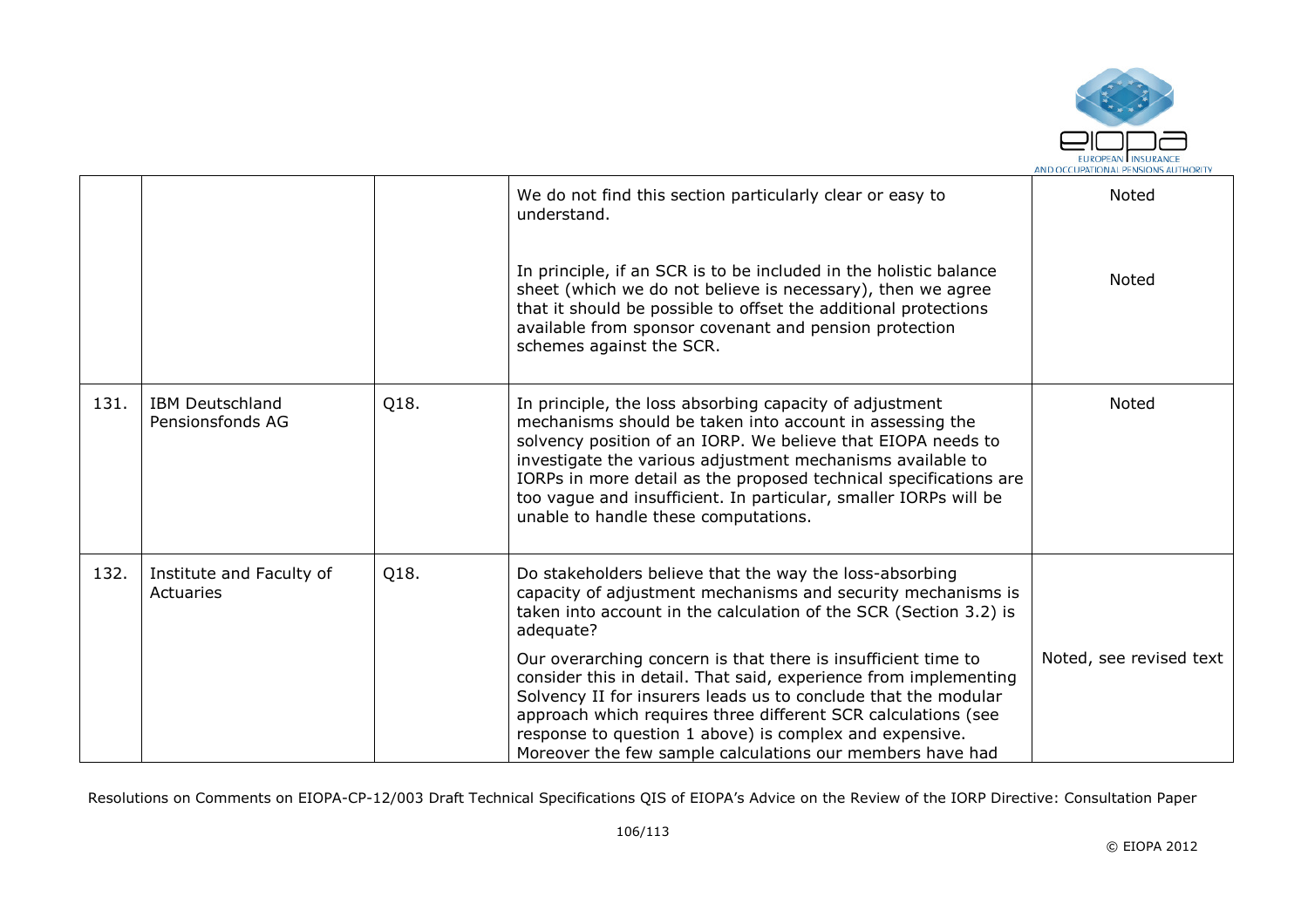| | | | | |
|---|---|---|---|---|
| | | | We do not find this section particularly clear or easy to understand.<br><br>In principle, if an SCR is to be included in the holistic balance sheet (which we do not believe is necessary), then we agree that it should be possible to offset the additional protections available from sponsor covenant and pension protection schemes against the SCR. | Noted<br><br>Noted |
| 131. | IBM Deutschland Pensionsfonds AG | Q18. | In principle, the loss absorbing capacity of adjustment mechanisms should be taken into account in assessing the solvency position of an IORP. We believe that EIOPA needs to investigate the various adjustment mechanisms available to IORPs in more detail as the proposed technical specifications are too vague and insufficient. In particular, smaller IORPs will be unable to handle these computations. | Noted |
| 132. | Institute and Faculty of Actuaries | Q18. | Do stakeholders believe that the way the loss-absorbing capacity of adjustment mechanisms and security mechanisms is taken into account in the calculation of the SCR (Section 3.2) is adequate?<br><br>Our overarching concern is that there is insufficient time to consider this in detail. That said, experience from implementing Solvency II for insurers leads us to conclude that the modular approach which requires three different SCR calculations (see response to question 1 above) is complex and expensive. Moreover the few sample calculations our members have had | Noted, see revised text |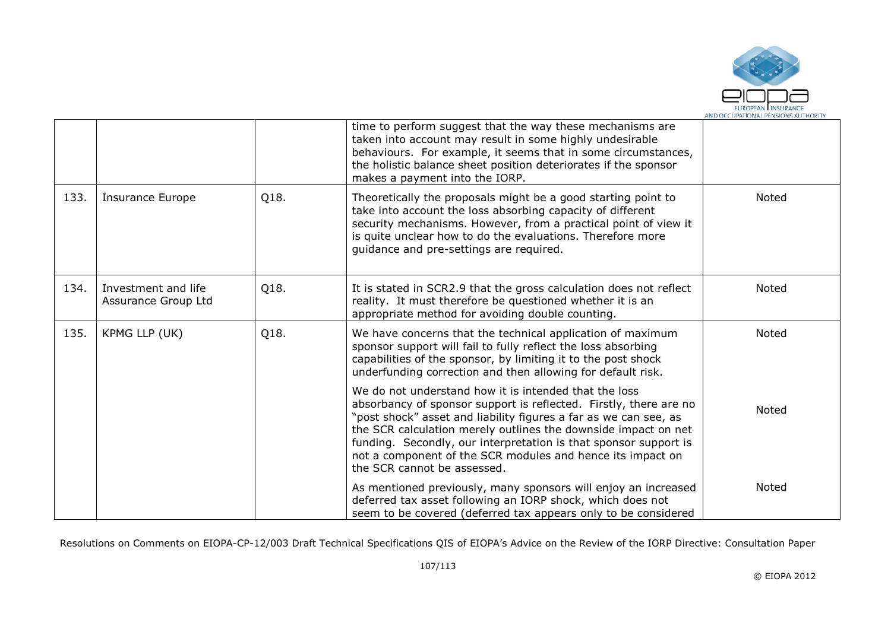| | | | time to perform suggest that the way these mechanisms are taken into account may result in some highly undesirable behaviours. For example, it seems that in some circumstances, the holistic balance sheet position deteriorates if the sponsor makes a payment into the IORP. | |
|---|---|---|---|---|
| 133. | Insurance Europe | Q18. | Theoretically the proposals might be a good starting point to take into account the loss absorbing capacity of different security mechanisms. However, from a practical point of view it is quite unclear how to do the evaluations. Therefore more guidance and pre-settings are required. | Noted |
| 134. | Investment and life Assurance Group Ltd | Q18. | It is stated in SCR2.9 that the gross calculation does not reflect reality. It must therefore be questioned whether it is an appropriate method for avoiding double counting. | Noted |
| 135. | KPMG LLP (UK) | Q18. | We have concerns that the technical application of maximum sponsor support will fail to fully reflect the loss absorbing capabilities of the sponsor, by limiting it to the post shock underfunding correction and then allowing for default risk. | Noted |
| | | | We do not understand how it is intended that the loss absorbancy of sponsor support is reflected. Firstly, there are no "post shock" asset and liability figures a far as we can see, as the SCR calculation merely outlines the downside impact on net funding. Secondly, our interpretation is that sponsor support is not a component of the SCR modules and hence its impact on the SCR cannot be assessed. | Noted |
| | | | As mentioned previously, many sponsors will enjoy an increased deferred tax asset following an IORP shock, which does not seem to be covered (deferred tax appears only to be considered | Noted |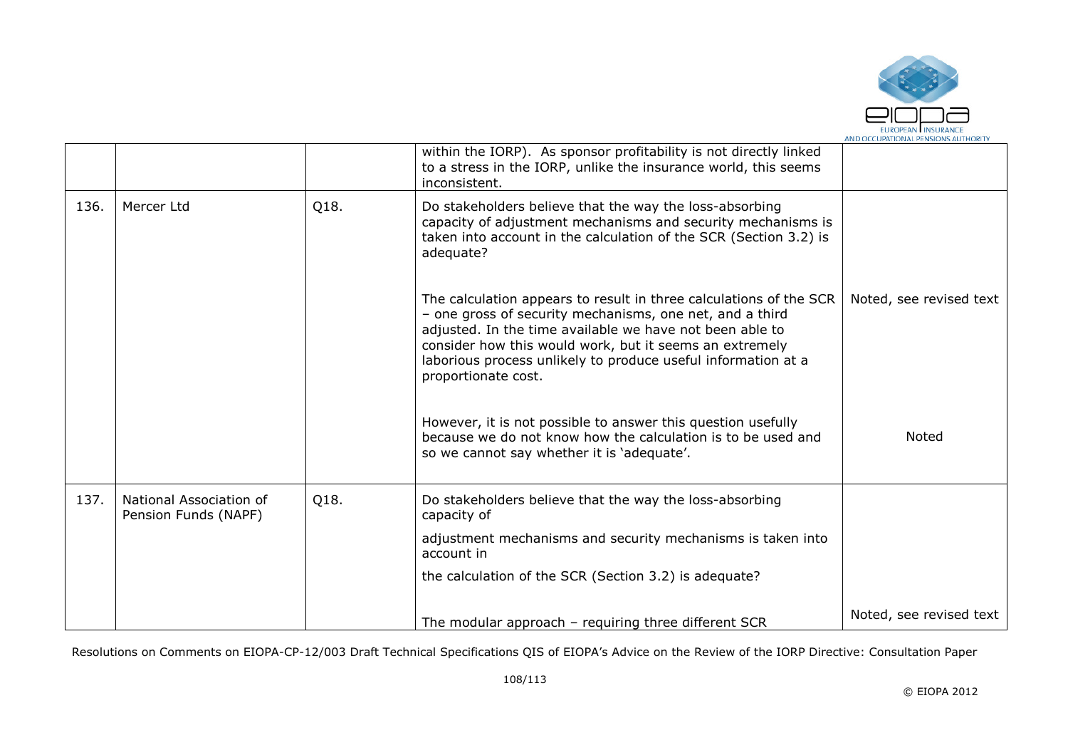| | | | within the IORP). As sponsor profitability is not directly linked to a stress in the IORP, unlike the insurance world, this seems inconsistent. | |
|---|---|---|---|---|
| 136. | Mercer Ltd | Q18. | Do stakeholders believe that the way the loss-absorbing capacity of adjustment mechanisms and security mechanisms is taken into account in the calculation of the SCR (Section 3.2) is adequate?<br><br>The calculation appears to result in three calculations of the SCR – one gross of security mechanisms, one net, and a third adjusted. In the time available we have not been able to consider how this would work, but it seems an extremely laborious process unlikely to produce useful information at a proportionate cost.<br><br>However, it is not possible to answer this question usefully because we do not know how the calculation is to be used and so we cannot say whether it is 'adequate'. | Noted, see revised text<br><br>Noted |
| 137. | National Association of Pension Funds (NAPF) | Q18. | Do stakeholders believe that the way the loss-absorbing capacity of<br><br>adjustment mechanisms and security mechanisms is taken into account in<br><br>the calculation of the SCR (Section 3.2) is adequate?<br><br>The modular approach – requiring three different SCR | Noted, see revised text |

Resolutions on Comments on EIOPA-CP-12/003 Draft Technical Specifications QIS of EIOPA's Advice on the Review of the IORP Directive: Consultation Paper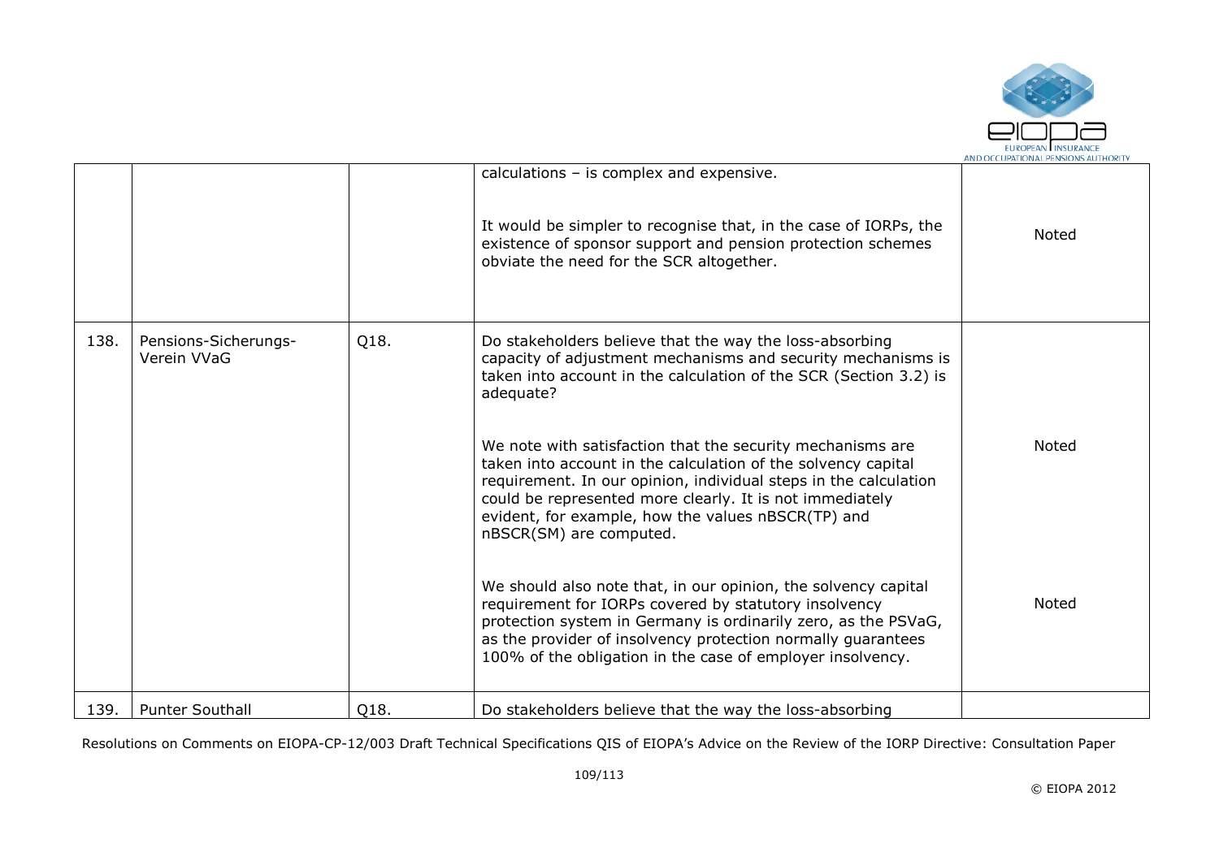| | | | | |
|---|---|---|---|---|
| | | | calculations – is complex and expensive.<br><br>It would be simpler to recognise that, in the case of IORPs, the existence of sponsor support and pension protection schemes obviate the need for the SCR altogether. | Noted |
| 138. | Pensions-Sicherungs-Verein VVaG | Q18. | Do stakeholders believe that the way the loss-absorbing capacity of adjustment mechanisms and security mechanisms is taken into account in the calculation of the SCR (Section 3.2) is adequate?<br><br>We note with satisfaction that the security mechanisms are taken into account in the calculation of the solvency capital requirement. In our opinion, individual steps in the calculation could be represented more clearly. It is not immediately evident, for example, how the values nBSCR(TP) and nBSCR(SM) are computed.<br><br>We should also note that, in our opinion, the solvency capital requirement for IORPs covered by statutory insolvency protection system in Germany is ordinarily zero, as the PSVaG, as the provider of insolvency protection normally guarantees 100% of the obligation in the case of employer insolvency. | Noted<br><br>Noted |
| 139. | Punter Southall | Q18. | Do stakeholders believe that the way the loss-absorbing | |

Resolutions on Comments on EIOPA-CP-12/003 Draft Technical Specifications QIS of EIOPA's Advice on the Review of the IORP Directive: Consultation Paper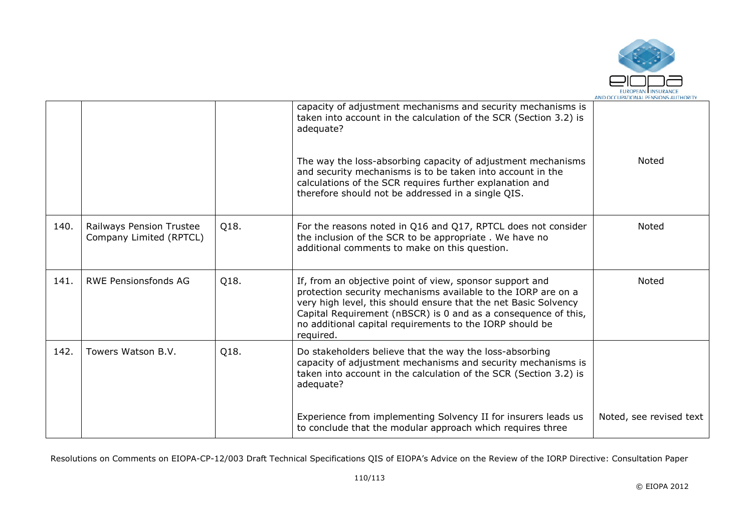| | | | | |
|---|---|---|---|---|
| | | | capacity of adjustment mechanisms and security mechanisms is taken into account in the calculation of the SCR (Section 3.2) is adequate?<br><br>The way the loss-absorbing capacity of adjustment mechanisms and security mechanisms is to be taken into account in the calculations of the SCR requires further explanation and therefore should not be addressed in a single QIS. | Noted |
| 140. | Railways Pension Trustee Company Limited (RPTCL) | Q18. | For the reasons noted in Q16 and Q17, RPTCL does not consider the inclusion of the SCR to be appropriate . We have no additional comments to make on this question. | Noted |
| 141. | RWE Pensionsfonds AG | Q18. | If, from an objective point of view, sponsor support and protection security mechanisms available to the IORP are on a very high level, this should ensure that the net Basic Solvency Capital Requirement (nBSCR) is 0 and as a consequence of this, no additional capital requirements to the IORP should be required. | Noted |
| 142. | Towers Watson B.V. | Q18. | Do stakeholders believe that the way the loss-absorbing capacity of adjustment mechanisms and security mechanisms is taken into account in the calculation of the SCR (Section 3.2) is adequate?<br><br>Experience from implementing Solvency II for insurers leads us to conclude that the modular approach which requires three | Noted, see revised text |

Resolutions on Comments on EIOPA-CP-12/003 Draft Technical Specifications QIS of EIOPA's Advice on the Review of the IORP Directive: Consultation Paper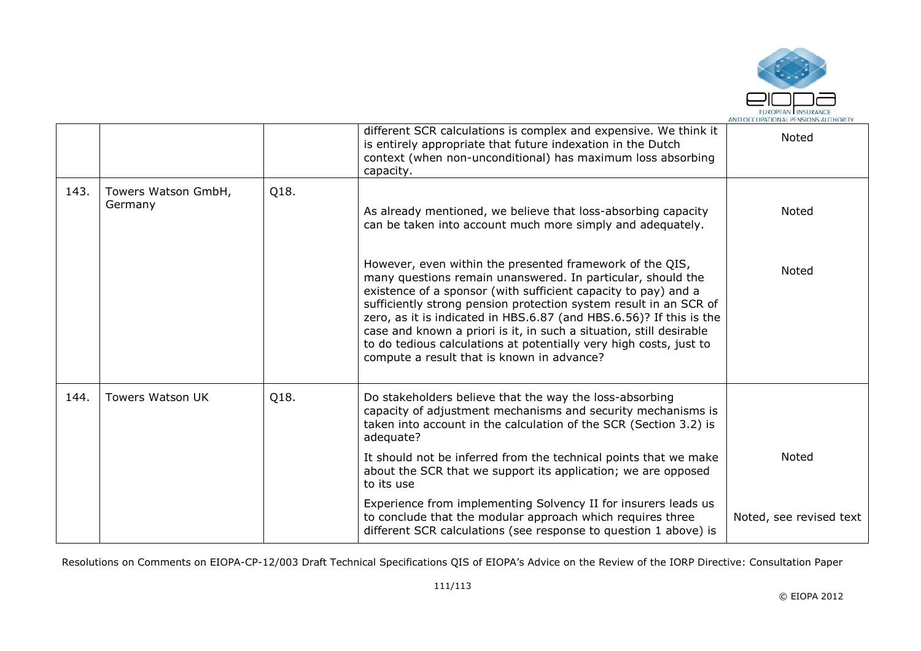|  |  |  | different SCR calculations is complex and expensive. We think it is entirely appropriate that future indexation in the Dutch context (when non-unconditional) has maximum loss absorbing capacity. | Noted |
|---|---|---|---|---|
| 143. | Towers Watson GmbH, Germany | Q18. | As already mentioned, we believe that loss-absorbing capacity can be taken into account much more simply and adequately. | Noted |
|  |  |  | However, even within the presented framework of the QIS, many questions remain unanswered. In particular, should the existence of a sponsor (with sufficient capacity to pay) and a sufficiently strong pension protection system result in an SCR of zero, as it is indicated in HBS.6.87 (and HBS.6.56)? If this is the case and known a priori is it, in such a situation, still desirable to do tedious calculations at potentially very high costs, just to compute a result that is known in advance? | Noted |
| 144. | Towers Watson UK | Q18. | Do stakeholders believe that the way the loss-absorbing capacity of adjustment mechanisms and security mechanisms is taken into account in the calculation of the SCR (Section 3.2) is adequate? |  |
|  |  |  | It should not be inferred from the technical points that we make about the SCR that we support its application; we are opposed to its use | Noted |
|  |  |  | Experience from implementing Solvency II for insurers leads us to conclude that the modular approach which requires three different SCR calculations (see response to question 1 above) is | Noted, see revised text |

Resolutions on Comments on EIOPA-CP-12/003 Draft Technical Specifications QIS of EIOPA's Advice on the Review of the IORP Directive: Consultation Paper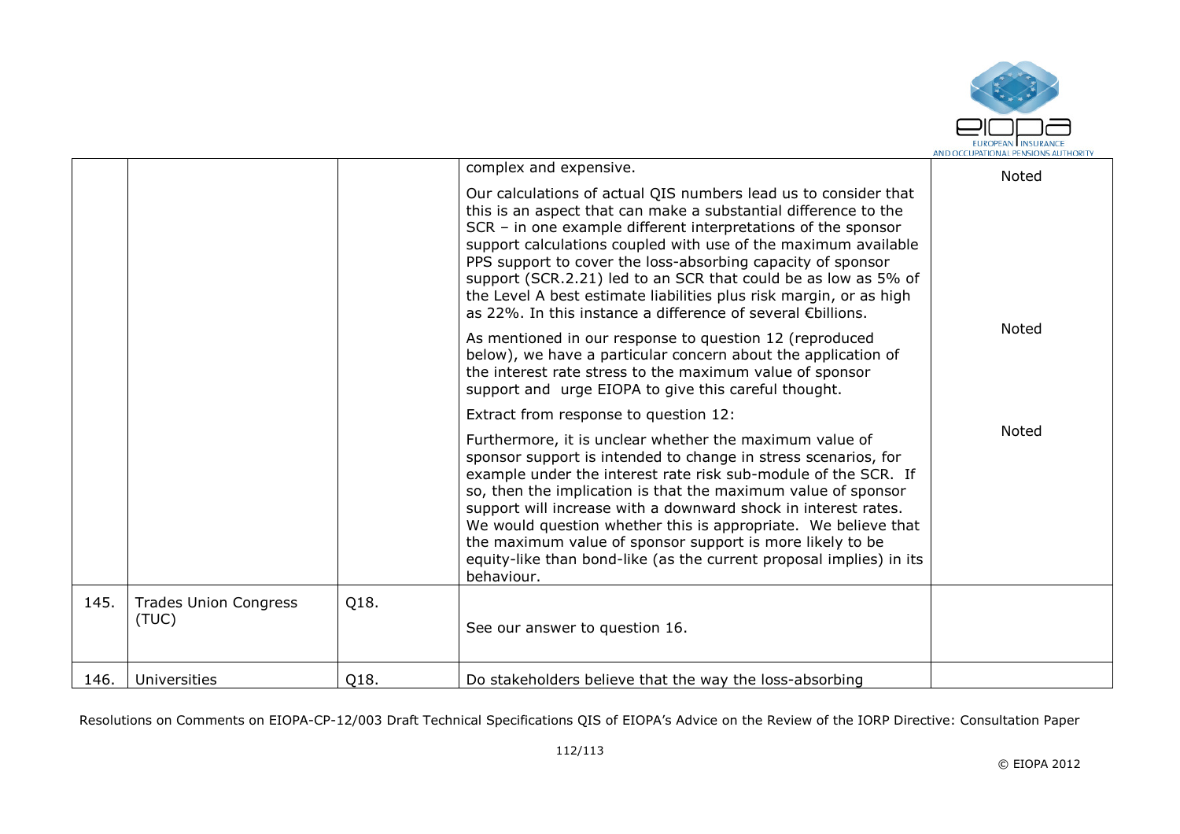| | | | complex and expensive.<br><br>Our calculations of actual QIS numbers lead us to consider that this is an aspect that can make a substantial difference to the SCR – in one example different interpretations of the sponsor support calculations coupled with use of the maximum available PPS support to cover the loss-absorbing capacity of sponsor support (SCR.2.21) led to an SCR that could be as low as 5% of the Level A best estimate liabilities plus risk margin, or as high as 22%. In this instance a difference of several €billions.<br><br>As mentioned in our response to question 12 (reproduced below), we have a particular concern about the application of the interest rate stress to the maximum value of sponsor support and urge EIOPA to give this careful thought.<br><br>Extract from response to question 12:<br><br>Furthermore, it is unclear whether the maximum value of sponsor support is intended to change in stress scenarios, for example under the interest rate risk sub-module of the SCR. If so, then the implication is that the maximum value of sponsor support will increase with a downward shock in interest rates. We would question whether this is appropriate. We believe that the maximum value of sponsor support is more likely to be equity-like than bond-like (as the current proposal implies) in its behaviour. | Noted<br><br>Noted<br><br>Noted |
|---|---|---|---|---|
| 145. | Trades Union Congress (TUC) | Q18. | See our answer to question 16. | |
| 146. | Universities | Q18. | Do stakeholders believe that the way the loss-absorbing | |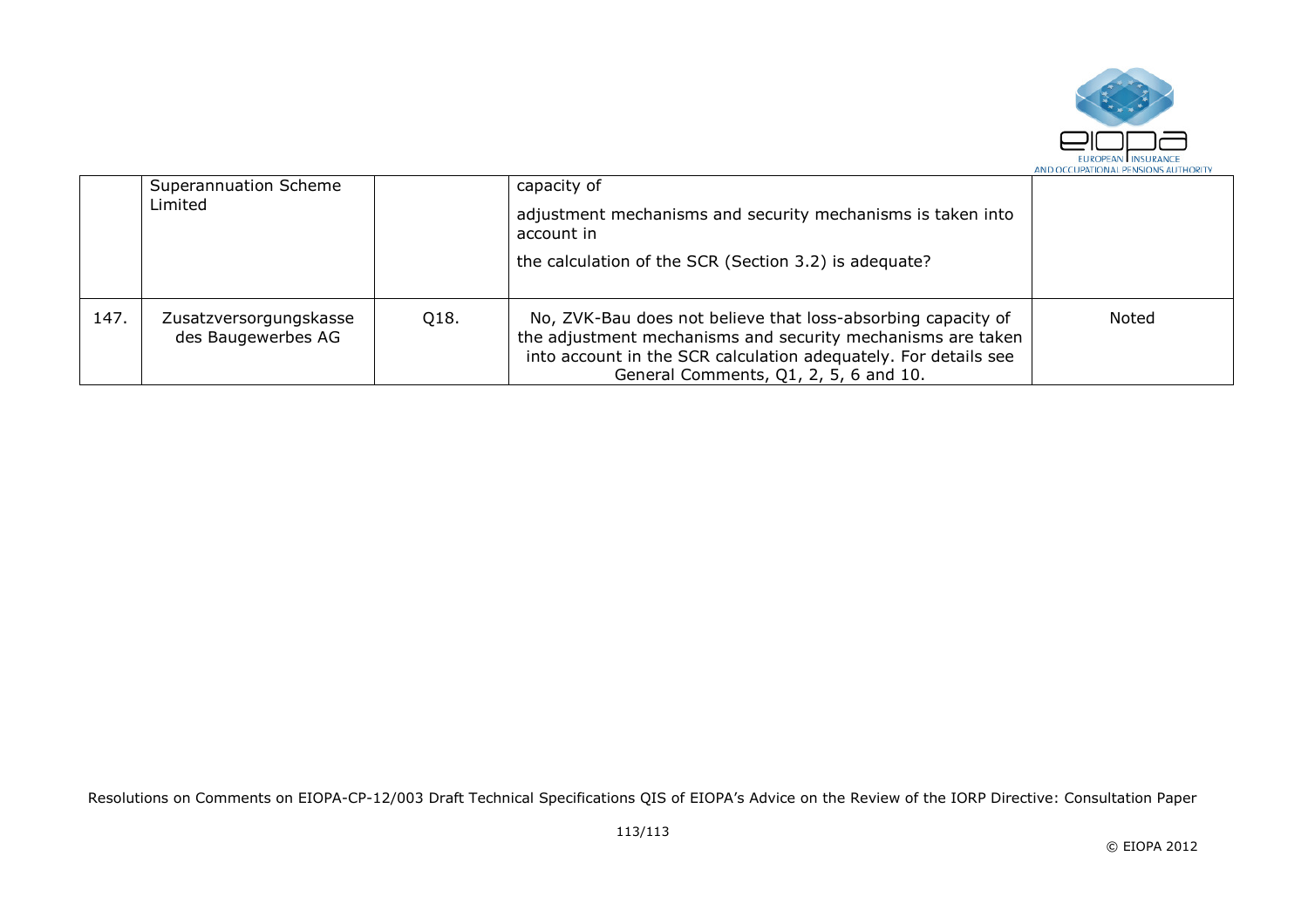| | | | | |
|---|---|---|---|---|
| | Superannuation Scheme Limited | | capacity of<br><br>adjustment mechanisms and security mechanisms is taken into account in<br><br>the calculation of the SCR (Section 3.2) is adequate? | |
| 147. | Zusatzversorgungskasse des Baugewerbes AG | Q18. | No, ZVK-Bau does not believe that loss-absorbing capacity of the adjustment mechanisms and security mechanisms are taken into account in the SCR calculation adequately. For details see General Comments, Q1, 2, 5, 6 and 10. | Noted |

Resolutions on Comments on EIOPA-CP-12/003 Draft Technical Specifications QIS of EIOPA's Advice on the Review of the IORP Directive: Consultation Paper

© EIOPA 2012